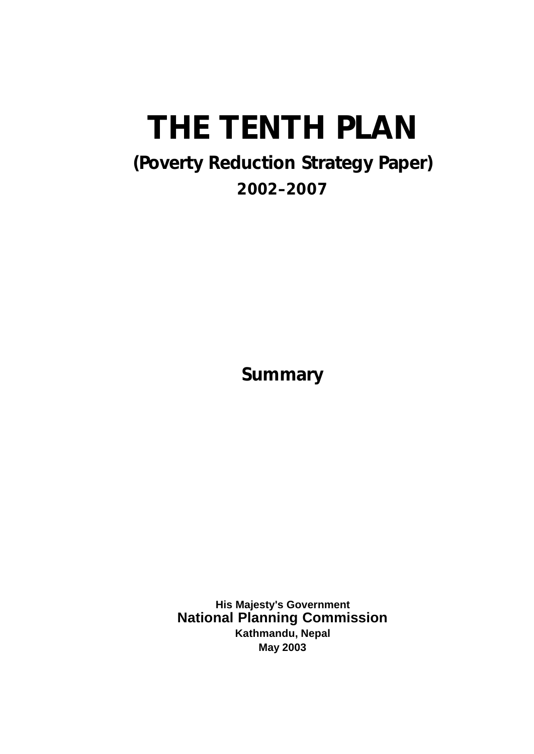# THE TENTH PLAN

## (Poverty Reduction Strategy Paper)

### 2002-2007

**Summary**

**His Majesty's Government**
**National Planning Commission**
**Kathmandu, Nepal**
**May 2003**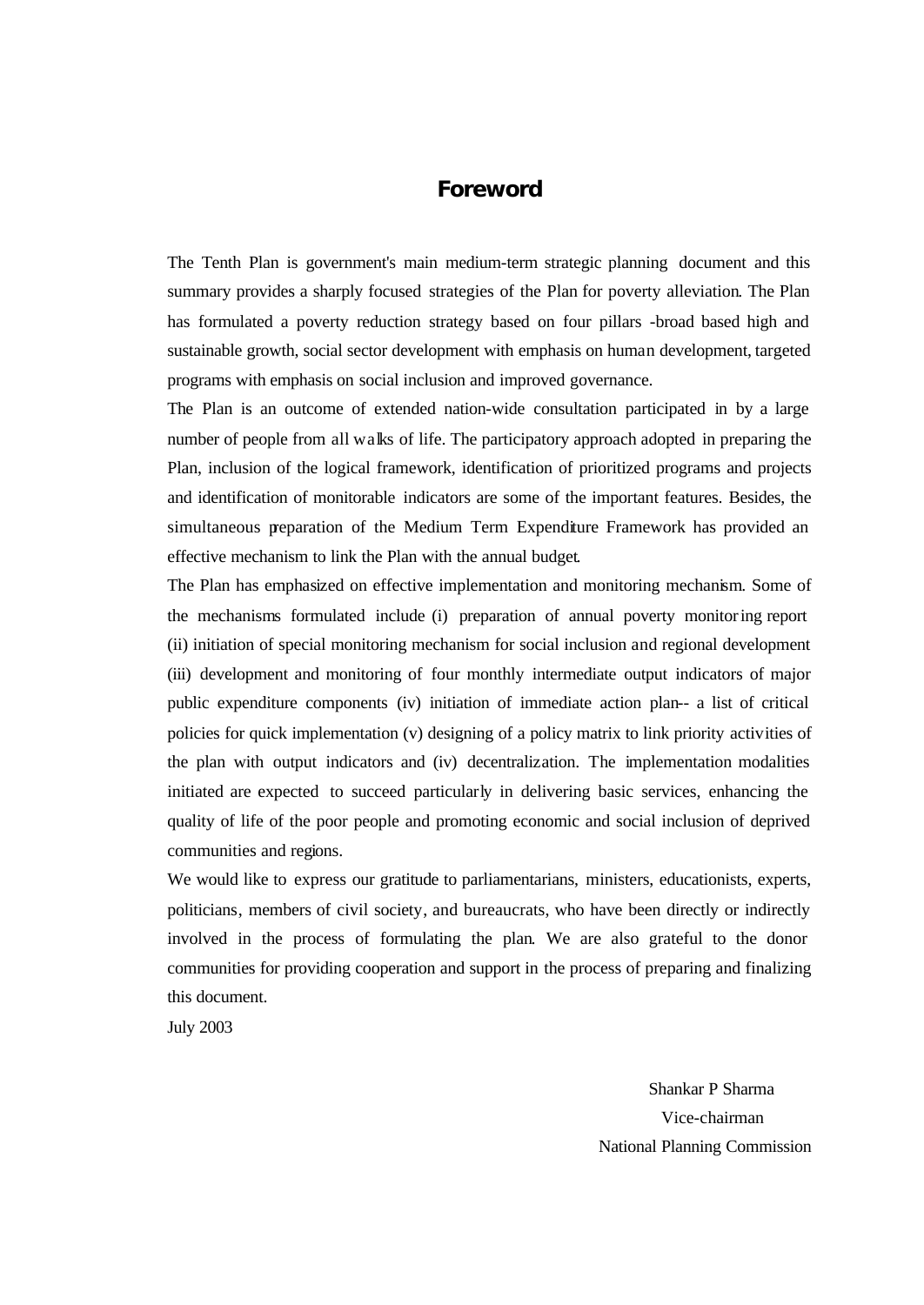# Foreword

The Tenth Plan is government's main medium-term strategic planning document and this summary provides a sharply focused strategies of the Plan for poverty alleviation. The Plan has formulated a poverty reduction strategy based on four pillars -broad based high and sustainable growth, social sector development with emphasis on human development, targeted programs with emphasis on social inclusion and improved governance.

The Plan is an outcome of extended nation-wide consultation participated in by a large number of people from all walks of life. The participatory approach adopted in preparing the Plan, inclusion of the logical framework, identification of prioritized programs and projects and identification of monitorable indicators are some of the important features. Besides, the simultaneous preparation of the Medium Term Expenditure Framework has provided an effective mechanism to link the Plan with the annual budget.

The Plan has emphasized on effective implementation and monitoring mechanism. Some of the mechanisms formulated include (i) preparation of annual poverty monitoring report (ii) initiation of special monitoring mechanism for social inclusion and regional development (iii) development and monitoring of four monthly intermediate output indicators of major public expenditure components (iv) initiation of immediate action plan-- a list of critical policies for quick implementation (v) designing of a policy matrix to link priority activities of the plan with output indicators and (iv) decentralization. The implementation modalities initiated are expected to succeed particularly in delivering basic services, enhancing the quality of life of the poor people and promoting economic and social inclusion of deprived communities and regions.

We would like to express our gratitude to parliamentarians, ministers, educationists, experts, politicians, members of civil society, and bureaucrats, who have been directly or indirectly involved in the process of formulating the plan. We are also grateful to the donor communities for providing cooperation and support in the process of preparing and finalizing this document.

July 2003

Shankar P Sharma
Vice-chairman
National Planning Commission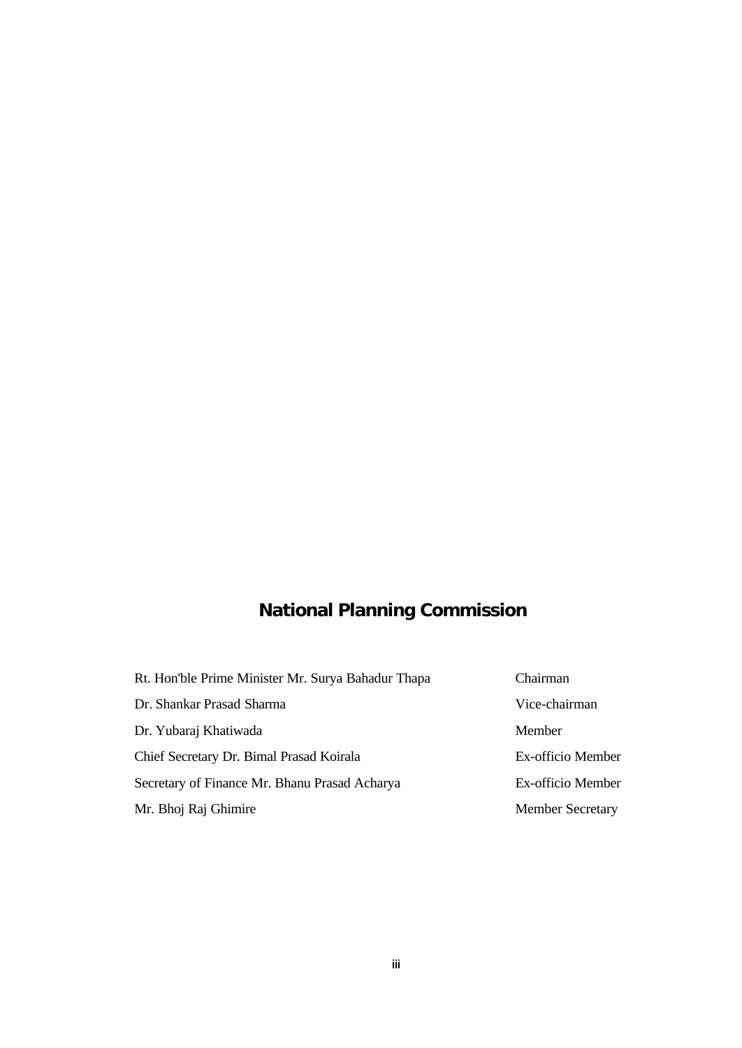## National Planning Commission

| | |
|---|---|
| Rt. Hon'ble Prime Minister Mr. Surya Bahadur Thapa | Chairman |
| Dr. Shankar Prasad Sharma | Vice-chairman |
| Dr. Yubaraj Khatiwada | Member |
| Chief Secretary Dr. Bimal Prasad Koirala | Ex-officio Member |
| Secretary of Finance Mr. Bhanu Prasad Acharya | Ex-officio Member |
| Mr. Bhoj Raj Ghimire | Member Secretary |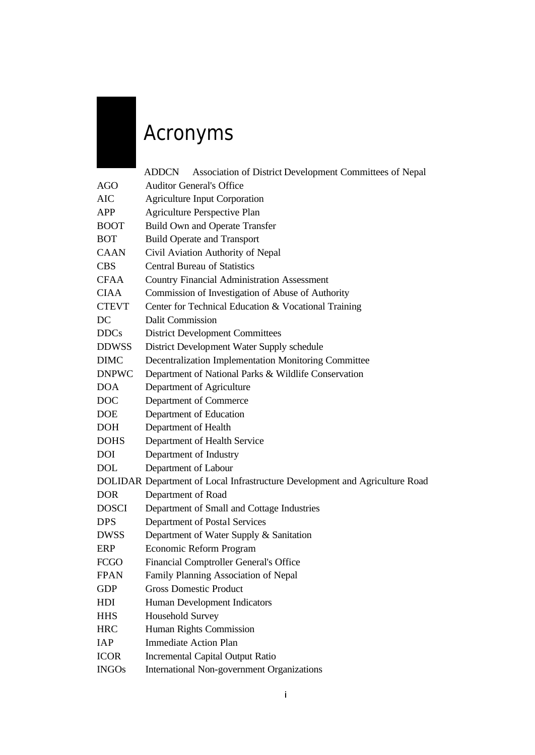# Acronyms

| | |
|---|---|
| ADDCN | Association of District Development Committees of Nepal |
| AGO | Auditor General's Office |
| AIC | Agriculture Input Corporation |
| APP | Agriculture Perspective Plan |
| BOOT | Build Own and Operate Transfer |
| BOT | Build Operate and Transport |
| CAAN | Civil Aviation Authority of Nepal |
| CBS | Central Bureau of Statistics |
| CFAA | Country Financial Administration Assessment |
| CIAA | Commission of Investigation of Abuse of Authority |
| CTEVT | Center for Technical Education & Vocational Training |
| DC | Dalit Commission |
| DDCs | District Development Committees |
| DDWSS | District Development Water Supply schedule |
| DIMC | Decentralization Implementation Monitoring Committee |
| DNPWC | Department of National Parks & Wildlife Conservation |
| DOA | Department of Agriculture |
| DOC | Department of Commerce |
| DOE | Department of Education |
| DOH | Department of Health |
| DOHS | Department of Health Service |
| DOI | Department of Industry |
| DOL | Department of Labour |
| DOLIDAR | Department of Local Infrastructure Development and Agriculture Road |
| DOR | Department of Road |
| DOSCI | Department of Small and Cottage Industries |
| DPS | Department of Postal Services |
| DWSS | Department of Water Supply & Sanitation |
| ERP | Economic Reform Program |
| FCGO | Financial Comptroller General's Office |
| FPAN | Family Planning Association of Nepal |
| GDP | Gross Domestic Product |
| HDI | Human Development Indicators |
| HHS | Household Survey |
| HRC | Human Rights Commission |
| IAP | Immediate Action Plan |
| ICOR | Incremental Capital Output Ratio |
| INGOs | International Non-government Organizations |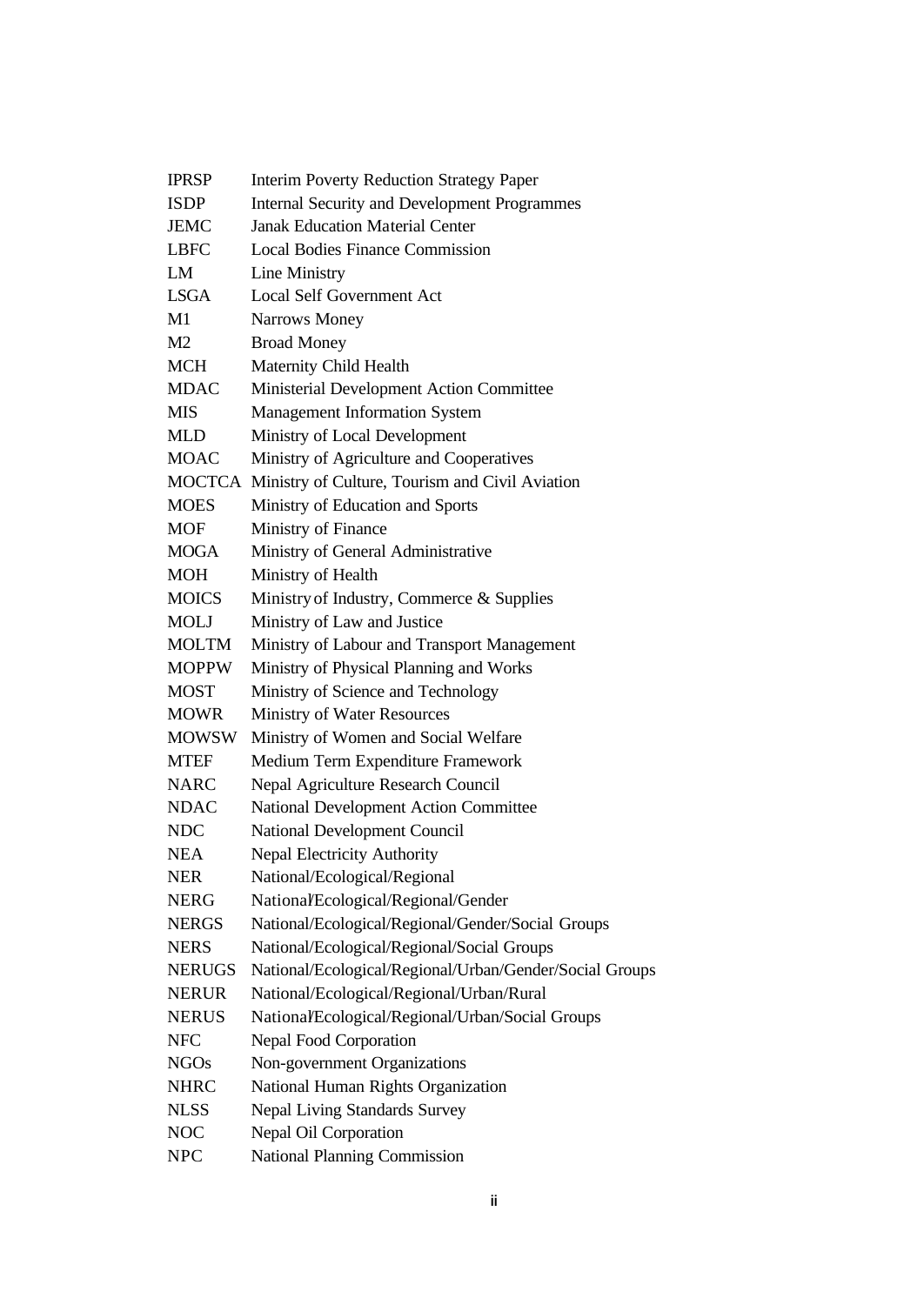| | |
|---|---|
| IPRSP | Interim Poverty Reduction Strategy Paper |
| ISDP | Internal Security and Development Programmes |
| JEMC | Janak Education Material Center |
| LBFC | Local Bodies Finance Commission |
| LM | Line Ministry |
| LSGA | Local Self Government Act |
| M1 | Narrows Money |
| M2 | Broad Money |
| MCH | Maternity Child Health |
| MDAC | Ministerial Development Action Committee |
| MIS | Management Information System |
| MLD | Ministry of Local Development |
| MOAC | Ministry of Agriculture and Cooperatives |
| MOCTCA | Ministry of Culture, Tourism and Civil Aviation |
| MOES | Ministry of Education and Sports |
| MOF | Ministry of Finance |
| MOGA | Ministry of General Administrative |
| MOH | Ministry of Health |
| MOICS | Ministry of Industry, Commerce & Supplies |
| MOLJ | Ministry of Law and Justice |
| MOLTM | Ministry of Labour and Transport Management |
| MOPPW | Ministry of Physical Planning and Works |
| MOST | Ministry of Science and Technology |
| MOWR | Ministry of Water Resources |
| MOWSW | Ministry of Women and Social Welfare |
| MTEF | Medium Term Expenditure Framework |
| NARC | Nepal Agriculture Research Council |
| NDAC | National Development Action Committee |
| NDC | National Development Council |
| NEA | Nepal Electricity Authority |
| NER | National/Ecological/Regional |
| NERG | National/Ecological/Regional/Gender |
| NERGS | National/Ecological/Regional/Gender/Social Groups |
| NERS | National/Ecological/Regional/Social Groups |
| NERUGS | National/Ecological/Regional/Urban/Gender/Social Groups |
| NERUR | National/Ecological/Regional/Urban/Rural |
| NERUS | National/Ecological/Regional/Urban/Social Groups |
| NFC | Nepal Food Corporation |
| NGOs | Non-government Organizations |
| NHRC | National Human Rights Organization |
| NLSS | Nepal Living Standards Survey |
| NOC | Nepal Oil Corporation |
| NPC | National Planning Commission |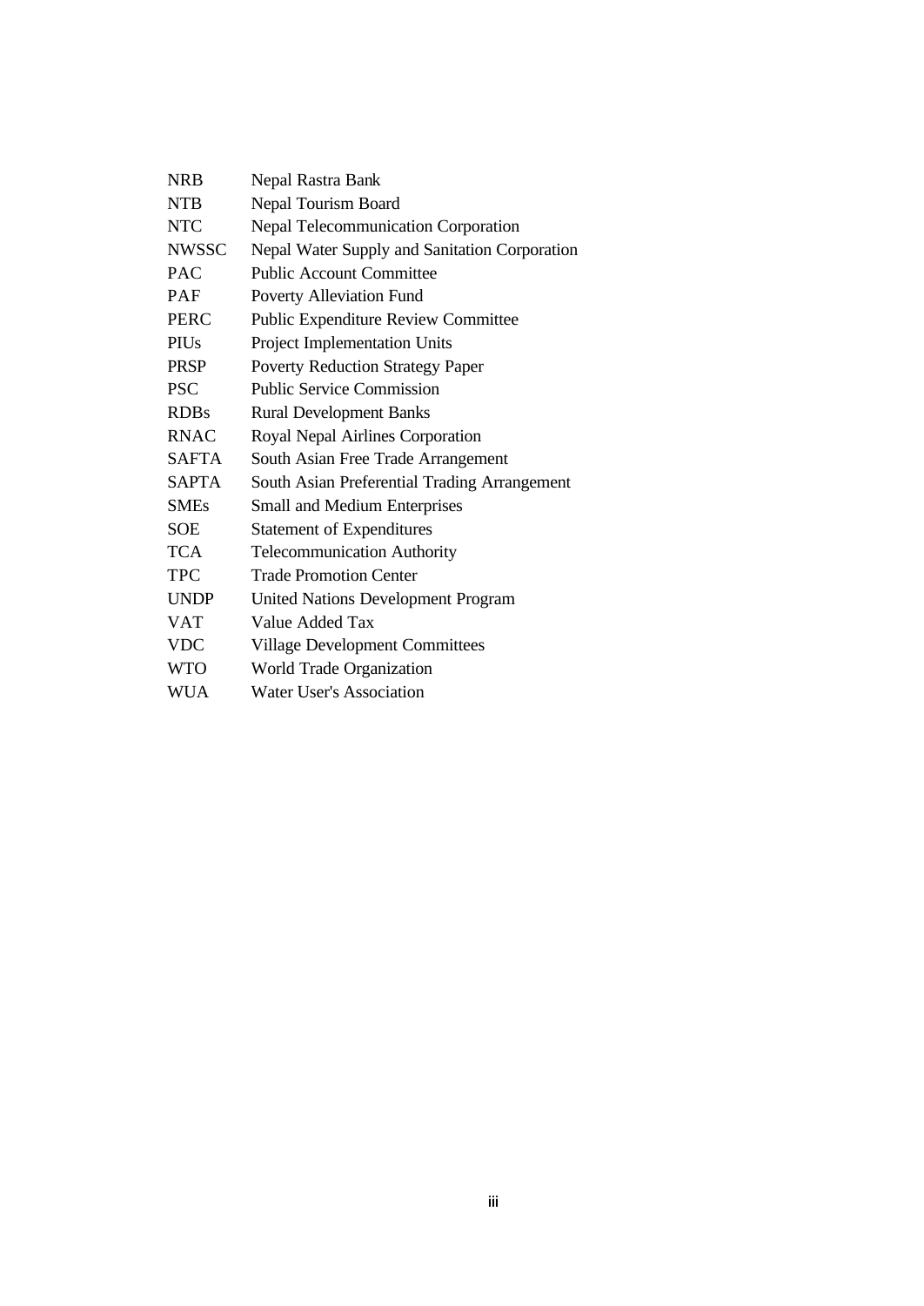| | |
|---|---|
| NRB | Nepal Rastra Bank |
| NTB | Nepal Tourism Board |
| NTC | Nepal Telecommunication Corporation |
| NWSSC | Nepal Water Supply and Sanitation Corporation |
| PAC | Public Account Committee |
| PAF | Poverty Alleviation Fund |
| PERC | Public Expenditure Review Committee |
| PIUs | Project Implementation Units |
| PRSP | Poverty Reduction Strategy Paper |
| PSC | Public Service Commission |
| RDBs | Rural Development Banks |
| RNAC | Royal Nepal Airlines Corporation |
| SAFTA | South Asian Free Trade Arrangement |
| SAPTA | South Asian Preferential Trading Arrangement |
| SMEs | Small and Medium Enterprises |
| SOE | Statement of Expenditures |
| TCA | Telecommunication Authority |
| TPC | Trade Promotion Center |
| UNDP | United Nations Development Program |
| VAT | Value Added Tax |
| VDC | Village Development Committees |
| WTO | World Trade Organization |
| WUA | Water User's Association |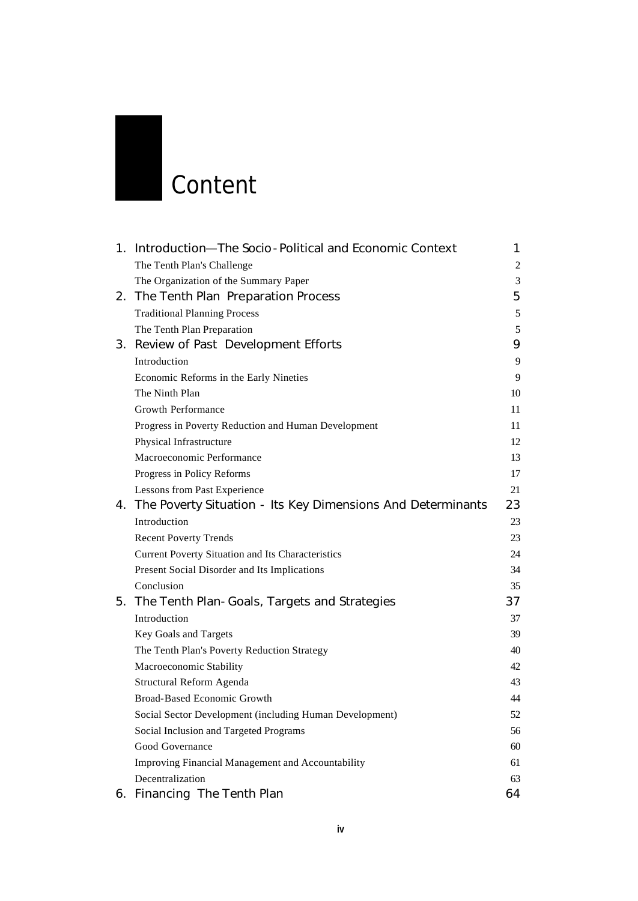# Content

| | | |
|---|---|---|
| 1. | **Introduction—The Socio-Political and Economic Context** | **1** |
| | The Tenth Plan's Challenge | 2 |
| | The Organization of the Summary Paper | 3 |
| 2. | **The Tenth Plan Preparation Process** | **5** |
| | Traditional Planning Process | 5 |
| | The Tenth Plan Preparation | 5 |
| 3. | **Review of Past Development Efforts** | **9** |
| | Introduction | 9 |
| | Economic Reforms in the Early Nineties | 9 |
| | The Ninth Plan | 10 |
| | Growth Performance | 11 |
| | Progress in Poverty Reduction and Human Development | 11 |
| | Physical Infrastructure | 12 |
| | Macroeconomic Performance | 13 |
| | Progress in Policy Reforms | 17 |
| | Lessons from Past Experience | 21 |
| 4. | **The Poverty Situation - Its Key Dimensions And Determinants** | **23** |
| | Introduction | 23 |
| | Recent Poverty Trends | 23 |
| | Current Poverty Situation and Its Characteristics | 24 |
| | Present Social Disorder and Its Implications | 34 |
| | Conclusion | 35 |
| 5. | **The Tenth Plan- Goals, Targets and Strategies** | **37** |
| | Introduction | 37 |
| | Key Goals and Targets | 39 |
| | The Tenth Plan's Poverty Reduction Strategy | 40 |
| | Macroeconomic Stability | 42 |
| | Structural Reform Agenda | 43 |
| | Broad-Based Economic Growth | 44 |
| | Social Sector Development (including Human Development) | 52 |
| | Social Inclusion and Targeted Programs | 56 |
| | Good Governance | 60 |
| | Improving Financial Management and Accountability | 61 |
| | Decentralization | 63 |
| 6. | **Financing The Tenth Plan** | **64** |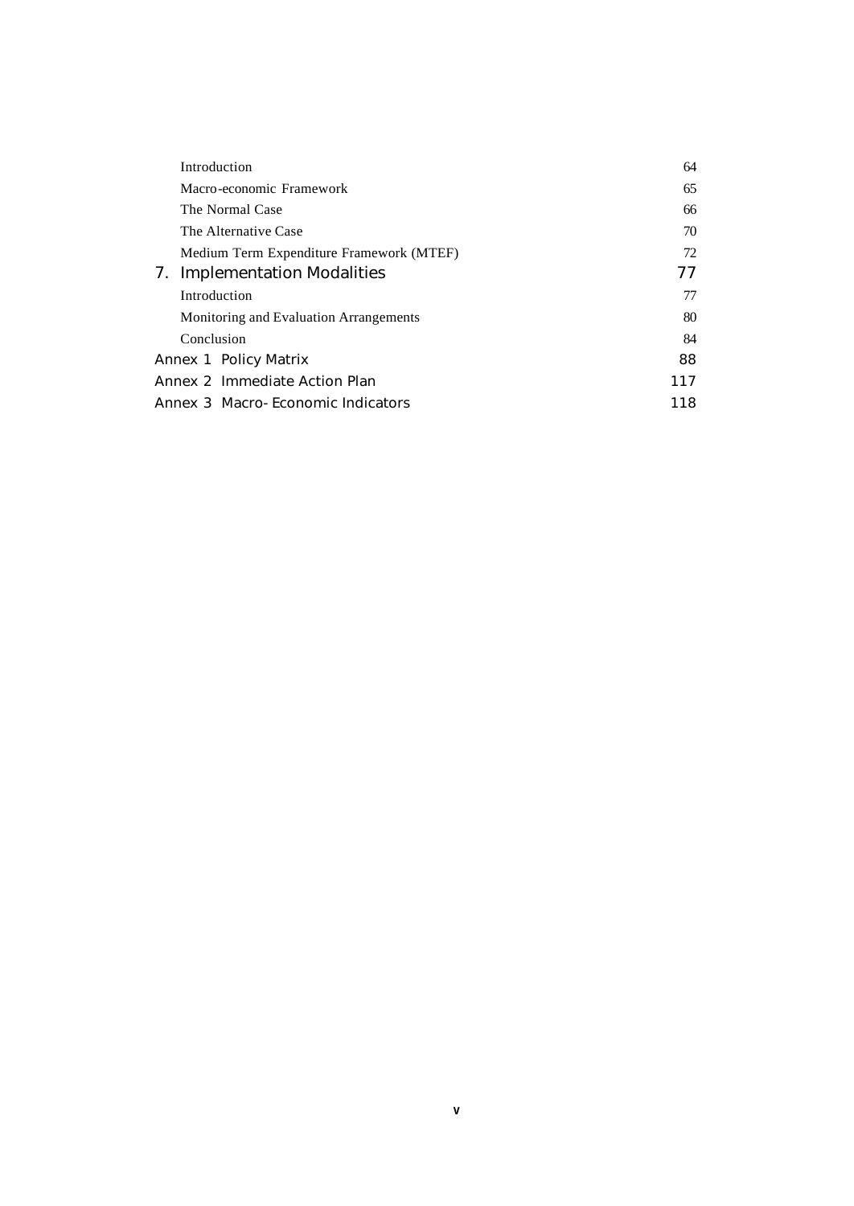| | |
|---|---|
| Introduction | 64 |
| Macro-economic Framework | 65 |
| The Normal Case | 66 |
| The Alternative Case | 70 |
| Medium Term Expenditure Framework (MTEF) | 72 |
| 7. Implementation Modalities | 77 |
| Introduction | 77 |
| Monitoring and Evaluation Arrangements | 80 |
| Conclusion | 84 |
| Annex 1 Policy Matrix | 88 |
| Annex 2 Immediate Action Plan | 117 |
| Annex 3 Macro- Economic Indicators | 118 |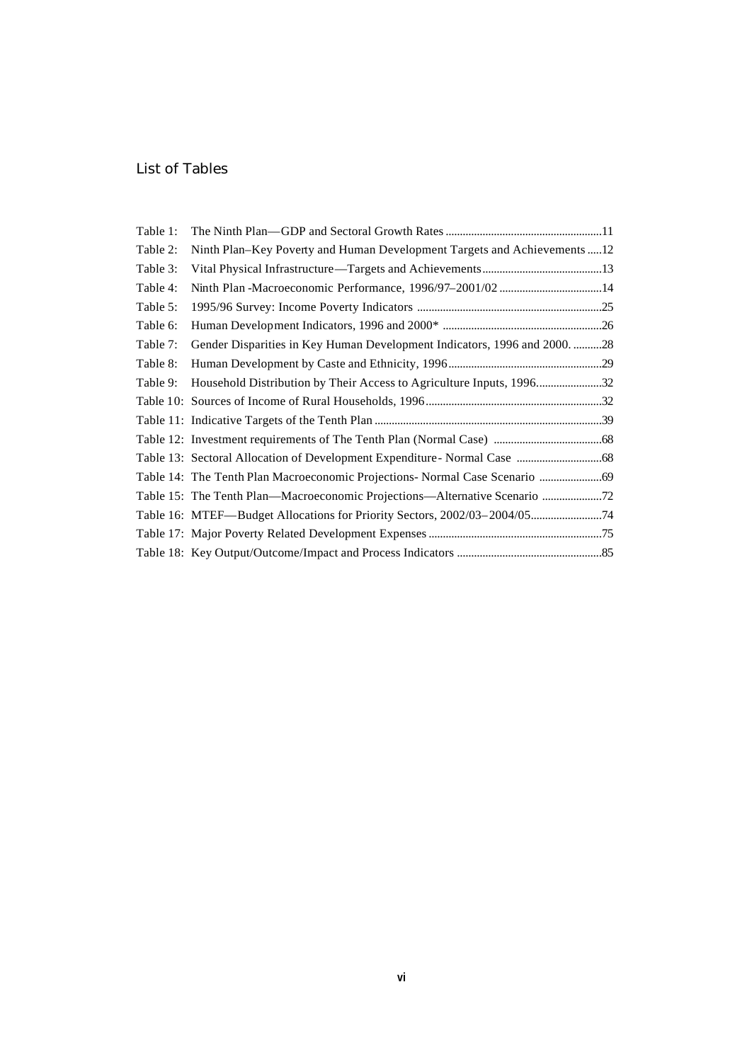## List of Tables

Table 1: The Ninth Plan—GDP and Sectoral Growth Rates ......................................................11
Table 2: Ninth Plan–Key Poverty and Human Development Targets and Achievements .....12
Table 3: Vital Physical Infrastructure—Targets and Achievements..........................................13
Table 4: Ninth Plan -Macroeconomic Performance, 1996/97–2001/02 ...................................14
Table 5: 1995/96 Survey: Income Poverty Indicators ................................................................25
Table 6: Human Development Indicators, 1996 and 2000* .......................................................26
Table 7: Gender Disparities in Key Human Development Indicators, 1996 and 2000. ..........28
Table 8: Human Development by Caste and Ethnicity, 1996.....................................................29
Table 9: Household Distribution by Their Access to Agriculture Inputs, 1996.......................32
Table 10: Sources of Income of Rural Households, 1996.............................................................32
Table 11: Indicative Targets of the Tenth Plan ...............................................................................39
Table 12: Investment requirements of The Tenth Plan (Normal Case) .....................................68
Table 13: Sectoral Allocation of Development Expenditure- Normal Case .............................68
Table 14: The Tenth Plan Macroeconomic Projections- Normal Case Scenario .....................69
Table 15: The Tenth Plan—Macroeconomic Projections—Alternative Scenario .....................72
Table 16: MTEF—Budget Allocations for Priority Sectors, 2002/03–2004/05.........................74
Table 17: Major Poverty Related Development Expenses ............................................................75
Table 18: Key Output/Outcome/Impact and Process Indicators ..................................................85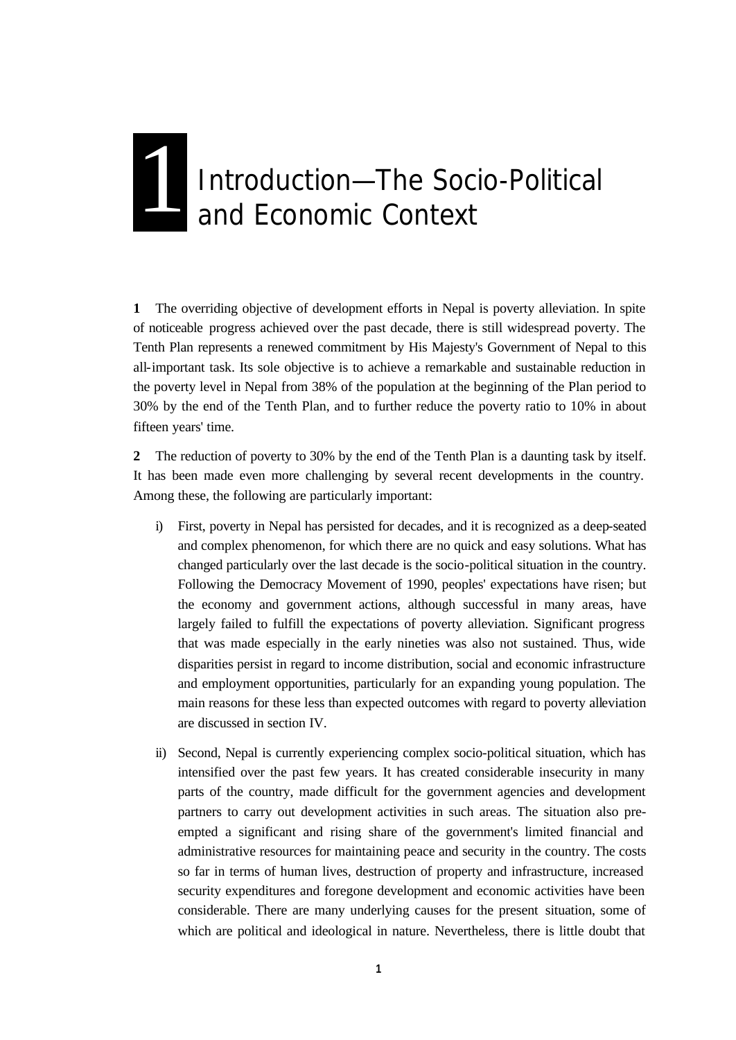# 1 Introduction—The Socio-Political and Economic Context

**1** The overriding objective of development efforts in Nepal is poverty alleviation. In spite of noticeable progress achieved over the past decade, there is still widespread poverty. The Tenth Plan represents a renewed commitment by His Majesty's Government of Nepal to this all-important task. Its sole objective is to achieve a remarkable and sustainable reduction in the poverty level in Nepal from 38% of the population at the beginning of the Plan period to 30% by the end of the Tenth Plan, and to further reduce the poverty ratio to 10% in about fifteen years' time.

**2** The reduction of poverty to 30% by the end of the Tenth Plan is a daunting task by itself. It has been made even more challenging by several recent developments in the country. Among these, the following are particularly important:

i) First, poverty in Nepal has persisted for decades, and it is recognized as a deep-seated and complex phenomenon, for which there are no quick and easy solutions. What has changed particularly over the last decade is the socio-political situation in the country. Following the Democracy Movement of 1990, peoples' expectations have risen; but the economy and government actions, although successful in many areas, have largely failed to fulfill the expectations of poverty alleviation. Significant progress that was made especially in the early nineties was also not sustained. Thus, wide disparities persist in regard to income distribution, social and economic infrastructure and employment opportunities, particularly for an expanding young population. The main reasons for these less than expected outcomes with regard to poverty alleviation are discussed in section IV.

ii) Second, Nepal is currently experiencing complex socio-political situation, which has intensified over the past few years. It has created considerable insecurity in many parts of the country, made difficult for the government agencies and development partners to carry out development activities in such areas. The situation also pre-empted a significant and rising share of the government's limited financial and administrative resources for maintaining peace and security in the country. The costs so far in terms of human lives, destruction of property and infrastructure, increased security expenditures and foregone development and economic activities have been considerable. There are many underlying causes for the present situation, some of which are political and ideological in nature. Nevertheless, there is little doubt that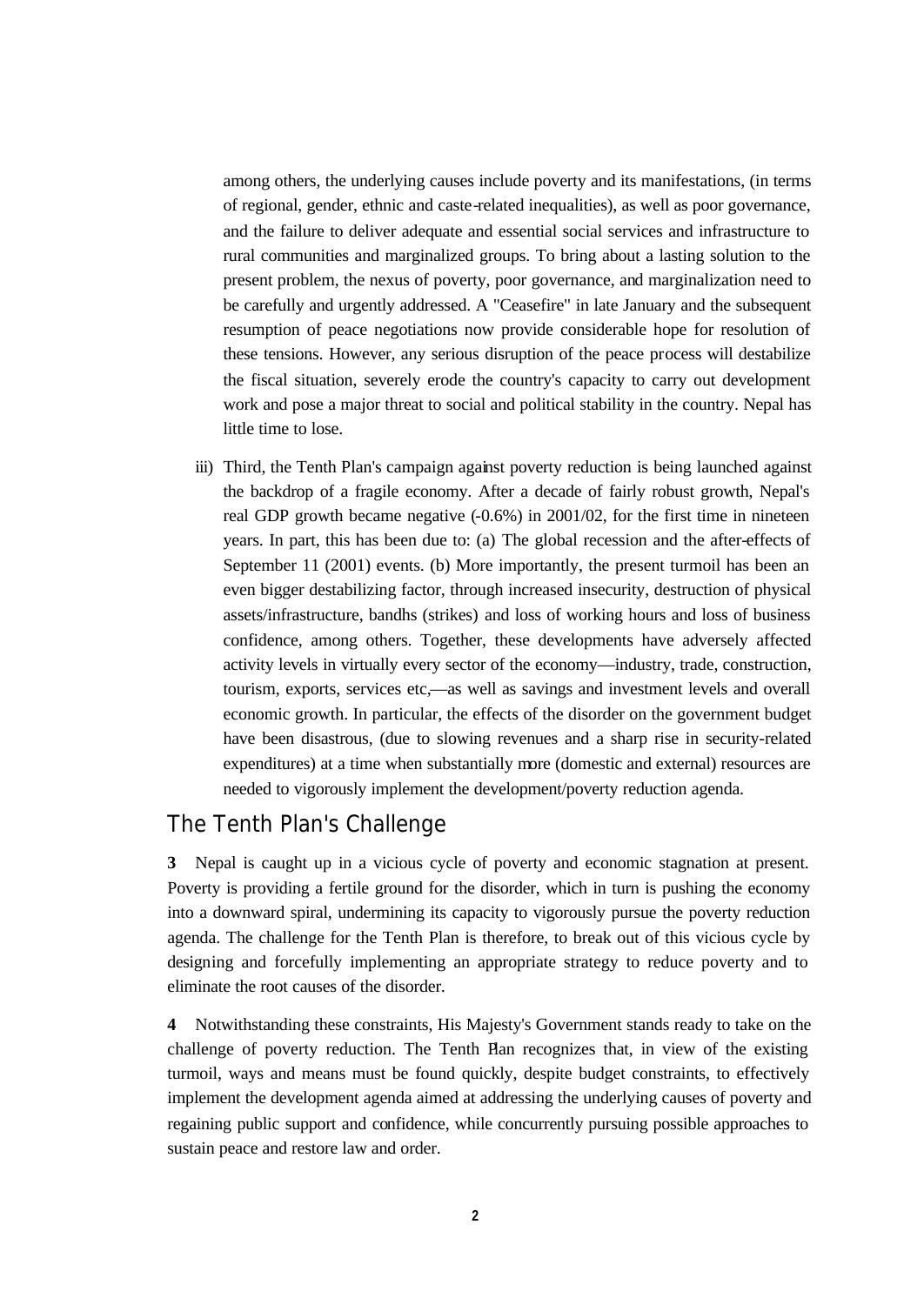among others, the underlying causes include poverty and its manifestations, (in terms of regional, gender, ethnic and caste-related inequalities), as well as poor governance, and the failure to deliver adequate and essential social services and infrastructure to rural communities and marginalized groups. To bring about a lasting solution to the present problem, the nexus of poverty, poor governance, and marginalization need to be carefully and urgently addressed. A "Ceasefire" in late January and the subsequent resumption of peace negotiations now provide considerable hope for resolution of these tensions. However, any serious disruption of the peace process will destabilize the fiscal situation, severely erode the country's capacity to carry out development work and pose a major threat to social and political stability in the country. Nepal has little time to lose.

iii) Third, the Tenth Plan's campaign against poverty reduction is being launched against the backdrop of a fragile economy. After a decade of fairly robust growth, Nepal's real GDP growth became negative (-0.6%) in 2001/02, for the first time in nineteen years. In part, this has been due to: (a) The global recession and the after-effects of September 11 (2001) events. (b) More importantly, the present turmoil has been an even bigger destabilizing factor, through increased insecurity, destruction of physical assets/infrastructure, bandhs (strikes) and loss of working hours and loss of business confidence, among others. Together, these developments have adversely affected activity levels in virtually every sector of the economy—industry, trade, construction, tourism, exports, services etc,—as well as savings and investment levels and overall economic growth. In particular, the effects of the disorder on the government budget have been disastrous, (due to slowing revenues and a sharp rise in security-related expenditures) at a time when substantially more (domestic and external) resources are needed to vigorously implement the development/poverty reduction agenda.

## The Tenth Plan's Challenge

**3** Nepal is caught up in a vicious cycle of poverty and economic stagnation at present. Poverty is providing a fertile ground for the disorder, which in turn is pushing the economy into a downward spiral, undermining its capacity to vigorously pursue the poverty reduction agenda. The challenge for the Tenth Plan is therefore, to break out of this vicious cycle by designing and forcefully implementing an appropriate strategy to reduce poverty and to eliminate the root causes of the disorder.

**4** Notwithstanding these constraints, His Majesty's Government stands ready to take on the challenge of poverty reduction. The Tenth Plan recognizes that, in view of the existing turmoil, ways and means must be found quickly, despite budget constraints, to effectively implement the development agenda aimed at addressing the underlying causes of poverty and regaining public support and confidence, while concurrently pursuing possible approaches to sustain peace and restore law and order.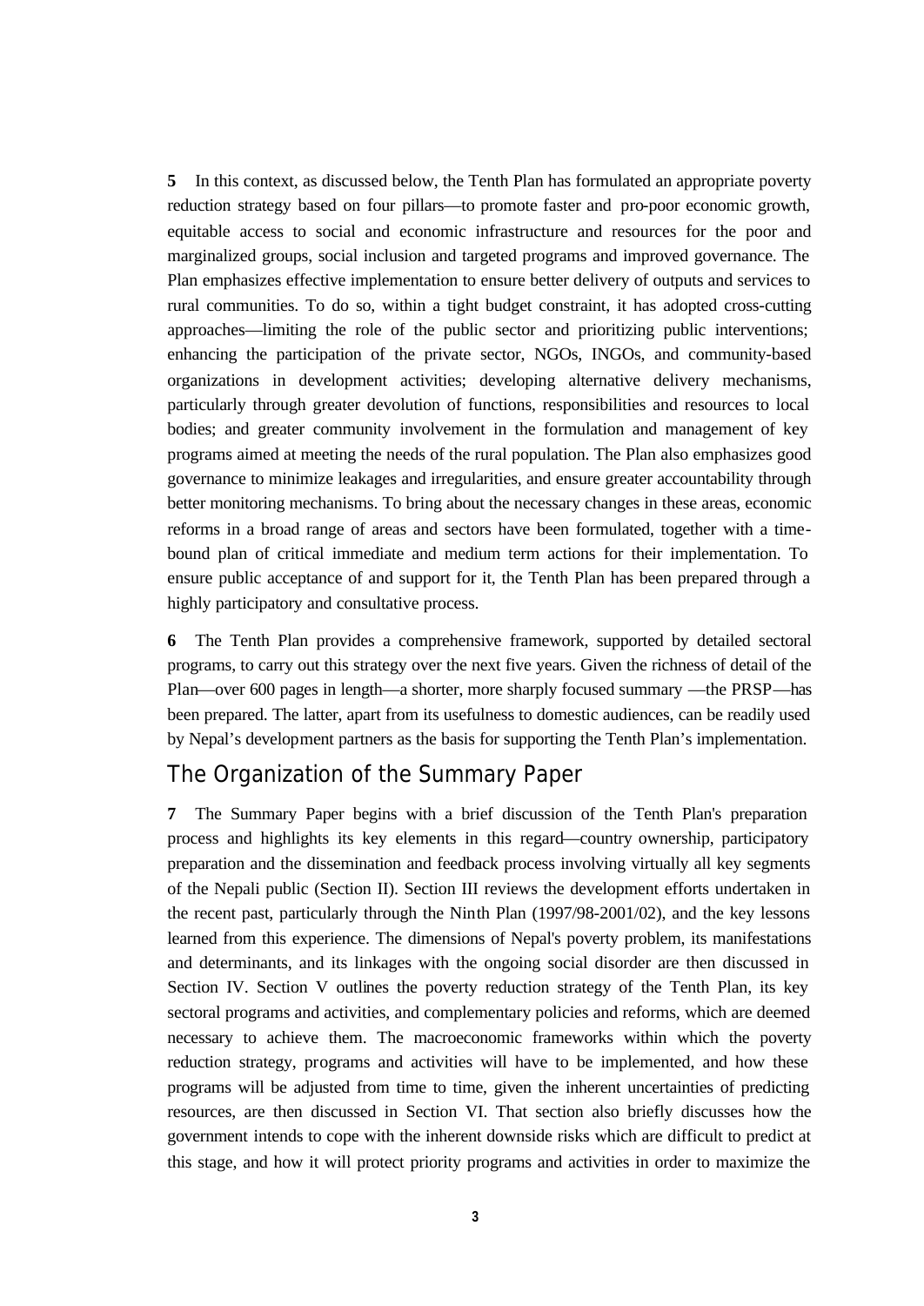**5** In this context, as discussed below, the Tenth Plan has formulated an appropriate poverty reduction strategy based on four pillars—to promote faster and pro-poor economic growth, equitable access to social and economic infrastructure and resources for the poor and marginalized groups, social inclusion and targeted programs and improved governance. The Plan emphasizes effective implementation to ensure better delivery of outputs and services to rural communities. To do so, within a tight budget constraint, it has adopted cross-cutting approaches—limiting the role of the public sector and prioritizing public interventions; enhancing the participation of the private sector, NGOs, INGOs, and community-based organizations in development activities; developing alternative delivery mechanisms, particularly through greater devolution of functions, responsibilities and resources to local bodies; and greater community involvement in the formulation and management of key programs aimed at meeting the needs of the rural population. The Plan also emphasizes good governance to minimize leakages and irregularities, and ensure greater accountability through better monitoring mechanisms. To bring about the necessary changes in these areas, economic reforms in a broad range of areas and sectors have been formulated, together with a time-bound plan of critical immediate and medium term actions for their implementation. To ensure public acceptance of and support for it, the Tenth Plan has been prepared through a highly participatory and consultative process.

**6** The Tenth Plan provides a comprehensive framework, supported by detailed sectoral programs, to carry out this strategy over the next five years. Given the richness of detail of the Plan—over 600 pages in length—a shorter, more sharply focused summary —the PRSP—has been prepared. The latter, apart from its usefulness to domestic audiences, can be readily used by Nepal's development partners as the basis for supporting the Tenth Plan's implementation.

## The Organization of the Summary Paper

**7** The Summary Paper begins with a brief discussion of the Tenth Plan's preparation process and highlights its key elements in this regard—country ownership, participatory preparation and the dissemination and feedback process involving virtually all key segments of the Nepali public (Section II). Section III reviews the development efforts undertaken in the recent past, particularly through the Ninth Plan (1997/98-2001/02), and the key lessons learned from this experience. The dimensions of Nepal's poverty problem, its manifestations and determinants, and its linkages with the ongoing social disorder are then discussed in Section IV. Section V outlines the poverty reduction strategy of the Tenth Plan, its key sectoral programs and activities, and complementary policies and reforms, which are deemed necessary to achieve them. The macroeconomic frameworks within which the poverty reduction strategy, programs and activities will have to be implemented, and how these programs will be adjusted from time to time, given the inherent uncertainties of predicting resources, are then discussed in Section VI. That section also briefly discusses how the government intends to cope with the inherent downside risks which are difficult to predict at this stage, and how it will protect priority programs and activities in order to maximize the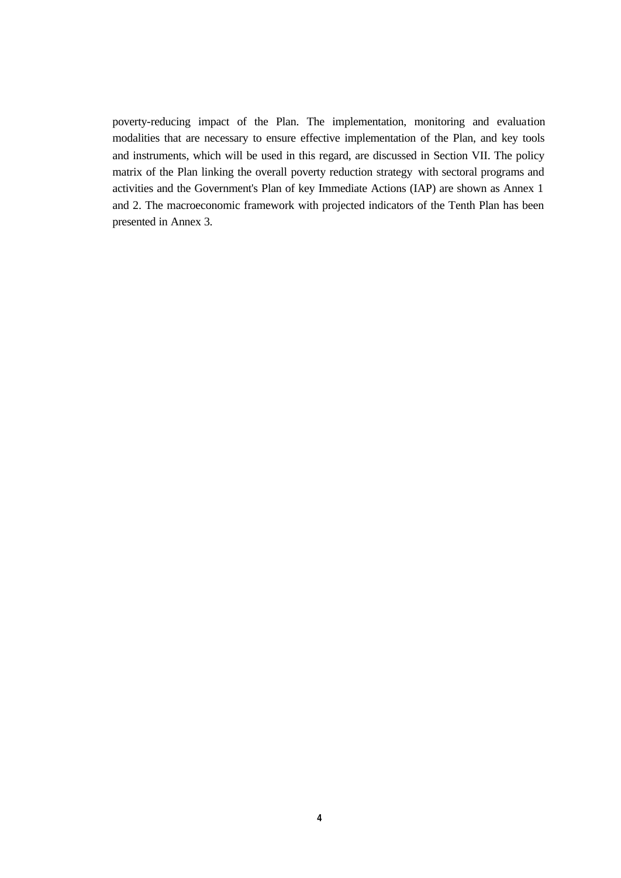poverty-reducing impact of the Plan. The implementation, monitoring and evaluation modalities that are necessary to ensure effective implementation of the Plan, and key tools and instruments, which will be used in this regard, are discussed in Section VII. The policy matrix of the Plan linking the overall poverty reduction strategy with sectoral programs and activities and the Government's Plan of key Immediate Actions (IAP) are shown as Annex 1 and 2. The macroeconomic framework with projected indicators of the Tenth Plan has been presented in Annex 3.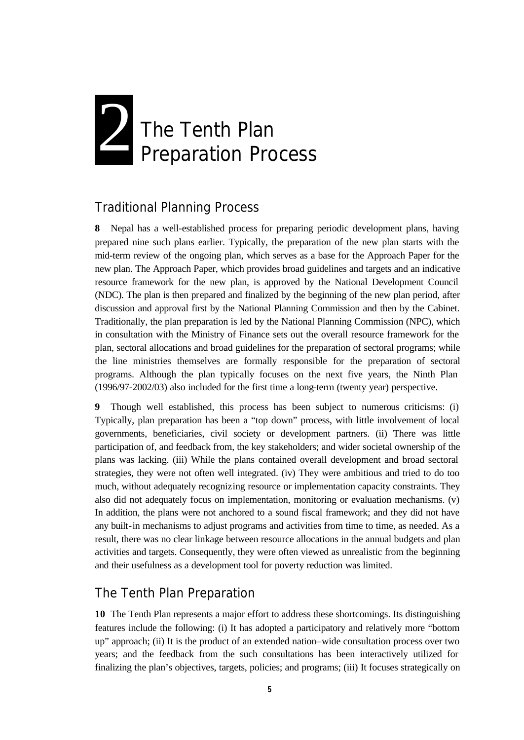# 2 The Tenth Plan Preparation Process

## Traditional Planning Process

**8** Nepal has a well-established process for preparing periodic development plans, having prepared nine such plans earlier. Typically, the preparation of the new plan starts with the mid-term review of the ongoing plan, which serves as a base for the Approach Paper for the new plan. The Approach Paper, which provides broad guidelines and targets and an indicative resource framework for the new plan, is approved by the National Development Council (NDC). The plan is then prepared and finalized by the beginning of the new plan period, after discussion and approval first by the National Planning Commission and then by the Cabinet. Traditionally, the plan preparation is led by the National Planning Commission (NPC), which in consultation with the Ministry of Finance sets out the overall resource framework for the plan, sectoral allocations and broad guidelines for the preparation of sectoral programs; while the line ministries themselves are formally responsible for the preparation of sectoral programs. Although the plan typically focuses on the next five years, the Ninth Plan (1996/97-2002/03) also included for the first time a long-term (twenty year) perspective.

**9** Though well established, this process has been subject to numerous criticisms: (i) Typically, plan preparation has been a "top down" process, with little involvement of local governments, beneficiaries, civil society or development partners. (ii) There was little participation of, and feedback from, the key stakeholders; and wider societal ownership of the plans was lacking. (iii) While the plans contained overall development and broad sectoral strategies, they were not often well integrated. (iv) They were ambitious and tried to do too much, without adequately recognizing resource or implementation capacity constraints. They also did not adequately focus on implementation, monitoring or evaluation mechanisms. (v) In addition, the plans were not anchored to a sound fiscal framework; and they did not have any built-in mechanisms to adjust programs and activities from time to time, as needed. As a result, there was no clear linkage between resource allocations in the annual budgets and plan activities and targets. Consequently, they were often viewed as unrealistic from the beginning and their usefulness as a development tool for poverty reduction was limited.

## The Tenth Plan Preparation

**10** The Tenth Plan represents a major effort to address these shortcomings. Its distinguishing features include the following: (i) It has adopted a participatory and relatively more "bottom up" approach; (ii) It is the product of an extended nation–wide consultation process over two years; and the feedback from the such consultations has been interactively utilized for finalizing the plan's objectives, targets, policies; and programs; (iii) It focuses strategically on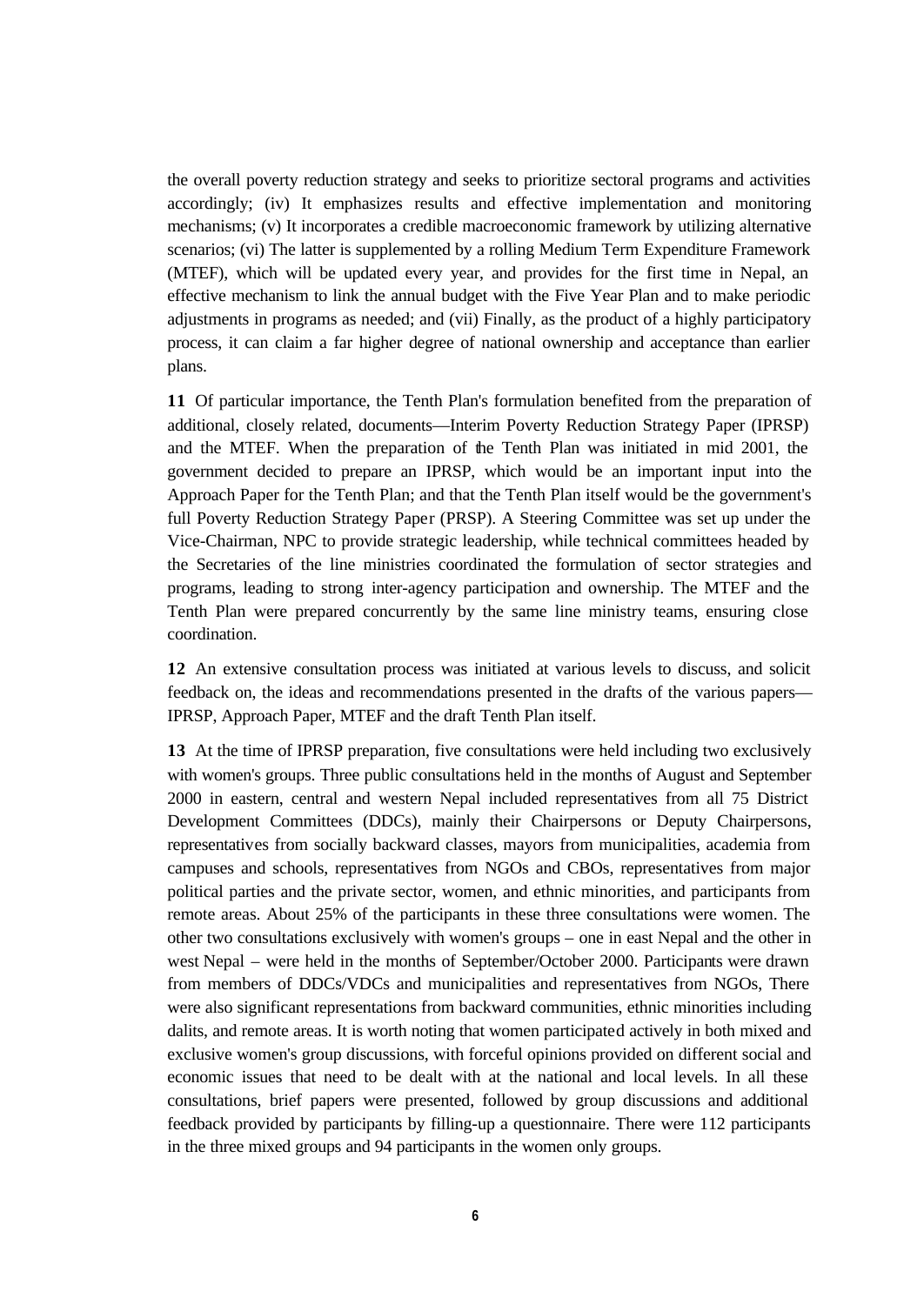the overall poverty reduction strategy and seeks to prioritize sectoral programs and activities accordingly; (iv) It emphasizes results and effective implementation and monitoring mechanisms; (v) It incorporates a credible macroeconomic framework by utilizing alternative scenarios; (vi) The latter is supplemented by a rolling Medium Term Expenditure Framework (MTEF), which will be updated every year, and provides for the first time in Nepal, an effective mechanism to link the annual budget with the Five Year Plan and to make periodic adjustments in programs as needed; and (vii) Finally, as the product of a highly participatory process, it can claim a far higher degree of national ownership and acceptance than earlier plans.

**11** Of particular importance, the Tenth Plan's formulation benefited from the preparation of additional, closely related, documents—Interim Poverty Reduction Strategy Paper (IPRSP) and the MTEF. When the preparation of the Tenth Plan was initiated in mid 2001, the government decided to prepare an IPRSP, which would be an important input into the Approach Paper for the Tenth Plan; and that the Tenth Plan itself would be the government's full Poverty Reduction Strategy Paper (PRSP). A Steering Committee was set up under the Vice-Chairman, NPC to provide strategic leadership, while technical committees headed by the Secretaries of the line ministries coordinated the formulation of sector strategies and programs, leading to strong inter-agency participation and ownership. The MTEF and the Tenth Plan were prepared concurrently by the same line ministry teams, ensuring close coordination.

**12** An extensive consultation process was initiated at various levels to discuss, and solicit feedback on, the ideas and recommendations presented in the drafts of the various papers—IPRSP, Approach Paper, MTEF and the draft Tenth Plan itself.

**13** At the time of IPRSP preparation, five consultations were held including two exclusively with women's groups. Three public consultations held in the months of August and September 2000 in eastern, central and western Nepal included representatives from all 75 District Development Committees (DDCs), mainly their Chairpersons or Deputy Chairpersons, representatives from socially backward classes, mayors from municipalities, academia from campuses and schools, representatives from NGOs and CBOs, representatives from major political parties and the private sector, women, and ethnic minorities, and participants from remote areas. About 25% of the participants in these three consultations were women. The other two consultations exclusively with women's groups – one in east Nepal and the other in west Nepal – were held in the months of September/October 2000. Participants were drawn from members of DDCs/VDCs and municipalities and representatives from NGOs, There were also significant representations from backward communities, ethnic minorities including dalits, and remote areas. It is worth noting that women participated actively in both mixed and exclusive women's group discussions, with forceful opinions provided on different social and economic issues that need to be dealt with at the national and local levels. In all these consultations, brief papers were presented, followed by group discussions and additional feedback provided by participants by filling-up a questionnaire. There were 112 participants in the three mixed groups and 94 participants in the women only groups.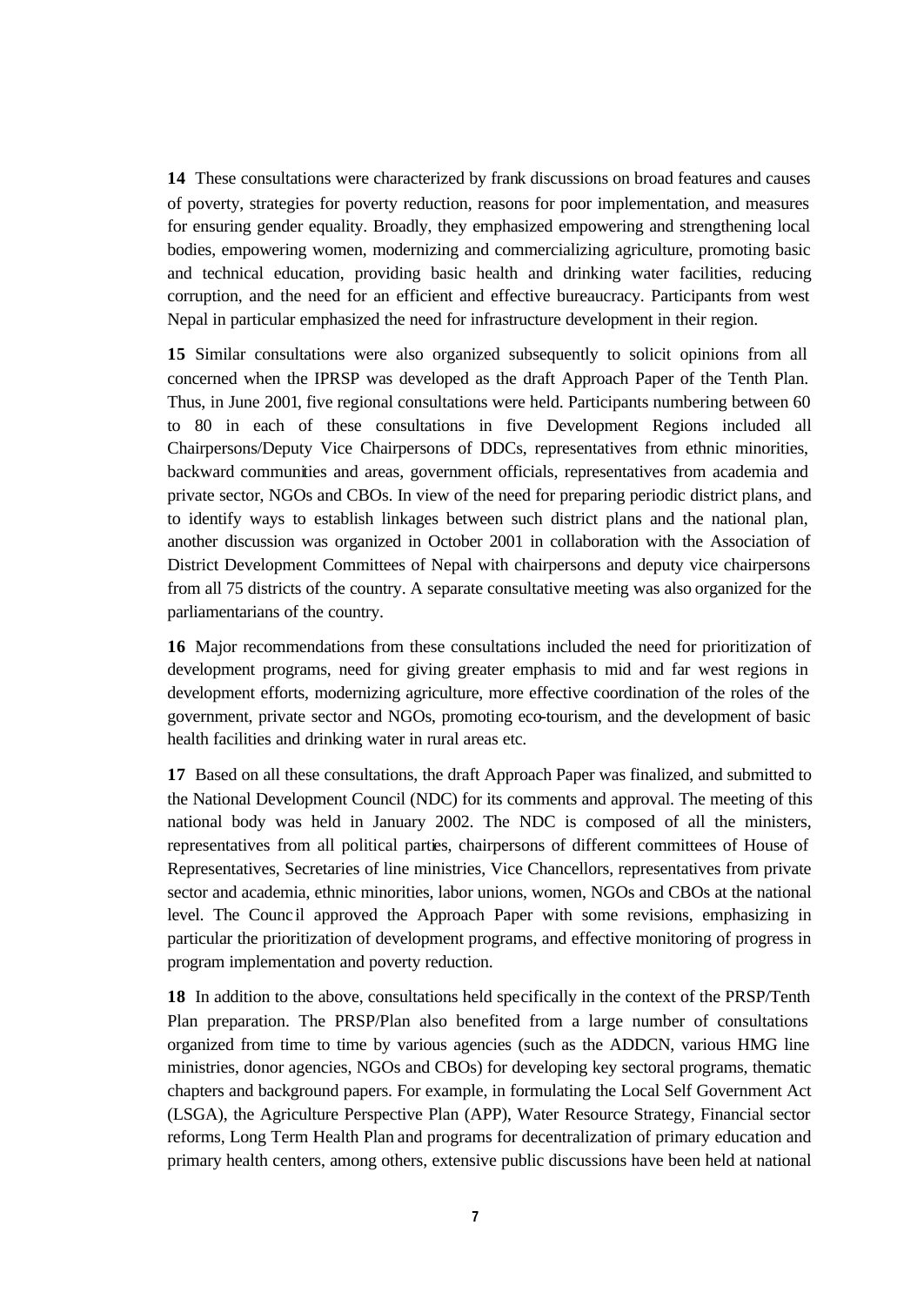**14** These consultations were characterized by frank discussions on broad features and causes of poverty, strategies for poverty reduction, reasons for poor implementation, and measures for ensuring gender equality. Broadly, they emphasized empowering and strengthening local bodies, empowering women, modernizing and commercializing agriculture, promoting basic and technical education, providing basic health and drinking water facilities, reducing corruption, and the need for an efficient and effective bureaucracy. Participants from west Nepal in particular emphasized the need for infrastructure development in their region.

**15** Similar consultations were also organized subsequently to solicit opinions from all concerned when the IPRSP was developed as the draft Approach Paper of the Tenth Plan. Thus, in June 2001, five regional consultations were held. Participants numbering between 60 to 80 in each of these consultations in five Development Regions included all Chairpersons/Deputy Vice Chairpersons of DDCs, representatives from ethnic minorities, backward communities and areas, government officials, representatives from academia and private sector, NGOs and CBOs. In view of the need for preparing periodic district plans, and to identify ways to establish linkages between such district plans and the national plan, another discussion was organized in October 2001 in collaboration with the Association of District Development Committees of Nepal with chairpersons and deputy vice chairpersons from all 75 districts of the country. A separate consultative meeting was also organized for the parliamentarians of the country.

**16** Major recommendations from these consultations included the need for prioritization of development programs, need for giving greater emphasis to mid and far west regions in development efforts, modernizing agriculture, more effective coordination of the roles of the government, private sector and NGOs, promoting eco-tourism, and the development of basic health facilities and drinking water in rural areas etc.

**17** Based on all these consultations, the draft Approach Paper was finalized, and submitted to the National Development Council (NDC) for its comments and approval. The meeting of this national body was held in January 2002. The NDC is composed of all the ministers, representatives from all political parties, chairpersons of different committees of House of Representatives, Secretaries of line ministries, Vice Chancellors, representatives from private sector and academia, ethnic minorities, labor unions, women, NGOs and CBOs at the national level. The Council approved the Approach Paper with some revisions, emphasizing in particular the prioritization of development programs, and effective monitoring of progress in program implementation and poverty reduction.

**18** In addition to the above, consultations held specifically in the context of the PRSP/Tenth Plan preparation. The PRSP/Plan also benefited from a large number of consultations organized from time to time by various agencies (such as the ADDCN, various HMG line ministries, donor agencies, NGOs and CBOs) for developing key sectoral programs, thematic chapters and background papers. For example, in formulating the Local Self Government Act (LSGA), the Agriculture Perspective Plan (APP), Water Resource Strategy, Financial sector reforms, Long Term Health Plan and programs for decentralization of primary education and primary health centers, among others, extensive public discussions have been held at national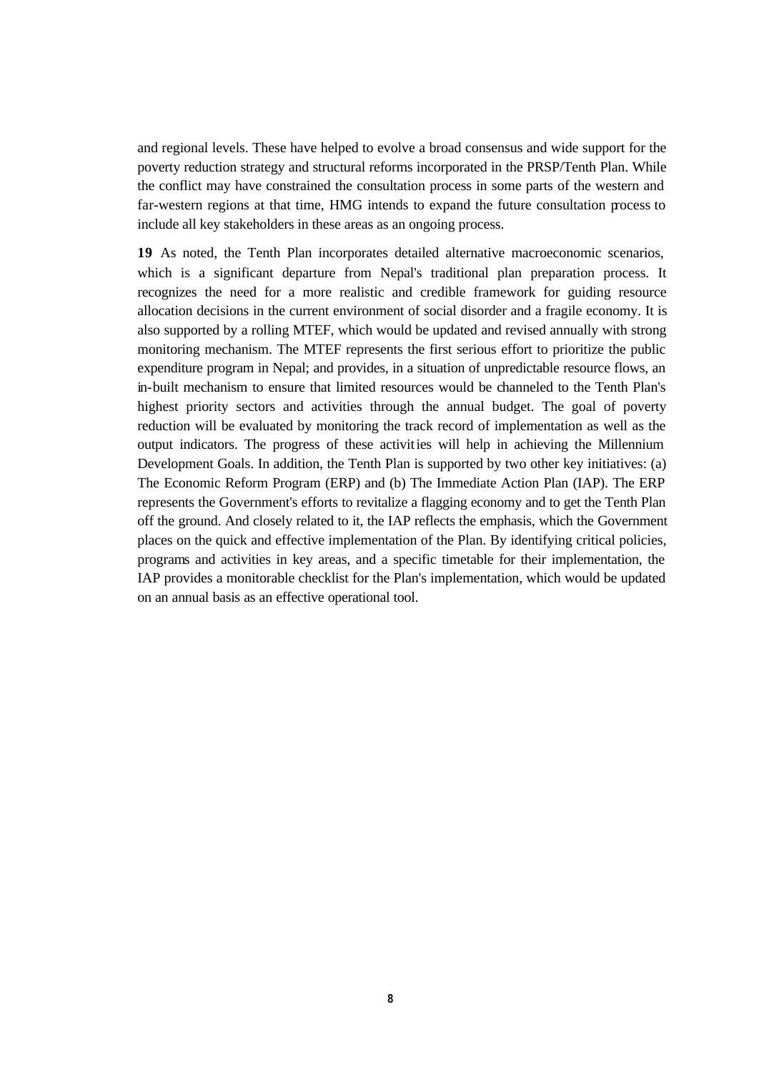and regional levels. These have helped to evolve a broad consensus and wide support for the poverty reduction strategy and structural reforms incorporated in the PRSP/Tenth Plan. While the conflict may have constrained the consultation process in some parts of the western and far-western regions at that time, HMG intends to expand the future consultation process to include all key stakeholders in these areas as an ongoing process.

**19** As noted, the Tenth Plan incorporates detailed alternative macroeconomic scenarios, which is a significant departure from Nepal's traditional plan preparation process. It recognizes the need for a more realistic and credible framework for guiding resource allocation decisions in the current environment of social disorder and a fragile economy. It is also supported by a rolling MTEF, which would be updated and revised annually with strong monitoring mechanism. The MTEF represents the first serious effort to prioritize the public expenditure program in Nepal; and provides, in a situation of unpredictable resource flows, an in-built mechanism to ensure that limited resources would be channeled to the Tenth Plan's highest priority sectors and activities through the annual budget. The goal of poverty reduction will be evaluated by monitoring the track record of implementation as well as the output indicators. The progress of these activities will help in achieving the Millennium Development Goals. In addition, the Tenth Plan is supported by two other key initiatives: (a) The Economic Reform Program (ERP) and (b) The Immediate Action Plan (IAP). The ERP represents the Government's efforts to revitalize a flagging economy and to get the Tenth Plan off the ground. And closely related to it, the IAP reflects the emphasis, which the Government places on the quick and effective implementation of the Plan. By identifying critical policies, programs and activities in key areas, and a specific timetable for their implementation, the IAP provides a monitorable checklist for the Plan's implementation, which would be updated on an annual basis as an effective operational tool.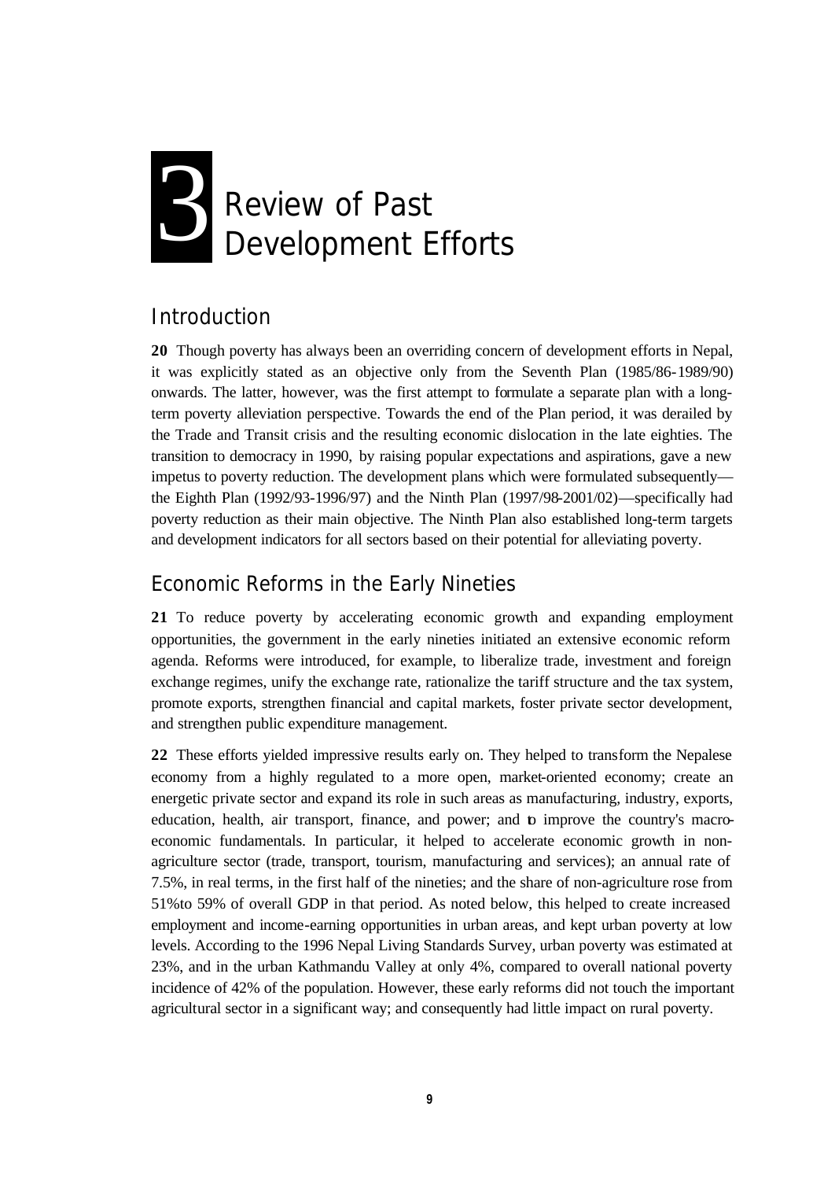# 3 Review of Past Development Efforts

## Introduction

**20** Though poverty has always been an overriding concern of development efforts in Nepal, it was explicitly stated as an objective only from the Seventh Plan (1985/86-1989/90) onwards. The latter, however, was the first attempt to formulate a separate plan with a long-term poverty alleviation perspective. Towards the end of the Plan period, it was derailed by the Trade and Transit crisis and the resulting economic dislocation in the late eighties. The transition to democracy in 1990, by raising popular expectations and aspirations, gave a new impetus to poverty reduction. The development plans which were formulated subsequently—the Eighth Plan (1992/93-1996/97) and the Ninth Plan (1997/98-2001/02)—specifically had poverty reduction as their main objective. The Ninth Plan also established long-term targets and development indicators for all sectors based on their potential for alleviating poverty.

## Economic Reforms in the Early Nineties

**21** To reduce poverty by accelerating economic growth and expanding employment opportunities, the government in the early nineties initiated an extensive economic reform agenda. Reforms were introduced, for example, to liberalize trade, investment and foreign exchange regimes, unify the exchange rate, rationalize the tariff structure and the tax system, promote exports, strengthen financial and capital markets, foster private sector development, and strengthen public expenditure management.

**22** These efforts yielded impressive results early on. They helped to transform the Nepalese economy from a highly regulated to a more open, market-oriented economy; create an energetic private sector and expand its role in such areas as manufacturing, industry, exports, education, health, air transport, finance, and power; and to improve the country's macro-economic fundamentals. In particular, it helped to accelerate economic growth in non-agriculture sector (trade, transport, tourism, manufacturing and services); an annual rate of 7.5%, in real terms, in the first half of the nineties; and the share of non-agriculture rose from 51%to 59% of overall GDP in that period. As noted below, this helped to create increased employment and income-earning opportunities in urban areas, and kept urban poverty at low levels. According to the 1996 Nepal Living Standards Survey, urban poverty was estimated at 23%, and in the urban Kathmandu Valley at only 4%, compared to overall national poverty incidence of 42% of the population. However, these early reforms did not touch the important agricultural sector in a significant way; and consequently had little impact on rural poverty.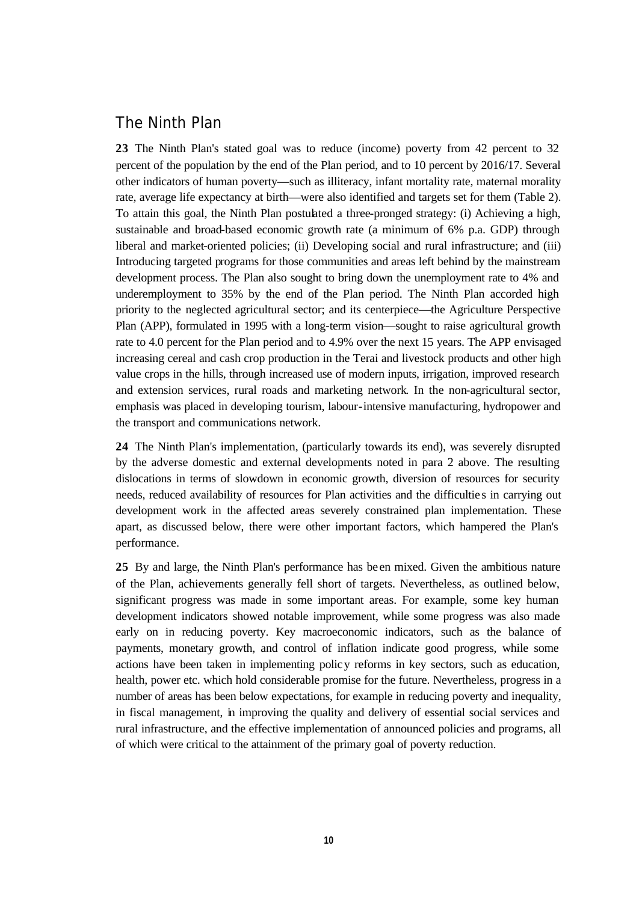## The Ninth Plan

**23** The Ninth Plan's stated goal was to reduce (income) poverty from 42 percent to 32 percent of the population by the end of the Plan period, and to 10 percent by 2016/17. Several other indicators of human poverty—such as illiteracy, infant mortality rate, maternal morality rate, average life expectancy at birth—were also identified and targets set for them (Table 2). To attain this goal, the Ninth Plan postulated a three-pronged strategy: (i) Achieving a high, sustainable and broad-based economic growth rate (a minimum of 6% p.a. GDP) through liberal and market-oriented policies; (ii) Developing social and rural infrastructure; and (iii) Introducing targeted programs for those communities and areas left behind by the mainstream development process. The Plan also sought to bring down the unemployment rate to 4% and underemployment to 35% by the end of the Plan period. The Ninth Plan accorded high priority to the neglected agricultural sector; and its centerpiece—the Agriculture Perspective Plan (APP), formulated in 1995 with a long-term vision—sought to raise agricultural growth rate to 4.0 percent for the Plan period and to 4.9% over the next 15 years. The APP envisaged increasing cereal and cash crop production in the Terai and livestock products and other high value crops in the hills, through increased use of modern inputs, irrigation, improved research and extension services, rural roads and marketing network. In the non-agricultural sector, emphasis was placed in developing tourism, labour-intensive manufacturing, hydropower and the transport and communications network.

**24** The Ninth Plan's implementation, (particularly towards its end), was severely disrupted by the adverse domestic and external developments noted in para 2 above. The resulting dislocations in terms of slowdown in economic growth, diversion of resources for security needs, reduced availability of resources for Plan activities and the difficulties in carrying out development work in the affected areas severely constrained plan implementation. These apart, as discussed below, there were other important factors, which hampered the Plan's performance.

**25** By and large, the Ninth Plan's performance has been mixed. Given the ambitious nature of the Plan, achievements generally fell short of targets. Nevertheless, as outlined below, significant progress was made in some important areas. For example, some key human development indicators showed notable improvement, while some progress was also made early on in reducing poverty. Key macroeconomic indicators, such as the balance of payments, monetary growth, and control of inflation indicate good progress, while some actions have been taken in implementing policy reforms in key sectors, such as education, health, power etc. which hold considerable promise for the future. Nevertheless, progress in a number of areas has been below expectations, for example in reducing poverty and inequality, in fiscal management, in improving the quality and delivery of essential social services and rural infrastructure, and the effective implementation of announced policies and programs, all of which were critical to the attainment of the primary goal of poverty reduction.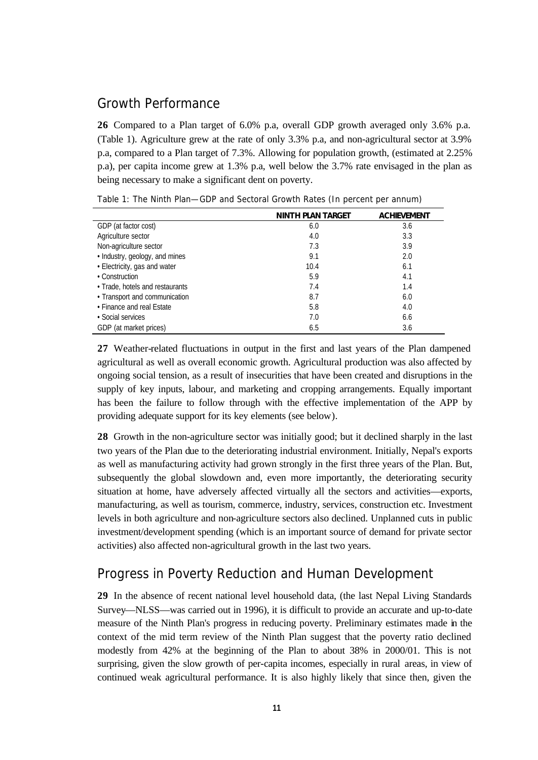## Growth Performance

**26** Compared to a Plan target of 6.0% p.a, overall GDP growth averaged only 3.6% p.a. (Table 1). Agriculture grew at the rate of only 3.3% p.a, and non-agricultural sector at 3.9% p.a, compared to a Plan target of 7.3%. Allowing for population growth, (estimated at 2.25% p.a), per capita income grew at 1.3% p.a, well below the 3.7% rate envisaged in the plan as being necessary to make a significant dent on poverty.

Table 1: The Ninth Plan—GDP and Sectoral Growth Rates (In percent per annum)

| | NINTH PLAN TARGET | ACHIEVEMENT |
|---|---|---|
| GDP (at factor cost) | 6.0 | 3.6 |
| Agriculture sector | 4.0 | 3.3 |
| Non-agriculture sector | 7.3 | 3.9 |
| • Industry, geology, and mines | 9.1 | 2.0 |
| • Electricity, gas and water | 10.4 | 6.1 |
| • Construction | 5.9 | 4.1 |
| • Trade, hotels and restaurants | 7.4 | 1.4 |
| • Transport and communication | 8.7 | 6.0 |
| • Finance and real Estate | 5.8 | 4.0 |
| • Social services | 7.0 | 6.6 |
| GDP (at market prices) | 6.5 | 3.6 |

**27** Weather-related fluctuations in output in the first and last years of the Plan dampened agricultural as well as overall economic growth. Agricultural production was also affected by ongoing social tension, as a result of insecurities that have been created and disruptions in the supply of key inputs, labour, and marketing and cropping arrangements. Equally important has been the failure to follow through with the effective implementation of the APP by providing adequate support for its key elements (see below).

**28** Growth in the non-agriculture sector was initially good; but it declined sharply in the last two years of the Plan due to the deteriorating industrial environment. Initially, Nepal's exports as well as manufacturing activity had grown strongly in the first three years of the Plan. But, subsequently the global slowdown and, even more importantly, the deteriorating security situation at home, have adversely affected virtually all the sectors and activities—exports, manufacturing, as well as tourism, commerce, industry, services, construction etc. Investment levels in both agriculture and non-agriculture sectors also declined. Unplanned cuts in public investment/development spending (which is an important source of demand for private sector activities) also affected non-agricultural growth in the last two years.

## Progress in Poverty Reduction and Human Development

**29** In the absence of recent national level household data, (the last Nepal Living Standards Survey—NLSS—was carried out in 1996), it is difficult to provide an accurate and up-to-date measure of the Ninth Plan's progress in reducing poverty. Preliminary estimates made in the context of the mid term review of the Ninth Plan suggest that the poverty ratio declined modestly from 42% at the beginning of the Plan to about 38% in 2000/01. This is not surprising, given the slow growth of per-capita incomes, especially in rural areas, in view of continued weak agricultural performance. It is also highly likely that since then, given the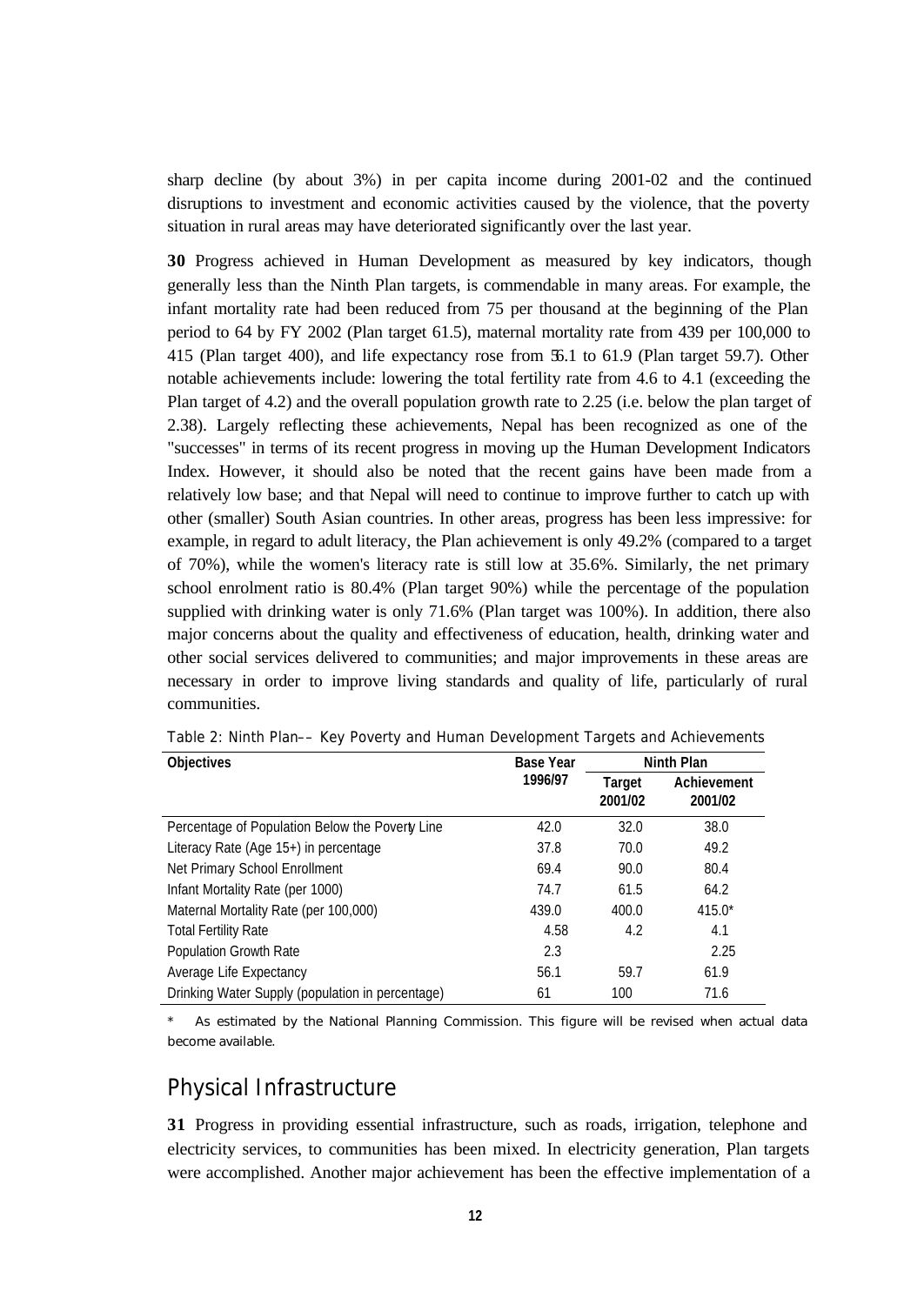sharp decline (by about 3%) in per capita income during 2001-02 and the continued disruptions to investment and economic activities caused by the violence, that the poverty situation in rural areas may have deteriorated significantly over the last year.

**30** Progress achieved in Human Development as measured by key indicators, though generally less than the Ninth Plan targets, is commendable in many areas. For example, the infant mortality rate had been reduced from 75 per thousand at the beginning of the Plan period to 64 by FY 2002 (Plan target 61.5), maternal mortality rate from 439 per 100,000 to 415 (Plan target 400), and life expectancy rose from 56.1 to 61.9 (Plan target 59.7). Other notable achievements include: lowering the total fertility rate from 4.6 to 4.1 (exceeding the Plan target of 4.2) and the overall population growth rate to 2.25 (i.e. below the plan target of 2.38). Largely reflecting these achievements, Nepal has been recognized as one of the "successes" in terms of its recent progress in moving up the Human Development Indicators Index. However, it should also be noted that the recent gains have been made from a relatively low base; and that Nepal will need to continue to improve further to catch up with other (smaller) South Asian countries. In other areas, progress has been less impressive: for example, in regard to adult literacy, the Plan achievement is only 49.2% (compared to a target of 70%), while the women's literacy rate is still low at 35.6%. Similarly, the net primary school enrolment ratio is 80.4% (Plan target 90%) while the percentage of the population supplied with drinking water is only 71.6% (Plan target was 100%). In addition, there also major concerns about the quality and effectiveness of education, health, drinking water and other social services delivered to communities; and major improvements in these areas are necessary in order to improve living standards and quality of life, particularly of rural communities.

Table 2: Ninth Plan–– Key Poverty and Human Development Targets and Achievements

| Objectives | Base Year 1996/97 | Ninth Plan | |
|---|---|---|---|
| | | Target 2001/02 | Achievement 2001/02 |
| Percentage of Population Below the Poverty Line | 42.0 | 32.0 | 38.0 |
| Literacy Rate (Age 15+) in percentage | 37.8 | 70.0 | 49.2 |
| Net Primary School Enrollment | 69.4 | 90.0 | 80.4 |
| Infant Mortality Rate (per 1000) | 74.7 | 61.5 | 64.2 |
| Maternal Mortality Rate (per 100,000) | 439.0 | 400.0 | 415.0* |
| Total Fertility Rate | 4.58 | 4.2 | 4.1 |
| Population Growth Rate | 2.3 | | 2.25 |
| Average Life Expectancy | 56.1 | 59.7 | 61.9 |
| Drinking Water Supply (population in percentage) | 61 | 100 | 71.6 |

\* As estimated by the National Planning Commission. This figure will be revised when actual data become available.

## Physical Infrastructure

**31** Progress in providing essential infrastructure, such as roads, irrigation, telephone and electricity services, to communities has been mixed. In electricity generation, Plan targets were accomplished. Another major achievement has been the effective implementation of a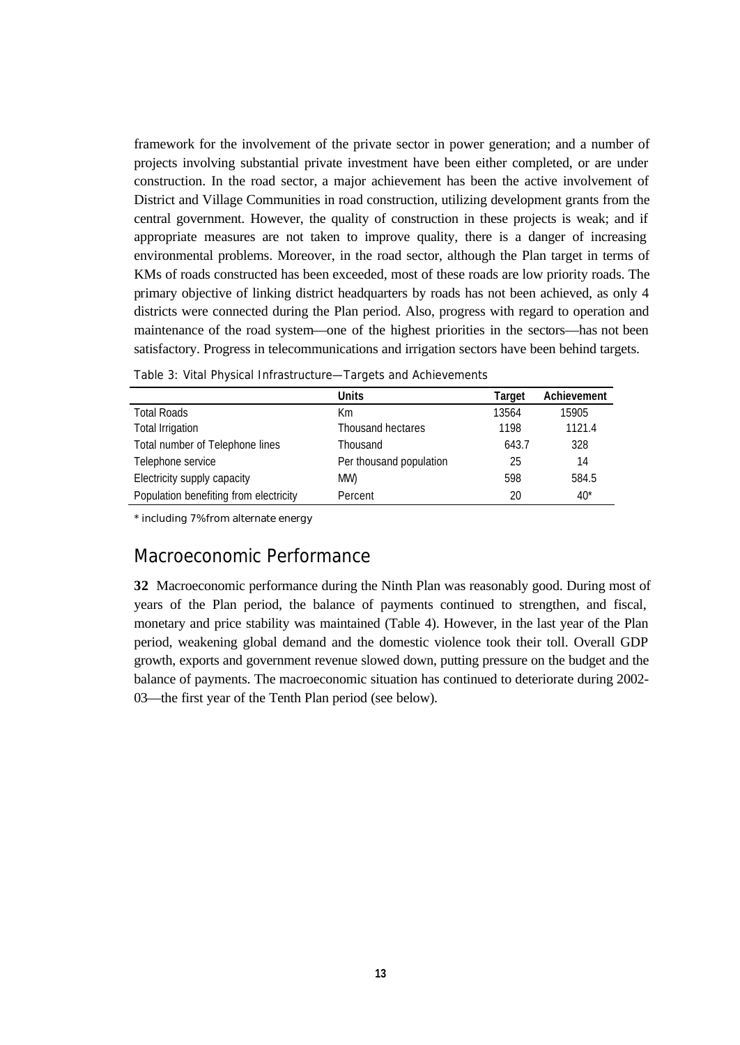framework for the involvement of the private sector in power generation; and a number of projects involving substantial private investment have been either completed, or are under construction. In the road sector, a major achievement has been the active involvement of District and Village Communities in road construction, utilizing development grants from the central government. However, the quality of construction in these projects is weak; and if appropriate measures are not taken to improve quality, there is a danger of increasing environmental problems. Moreover, in the road sector, although the Plan target in terms of KMs of roads constructed has been exceeded, most of these roads are low priority roads. The primary objective of linking district headquarters by roads has not been achieved, as only 4 districts were connected during the Plan period. Also, progress with regard to operation and maintenance of the road system—one of the highest priorities in the sectors—has not been satisfactory. Progress in telecommunications and irrigation sectors have been behind targets.

Table 3: Vital Physical Infrastructure—Targets and Achievements

| | Units | Target | Achievement |
|---|---|---|---|
| Total Roads | Km | 13564 | 15905 |
| Total Irrigation | Thousand hectares | 1198 | 1121.4 |
| Total number of Telephone lines | Thousand | 643.7 | 328 |
| Telephone service | Per thousand population | 25 | 14 |
| Electricity supply capacity | MW) | 598 | 584.5 |
| Population benefiting from electricity | Percent | 20 | 40* |

* including 7% from alternate energy

## Macroeconomic Performance

**32** Macroeconomic performance during the Ninth Plan was reasonably good. During most of years of the Plan period, the balance of payments continued to strengthen, and fiscal, monetary and price stability was maintained (Table 4). However, in the last year of the Plan period, weakening global demand and the domestic violence took their toll. Overall GDP growth, exports and government revenue slowed down, putting pressure on the budget and the balance of payments. The macroeconomic situation has continued to deteriorate during 2002-03—the first year of the Tenth Plan period (see below).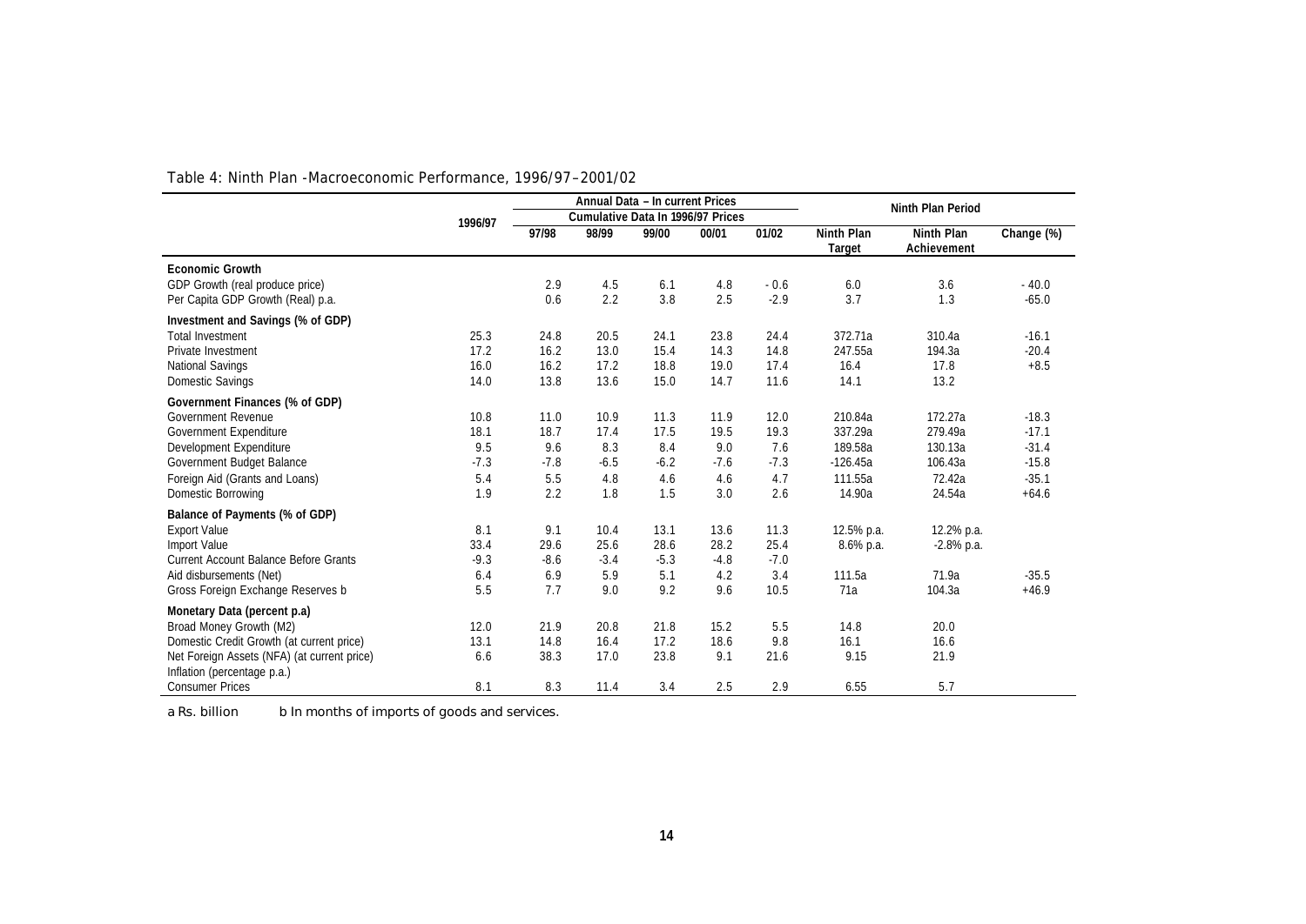Table 4: Ninth Plan -Macroeconomic Performance, 1996/97–2001/02

| | 1996/97 | Annual Data – In current Prices Cumulative Data In 1996/97 Prices | | | | | Ninth Plan Period | | |
|---|---|---|---|---|---|---|---|---|---|
| | | 97/98 | 98/99 | 99/00 | 00/01 | 01/02 | Ninth Plan Target | Ninth Plan Achievement | Change (%) |
| **Economic Growth** | | | | | | | | | |
| GDP Growth (real produce price) | | 2.9 | 4.5 | 6.1 | 4.8 | - 0.6 | 6.0 | 3.6 | - 40.0 |
| Per Capita GDP Growth (Real) p.a. | | 0.6 | 2.2 | 3.8 | 2.5 | -2.9 | 3.7 | 1.3 | -65.0 |
| **Investment and Savings (% of GDP)** | | | | | | | | | |
| Total Investment | 25.3 | 24.8 | 20.5 | 24.1 | 23.8 | 24.4 | 372.71a | 310.4a | -16.1 |
| Private Investment | 17.2 | 16.2 | 13.0 | 15.4 | 14.3 | 14.8 | 247.55a | 194.3a | -20.4 |
| National Savings | 16.0 | 16.2 | 17.2 | 18.8 | 19.0 | 17.4 | 16.4 | 17.8 | +8.5 |
| Domestic Savings | 14.0 | 13.8 | 13.6 | 15.0 | 14.7 | 11.6 | 14.1 | 13.2 | |
| **Government Finances (% of GDP)** | | | | | | | | | |
| Government Revenue | 10.8 | 11.0 | 10.9 | 11.3 | 11.9 | 12.0 | 210.84a | 172.27a | -18.3 |
| Government Expenditure | 18.1 | 18.7 | 17.4 | 17.5 | 19.5 | 19.3 | 337.29a | 279.49a | -17.1 |
| Development Expenditure | 9.5 | 9.6 | 8.3 | 8.4 | 9.0 | 7.6 | 189.58a | 130.13a | -31.4 |
| Government Budget Balance | -7.3 | -7.8 | -6.5 | -6.2 | -7.6 | -7.3 | -126.45a | 106.43a | -15.8 |
| Foreign Aid (Grants and Loans) | 5.4 | 5.5 | 4.8 | 4.6 | 4.6 | 4.7 | 111.55a | 72.42a | -35.1 |
| Domestic Borrowing | 1.9 | 2.2 | 1.8 | 1.5 | 3.0 | 2.6 | 14.90a | 24.54a | +64.6 |
| **Balance of Payments (% of GDP)** | | | | | | | | | |
| Export Value | 8.1 | 9.1 | 10.4 | 13.1 | 13.6 | 11.3 | 12.5% p.a. | 12.2% p.a. | |
| Import Value | 33.4 | 29.6 | 25.6 | 28.6 | 28.2 | 25.4 | 8.6% p.a. | -2.8% p.a. | |
| Current Account Balance Before Grants | -9.3 | -8.6 | -3.4 | -5.3 | -4.8 | -7.0 | | | |
| Aid disbursements (Net) | 6.4 | 6.9 | 5.9 | 5.1 | 4.2 | 3.4 | 111.5a | 71.9a | -35.5 |
| Gross Foreign Exchange Reserves b | 5.5 | 7.7 | 9.0 | 9.2 | 9.6 | 10.5 | 71a | 104.3a | +46.9 |
| **Monetary Data (percent p.a)** | | | | | | | | | |
| Broad Money Growth (M2) | 12.0 | 21.9 | 20.8 | 21.8 | 15.2 | 5.5 | 14.8 | 20.0 | |
| Domestic Credit Growth (at current price) | 13.1 | 14.8 | 16.4 | 17.2 | 18.6 | 9.8 | 16.1 | 16.6 | |
| Net Foreign Assets (NFA) (at current price) | 6.6 | 38.3 | 17.0 | 23.8 | 9.1 | 21.6 | 9.15 | 21.9 | |
| Inflation (percentage p.a.) | | | | | | | | | |
| Consumer Prices | 8.1 | 8.3 | 11.4 | 3.4 | 2.5 | 2.9 | 6.55 | 5.7 | |

a Rs. billion b In months of imports of goods and services.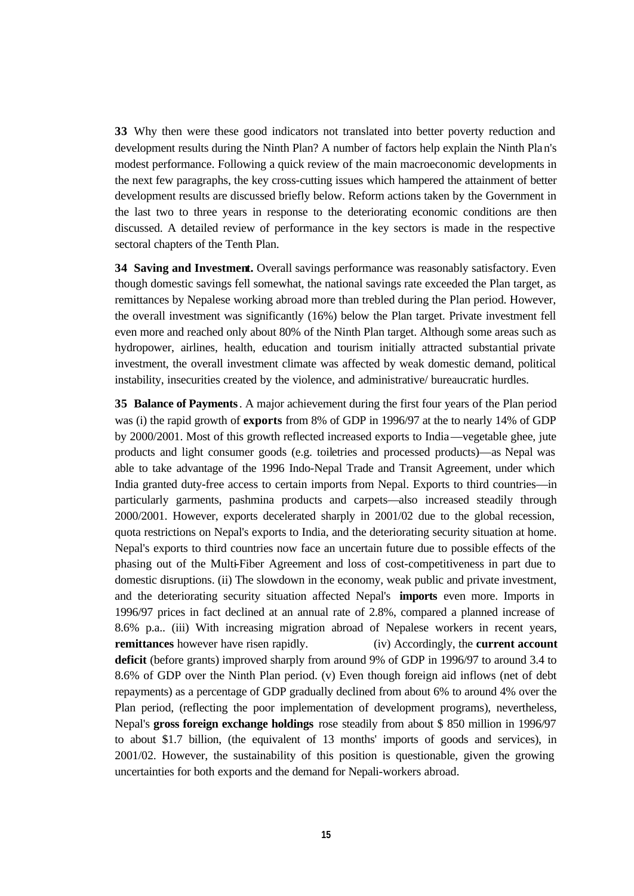**33** Why then were these good indicators not translated into better poverty reduction and development results during the Ninth Plan? A number of factors help explain the Ninth Plan's modest performance. Following a quick review of the main macroeconomic developments in the next few paragraphs, the key cross-cutting issues which hampered the attainment of better development results are discussed briefly below. Reform actions taken by the Government in the last two to three years in response to the deteriorating economic conditions are then discussed. A detailed review of performance in the key sectors is made in the respective sectoral chapters of the Tenth Plan.

**34 Saving and Investment.** Overall savings performance was reasonably satisfactory. Even though domestic savings fell somewhat, the national savings rate exceeded the Plan target, as remittances by Nepalese working abroad more than trebled during the Plan period. However, the overall investment was significantly (16%) below the Plan target. Private investment fell even more and reached only about 80% of the Ninth Plan target. Although some areas such as hydropower, airlines, health, education and tourism initially attracted substantial private investment, the overall investment climate was affected by weak domestic demand, political instability, insecurities created by the violence, and administrative/ bureaucratic hurdles.

**35 Balance of Payments**. A major achievement during the first four years of the Plan period was (i) the rapid growth of **exports** from 8% of GDP in 1996/97 at the to nearly 14% of GDP by 2000/2001. Most of this growth reflected increased exports to India—vegetable ghee, jute products and light consumer goods (e.g. toiletries and processed products)—as Nepal was able to take advantage of the 1996 Indo-Nepal Trade and Transit Agreement, under which India granted duty-free access to certain imports from Nepal. Exports to third countries—in particularly garments, pashmina products and carpets—also increased steadily through 2000/2001. However, exports decelerated sharply in 2001/02 due to the global recession, quota restrictions on Nepal's exports to India, and the deteriorating security situation at home. Nepal's exports to third countries now face an uncertain future due to possible effects of the phasing out of the Multi-Fiber Agreement and loss of cost-competitiveness in part due to domestic disruptions. (ii) The slowdown in the economy, weak public and private investment, and the deteriorating security situation affected Nepal's **imports** even more. Imports in 1996/97 prices in fact declined at an annual rate of 2.8%, compared a planned increase of 8.6% p.a.. (iii) With increasing migration abroad of Nepalese workers in recent years, **remittances** however have risen rapidly. (iv) Accordingly, the **current account deficit** (before grants) improved sharply from around 9% of GDP in 1996/97 to around 3.4 to 8.6% of GDP over the Ninth Plan period. (v) Even though foreign aid inflows (net of debt repayments) as a percentage of GDP gradually declined from about 6% to around 4% over the Plan period, (reflecting the poor implementation of development programs), nevertheless, Nepal's **gross foreign exchange holdings** rose steadily from about $ 850 million in 1996/97 to about $1.7 billion, (the equivalent of 13 months' imports of goods and services), in 2001/02. However, the sustainability of this position is questionable, given the growing uncertainties for both exports and the demand for Nepali-workers abroad.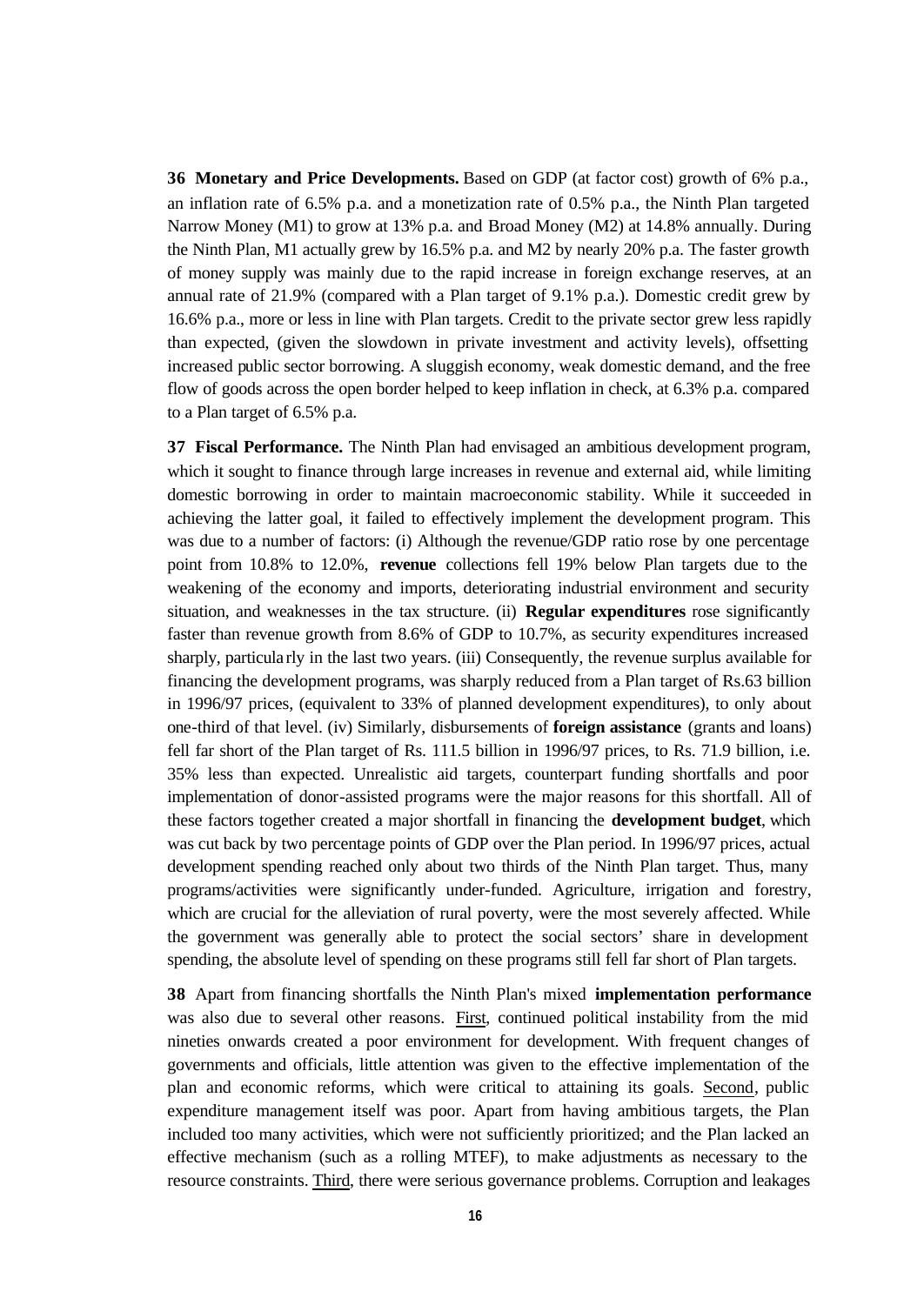**36 Monetary and Price Developments.** Based on GDP (at factor cost) growth of 6% p.a., an inflation rate of 6.5% p.a. and a monetization rate of 0.5% p.a., the Ninth Plan targeted Narrow Money (M1) to grow at 13% p.a. and Broad Money (M2) at 14.8% annually. During the Ninth Plan, M1 actually grew by 16.5% p.a. and M2 by nearly 20% p.a. The faster growth of money supply was mainly due to the rapid increase in foreign exchange reserves, at an annual rate of 21.9% (compared with a Plan target of 9.1% p.a.). Domestic credit grew by 16.6% p.a., more or less in line with Plan targets. Credit to the private sector grew less rapidly than expected, (given the slowdown in private investment and activity levels), offsetting increased public sector borrowing. A sluggish economy, weak domestic demand, and the free flow of goods across the open border helped to keep inflation in check, at 6.3% p.a. compared to a Plan target of 6.5% p.a.

**37 Fiscal Performance.** The Ninth Plan had envisaged an ambitious development program, which it sought to finance through large increases in revenue and external aid, while limiting domestic borrowing in order to maintain macroeconomic stability. While it succeeded in achieving the latter goal, it failed to effectively implement the development program. This was due to a number of factors: (i) Although the revenue/GDP ratio rose by one percentage point from 10.8% to 12.0%, **revenue** collections fell 19% below Plan targets due to the weakening of the economy and imports, deteriorating industrial environment and security situation, and weaknesses in the tax structure. (ii) **Regular expenditures** rose significantly faster than revenue growth from 8.6% of GDP to 10.7%, as security expenditures increased sharply, particularly in the last two years. (iii) Consequently, the revenue surplus available for financing the development programs, was sharply reduced from a Plan target of Rs.63 billion in 1996/97 prices, (equivalent to 33% of planned development expenditures), to only about one-third of that level. (iv) Similarly, disbursements of **foreign assistance** (grants and loans) fell far short of the Plan target of Rs. 111.5 billion in 1996/97 prices, to Rs. 71.9 billion, i.e. 35% less than expected. Unrealistic aid targets, counterpart funding shortfalls and poor implementation of donor-assisted programs were the major reasons for this shortfall. All of these factors together created a major shortfall in financing the **development budget**, which was cut back by two percentage points of GDP over the Plan period. In 1996/97 prices, actual development spending reached only about two thirds of the Ninth Plan target. Thus, many programs/activities were significantly under-funded. Agriculture, irrigation and forestry, which are crucial for the alleviation of rural poverty, were the most severely affected. While the government was generally able to protect the social sectors' share in development spending, the absolute level of spending on these programs still fell far short of Plan targets.

**38** Apart from financing shortfalls the Ninth Plan's mixed **implementation performance** was also due to several other reasons. First, continued political instability from the mid nineties onwards created a poor environment for development. With frequent changes of governments and officials, little attention was given to the effective implementation of the plan and economic reforms, which were critical to attaining its goals. Second, public expenditure management itself was poor. Apart from having ambitious targets, the Plan included too many activities, which were not sufficiently prioritized; and the Plan lacked an effective mechanism (such as a rolling MTEF), to make adjustments as necessary to the resource constraints. Third, there were serious governance problems. Corruption and leakages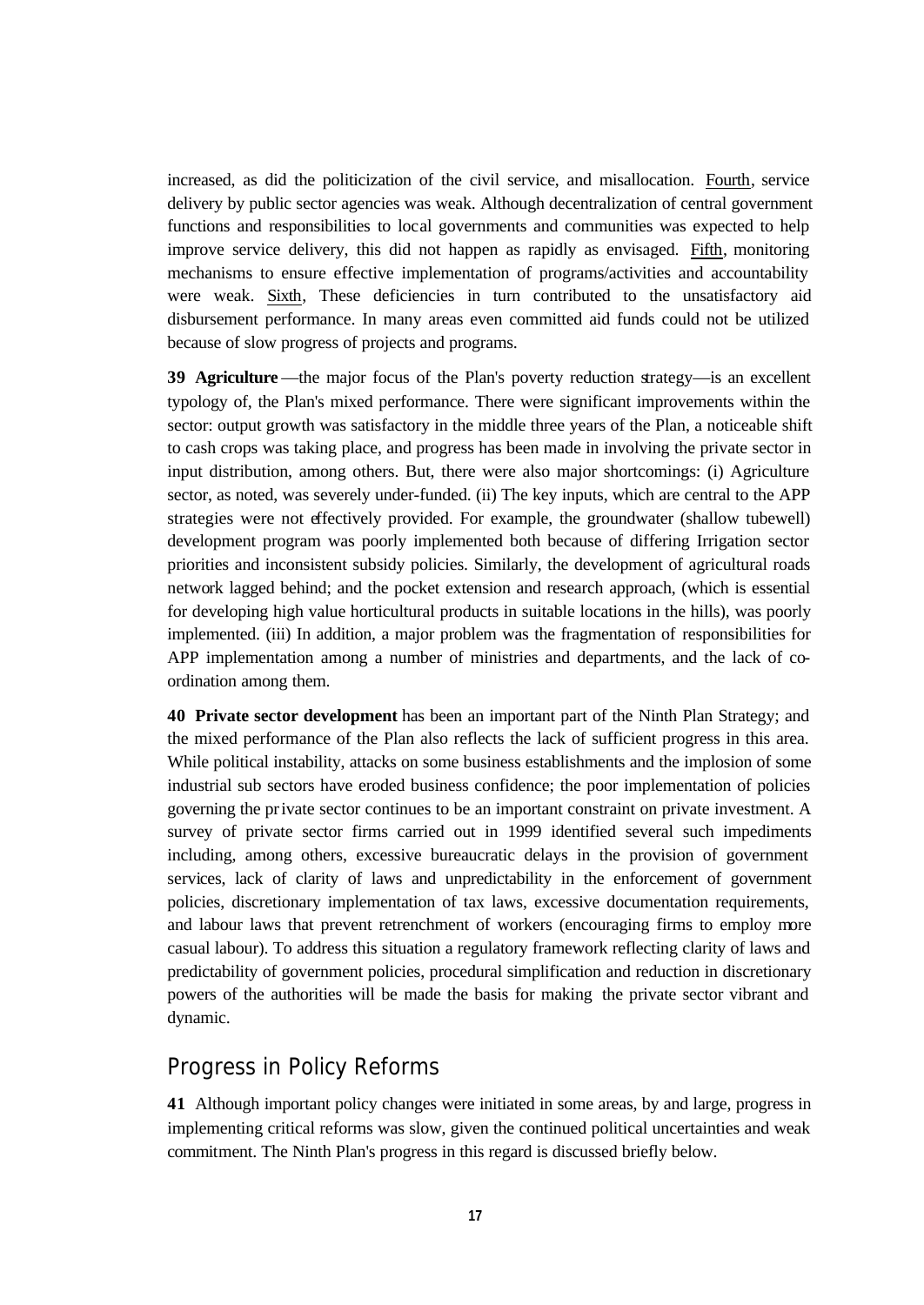increased, as did the politicization of the civil service, and misallocation. Fourth, service delivery by public sector agencies was weak. Although decentralization of central government functions and responsibilities to local governments and communities was expected to help improve service delivery, this did not happen as rapidly as envisaged. Fifth, monitoring mechanisms to ensure effective implementation of programs/activities and accountability were weak. Sixth, These deficiencies in turn contributed to the unsatisfactory aid disbursement performance. In many areas even committed aid funds could not be utilized because of slow progress of projects and programs.

**39 Agriculture** —the major focus of the Plan's poverty reduction strategy—is an excellent typology of, the Plan's mixed performance. There were significant improvements within the sector: output growth was satisfactory in the middle three years of the Plan, a noticeable shift to cash crops was taking place, and progress has been made in involving the private sector in input distribution, among others. But, there were also major shortcomings: (i) Agriculture sector, as noted, was severely under-funded. (ii) The key inputs, which are central to the APP strategies were not effectively provided. For example, the groundwater (shallow tubewell) development program was poorly implemented both because of differing Irrigation sector priorities and inconsistent subsidy policies. Similarly, the development of agricultural roads network lagged behind; and the pocket extension and research approach, (which is essential for developing high value horticultural products in suitable locations in the hills), was poorly implemented. (iii) In addition, a major problem was the fragmentation of responsibilities for APP implementation among a number of ministries and departments, and the lack of co-ordination among them.

**40 Private sector development** has been an important part of the Ninth Plan Strategy; and the mixed performance of the Plan also reflects the lack of sufficient progress in this area. While political instability, attacks on some business establishments and the implosion of some industrial sub sectors have eroded business confidence; the poor implementation of policies governing the private sector continues to be an important constraint on private investment. A survey of private sector firms carried out in 1999 identified several such impediments including, among others, excessive bureaucratic delays in the provision of government services, lack of clarity of laws and unpredictability in the enforcement of government policies, discretionary implementation of tax laws, excessive documentation requirements, and labour laws that prevent retrenchment of workers (encouraging firms to employ more casual labour). To address this situation a regulatory framework reflecting clarity of laws and predictability of government policies, procedural simplification and reduction in discretionary powers of the authorities will be made the basis for making the private sector vibrant and dynamic.

## Progress in Policy Reforms

**41** Although important policy changes were initiated in some areas, by and large, progress in implementing critical reforms was slow, given the continued political uncertainties and weak commitment. The Ninth Plan's progress in this regard is discussed briefly below.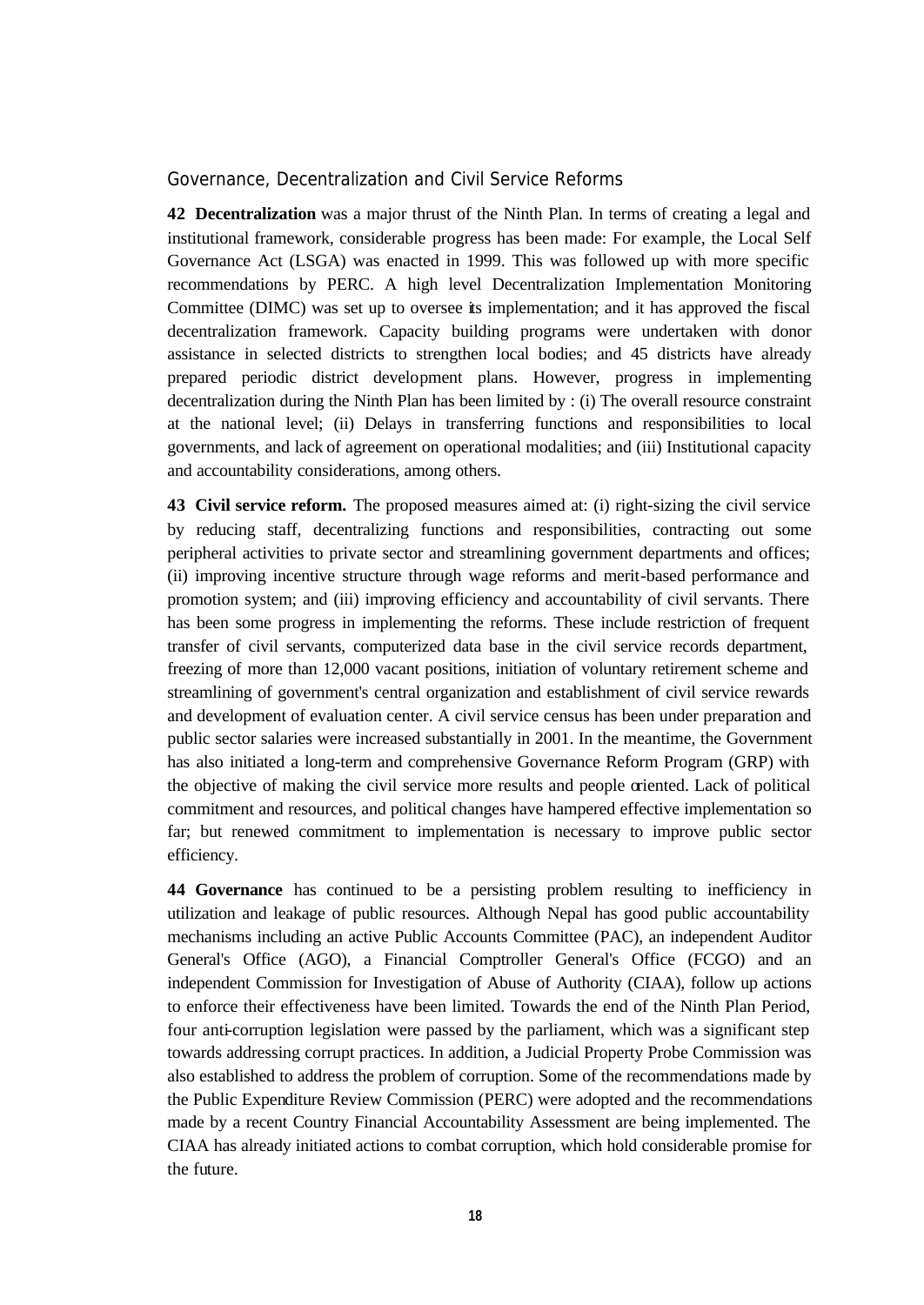## Governance, Decentralization and Civil Service Reforms

**42 Decentralization** was a major thrust of the Ninth Plan. In terms of creating a legal and institutional framework, considerable progress has been made: For example, the Local Self Governance Act (LSGA) was enacted in 1999. This was followed up with more specific recommendations by PERC. A high level Decentralization Implementation Monitoring Committee (DIMC) was set up to oversee its implementation; and it has approved the fiscal decentralization framework. Capacity building programs were undertaken with donor assistance in selected districts to strengthen local bodies; and 45 districts have already prepared periodic district development plans. However, progress in implementing decentralization during the Ninth Plan has been limited by : (i) The overall resource constraint at the national level; (ii) Delays in transferring functions and responsibilities to local governments, and lack of agreement on operational modalities; and (iii) Institutional capacity and accountability considerations, among others.

**43 Civil service reform.** The proposed measures aimed at: (i) right-sizing the civil service by reducing staff, decentralizing functions and responsibilities, contracting out some peripheral activities to private sector and streamlining government departments and offices; (ii) improving incentive structure through wage reforms and merit-based performance and promotion system; and (iii) improving efficiency and accountability of civil servants. There has been some progress in implementing the reforms. These include restriction of frequent transfer of civil servants, computerized data base in the civil service records department, freezing of more than 12,000 vacant positions, initiation of voluntary retirement scheme and streamlining of government's central organization and establishment of civil service rewards and development of evaluation center. A civil service census has been under preparation and public sector salaries were increased substantially in 2001. In the meantime, the Government has also initiated a long-term and comprehensive Governance Reform Program (GRP) with the objective of making the civil service more results and people oriented. Lack of political commitment and resources, and political changes have hampered effective implementation so far; but renewed commitment to implementation is necessary to improve public sector efficiency.

**44 Governance** has continued to be a persisting problem resulting to inefficiency in utilization and leakage of public resources. Although Nepal has good public accountability mechanisms including an active Public Accounts Committee (PAC), an independent Auditor General's Office (AGO), a Financial Comptroller General's Office (FCGO) and an independent Commission for Investigation of Abuse of Authority (CIAA), follow up actions to enforce their effectiveness have been limited. Towards the end of the Ninth Plan Period, four anti-corruption legislation were passed by the parliament, which was a significant step towards addressing corrupt practices. In addition, a Judicial Property Probe Commission was also established to address the problem of corruption. Some of the recommendations made by the Public Expenditure Review Commission (PERC) were adopted and the recommendations made by a recent Country Financial Accountability Assessment are being implemented. The CIAA has already initiated actions to combat corruption, which hold considerable promise for the future.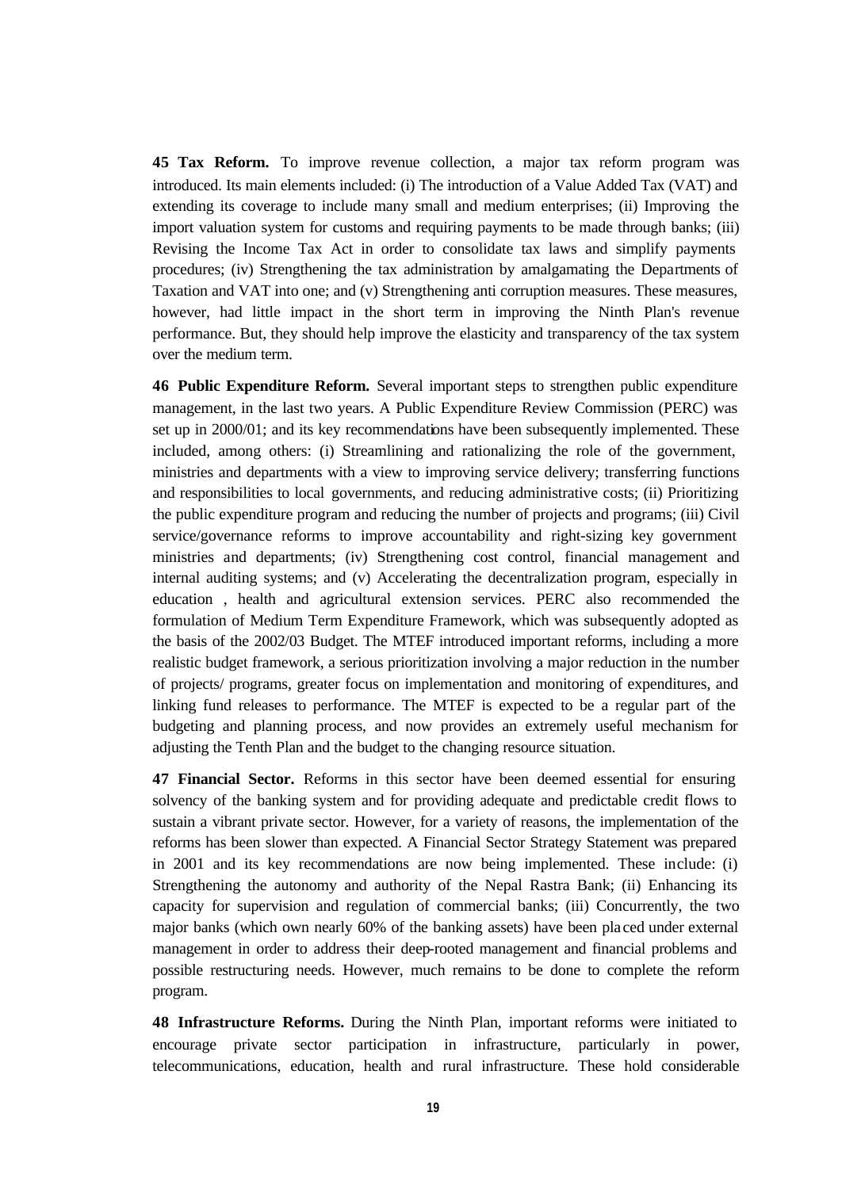**45 Tax Reform.** To improve revenue collection, a major tax reform program was introduced. Its main elements included: (i) The introduction of a Value Added Tax (VAT) and extending its coverage to include many small and medium enterprises; (ii) Improving the import valuation system for customs and requiring payments to be made through banks; (iii) Revising the Income Tax Act in order to consolidate tax laws and simplify payments procedures; (iv) Strengthening the tax administration by amalgamating the Departments of Taxation and VAT into one; and (v) Strengthening anti corruption measures. These measures, however, had little impact in the short term in improving the Ninth Plan's revenue performance. But, they should help improve the elasticity and transparency of the tax system over the medium term.

**46 Public Expenditure Reform.** Several important steps to strengthen public expenditure management, in the last two years. A Public Expenditure Review Commission (PERC) was set up in 2000/01; and its key recommendations have been subsequently implemented. These included, among others: (i) Streamlining and rationalizing the role of the government, ministries and departments with a view to improving service delivery; transferring functions and responsibilities to local governments, and reducing administrative costs; (ii) Prioritizing the public expenditure program and reducing the number of projects and programs; (iii) Civil service/governance reforms to improve accountability and right-sizing key government ministries and departments; (iv) Strengthening cost control, financial management and internal auditing systems; and (v) Accelerating the decentralization program, especially in education , health and agricultural extension services. PERC also recommended the formulation of Medium Term Expenditure Framework, which was subsequently adopted as the basis of the 2002/03 Budget. The MTEF introduced important reforms, including a more realistic budget framework, a serious prioritization involving a major reduction in the number of projects/ programs, greater focus on implementation and monitoring of expenditures, and linking fund releases to performance. The MTEF is expected to be a regular part of the budgeting and planning process, and now provides an extremely useful mechanism for adjusting the Tenth Plan and the budget to the changing resource situation.

**47 Financial Sector.** Reforms in this sector have been deemed essential for ensuring solvency of the banking system and for providing adequate and predictable credit flows to sustain a vibrant private sector. However, for a variety of reasons, the implementation of the reforms has been slower than expected. A Financial Sector Strategy Statement was prepared in 2001 and its key recommendations are now being implemented. These include: (i) Strengthening the autonomy and authority of the Nepal Rastra Bank; (ii) Enhancing its capacity for supervision and regulation of commercial banks; (iii) Concurrently, the two major banks (which own nearly 60% of the banking assets) have been placed under external management in order to address their deep-rooted management and financial problems and possible restructuring needs. However, much remains to be done to complete the reform program.

**48 Infrastructure Reforms.** During the Ninth Plan, important reforms were initiated to encourage private sector participation in infrastructure, particularly in power, telecommunications, education, health and rural infrastructure. These hold considerable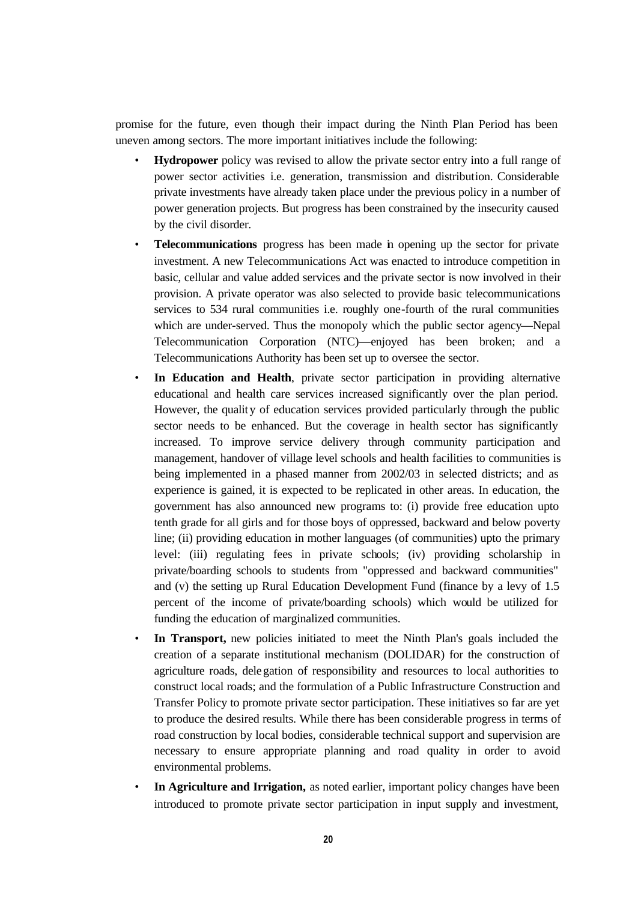promise for the future, even though their impact during the Ninth Plan Period has been uneven among sectors. The more important initiatives include the following:

- **Hydropower** policy was revised to allow the private sector entry into a full range of power sector activities i.e. generation, transmission and distribution. Considerable private investments have already taken place under the previous policy in a number of power generation projects. But progress has been constrained by the insecurity caused by the civil disorder.
- **Telecommunications** progress has been made in opening up the sector for private investment. A new Telecommunications Act was enacted to introduce competition in basic, cellular and value added services and the private sector is now involved in their provision. A private operator was also selected to provide basic telecommunications services to 534 rural communities i.e. roughly one-fourth of the rural communities which are under-served. Thus the monopoly which the public sector agency—Nepal Telecommunication Corporation (NTC)—enjoyed has been broken; and a Telecommunications Authority has been set up to oversee the sector.
- **In Education and Health**, private sector participation in providing alternative educational and health care services increased significantly over the plan period. However, the quality of education services provided particularly through the public sector needs to be enhanced. But the coverage in health sector has significantly increased. To improve service delivery through community participation and management, handover of village level schools and health facilities to communities is being implemented in a phased manner from 2002/03 in selected districts; and as experience is gained, it is expected to be replicated in other areas. In education, the government has also announced new programs to: (i) provide free education upto tenth grade for all girls and for those boys of oppressed, backward and below poverty line; (ii) providing education in mother languages (of communities) upto the primary level: (iii) regulating fees in private schools; (iv) providing scholarship in private/boarding schools to students from "oppressed and backward communities" and (v) the setting up Rural Education Development Fund (finance by a levy of 1.5 percent of the income of private/boarding schools) which would be utilized for funding the education of marginalized communities.
- **In Transport,** new policies initiated to meet the Ninth Plan's goals included the creation of a separate institutional mechanism (DOLIDAR) for the construction of agriculture roads, delegation of responsibility and resources to local authorities to construct local roads; and the formulation of a Public Infrastructure Construction and Transfer Policy to promote private sector participation. These initiatives so far are yet to produce the desired results. While there has been considerable progress in terms of road construction by local bodies, considerable technical support and supervision are necessary to ensure appropriate planning and road quality in order to avoid environmental problems.
- **In Agriculture and Irrigation,** as noted earlier, important policy changes have been introduced to promote private sector participation in input supply and investment,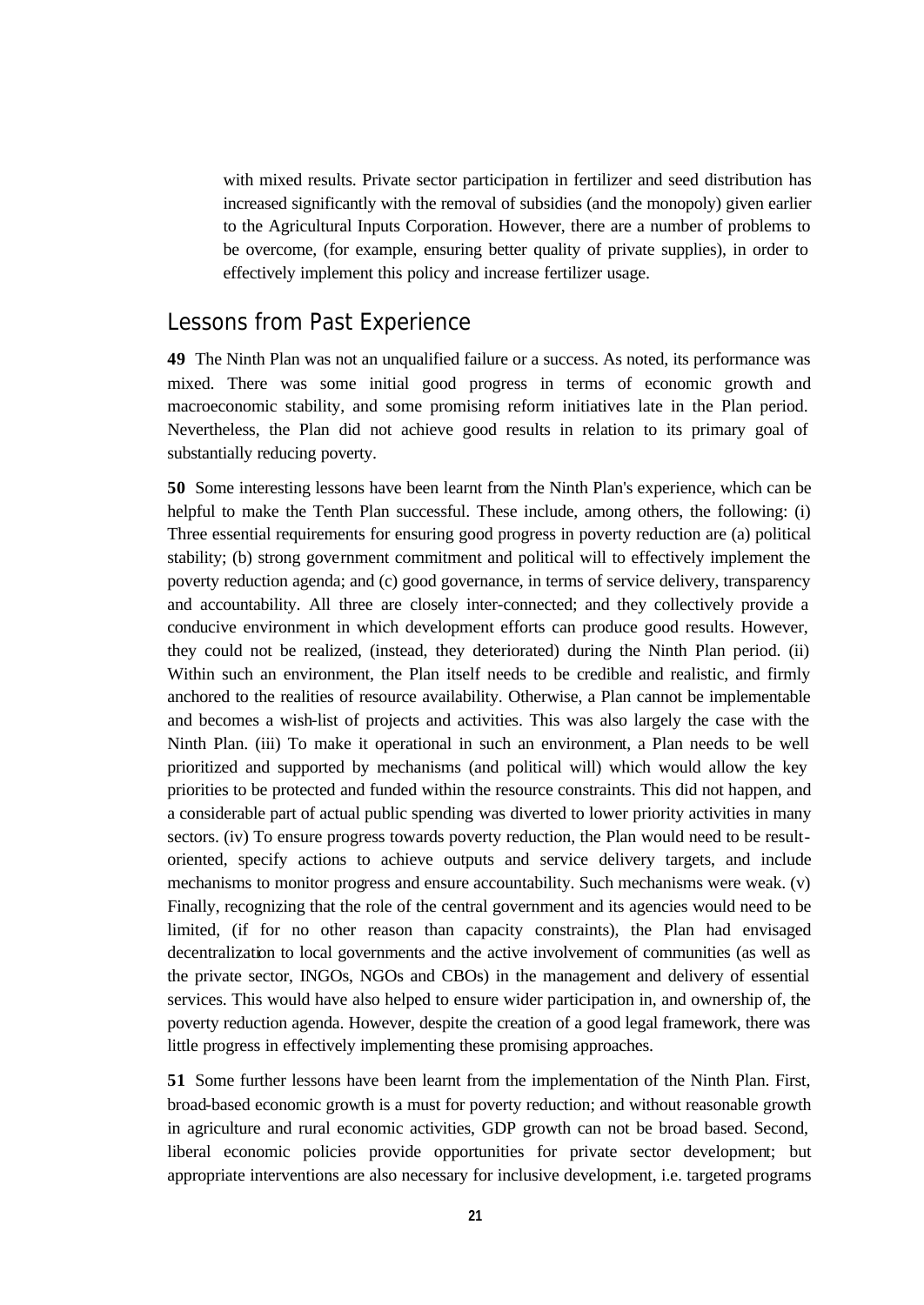with mixed results. Private sector participation in fertilizer and seed distribution has increased significantly with the removal of subsidies (and the monopoly) given earlier to the Agricultural Inputs Corporation. However, there are a number of problems to be overcome, (for example, ensuring better quality of private supplies), in order to effectively implement this policy and increase fertilizer usage.

## Lessons from Past Experience

**49** The Ninth Plan was not an unqualified failure or a success. As noted, its performance was mixed. There was some initial good progress in terms of economic growth and macroeconomic stability, and some promising reform initiatives late in the Plan period. Nevertheless, the Plan did not achieve good results in relation to its primary goal of substantially reducing poverty.

**50** Some interesting lessons have been learnt from the Ninth Plan's experience, which can be helpful to make the Tenth Plan successful. These include, among others, the following: (i) Three essential requirements for ensuring good progress in poverty reduction are (a) political stability; (b) strong government commitment and political will to effectively implement the poverty reduction agenda; and (c) good governance, in terms of service delivery, transparency and accountability. All three are closely inter-connected; and they collectively provide a conducive environment in which development efforts can produce good results. However, they could not be realized, (instead, they deteriorated) during the Ninth Plan period. (ii) Within such an environment, the Plan itself needs to be credible and realistic, and firmly anchored to the realities of resource availability. Otherwise, a Plan cannot be implementable and becomes a wish-list of projects and activities. This was also largely the case with the Ninth Plan. (iii) To make it operational in such an environment, a Plan needs to be well prioritized and supported by mechanisms (and political will) which would allow the key priorities to be protected and funded within the resource constraints. This did not happen, and a considerable part of actual public spending was diverted to lower priority activities in many sectors. (iv) To ensure progress towards poverty reduction, the Plan would need to be result-oriented, specify actions to achieve outputs and service delivery targets, and include mechanisms to monitor progress and ensure accountability. Such mechanisms were weak. (v) Finally, recognizing that the role of the central government and its agencies would need to be limited, (if for no other reason than capacity constraints), the Plan had envisaged decentralization to local governments and the active involvement of communities (as well as the private sector, INGOs, NGOs and CBOs) in the management and delivery of essential services. This would have also helped to ensure wider participation in, and ownership of, the poverty reduction agenda. However, despite the creation of a good legal framework, there was little progress in effectively implementing these promising approaches.

**51** Some further lessons have been learnt from the implementation of the Ninth Plan. First, broad-based economic growth is a must for poverty reduction; and without reasonable growth in agriculture and rural economic activities, GDP growth can not be broad based. Second, liberal economic policies provide opportunities for private sector development; but appropriate interventions are also necessary for inclusive development, i.e. targeted programs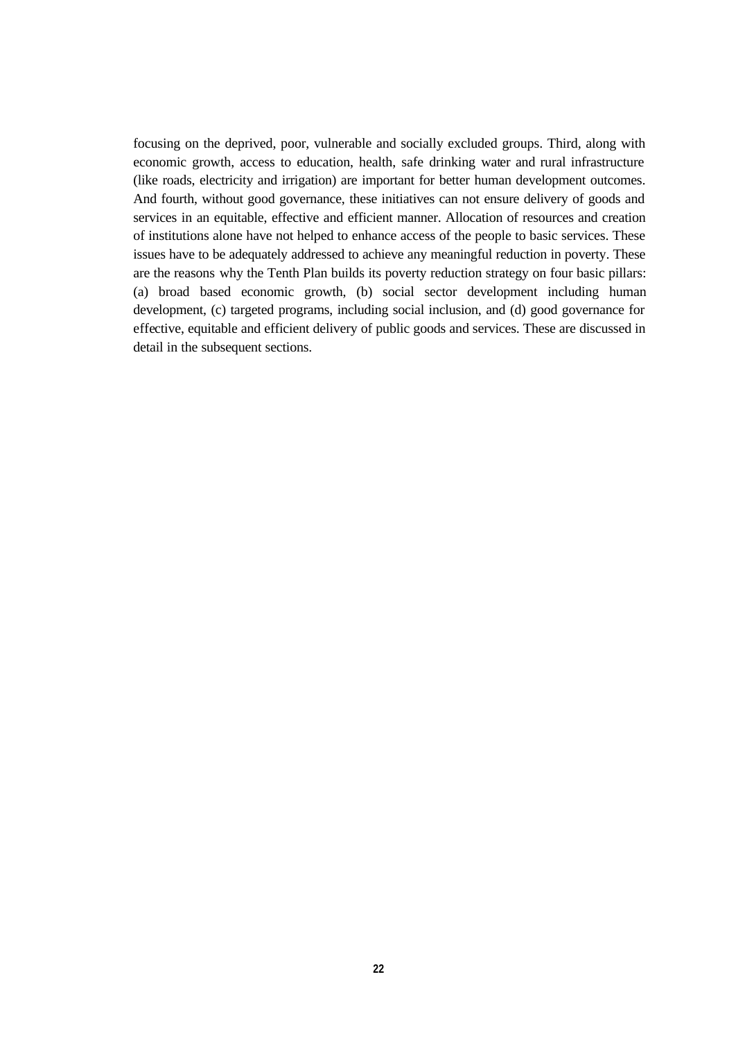focusing on the deprived, poor, vulnerable and socially excluded groups. Third, along with economic growth, access to education, health, safe drinking water and rural infrastructure (like roads, electricity and irrigation) are important for better human development outcomes. And fourth, without good governance, these initiatives can not ensure delivery of goods and services in an equitable, effective and efficient manner. Allocation of resources and creation of institutions alone have not helped to enhance access of the people to basic services. These issues have to be adequately addressed to achieve any meaningful reduction in poverty. These are the reasons why the Tenth Plan builds its poverty reduction strategy on four basic pillars: (a) broad based economic growth, (b) social sector development including human development, (c) targeted programs, including social inclusion, and (d) good governance for effective, equitable and efficient delivery of public goods and services. These are discussed in detail in the subsequent sections.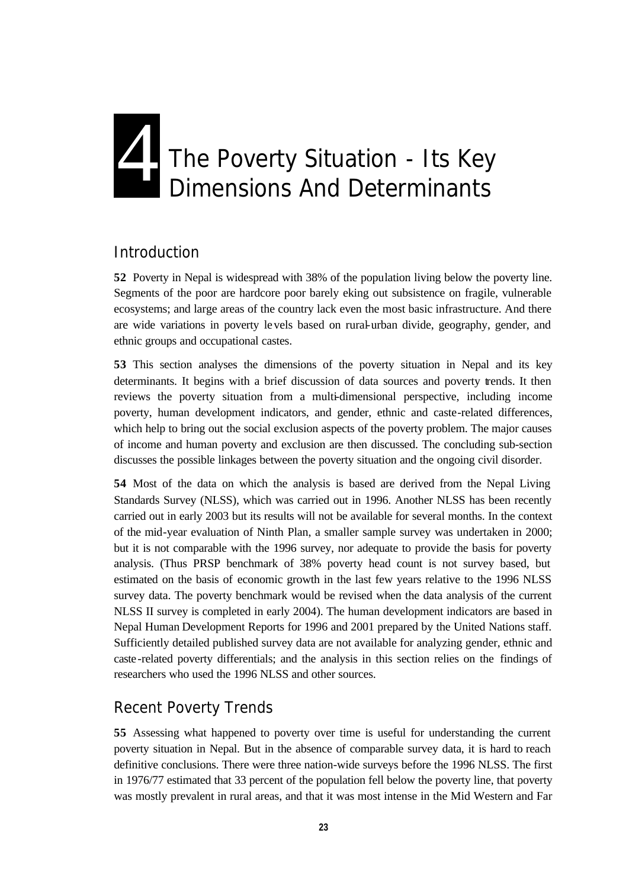# 4 The Poverty Situation - Its Key Dimensions And Determinants

## Introduction

**52** Poverty in Nepal is widespread with 38% of the population living below the poverty line. Segments of the poor are hardcore poor barely eking out subsistence on fragile, vulnerable ecosystems; and large areas of the country lack even the most basic infrastructure. And there are wide variations in poverty levels based on rural-urban divide, geography, gender, and ethnic groups and occupational castes.

**53** This section analyses the dimensions of the poverty situation in Nepal and its key determinants. It begins with a brief discussion of data sources and poverty trends. It then reviews the poverty situation from a multi-dimensional perspective, including income poverty, human development indicators, and gender, ethnic and caste-related differences, which help to bring out the social exclusion aspects of the poverty problem. The major causes of income and human poverty and exclusion are then discussed. The concluding sub-section discusses the possible linkages between the poverty situation and the ongoing civil disorder.

**54** Most of the data on which the analysis is based are derived from the Nepal Living Standards Survey (NLSS), which was carried out in 1996. Another NLSS has been recently carried out in early 2003 but its results will not be available for several months. In the context of the mid-year evaluation of Ninth Plan, a smaller sample survey was undertaken in 2000; but it is not comparable with the 1996 survey, nor adequate to provide the basis for poverty analysis. (Thus PRSP benchmark of 38% poverty head count is not survey based, but estimated on the basis of economic growth in the last few years relative to the 1996 NLSS survey data. The poverty benchmark would be revised when the data analysis of the current NLSS II survey is completed in early 2004). The human development indicators are based in Nepal Human Development Reports for 1996 and 2001 prepared by the United Nations staff. Sufficiently detailed published survey data are not available for analyzing gender, ethnic and caste-related poverty differentials; and the analysis in this section relies on the findings of researchers who used the 1996 NLSS and other sources.

## Recent Poverty Trends

**55** Assessing what happened to poverty over time is useful for understanding the current poverty situation in Nepal. But in the absence of comparable survey data, it is hard to reach definitive conclusions. There were three nation-wide surveys before the 1996 NLSS. The first in 1976/77 estimated that 33 percent of the population fell below the poverty line, that poverty was mostly prevalent in rural areas, and that it was most intense in the Mid Western and Far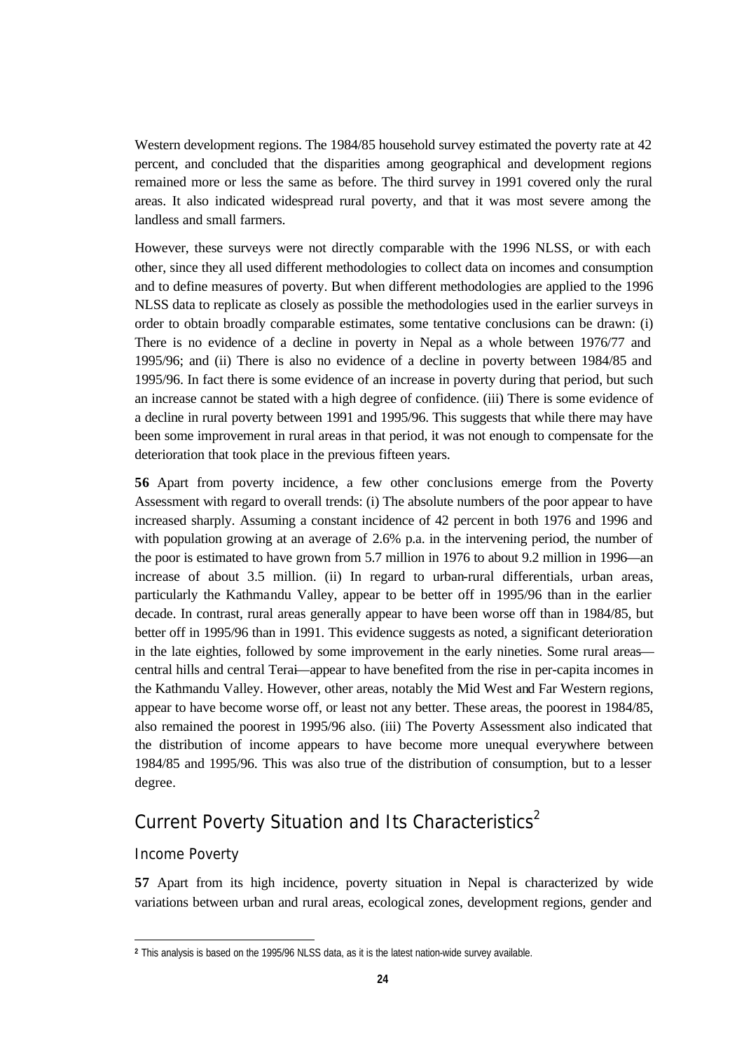Western development regions. The 1984/85 household survey estimated the poverty rate at 42 percent, and concluded that the disparities among geographical and development regions remained more or less the same as before. The third survey in 1991 covered only the rural areas. It also indicated widespread rural poverty, and that it was most severe among the landless and small farmers.

However, these surveys were not directly comparable with the 1996 NLSS, or with each other, since they all used different methodologies to collect data on incomes and consumption and to define measures of poverty. But when different methodologies are applied to the 1996 NLSS data to replicate as closely as possible the methodologies used in the earlier surveys in order to obtain broadly comparable estimates, some tentative conclusions can be drawn: (i) There is no evidence of a decline in poverty in Nepal as a whole between 1976/77 and 1995/96; and (ii) There is also no evidence of a decline in poverty between 1984/85 and 1995/96. In fact there is some evidence of an increase in poverty during that period, but such an increase cannot be stated with a high degree of confidence. (iii) There is some evidence of a decline in rural poverty between 1991 and 1995/96. This suggests that while there may have been some improvement in rural areas in that period, it was not enough to compensate for the deterioration that took place in the previous fifteen years.

**56** Apart from poverty incidence, a few other conclusions emerge from the Poverty Assessment with regard to overall trends: (i) The absolute numbers of the poor appear to have increased sharply. Assuming a constant incidence of 42 percent in both 1976 and 1996 and with population growing at an average of 2.6% p.a. in the intervening period, the number of the poor is estimated to have grown from 5.7 million in 1976 to about 9.2 million in 1996—an increase of about 3.5 million. (ii) In regard to urban-rural differentials, urban areas, particularly the Kathmandu Valley, appear to be better off in 1995/96 than in the earlier decade. In contrast, rural areas generally appear to have been worse off than in 1984/85, but better off in 1995/96 than in 1991. This evidence suggests as noted, a significant deterioration in the late eighties, followed by some improvement in the early nineties. Some rural areas—central hills and central Terai—appear to have benefited from the rise in per-capita incomes in the Kathmandu Valley. However, other areas, notably the Mid West and Far Western regions, appear to have become worse off, or least not any better. These areas, the poorest in 1984/85, also remained the poorest in 1995/96 also. (iii) The Poverty Assessment also indicated that the distribution of income appears to have become more unequal everywhere between 1984/85 and 1995/96. This was also true of the distribution of consumption, but to a lesser degree.

## Current Poverty Situation and Its Characteristics[2]

### Income Poverty

**57** Apart from its high incidence, poverty situation in Nepal is characterized by wide variations between urban and rural areas, ecological zones, development regions, gender and

[2] This analysis is based on the 1995/96 NLSS data, as it is the latest nation-wide survey available.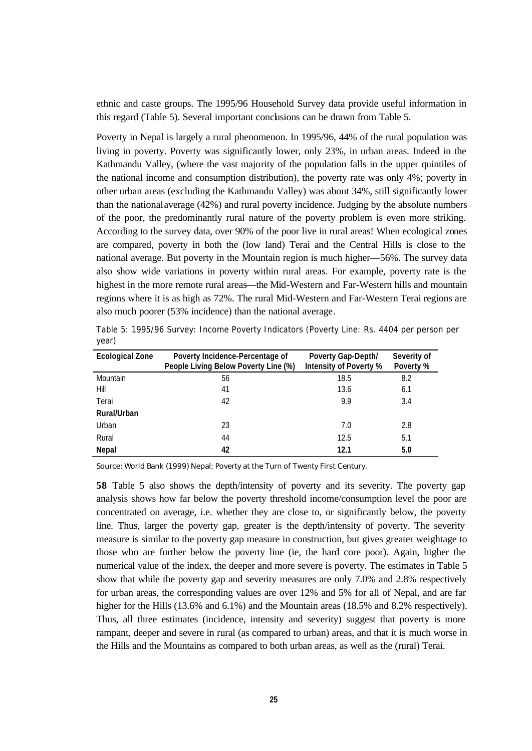ethnic and caste groups. The 1995/96 Household Survey data provide useful information in this regard (Table 5). Several important conclusions can be drawn from Table 5.

Poverty in Nepal is largely a rural phenomenon. In 1995/96, 44% of the rural population was living in poverty. Poverty was significantly lower, only 23%, in urban areas. Indeed in the Kathmandu Valley, (where the vast majority of the population falls in the upper quintiles of the national income and consumption distribution), the poverty rate was only 4%; poverty in other urban areas (excluding the Kathmandu Valley) was about 34%, still significantly lower than the national average (42%) and rural poverty incidence. Judging by the absolute numbers of the poor, the predominantly rural nature of the poverty problem is even more striking. According to the survey data, over 90% of the poor live in rural areas! When ecological zones are compared, poverty in both the (low land) Terai and the Central Hills is close to the national average. But poverty in the Mountain region is much higher—56%. The survey data also show wide variations in poverty within rural areas. For example, poverty rate is the highest in the more remote rural areas—the Mid-Western and Far-Western hills and mountain regions where it is as high as 72%. The rural Mid-Western and Far-Western Terai regions are also much poorer (53% incidence) than the national average.

Table 5: 1995/96 Survey: Income Poverty Indicators (Poverty Line: Rs. 4404 per person per year)

| Ecological Zone | Poverty Incidence-Percentage of People Living Below Poverty Line (%) | Poverty Gap-Depth/ Intensity of Poverty % | Severity of Poverty % |
|---|---|---|---|
| Mountain | 56 | 18.5 | 8.2 |
| Hill | 41 | 13.6 | 6.1 |
| Terai | 42 | 9.9 | 3.4 |
| **Rural/Urban** | | | |
| Urban | 23 | 7.0 | 2.8 |
| Rural | 44 | 12.5 | 5.1 |
| **Nepal** | **42** | **12.1** | **5.0** |

Source: World Bank (1999) Nepal; Poverty at the Turn of Twenty First Century.

**58** Table 5 also shows the depth/intensity of poverty and its severity. The poverty gap analysis shows how far below the poverty threshold income/consumption level the poor are concentrated on average, i.e. whether they are close to, or significantly below, the poverty line. Thus, larger the poverty gap, greater is the depth/intensity of poverty. The severity measure is similar to the poverty gap measure in construction, but gives greater weightage to those who are further below the poverty line (ie, the hard core poor). Again, higher the numerical value of the index, the deeper and more severe is poverty. The estimates in Table 5 show that while the poverty gap and severity measures are only 7.0% and 2.8% respectively for urban areas, the corresponding values are over 12% and 5% for all of Nepal, and are far higher for the Hills (13.6% and 6.1%) and the Mountain areas (18.5% and 8.2% respectively). Thus, all three estimates (incidence, intensity and severity) suggest that poverty is more rampant, deeper and severe in rural (as compared to urban) areas, and that it is much worse in the Hills and the Mountains as compared to both urban areas, as well as the (rural) Terai.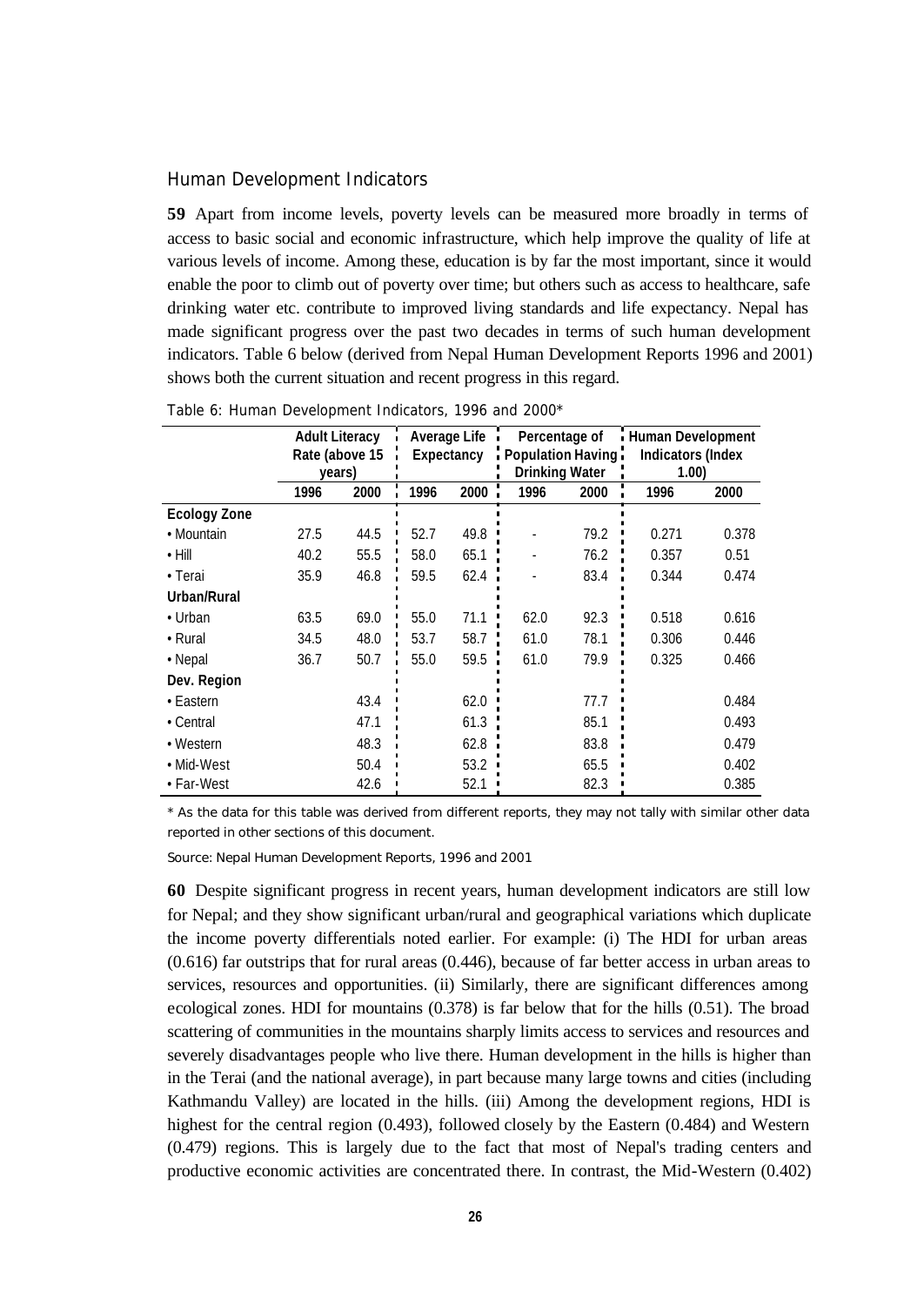## Human Development Indicators

**59** Apart from income levels, poverty levels can be measured more broadly in terms of access to basic social and economic infrastructure, which help improve the quality of life at various levels of income. Among these, education is by far the most important, since it would enable the poor to climb out of poverty over time; but others such as access to healthcare, safe drinking water etc. contribute to improved living standards and life expectancy. Nepal has made significant progress over the past two decades in terms of such human development indicators. Table 6 below (derived from Nepal Human Development Reports 1996 and 2001) shows both the current situation and recent progress in this regard.

Table 6: Human Development Indicators, 1996 and 2000*

| | Adult Literacy Rate (above 15 years) | | Average Life Expectancy | | Percentage of Population Having Drinking Water | | Human Development Indicators (Index 1.00) | |
|---|---|---|---|---|---|---|---|---|
| | 1996 | 2000 | 1996 | 2000 | 1996 | 2000 | 1996 | 2000 |
| **Ecology Zone** | | | | | | | | |
| • Mountain | 27.5 | 44.5 | 52.7 | 49.8 | - | 79.2 | 0.271 | 0.378 |
| • Hill | 40.2 | 55.5 | 58.0 | 65.1 | - | 76.2 | 0.357 | 0.51 |
| • Terai | 35.9 | 46.8 | 59.5 | 62.4 | - | 83.4 | 0.344 | 0.474 |
| **Urban/Rural** | | | | | | | | |
| • Urban | 63.5 | 69.0 | 55.0 | 71.1 | 62.0 | 92.3 | 0.518 | 0.616 |
| • Rural | 34.5 | 48.0 | 53.7 | 58.7 | 61.0 | 78.1 | 0.306 | 0.446 |
| • Nepal | 36.7 | 50.7 | 55.0 | 59.5 | 61.0 | 79.9 | 0.325 | 0.466 |
| **Dev. Region** | | | | | | | | |
| • Eastern | | 43.4 | | 62.0 | | 77.7 | | 0.484 |
| • Central | | 47.1 | | 61.3 | | 85.1 | | 0.493 |
| • Western | | 48.3 | | 62.8 | | 83.8 | | 0.479 |
| • Mid-West | | 50.4 | | 53.2 | | 65.5 | | 0.402 |
| • Far-West | | 42.6 | | 52.1 | | 82.3 | | 0.385 |

\* As the data for this table was derived from different reports, they may not tally with similar other data reported in other sections of this document.

Source: Nepal Human Development Reports, 1996 and 2001

**60** Despite significant progress in recent years, human development indicators are still low for Nepal; and they show significant urban/rural and geographical variations which duplicate the income poverty differentials noted earlier. For example: (i) The HDI for urban areas (0.616) far outstrips that for rural areas (0.446), because of far better access in urban areas to services, resources and opportunities. (ii) Similarly, there are significant differences among ecological zones. HDI for mountains (0.378) is far below that for the hills (0.51). The broad scattering of communities in the mountains sharply limits access to services and resources and severely disadvantages people who live there. Human development in the hills is higher than in the Terai (and the national average), in part because many large towns and cities (including Kathmandu Valley) are located in the hills. (iii) Among the development regions, HDI is highest for the central region (0.493), followed closely by the Eastern (0.484) and Western (0.479) regions. This is largely due to the fact that most of Nepal's trading centers and productive economic activities are concentrated there. In contrast, the Mid-Western (0.402)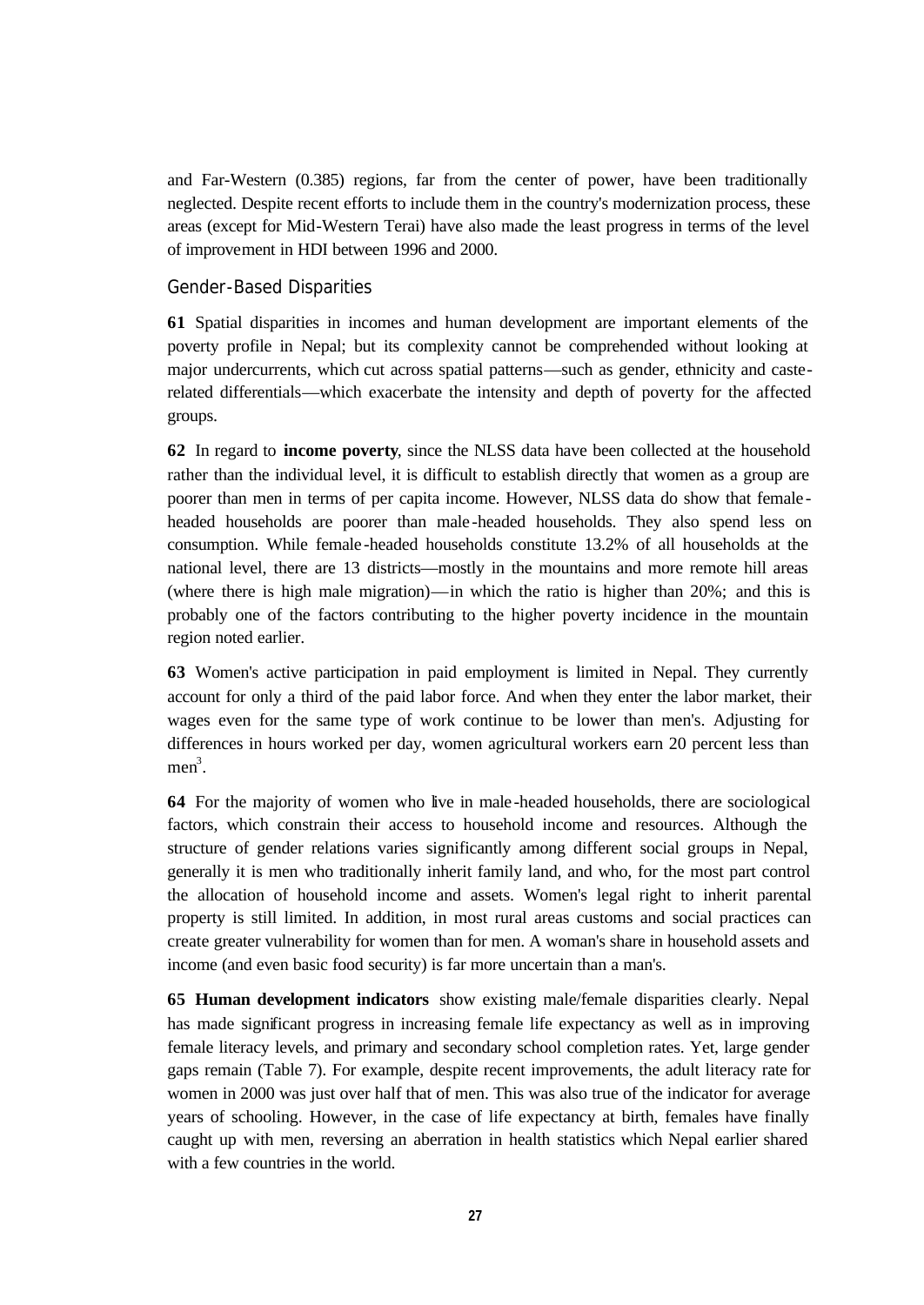and Far-Western (0.385) regions, far from the center of power, have been traditionally neglected. Despite recent efforts to include them in the country's modernization process, these areas (except for Mid-Western Terai) have also made the least progress in terms of the level of improvement in HDI between 1996 and 2000.

### Gender-Based Disparities

**61** Spatial disparities in incomes and human development are important elements of the poverty profile in Nepal; but its complexity cannot be comprehended without looking at major undercurrents, which cut across spatial patterns—such as gender, ethnicity and caste-related differentials—which exacerbate the intensity and depth of poverty for the affected groups.

**62** In regard to **income poverty**, since the NLSS data have been collected at the household rather than the individual level, it is difficult to establish directly that women as a group are poorer than men in terms of per capita income. However, NLSS data do show that female-headed households are poorer than male-headed households. They also spend less on consumption. While female-headed households constitute 13.2% of all households at the national level, there are 13 districts—mostly in the mountains and more remote hill areas (where there is high male migration)—in which the ratio is higher than 20%; and this is probably one of the factors contributing to the higher poverty incidence in the mountain region noted earlier.

**63** Women's active participation in paid employment is limited in Nepal. They currently account for only a third of the paid labor force. And when they enter the labor market, their wages even for the same type of work continue to be lower than men's. Adjusting for differences in hours worked per day, women agricultural workers earn 20 percent less than men[3].

**64** For the majority of women who live in male-headed households, there are sociological factors, which constrain their access to household income and resources. Although the structure of gender relations varies significantly among different social groups in Nepal, generally it is men who traditionally inherit family land, and who, for the most part control the allocation of household income and assets. Women's legal right to inherit parental property is still limited. In addition, in most rural areas customs and social practices can create greater vulnerability for women than for men. A woman's share in household assets and income (and even basic food security) is far more uncertain than a man's.

**65** **Human development indicators** show existing male/female disparities clearly. Nepal has made significant progress in increasing female life expectancy as well as in improving female literacy levels, and primary and secondary school completion rates. Yet, large gender gaps remain (Table 7). For example, despite recent improvements, the adult literacy rate for women in 2000 was just over half that of men. This was also true of the indicator for average years of schooling. However, in the case of life expectancy at birth, females have finally caught up with men, reversing an aberration in health statistics which Nepal earlier shared with a few countries in the world.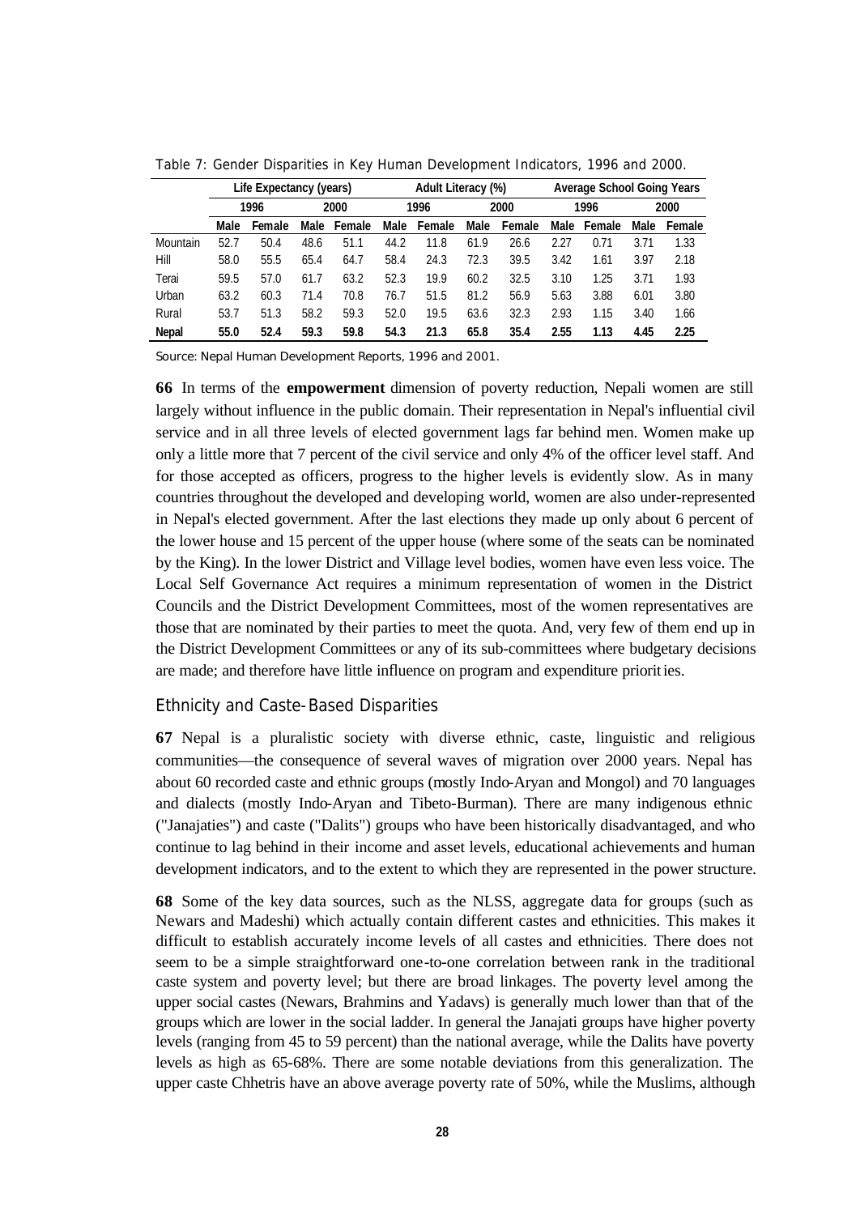Table 7: Gender Disparities in Key Human Development Indicators, 1996 and 2000.

| | Life Expectancy (years) | | | | Adult Literacy (%) | | | | Average School Going Years | | | |
|---|---|---|---|---|---|---|---|---|---|---|---|---|
| | 1996 | | 2000 | | 1996 | | 2000 | | 1996 | | 2000 | |
| | Male | Female | Male | Female | Male | Female | Male | Female | Male | Female | Male | Female |
| Mountain | 52.7 | 50.4 | 48.6 | 51.1 | 44.2 | 11.8 | 61.9 | 26.6 | 2.27 | 0.71 | 3.71 | 1.33 |
| Hill | 58.0 | 55.5 | 65.4 | 64.7 | 58.4 | 24.3 | 72.3 | 39.5 | 3.42 | 1.61 | 3.97 | 2.18 |
| Terai | 59.5 | 57.0 | 61.7 | 63.2 | 52.3 | 19.9 | 60.2 | 32.5 | 3.10 | 1.25 | 3.71 | 1.93 |
| Urban | 63.2 | 60.3 | 71.4 | 70.8 | 76.7 | 51.5 | 81.2 | 56.9 | 5.63 | 3.88 | 6.01 | 3.80 |
| Rural | 53.7 | 51.3 | 58.2 | 59.3 | 52.0 | 19.5 | 63.6 | 32.3 | 2.93 | 1.15 | 3.40 | 1.66 |
| **Nepal** | **55.0** | **52.4** | **59.3** | **59.8** | **54.3** | **21.3** | **65.8** | **35.4** | **2.55** | **1.13** | **4.45** | **2.25** |

Source: Nepal Human Development Reports, 1996 and 2001.

**66** In terms of the **empowerment** dimension of poverty reduction, Nepali women are still largely without influence in the public domain. Their representation in Nepal's influential civil service and in all three levels of elected government lags far behind men. Women make up only a little more that 7 percent of the civil service and only 4% of the officer level staff. And for those accepted as officers, progress to the higher levels is evidently slow. As in many countries throughout the developed and developing world, women are also under-represented in Nepal's elected government. After the last elections they made up only about 6 percent of the lower house and 15 percent of the upper house (where some of the seats can be nominated by the King). In the lower District and Village level bodies, women have even less voice. The Local Self Governance Act requires a minimum representation of women in the District Councils and the District Development Committees, most of the women representatives are those that are nominated by their parties to meet the quota. And, very few of them end up in the District Development Committees or any of its sub-committees where budgetary decisions are made; and therefore have little influence on program and expenditure priorities.

## Ethnicity and Caste-Based Disparities

**67** Nepal is a pluralistic society with diverse ethnic, caste, linguistic and religious communities—the consequence of several waves of migration over 2000 years. Nepal has about 60 recorded caste and ethnic groups (mostly Indo-Aryan and Mongol) and 70 languages and dialects (mostly Indo-Aryan and Tibeto-Burman). There are many indigenous ethnic ("Janajaties") and caste ("Dalits") groups who have been historically disadvantaged, and who continue to lag behind in their income and asset levels, educational achievements and human development indicators, and to the extent to which they are represented in the power structure.

**68** Some of the key data sources, such as the NLSS, aggregate data for groups (such as Newars and Madeshi) which actually contain different castes and ethnicities. This makes it difficult to establish accurately income levels of all castes and ethnicities. There does not seem to be a simple straightforward one-to-one correlation between rank in the traditional caste system and poverty level; but there are broad linkages. The poverty level among the upper social castes (Newars, Brahmins and Yadavs) is generally much lower than that of the groups which are lower in the social ladder. In general the Janajati groups have higher poverty levels (ranging from 45 to 59 percent) than the national average, while the Dalits have poverty levels as high as 65-68%. There are some notable deviations from this generalization. The upper caste Chhetris have an above average poverty rate of 50%, while the Muslims, although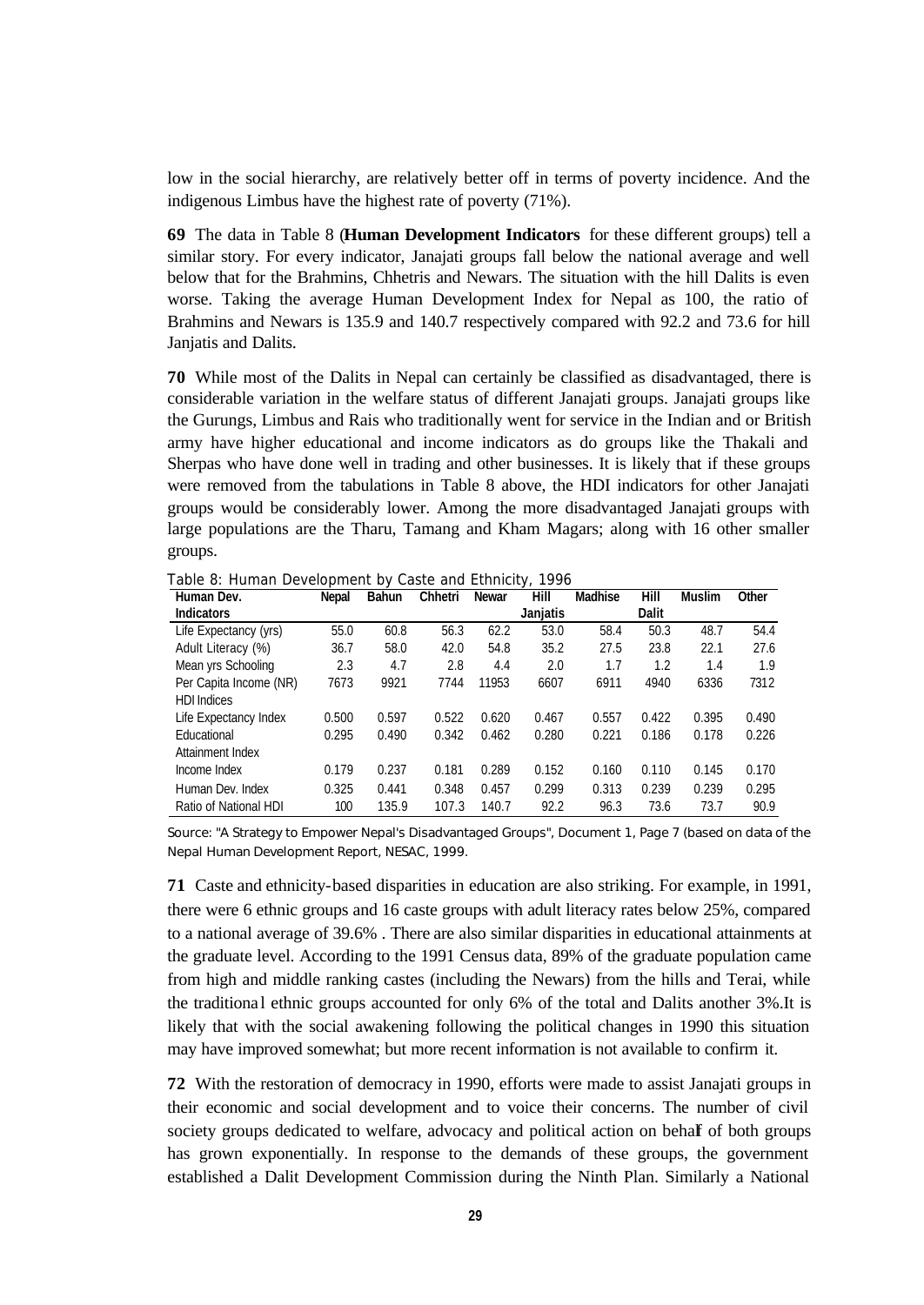low in the social hierarchy, are relatively better off in terms of poverty incidence. And the indigenous Limbus have the highest rate of poverty (71%).

**69** The data in Table 8 (**Human Development Indicators** for these different groups) tell a similar story. For every indicator, Janajati groups fall below the national average and well below that for the Brahmins, Chhetris and Newars. The situation with the hill Dalits is even worse. Taking the average Human Development Index for Nepal as 100, the ratio of Brahmins and Newars is 135.9 and 140.7 respectively compared with 92.2 and 73.6 for hill Janjatis and Dalits.

**70** While most of the Dalits in Nepal can certainly be classified as disadvantaged, there is considerable variation in the welfare status of different Janajati groups. Janajati groups like the Gurungs, Limbus and Rais who traditionally went for service in the Indian and or British army have higher educational and income indicators as do groups like the Thakali and Sherpas who have done well in trading and other businesses. It is likely that if these groups were removed from the tabulations in Table 8 above, the HDI indicators for other Janajati groups would be considerably lower. Among the more disadvantaged Janajati groups with large populations are the Tharu, Tamang and Kham Magars; along with 16 other smaller groups.

Table 8: Human Development by Caste and Ethnicity, 1996

| Human Dev. Indicators | Nepal | Bahun | Chhetri | Newar | Hill Janjatis | Madhise | Hill Dalit | Muslim | Other |
|---|---|---|---|---|---|---|---|---|---|
| Life Expectancy (yrs) | 55.0 | 60.8 | 56.3 | 62.2 | 53.0 | 58.4 | 50.3 | 48.7 | 54.4 |
| Adult Literacy (%) | 36.7 | 58.0 | 42.0 | 54.8 | 35.2 | 27.5 | 23.8 | 22.1 | 27.6 |
| Mean yrs Schooling | 2.3 | 4.7 | 2.8 | 4.4 | 2.0 | 1.7 | 1.2 | 1.4 | 1.9 |
| Per Capita Income (NR) | 7673 | 9921 | 7744 | 11953 | 6607 | 6911 | 4940 | 6336 | 7312 |
| HDI Indices | | | | | | | | | |
| Life Expectancy Index | 0.500 | 0.597 | 0.522 | 0.620 | 0.467 | 0.557 | 0.422 | 0.395 | 0.490 |
| Educational Attainment Index | 0.295 | 0.490 | 0.342 | 0.462 | 0.280 | 0.221 | 0.186 | 0.178 | 0.226 |
| Income Index | 0.179 | 0.237 | 0.181 | 0.289 | 0.152 | 0.160 | 0.110 | 0.145 | 0.170 |
| Human Dev. Index | 0.325 | 0.441 | 0.348 | 0.457 | 0.299 | 0.313 | 0.239 | 0.239 | 0.295 |
| Ratio of National HDI | 100 | 135.9 | 107.3 | 140.7 | 92.2 | 96.3 | 73.6 | 73.7 | 90.9 |

Source: "A Strategy to Empower Nepal's Disadvantaged Groups", Document 1, Page 7 (based on data of the Nepal Human Development Report, NESAC, 1999.

**71** Caste and ethnicity-based disparities in education are also striking. For example, in 1991, there were 6 ethnic groups and 16 caste groups with adult literacy rates below 25%, compared to a national average of 39.6% . There are also similar disparities in educational attainments at the graduate level. According to the 1991 Census data, 89% of the graduate population came from high and middle ranking castes (including the Newars) from the hills and Terai, while the traditional ethnic groups accounted for only 6% of the total and Dalits another 3%.It is likely that with the social awakening following the political changes in 1990 this situation may have improved somewhat; but more recent information is not available to confirm it.

**72** With the restoration of democracy in 1990, efforts were made to assist Janajati groups in their economic and social development and to voice their concerns. The number of civil society groups dedicated to welfare, advocacy and political action on behalf of both groups has grown exponentially. In response to the demands of these groups, the government established a Dalit Development Commission during the Ninth Plan. Similarly a National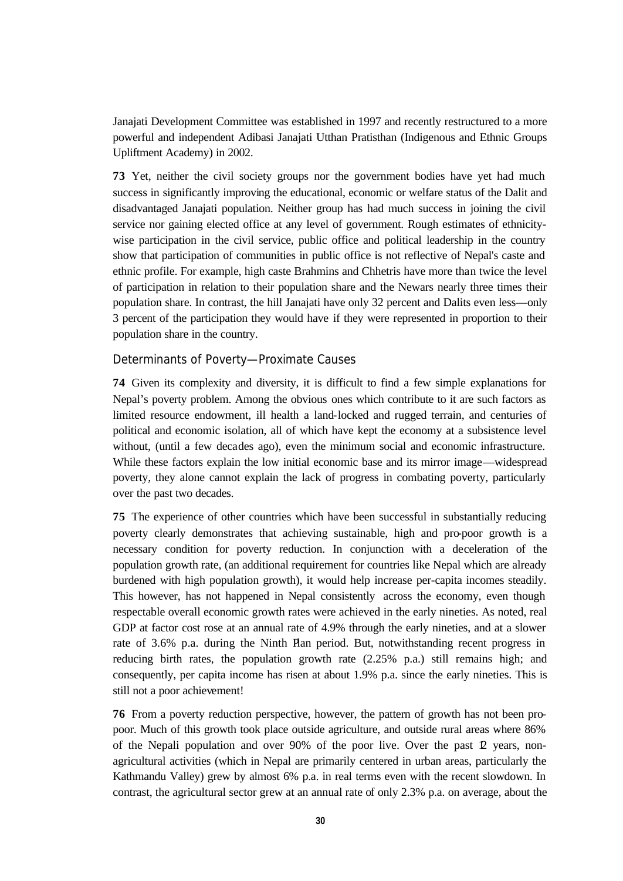Janajati Development Committee was established in 1997 and recently restructured to a more powerful and independent Adibasi Janajati Utthan Pratisthan (Indigenous and Ethnic Groups Upliftment Academy) in 2002.

**73** Yet, neither the civil society groups nor the government bodies have yet had much success in significantly improving the educational, economic or welfare status of the Dalit and disadvantaged Janajati population. Neither group has had much success in joining the civil service nor gaining elected office at any level of government. Rough estimates of ethnicity-wise participation in the civil service, public office and political leadership in the country show that participation of communities in public office is not reflective of Nepal's caste and ethnic profile. For example, high caste Brahmins and Chhetris have more than twice the level of participation in relation to their population share and the Newars nearly three times their population share. In contrast, the hill Janajati have only 32 percent and Dalits even less—only 3 percent of the participation they would have if they were represented in proportion to their population share in the country.

## Determinants of Poverty—Proximate Causes

**74** Given its complexity and diversity, it is difficult to find a few simple explanations for Nepal's poverty problem. Among the obvious ones which contribute to it are such factors as limited resource endowment, ill health a land-locked and rugged terrain, and centuries of political and economic isolation, all of which have kept the economy at a subsistence level without, (until a few decades ago), even the minimum social and economic infrastructure. While these factors explain the low initial economic base and its mirror image—widespread poverty, they alone cannot explain the lack of progress in combating poverty, particularly over the past two decades.

**75** The experience of other countries which have been successful in substantially reducing poverty clearly demonstrates that achieving sustainable, high and pro-poor growth is a necessary condition for poverty reduction. In conjunction with a deceleration of the population growth rate, (an additional requirement for countries like Nepal which are already burdened with high population growth), it would help increase per-capita incomes steadily. This however, has not happened in Nepal consistently across the economy, even though respectable overall economic growth rates were achieved in the early nineties. As noted, real GDP at factor cost rose at an annual rate of 4.9% through the early nineties, and at a slower rate of 3.6% p.a. during the Ninth Plan period. But, notwithstanding recent progress in reducing birth rates, the population growth rate (2.25% p.a.) still remains high; and consequently, per capita income has risen at about 1.9% p.a. since the early nineties. This is still not a poor achievement!

**76** From a poverty reduction perspective, however, the pattern of growth has not been pro-poor. Much of this growth took place outside agriculture, and outside rural areas where 86% of the Nepali population and over 90% of the poor live. Over the past 12 years, non-agricultural activities (which in Nepal are primarily centered in urban areas, particularly the Kathmandu Valley) grew by almost 6% p.a. in real terms even with the recent slowdown. In contrast, the agricultural sector grew at an annual rate of only 2.3% p.a. on average, about the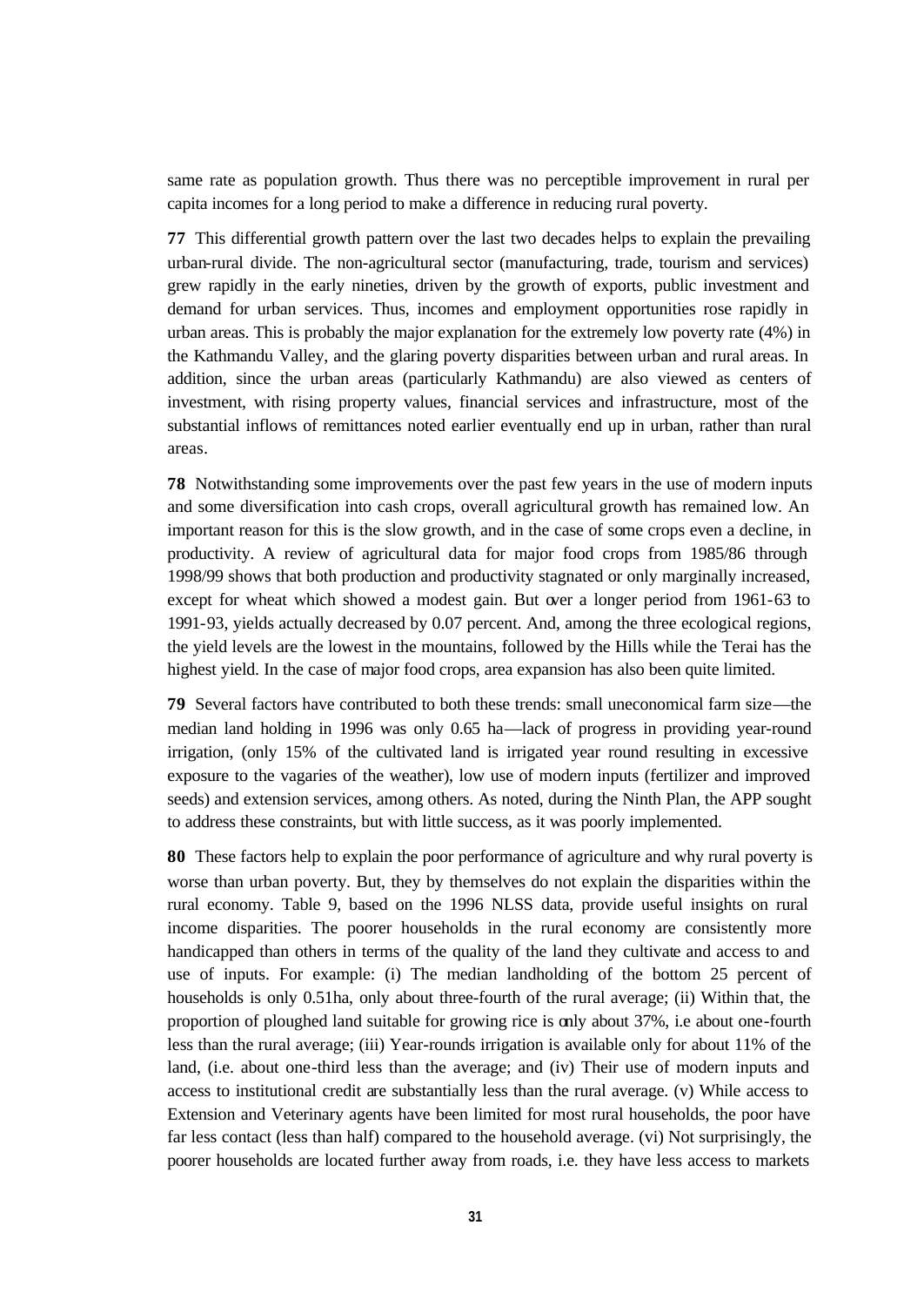same rate as population growth. Thus there was no perceptible improvement in rural per capita incomes for a long period to make a difference in reducing rural poverty.

**77** This differential growth pattern over the last two decades helps to explain the prevailing urban-rural divide. The non-agricultural sector (manufacturing, trade, tourism and services) grew rapidly in the early nineties, driven by the growth of exports, public investment and demand for urban services. Thus, incomes and employment opportunities rose rapidly in urban areas. This is probably the major explanation for the extremely low poverty rate (4%) in the Kathmandu Valley, and the glaring poverty disparities between urban and rural areas. In addition, since the urban areas (particularly Kathmandu) are also viewed as centers of investment, with rising property values, financial services and infrastructure, most of the substantial inflows of remittances noted earlier eventually end up in urban, rather than rural areas.

**78** Notwithstanding some improvements over the past few years in the use of modern inputs and some diversification into cash crops, overall agricultural growth has remained low. An important reason for this is the slow growth, and in the case of some crops even a decline, in productivity. A review of agricultural data for major food crops from 1985/86 through 1998/99 shows that both production and productivity stagnated or only marginally increased, except for wheat which showed a modest gain. But over a longer period from 1961-63 to 1991-93, yields actually decreased by 0.07 percent. And, among the three ecological regions, the yield levels are the lowest in the mountains, followed by the Hills while the Terai has the highest yield. In the case of major food crops, area expansion has also been quite limited.

**79** Several factors have contributed to both these trends: small uneconomical farm size—the median land holding in 1996 was only 0.65 ha—lack of progress in providing year-round irrigation, (only 15% of the cultivated land is irrigated year round resulting in excessive exposure to the vagaries of the weather), low use of modern inputs (fertilizer and improved seeds) and extension services, among others. As noted, during the Ninth Plan, the APP sought to address these constraints, but with little success, as it was poorly implemented.

**80** These factors help to explain the poor performance of agriculture and why rural poverty is worse than urban poverty. But, they by themselves do not explain the disparities within the rural economy. Table 9, based on the 1996 NLSS data, provide useful insights on rural income disparities. The poorer households in the rural economy are consistently more handicapped than others in terms of the quality of the land they cultivate and access to and use of inputs. For example: (i) The median landholding of the bottom 25 percent of households is only 0.51ha, only about three-fourth of the rural average; (ii) Within that, the proportion of ploughed land suitable for growing rice is only about 37%, i.e about one-fourth less than the rural average; (iii) Year-rounds irrigation is available only for about 11% of the land, (i.e. about one-third less than the average; and (iv) Their use of modern inputs and access to institutional credit are substantially less than the rural average. (v) While access to Extension and Veterinary agents have been limited for most rural households, the poor have far less contact (less than half) compared to the household average. (vi) Not surprisingly, the poorer households are located further away from roads, i.e. they have less access to markets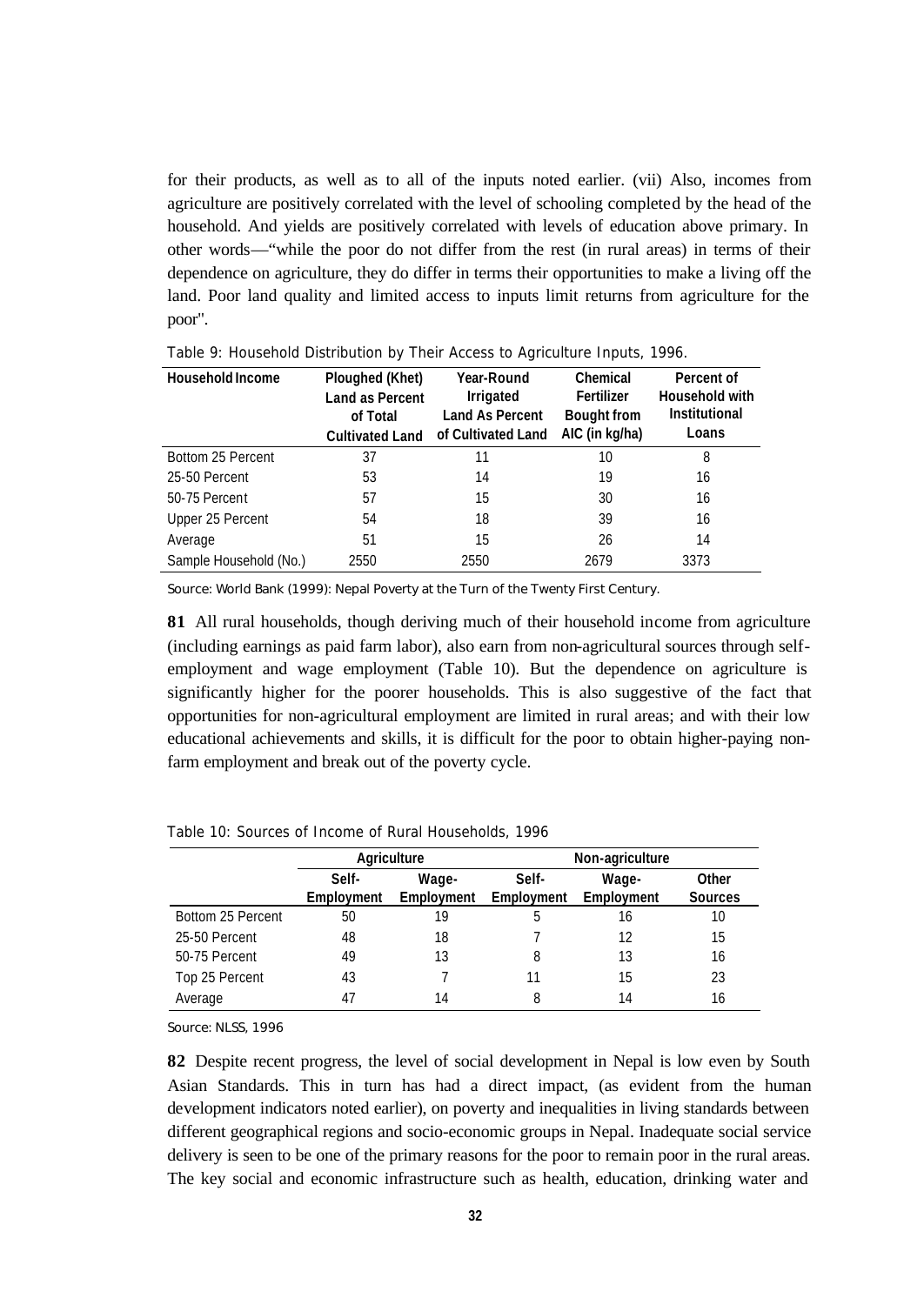for their products, as well as to all of the inputs noted earlier. (vii) Also, incomes from agriculture are positively correlated with the level of schooling completed by the head of the household. And yields are positively correlated with levels of education above primary. In other words—"while the poor do not differ from the rest (in rural areas) in terms of their dependence on agriculture, they do differ in terms their opportunities to make a living off the land. Poor land quality and limited access to inputs limit returns from agriculture for the poor".

Table 9: Household Distribution by Their Access to Agriculture Inputs, 1996.

| Household Income | Ploughed (Khet) Land as Percent of Total Cultivated Land | Year-Round Irrigated Land As Percent of Cultivated Land | Chemical Fertilizer Bought from AIC (in kg/ha) | Percent of Household with Institutional Loans |
|---|---|---|---|---|
| Bottom 25 Percent | 37 | 11 | 10 | 8 |
| 25-50 Percent | 53 | 14 | 19 | 16 |
| 50-75 Percent | 57 | 15 | 30 | 16 |
| Upper 25 Percent | 54 | 18 | 39 | 16 |
| Average | 51 | 15 | 26 | 14 |
| Sample Household (No.) | 2550 | 2550 | 2679 | 3373 |

Source: World Bank (1999): Nepal Poverty at the Turn of the Twenty First Century.

**81** All rural households, though deriving much of their household income from agriculture (including earnings as paid farm labor), also earn from non-agricultural sources through self-employment and wage employment (Table 10). But the dependence on agriculture is significantly higher for the poorer households. This is also suggestive of the fact that opportunities for non-agricultural employment are limited in rural areas; and with their low educational achievements and skills, it is difficult for the poor to obtain higher-paying non-farm employment and break out of the poverty cycle.

Table 10: Sources of Income of Rural Households, 1996

| | Agriculture | | Non-agriculture | | |
|---|---|---|---|---|---|
| | Self-Employment | Wage-Employment | Self-Employment | Wage-Employment | Other Sources |
| Bottom 25 Percent | 50 | 19 | 5 | 16 | 10 |
| 25-50 Percent | 48 | 18 | 7 | 12 | 15 |
| 50-75 Percent | 49 | 13 | 8 | 13 | 16 |
| Top 25 Percent | 43 | 7 | 11 | 15 | 23 |
| Average | 47 | 14 | 8 | 14 | 16 |

Source: NLSS, 1996

**82** Despite recent progress, the level of social development in Nepal is low even by South Asian Standards. This in turn has had a direct impact, (as evident from the human development indicators noted earlier), on poverty and inequalities in living standards between different geographical regions and socio-economic groups in Nepal. Inadequate social service delivery is seen to be one of the primary reasons for the poor to remain poor in the rural areas. The key social and economic infrastructure such as health, education, drinking water and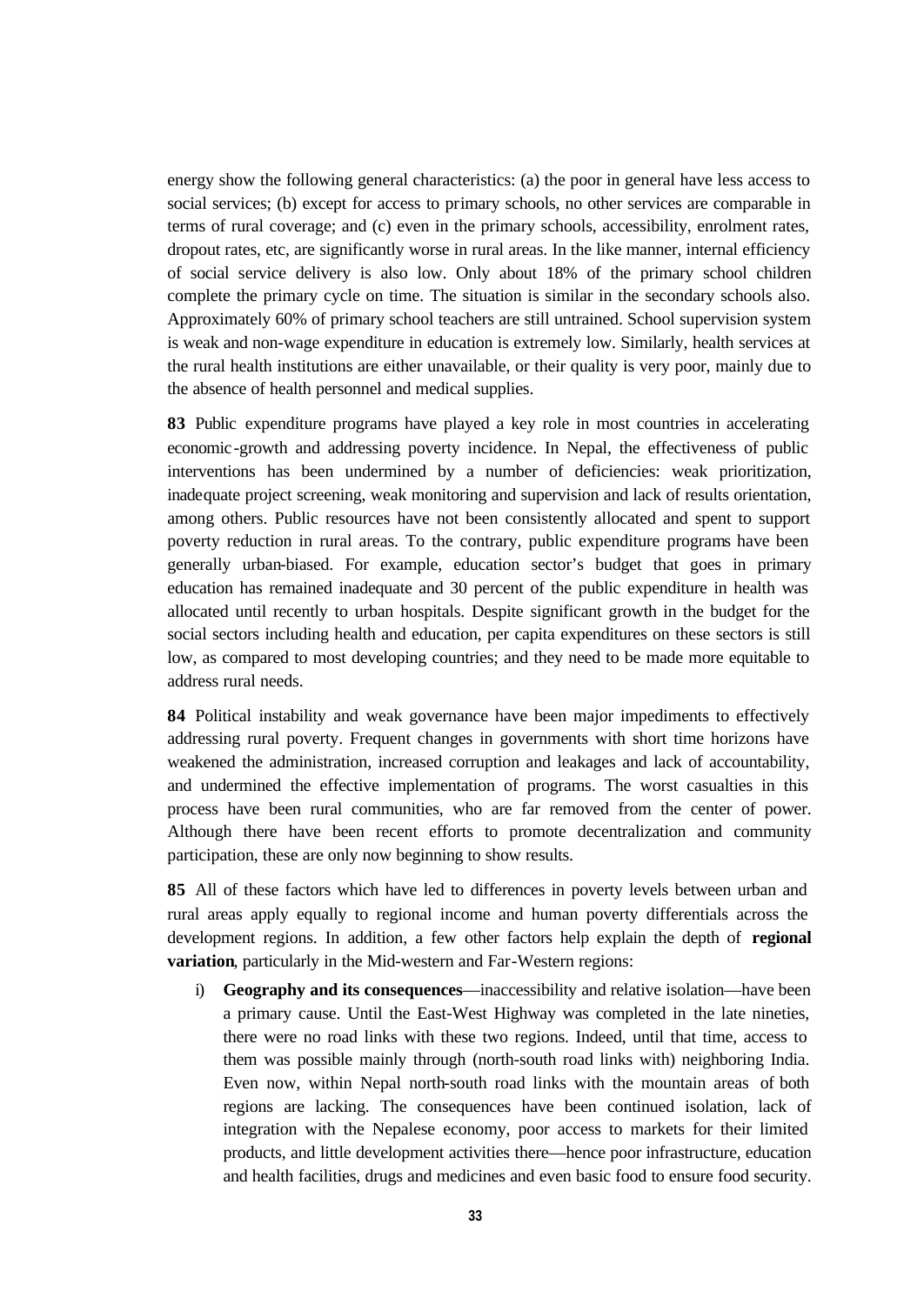energy show the following general characteristics: (a) the poor in general have less access to social services; (b) except for access to primary schools, no other services are comparable in terms of rural coverage; and (c) even in the primary schools, accessibility, enrolment rates, dropout rates, etc, are significantly worse in rural areas. In the like manner, internal efficiency of social service delivery is also low. Only about 18% of the primary school children complete the primary cycle on time. The situation is similar in the secondary schools also. Approximately 60% of primary school teachers are still untrained. School supervision system is weak and non-wage expenditure in education is extremely low. Similarly, health services at the rural health institutions are either unavailable, or their quality is very poor, mainly due to the absence of health personnel and medical supplies.

**83** Public expenditure programs have played a key role in most countries in accelerating economic-growth and addressing poverty incidence. In Nepal, the effectiveness of public interventions has been undermined by a number of deficiencies: weak prioritization, inadequate project screening, weak monitoring and supervision and lack of results orientation, among others. Public resources have not been consistently allocated and spent to support poverty reduction in rural areas. To the contrary, public expenditure programs have been generally urban-biased. For example, education sector's budget that goes in primary education has remained inadequate and 30 percent of the public expenditure in health was allocated until recently to urban hospitals. Despite significant growth in the budget for the social sectors including health and education, per capita expenditures on these sectors is still low, as compared to most developing countries; and they need to be made more equitable to address rural needs.

**84** Political instability and weak governance have been major impediments to effectively addressing rural poverty. Frequent changes in governments with short time horizons have weakened the administration, increased corruption and leakages and lack of accountability, and undermined the effective implementation of programs. The worst casualties in this process have been rural communities, who are far removed from the center of power. Although there have been recent efforts to promote decentralization and community participation, these are only now beginning to show results.

**85** All of these factors which have led to differences in poverty levels between urban and rural areas apply equally to regional income and human poverty differentials across the development regions. In addition, a few other factors help explain the depth of **regional variation**, particularly in the Mid-western and Far-Western regions:

i) **Geography and its consequences**—inaccessibility and relative isolation—have been a primary cause. Until the East-West Highway was completed in the late nineties, there were no road links with these two regions. Indeed, until that time, access to them was possible mainly through (north-south road links with) neighboring India. Even now, within Nepal north-south road links with the mountain areas of both regions are lacking. The consequences have been continued isolation, lack of integration with the Nepalese economy, poor access to markets for their limited products, and little development activities there—hence poor infrastructure, education and health facilities, drugs and medicines and even basic food to ensure food security.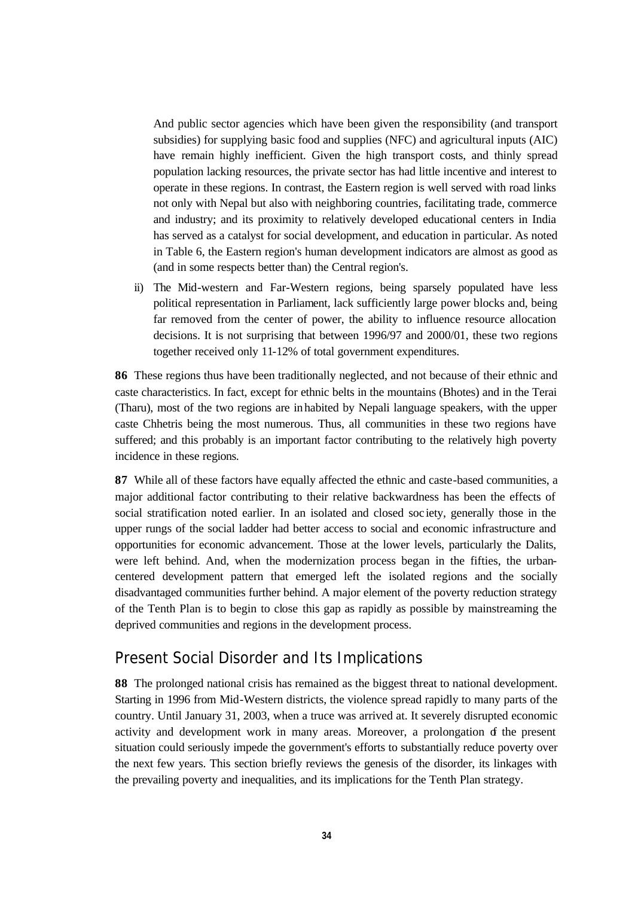And public sector agencies which have been given the responsibility (and transport subsidies) for supplying basic food and supplies (NFC) and agricultural inputs (AIC) have remain highly inefficient. Given the high transport costs, and thinly spread population lacking resources, the private sector has had little incentive and interest to operate in these regions. In contrast, the Eastern region is well served with road links not only with Nepal but also with neighboring countries, facilitating trade, commerce and industry; and its proximity to relatively developed educational centers in India has served as a catalyst for social development, and education in particular. As noted in Table 6, the Eastern region's human development indicators are almost as good as (and in some respects better than) the Central region's.

ii) The Mid-western and Far-Western regions, being sparsely populated have less political representation in Parliament, lack sufficiently large power blocks and, being far removed from the center of power, the ability to influence resource allocation decisions. It is not surprising that between 1996/97 and 2000/01, these two regions together received only 11-12% of total government expenditures.

**86** These regions thus have been traditionally neglected, and not because of their ethnic and caste characteristics. In fact, except for ethnic belts in the mountains (Bhotes) and in the Terai (Tharu), most of the two regions are inhabited by Nepali language speakers, with the upper caste Chhetris being the most numerous. Thus, all communities in these two regions have suffered; and this probably is an important factor contributing to the relatively high poverty incidence in these regions.

**87** While all of these factors have equally affected the ethnic and caste-based communities, a major additional factor contributing to their relative backwardness has been the effects of social stratification noted earlier. In an isolated and closed society, generally those in the upper rungs of the social ladder had better access to social and economic infrastructure and opportunities for economic advancement. Those at the lower levels, particularly the Dalits, were left behind. And, when the modernization process began in the fifties, the urban-centered development pattern that emerged left the isolated regions and the socially disadvantaged communities further behind. A major element of the poverty reduction strategy of the Tenth Plan is to begin to close this gap as rapidly as possible by mainstreaming the deprived communities and regions in the development process.

## Present Social Disorder and Its Implications

**88** The prolonged national crisis has remained as the biggest threat to national development. Starting in 1996 from Mid-Western districts, the violence spread rapidly to many parts of the country. Until January 31, 2003, when a truce was arrived at. It severely disrupted economic activity and development work in many areas. Moreover, a prolongation of the present situation could seriously impede the government's efforts to substantially reduce poverty over the next few years. This section briefly reviews the genesis of the disorder, its linkages with the prevailing poverty and inequalities, and its implications for the Tenth Plan strategy.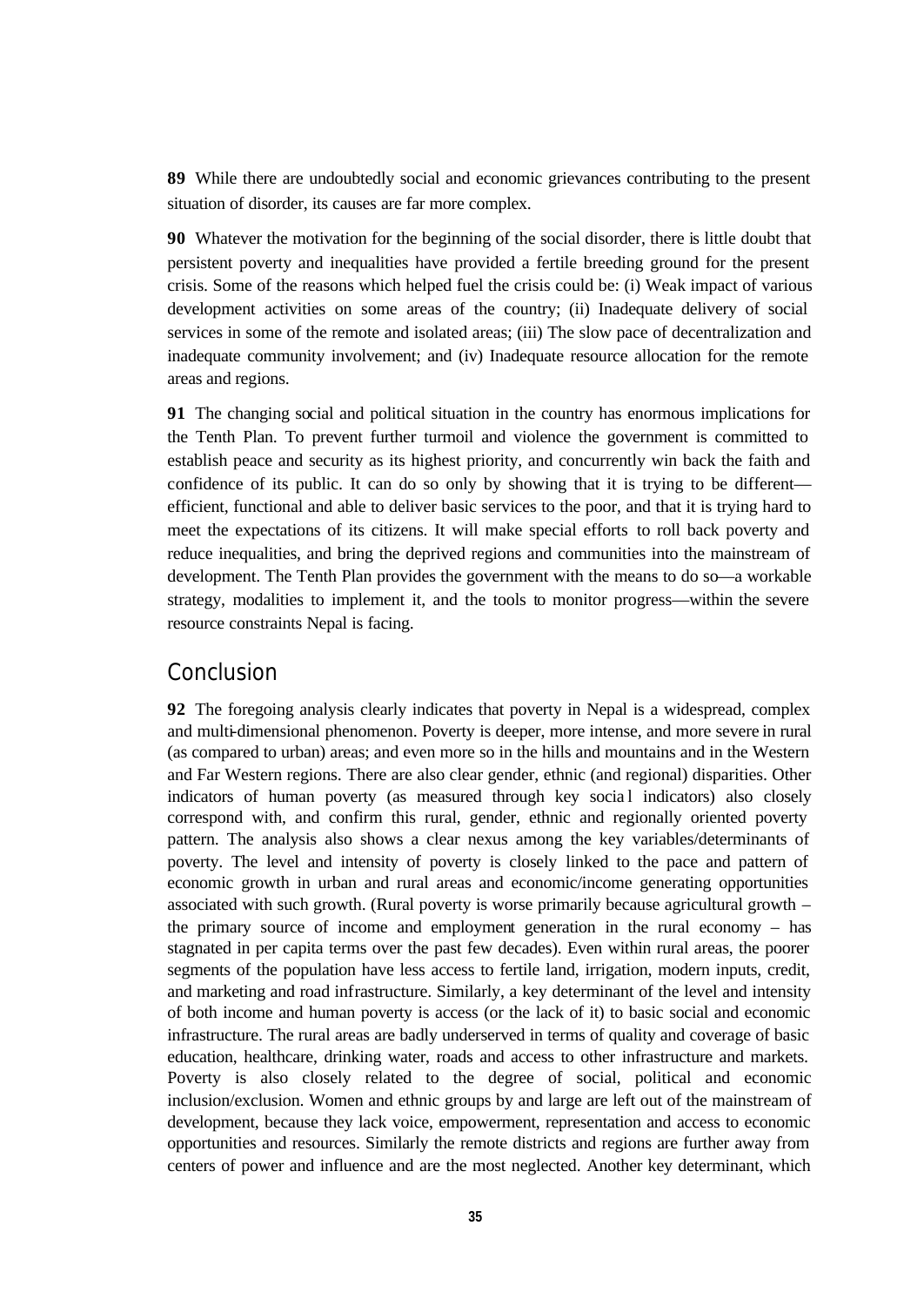**89** While there are undoubtedly social and economic grievances contributing to the present situation of disorder, its causes are far more complex.

**90** Whatever the motivation for the beginning of the social disorder, there is little doubt that persistent poverty and inequalities have provided a fertile breeding ground for the present crisis. Some of the reasons which helped fuel the crisis could be: (i) Weak impact of various development activities on some areas of the country; (ii) Inadequate delivery of social services in some of the remote and isolated areas; (iii) The slow pace of decentralization and inadequate community involvement; and (iv) Inadequate resource allocation for the remote areas and regions.

**91** The changing social and political situation in the country has enormous implications for the Tenth Plan. To prevent further turmoil and violence the government is committed to establish peace and security as its highest priority, and concurrently win back the faith and confidence of its public. It can do so only by showing that it is trying to be different—efficient, functional and able to deliver basic services to the poor, and that it is trying hard to meet the expectations of its citizens. It will make special efforts to roll back poverty and reduce inequalities, and bring the deprived regions and communities into the mainstream of development. The Tenth Plan provides the government with the means to do so—a workable strategy, modalities to implement it, and the tools to monitor progress—within the severe resource constraints Nepal is facing.

## Conclusion

**92** The foregoing analysis clearly indicates that poverty in Nepal is a widespread, complex and multi-dimensional phenomenon. Poverty is deeper, more intense, and more severe in rural (as compared to urban) areas; and even more so in the hills and mountains and in the Western and Far Western regions. There are also clear gender, ethnic (and regional) disparities. Other indicators of human poverty (as measured through key social indicators) also closely correspond with, and confirm this rural, gender, ethnic and regionally oriented poverty pattern. The analysis also shows a clear nexus among the key variables/determinants of poverty. The level and intensity of poverty is closely linked to the pace and pattern of economic growth in urban and rural areas and economic/income generating opportunities associated with such growth. (Rural poverty is worse primarily because agricultural growth – the primary source of income and employment generation in the rural economy – has stagnated in per capita terms over the past few decades). Even within rural areas, the poorer segments of the population have less access to fertile land, irrigation, modern inputs, credit, and marketing and road infrastructure. Similarly, a key determinant of the level and intensity of both income and human poverty is access (or the lack of it) to basic social and economic infrastructure. The rural areas are badly underserved in terms of quality and coverage of basic education, healthcare, drinking water, roads and access to other infrastructure and markets. Poverty is also closely related to the degree of social, political and economic inclusion/exclusion. Women and ethnic groups by and large are left out of the mainstream of development, because they lack voice, empowerment, representation and access to economic opportunities and resources. Similarly the remote districts and regions are further away from centers of power and influence and are the most neglected. Another key determinant, which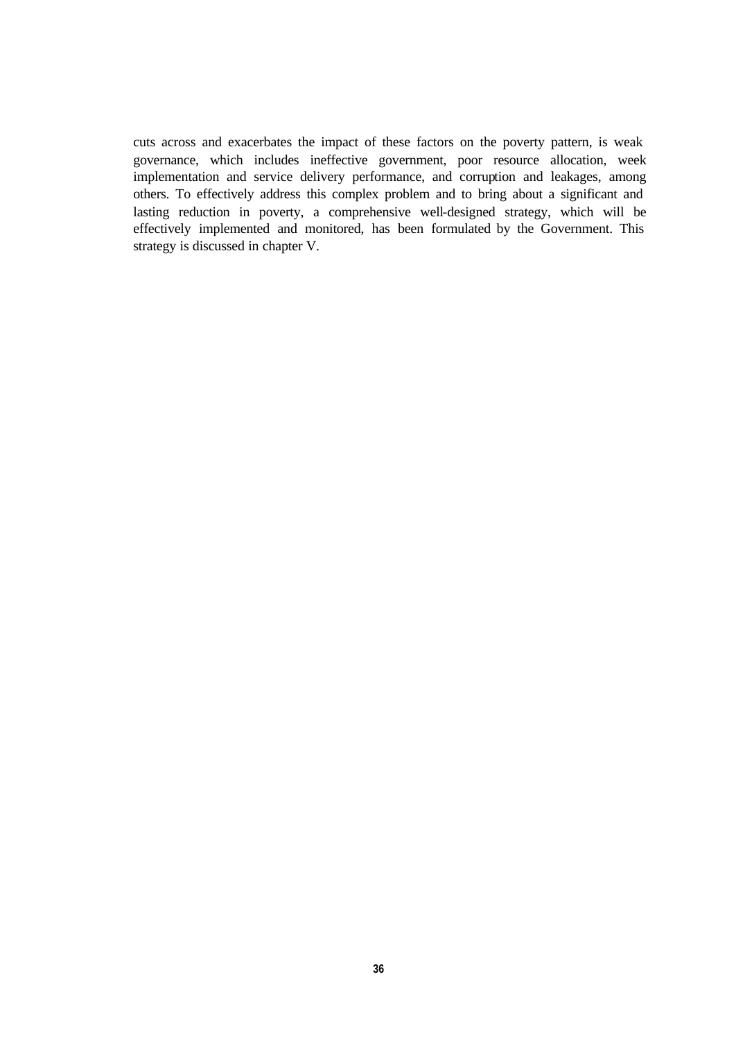cuts across and exacerbates the impact of these factors on the poverty pattern, is weak governance, which includes ineffective government, poor resource allocation, week implementation and service delivery performance, and corruption and leakages, among others. To effectively address this complex problem and to bring about a significant and lasting reduction in poverty, a comprehensive well-designed strategy, which will be effectively implemented and monitored, has been formulated by the Government. This strategy is discussed in chapter V.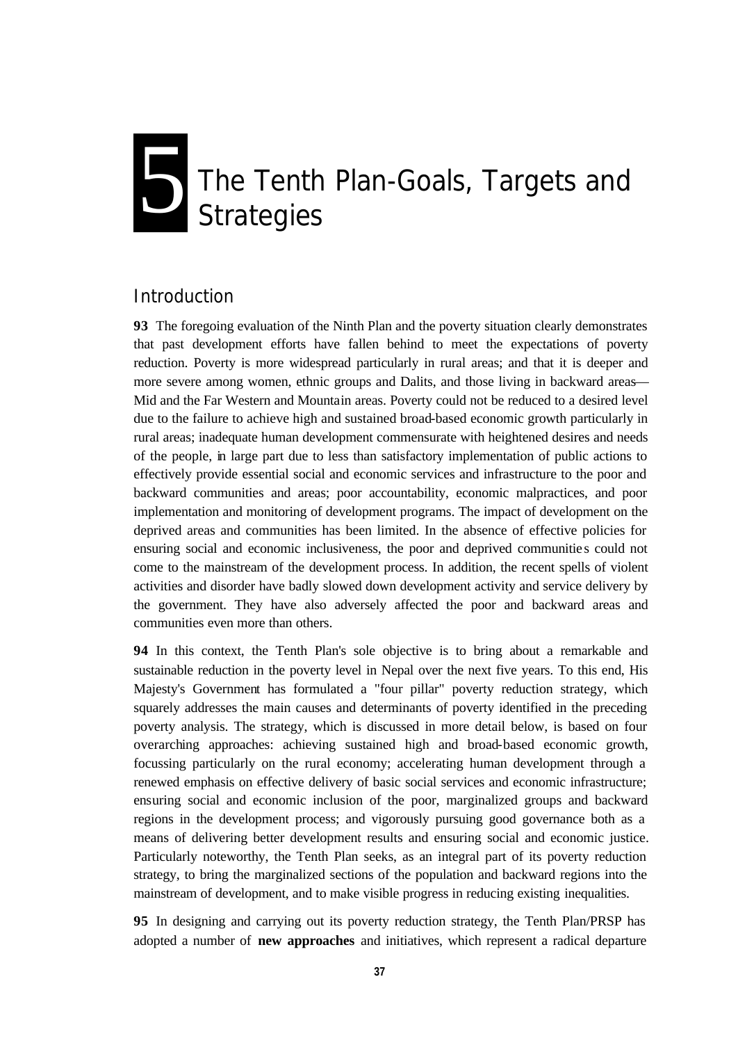# 5 The Tenth Plan-Goals, Targets and Strategies

## Introduction

**93** The foregoing evaluation of the Ninth Plan and the poverty situation clearly demonstrates that past development efforts have fallen behind to meet the expectations of poverty reduction. Poverty is more widespread particularly in rural areas; and that it is deeper and more severe among women, ethnic groups and Dalits, and those living in backward areas—Mid and the Far Western and Mountain areas. Poverty could not be reduced to a desired level due to the failure to achieve high and sustained broad-based economic growth particularly in rural areas; inadequate human development commensurate with heightened desires and needs of the people, in large part due to less than satisfactory implementation of public actions to effectively provide essential social and economic services and infrastructure to the poor and backward communities and areas; poor accountability, economic malpractices, and poor implementation and monitoring of development programs. The impact of development on the deprived areas and communities has been limited. In the absence of effective policies for ensuring social and economic inclusiveness, the poor and deprived communities could not come to the mainstream of the development process. In addition, the recent spells of violent activities and disorder have badly slowed down development activity and service delivery by the government. They have also adversely affected the poor and backward areas and communities even more than others.

**94** In this context, the Tenth Plan's sole objective is to bring about a remarkable and sustainable reduction in the poverty level in Nepal over the next five years. To this end, His Majesty's Government has formulated a "four pillar" poverty reduction strategy, which squarely addresses the main causes and determinants of poverty identified in the preceding poverty analysis. The strategy, which is discussed in more detail below, is based on four overarching approaches: achieving sustained high and broad-based economic growth, focussing particularly on the rural economy; accelerating human development through a renewed emphasis on effective delivery of basic social services and economic infrastructure; ensuring social and economic inclusion of the poor, marginalized groups and backward regions in the development process; and vigorously pursuing good governance both as a means of delivering better development results and ensuring social and economic justice. Particularly noteworthy, the Tenth Plan seeks, as an integral part of its poverty reduction strategy, to bring the marginalized sections of the population and backward regions into the mainstream of development, and to make visible progress in reducing existing inequalities.

**95** In designing and carrying out its poverty reduction strategy, the Tenth Plan/PRSP has adopted a number of **new approaches** and initiatives, which represent a radical departure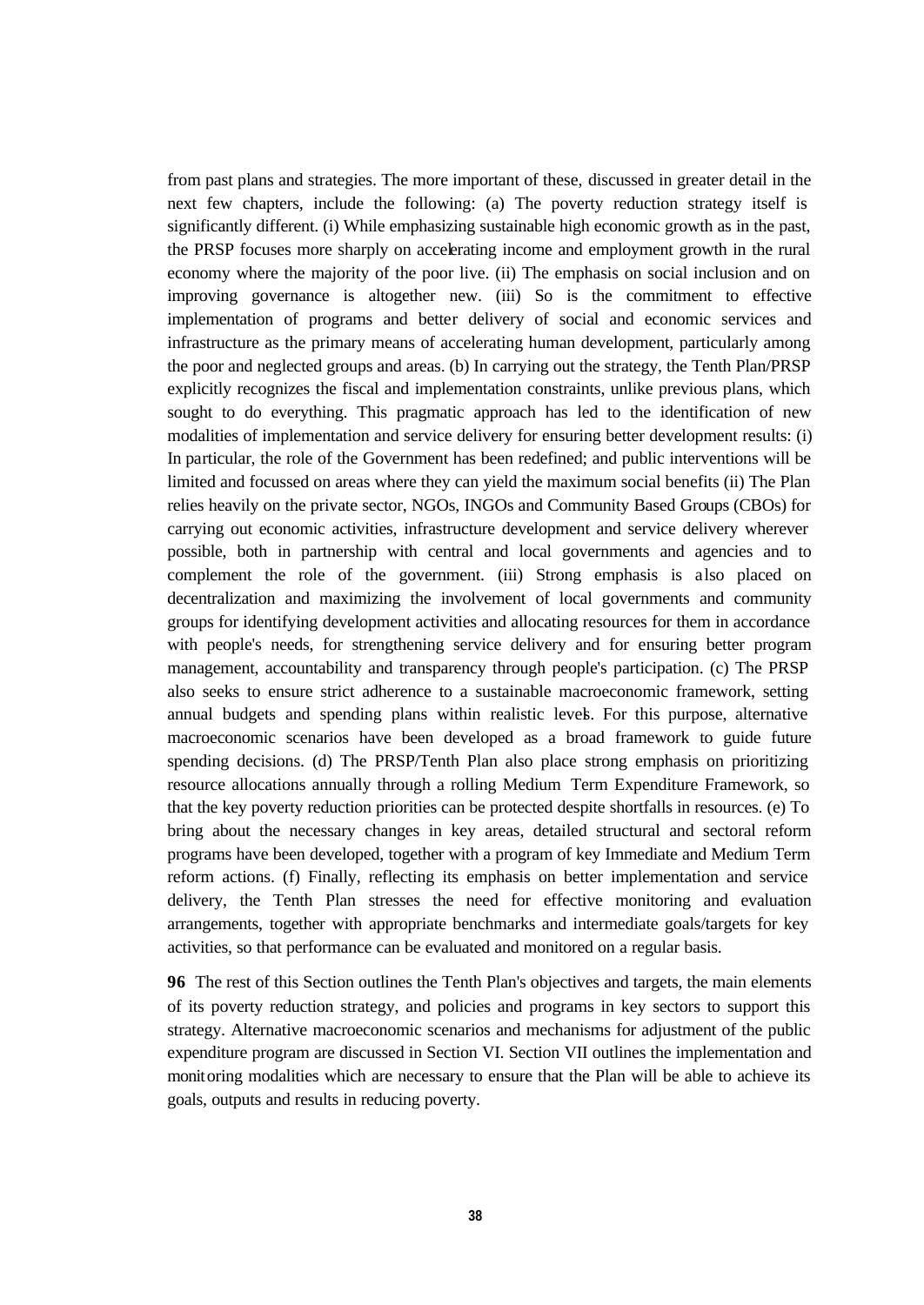from past plans and strategies. The more important of these, discussed in greater detail in the next few chapters, include the following: (a) The poverty reduction strategy itself is significantly different. (i) While emphasizing sustainable high economic growth as in the past, the PRSP focuses more sharply on accelerating income and employment growth in the rural economy where the majority of the poor live. (ii) The emphasis on social inclusion and on improving governance is altogether new. (iii) So is the commitment to effective implementation of programs and better delivery of social and economic services and infrastructure as the primary means of accelerating human development, particularly among the poor and neglected groups and areas. (b) In carrying out the strategy, the Tenth Plan/PRSP explicitly recognizes the fiscal and implementation constraints, unlike previous plans, which sought to do everything. This pragmatic approach has led to the identification of new modalities of implementation and service delivery for ensuring better development results: (i) In particular, the role of the Government has been redefined; and public interventions will be limited and focussed on areas where they can yield the maximum social benefits (ii) The Plan relies heavily on the private sector, NGOs, INGOs and Community Based Groups (CBOs) for carrying out economic activities, infrastructure development and service delivery wherever possible, both in partnership with central and local governments and agencies and to complement the role of the government. (iii) Strong emphasis is also placed on decentralization and maximizing the involvement of local governments and community groups for identifying development activities and allocating resources for them in accordance with people's needs, for strengthening service delivery and for ensuring better program management, accountability and transparency through people's participation. (c) The PRSP also seeks to ensure strict adherence to a sustainable macroeconomic framework, setting annual budgets and spending plans within realistic levels. For this purpose, alternative macroeconomic scenarios have been developed as a broad framework to guide future spending decisions. (d) The PRSP/Tenth Plan also place strong emphasis on prioritizing resource allocations annually through a rolling Medium Term Expenditure Framework, so that the key poverty reduction priorities can be protected despite shortfalls in resources. (e) To bring about the necessary changes in key areas, detailed structural and sectoral reform programs have been developed, together with a program of key Immediate and Medium Term reform actions. (f) Finally, reflecting its emphasis on better implementation and service delivery, the Tenth Plan stresses the need for effective monitoring and evaluation arrangements, together with appropriate benchmarks and intermediate goals/targets for key activities, so that performance can be evaluated and monitored on a regular basis.

**96** The rest of this Section outlines the Tenth Plan's objectives and targets, the main elements of its poverty reduction strategy, and policies and programs in key sectors to support this strategy. Alternative macroeconomic scenarios and mechanisms for adjustment of the public expenditure program are discussed in Section VI. Section VII outlines the implementation and monitoring modalities which are necessary to ensure that the Plan will be able to achieve its goals, outputs and results in reducing poverty.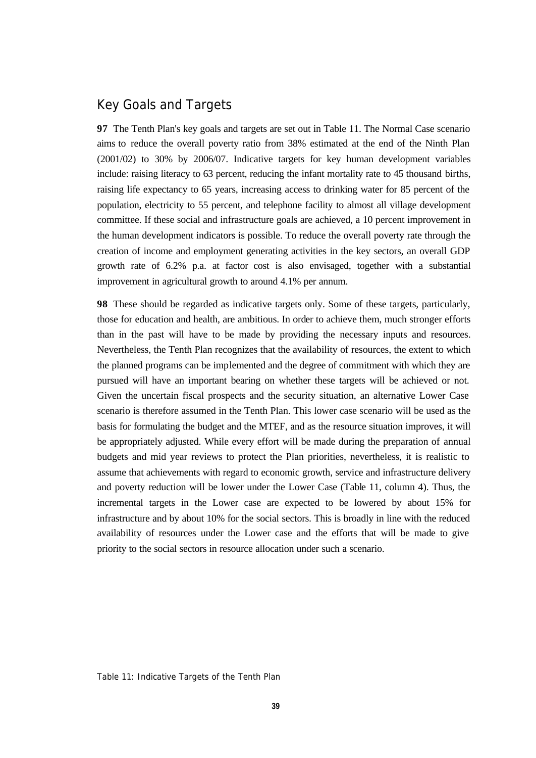## Key Goals and Targets

**97** The Tenth Plan's key goals and targets are set out in Table 11. The Normal Case scenario aims to reduce the overall poverty ratio from 38% estimated at the end of the Ninth Plan (2001/02) to 30% by 2006/07. Indicative targets for key human development variables include: raising literacy to 63 percent, reducing the infant mortality rate to 45 thousand births, raising life expectancy to 65 years, increasing access to drinking water for 85 percent of the population, electricity to 55 percent, and telephone facility to almost all village development committee. If these social and infrastructure goals are achieved, a 10 percent improvement in the human development indicators is possible. To reduce the overall poverty rate through the creation of income and employment generating activities in the key sectors, an overall GDP growth rate of 6.2% p.a. at factor cost is also envisaged, together with a substantial improvement in agricultural growth to around 4.1% per annum.

**98** These should be regarded as indicative targets only. Some of these targets, particularly, those for education and health, are ambitious. In order to achieve them, much stronger efforts than in the past will have to be made by providing the necessary inputs and resources. Nevertheless, the Tenth Plan recognizes that the availability of resources, the extent to which the planned programs can be implemented and the degree of commitment with which they are pursued will have an important bearing on whether these targets will be achieved or not. Given the uncertain fiscal prospects and the security situation, an alternative Lower Case scenario is therefore assumed in the Tenth Plan. This lower case scenario will be used as the basis for formulating the budget and the MTEF, and as the resource situation improves, it will be appropriately adjusted. While every effort will be made during the preparation of annual budgets and mid year reviews to protect the Plan priorities, nevertheless, it is realistic to assume that achievements with regard to economic growth, service and infrastructure delivery and poverty reduction will be lower under the Lower Case (Table 11, column 4). Thus, the incremental targets in the Lower case are expected to be lowered by about 15% for infrastructure and by about 10% for the social sectors. This is broadly in line with the reduced availability of resources under the Lower case and the efforts that will be made to give priority to the social sectors in resource allocation under such a scenario.

Table 11: Indicative Targets of the Tenth Plan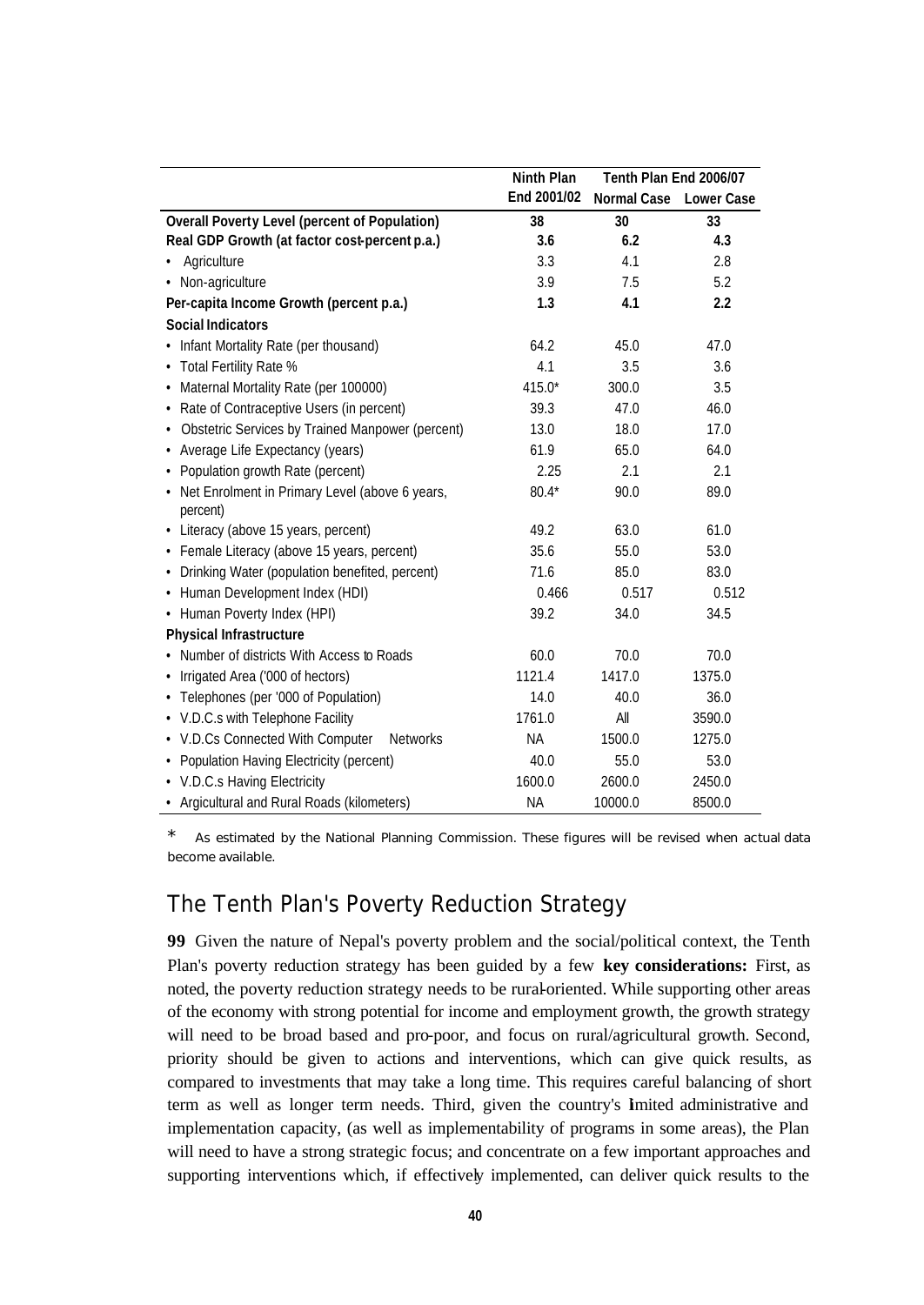| | Ninth Plan End 2001/02 | Tenth Plan End 2006/07 | |
|---|---|---|---|
| | | Normal Case | Lower Case |
| **Overall Poverty Level (percent of Population)** | **38** | **30** | **33** |
| **Real GDP Growth (at factor cost-percent p.a.)** | **3.6** | **6.2** | **4.3** |
| • Agriculture | 3.3 | 4.1 | 2.8 |
| • Non-agriculture | 3.9 | 7.5 | 5.2 |
| **Per-capita Income Growth (percent p.a.)** | **1.3** | **4.1** | **2.2** |
| **Social Indicators** | | | |
| • Infant Mortality Rate (per thousand) | 64.2 | 45.0 | 47.0 |
| • Total Fertility Rate % | 4.1 | 3.5 | 3.6 |
| • Maternal Mortality Rate (per 100000) | 415.0* | 300.0 | 3.5 |
| • Rate of Contraceptive Users (in percent) | 39.3 | 47.0 | 46.0 |
| • Obstetric Services by Trained Manpower (percent) | 13.0 | 18.0 | 17.0 |
| • Average Life Expectancy (years) | 61.9 | 65.0 | 64.0 |
| • Population growth Rate (percent) | 2.25 | 2.1 | 2.1 |
| • Net Enrolment in Primary Level (above 6 years, percent) | 80.4* | 90.0 | 89.0 |
| • Literacy (above 15 years, percent) | 49.2 | 63.0 | 61.0 |
| • Female Literacy (above 15 years, percent) | 35.6 | 55.0 | 53.0 |
| • Drinking Water (population benefited, percent) | 71.6 | 85.0 | 83.0 |
| • Human Development Index (HDI) | 0.466 | 0.517 | 0.512 |
| • Human Poverty Index (HPI) | 39.2 | 34.0 | 34.5 |
| **Physical Infrastructure** | | | |
| • Number of districts With Access to Roads | 60.0 | 70.0 | 70.0 |
| • Irrigated Area ('000 of hectors) | 1121.4 | 1417.0 | 1375.0 |
| • Telephones (per '000 of Population) | 14.0 | 40.0 | 36.0 |
| • V.D.C.s with Telephone Facility | 1761.0 | All | 3590.0 |
| • V.D.Cs Connected With Computer Networks | NA | 1500.0 | 1275.0 |
| • Population Having Electricity (percent) | 40.0 | 55.0 | 53.0 |
| • V.D.C.s Having Electricity | 1600.0 | 2600.0 | 2450.0 |
| • Argicultural and Rural Roads (kilometers) | NA | 10000.0 | 8500.0 |

\* As estimated by the National Planning Commission. These figures will be revised when actual data become available.

## The Tenth Plan's Poverty Reduction Strategy

**99** Given the nature of Nepal's poverty problem and the social/political context, the Tenth Plan's poverty reduction strategy has been guided by a few **key considerations:** First, as noted, the poverty reduction strategy needs to be rural-oriented. While supporting other areas of the economy with strong potential for income and employment growth, the growth strategy will need to be broad based and pro-poor, and focus on rural/agricultural growth. Second, priority should be given to actions and interventions, which can give quick results, as compared to investments that may take a long time. This requires careful balancing of short term as well as longer term needs. Third, given the country's limited administrative and implementation capacity, (as well as implementability of programs in some areas), the Plan will need to have a strong strategic focus; and concentrate on a few important approaches and supporting interventions which, if effectively implemented, can deliver quick results to the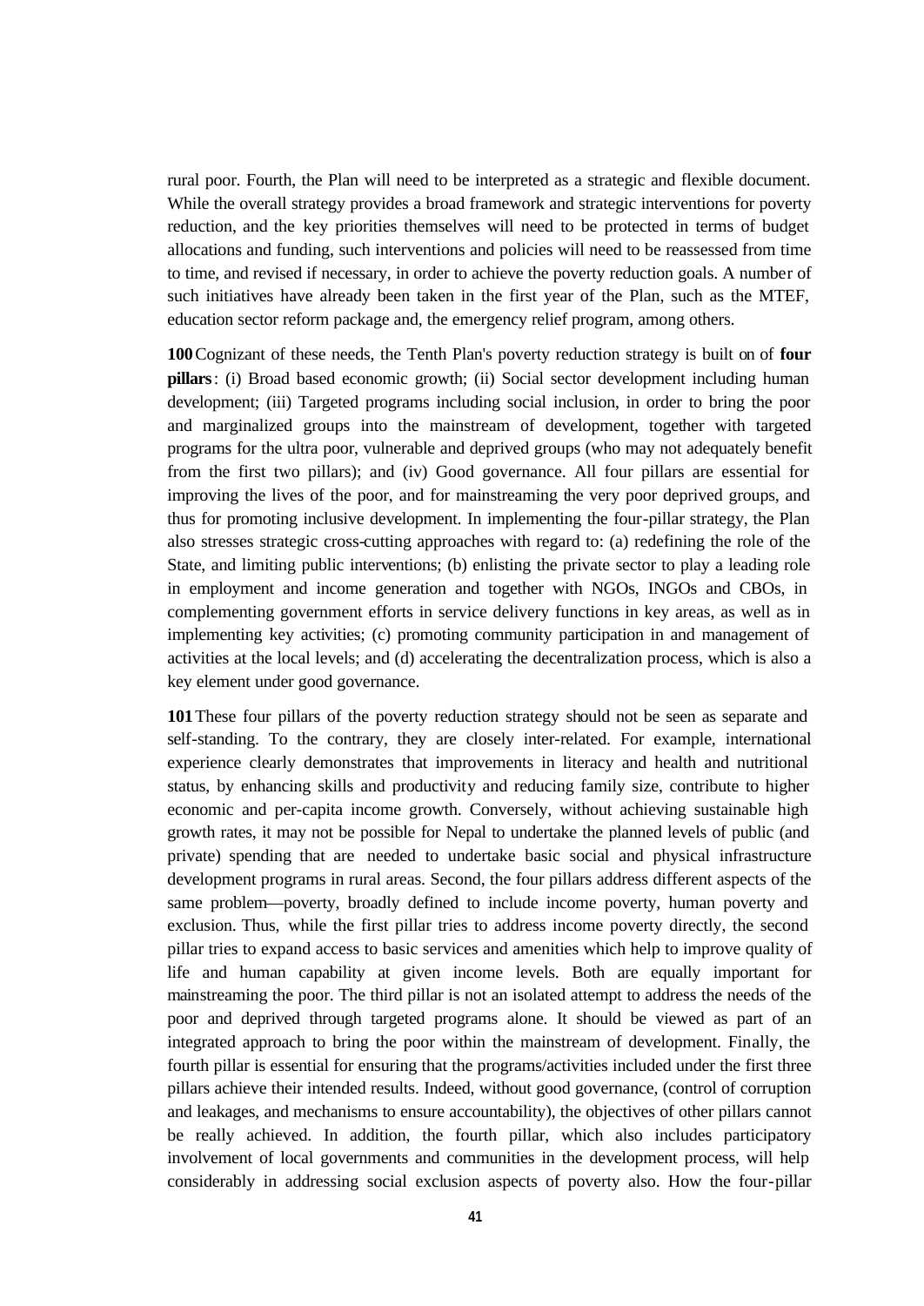rural poor. Fourth, the Plan will need to be interpreted as a strategic and flexible document. While the overall strategy provides a broad framework and strategic interventions for poverty reduction, and the key priorities themselves will need to be protected in terms of budget allocations and funding, such interventions and policies will need to be reassessed from time to time, and revised if necessary, in order to achieve the poverty reduction goals. A number of such initiatives have already been taken in the first year of the Plan, such as the MTEF, education sector reform package and, the emergency relief program, among others.

**100** Cognizant of these needs, the Tenth Plan's poverty reduction strategy is built on of **four pillars**: (i) Broad based economic growth; (ii) Social sector development including human development; (iii) Targeted programs including social inclusion, in order to bring the poor and marginalized groups into the mainstream of development, together with targeted programs for the ultra poor, vulnerable and deprived groups (who may not adequately benefit from the first two pillars); and (iv) Good governance. All four pillars are essential for improving the lives of the poor, and for mainstreaming the very poor deprived groups, and thus for promoting inclusive development. In implementing the four-pillar strategy, the Plan also stresses strategic cross-cutting approaches with regard to: (a) redefining the role of the State, and limiting public interventions; (b) enlisting the private sector to play a leading role in employment and income generation and together with NGOs, INGOs and CBOs, in complementing government efforts in service delivery functions in key areas, as well as in implementing key activities; (c) promoting community participation in and management of activities at the local levels; and (d) accelerating the decentralization process, which is also a key element under good governance.

**101** These four pillars of the poverty reduction strategy should not be seen as separate and self-standing. To the contrary, they are closely inter-related. For example, international experience clearly demonstrates that improvements in literacy and health and nutritional status, by enhancing skills and productivity and reducing family size, contribute to higher economic and per-capita income growth. Conversely, without achieving sustainable high growth rates, it may not be possible for Nepal to undertake the planned levels of public (and private) spending that are needed to undertake basic social and physical infrastructure development programs in rural areas. Second, the four pillars address different aspects of the same problem—poverty, broadly defined to include income poverty, human poverty and exclusion. Thus, while the first pillar tries to address income poverty directly, the second pillar tries to expand access to basic services and amenities which help to improve quality of life and human capability at given income levels. Both are equally important for mainstreaming the poor. The third pillar is not an isolated attempt to address the needs of the poor and deprived through targeted programs alone. It should be viewed as part of an integrated approach to bring the poor within the mainstream of development. Finally, the fourth pillar is essential for ensuring that the programs/activities included under the first three pillars achieve their intended results. Indeed, without good governance, (control of corruption and leakages, and mechanisms to ensure accountability), the objectives of other pillars cannot be really achieved. In addition, the fourth pillar, which also includes participatory involvement of local governments and communities in the development process, will help considerably in addressing social exclusion aspects of poverty also. How the four-pillar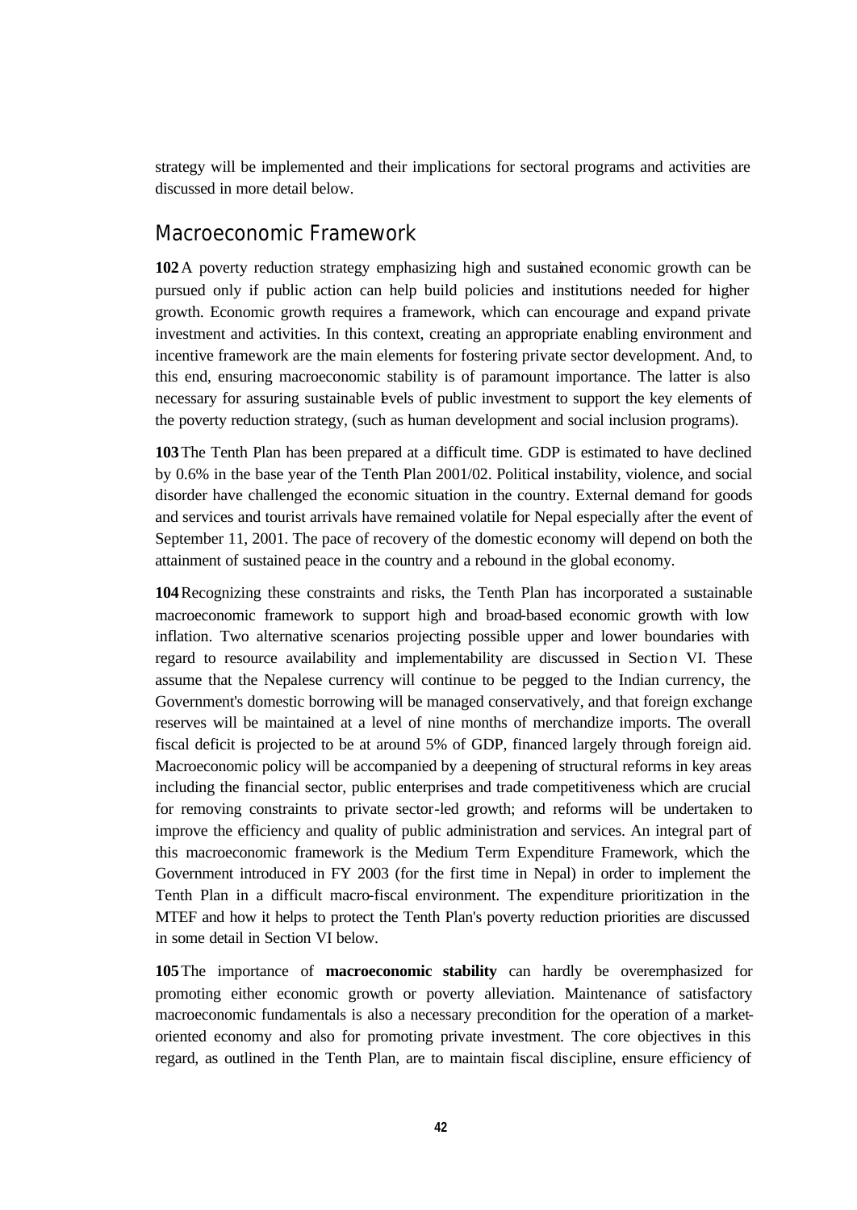strategy will be implemented and their implications for sectoral programs and activities are discussed in more detail below.

## Macroeconomic Framework

**102** A poverty reduction strategy emphasizing high and sustained economic growth can be pursued only if public action can help build policies and institutions needed for higher growth. Economic growth requires a framework, which can encourage and expand private investment and activities. In this context, creating an appropriate enabling environment and incentive framework are the main elements for fostering private sector development. And, to this end, ensuring macroeconomic stability is of paramount importance. The latter is also necessary for assuring sustainable levels of public investment to support the key elements of the poverty reduction strategy, (such as human development and social inclusion programs).

**103** The Tenth Plan has been prepared at a difficult time. GDP is estimated to have declined by 0.6% in the base year of the Tenth Plan 2001/02. Political instability, violence, and social disorder have challenged the economic situation in the country. External demand for goods and services and tourist arrivals have remained volatile for Nepal especially after the event of September 11, 2001. The pace of recovery of the domestic economy will depend on both the attainment of sustained peace in the country and a rebound in the global economy.

**104** Recognizing these constraints and risks, the Tenth Plan has incorporated a sustainable macroeconomic framework to support high and broad-based economic growth with low inflation. Two alternative scenarios projecting possible upper and lower boundaries with regard to resource availability and implementability are discussed in Section VI. These assume that the Nepalese currency will continue to be pegged to the Indian currency, the Government's domestic borrowing will be managed conservatively, and that foreign exchange reserves will be maintained at a level of nine months of merchandize imports. The overall fiscal deficit is projected to be at around 5% of GDP, financed largely through foreign aid. Macroeconomic policy will be accompanied by a deepening of structural reforms in key areas including the financial sector, public enterprises and trade competitiveness which are crucial for removing constraints to private sector-led growth; and reforms will be undertaken to improve the efficiency and quality of public administration and services. An integral part of this macroeconomic framework is the Medium Term Expenditure Framework, which the Government introduced in FY 2003 (for the first time in Nepal) in order to implement the Tenth Plan in a difficult macro-fiscal environment. The expenditure prioritization in the MTEF and how it helps to protect the Tenth Plan's poverty reduction priorities are discussed in some detail in Section VI below.

**105** The importance of **macroeconomic stability** can hardly be overemphasized for promoting either economic growth or poverty alleviation. Maintenance of satisfactory macroeconomic fundamentals is also a necessary precondition for the operation of a market-oriented economy and also for promoting private investment. The core objectives in this regard, as outlined in the Tenth Plan, are to maintain fiscal discipline, ensure efficiency of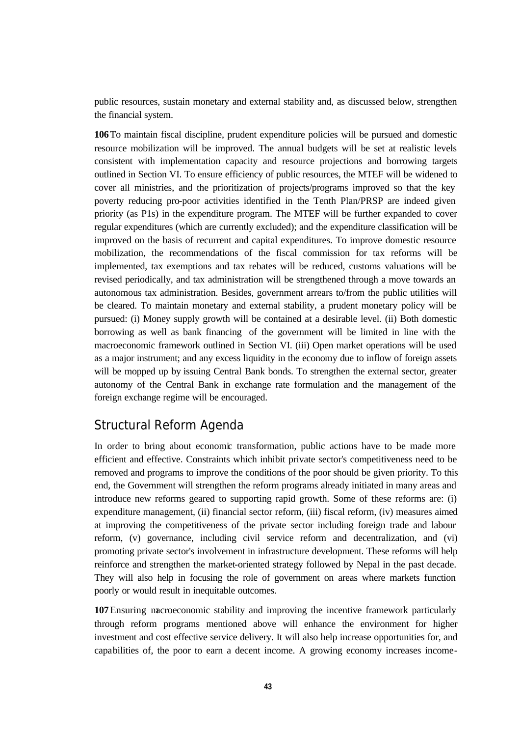public resources, sustain monetary and external stability and, as discussed below, strengthen the financial system.

**106** To maintain fiscal discipline, prudent expenditure policies will be pursued and domestic resource mobilization will be improved. The annual budgets will be set at realistic levels consistent with implementation capacity and resource projections and borrowing targets outlined in Section VI. To ensure efficiency of public resources, the MTEF will be widened to cover all ministries, and the prioritization of projects/programs improved so that the key poverty reducing pro-poor activities identified in the Tenth Plan/PRSP are indeed given priority (as P1s) in the expenditure program. The MTEF will be further expanded to cover regular expenditures (which are currently excluded); and the expenditure classification will be improved on the basis of recurrent and capital expenditures. To improve domestic resource mobilization, the recommendations of the fiscal commission for tax reforms will be implemented, tax exemptions and tax rebates will be reduced, customs valuations will be revised periodically, and tax administration will be strengthened through a move towards an autonomous tax administration. Besides, government arrears to/from the public utilities will be cleared. To maintain monetary and external stability, a prudent monetary policy will be pursued: (i) Money supply growth will be contained at a desirable level. (ii) Both domestic borrowing as well as bank financing of the government will be limited in line with the macroeconomic framework outlined in Section VI. (iii) Open market operations will be used as a major instrument; and any excess liquidity in the economy due to inflow of foreign assets will be mopped up by issuing Central Bank bonds. To strengthen the external sector, greater autonomy of the Central Bank in exchange rate formulation and the management of the foreign exchange regime will be encouraged.

## Structural Reform Agenda

In order to bring about economic transformation, public actions have to be made more efficient and effective. Constraints which inhibit private sector's competitiveness need to be removed and programs to improve the conditions of the poor should be given priority. To this end, the Government will strengthen the reform programs already initiated in many areas and introduce new reforms geared to supporting rapid growth. Some of these reforms are: (i) expenditure management, (ii) financial sector reform, (iii) fiscal reform, (iv) measures aimed at improving the competitiveness of the private sector including foreign trade and labour reform, (v) governance, including civil service reform and decentralization, and (vi) promoting private sector's involvement in infrastructure development. These reforms will help reinforce and strengthen the market-oriented strategy followed by Nepal in the past decade. They will also help in focusing the role of government on areas where markets function poorly or would result in inequitable outcomes.

**107** Ensuring macroeconomic stability and improving the incentive framework particularly through reform programs mentioned above will enhance the environment for higher investment and cost effective service delivery. It will also help increase opportunities for, and capabilities of, the poor to earn a decent income. A growing economy increases income-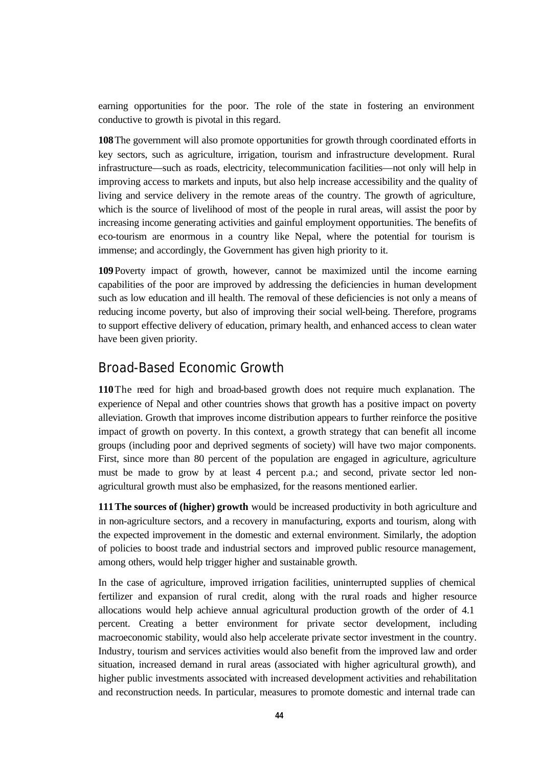earning opportunities for the poor. The role of the state in fostering an environment conductive to growth is pivotal in this regard.

**108** The government will also promote opportunities for growth through coordinated efforts in key sectors, such as agriculture, irrigation, tourism and infrastructure development. Rural infrastructure—such as roads, electricity, telecommunication facilities—not only will help in improving access to markets and inputs, but also help increase accessibility and the quality of living and service delivery in the remote areas of the country. The growth of agriculture, which is the source of livelihood of most of the people in rural areas, will assist the poor by increasing income generating activities and gainful employment opportunities. The benefits of eco-tourism are enormous in a country like Nepal, where the potential for tourism is immense; and accordingly, the Government has given high priority to it.

**109** Poverty impact of growth, however, cannot be maximized until the income earning capabilities of the poor are improved by addressing the deficiencies in human development such as low education and ill health. The removal of these deficiencies is not only a means of reducing income poverty, but also of improving their social well-being. Therefore, programs to support effective delivery of education, primary health, and enhanced access to clean water have been given priority.

## Broad-Based Economic Growth

**110** The need for high and broad-based growth does not require much explanation. The experience of Nepal and other countries shows that growth has a positive impact on poverty alleviation. Growth that improves income distribution appears to further reinforce the positive impact of growth on poverty. In this context, a growth strategy that can benefit all income groups (including poor and deprived segments of society) will have two major components. First, since more than 80 percent of the population are engaged in agriculture, agriculture must be made to grow by at least 4 percent p.a.; and second, private sector led non-agricultural growth must also be emphasized, for the reasons mentioned earlier.

**111** **The sources of (higher) growth** would be increased productivity in both agriculture and in non-agriculture sectors, and a recovery in manufacturing, exports and tourism, along with the expected improvement in the domestic and external environment. Similarly, the adoption of policies to boost trade and industrial sectors and improved public resource management, among others, would help trigger higher and sustainable growth.

In the case of agriculture, improved irrigation facilities, uninterrupted supplies of chemical fertilizer and expansion of rural credit, along with the rural roads and higher resource allocations would help achieve annual agricultural production growth of the order of 4.1 percent. Creating a better environment for private sector development, including macroeconomic stability, would also help accelerate private sector investment in the country. Industry, tourism and services activities would also benefit from the improved law and order situation, increased demand in rural areas (associated with higher agricultural growth), and higher public investments associated with increased development activities and rehabilitation and reconstruction needs. In particular, measures to promote domestic and internal trade can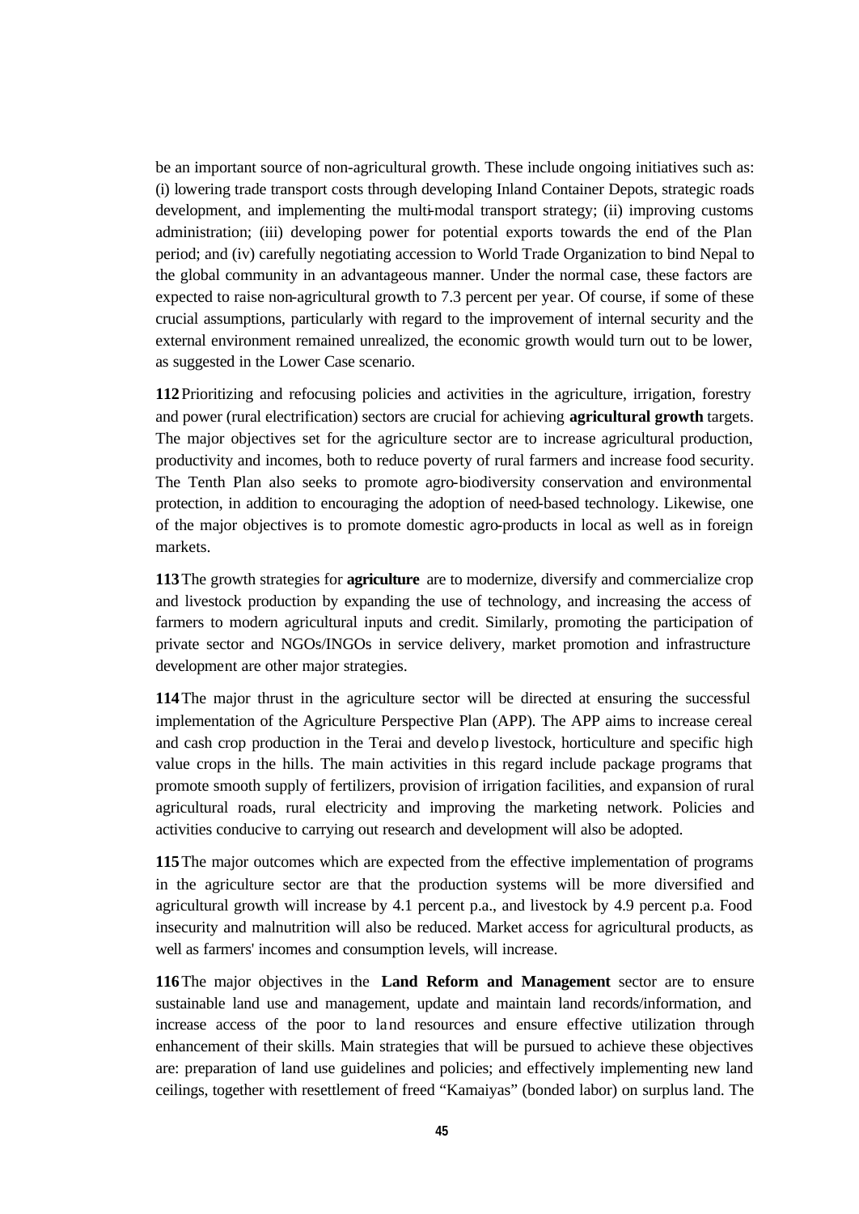be an important source of non-agricultural growth. These include ongoing initiatives such as: (i) lowering trade transport costs through developing Inland Container Depots, strategic roads development, and implementing the multi-modal transport strategy; (ii) improving customs administration; (iii) developing power for potential exports towards the end of the Plan period; and (iv) carefully negotiating accession to World Trade Organization to bind Nepal to the global community in an advantageous manner. Under the normal case, these factors are expected to raise non-agricultural growth to 7.3 percent per year. Of course, if some of these crucial assumptions, particularly with regard to the improvement of internal security and the external environment remained unrealized, the economic growth would turn out to be lower, as suggested in the Lower Case scenario.

**112** Prioritizing and refocusing policies and activities in the agriculture, irrigation, forestry and power (rural electrification) sectors are crucial for achieving **agricultural growth** targets. The major objectives set for the agriculture sector are to increase agricultural production, productivity and incomes, both to reduce poverty of rural farmers and increase food security. The Tenth Plan also seeks to promote agro-biodiversity conservation and environmental protection, in addition to encouraging the adoption of need-based technology. Likewise, one of the major objectives is to promote domestic agro-products in local as well as in foreign markets.

**113** The growth strategies for **agriculture** are to modernize, diversify and commercialize crop and livestock production by expanding the use of technology, and increasing the access of farmers to modern agricultural inputs and credit. Similarly, promoting the participation of private sector and NGOs/INGOs in service delivery, market promotion and infrastructure development are other major strategies.

**114** The major thrust in the agriculture sector will be directed at ensuring the successful implementation of the Agriculture Perspective Plan (APP). The APP aims to increase cereal and cash crop production in the Terai and develop livestock, horticulture and specific high value crops in the hills. The main activities in this regard include package programs that promote smooth supply of fertilizers, provision of irrigation facilities, and expansion of rural agricultural roads, rural electricity and improving the marketing network. Policies and activities conducive to carrying out research and development will also be adopted.

**115** The major outcomes which are expected from the effective implementation of programs in the agriculture sector are that the production systems will be more diversified and agricultural growth will increase by 4.1 percent p.a., and livestock by 4.9 percent p.a. Food insecurity and malnutrition will also be reduced. Market access for agricultural products, as well as farmers' incomes and consumption levels, will increase.

**116** The major objectives in the **Land Reform and Management** sector are to ensure sustainable land use and management, update and maintain land records/information, and increase access of the poor to land resources and ensure effective utilization through enhancement of their skills. Main strategies that will be pursued to achieve these objectives are: preparation of land use guidelines and policies; and effectively implementing new land ceilings, together with resettlement of freed "Kamaiyas" (bonded labor) on surplus land. The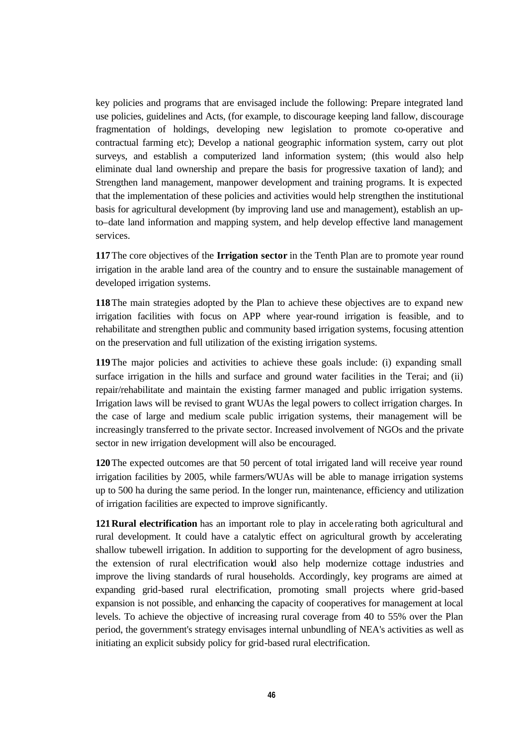key policies and programs that are envisaged include the following: Prepare integrated land use policies, guidelines and Acts, (for example, to discourage keeping land fallow, discourage fragmentation of holdings, developing new legislation to promote co-operative and contractual farming etc); Develop a national geographic information system, carry out plot surveys, and establish a computerized land information system; (this would also help eliminate dual land ownership and prepare the basis for progressive taxation of land); and Strengthen land management, manpower development and training programs. It is expected that the implementation of these policies and activities would help strengthen the institutional basis for agricultural development (by improving land use and management), establish an up-to–date land information and mapping system, and help develop effective land management services.

**117** The core objectives of the **Irrigation sector** in the Tenth Plan are to promote year round irrigation in the arable land area of the country and to ensure the sustainable management of developed irrigation systems.

**118** The main strategies adopted by the Plan to achieve these objectives are to expand new irrigation facilities with focus on APP where year-round irrigation is feasible, and to rehabilitate and strengthen public and community based irrigation systems, focusing attention on the preservation and full utilization of the existing irrigation systems.

**119** The major policies and activities to achieve these goals include: (i) expanding small surface irrigation in the hills and surface and ground water facilities in the Terai; and (ii) repair/rehabilitate and maintain the existing farmer managed and public irrigation systems. Irrigation laws will be revised to grant WUAs the legal powers to collect irrigation charges. In the case of large and medium scale public irrigation systems, their management will be increasingly transferred to the private sector. Increased involvement of NGOs and the private sector in new irrigation development will also be encouraged.

**120** The expected outcomes are that 50 percent of total irrigated land will receive year round irrigation facilities by 2005, while farmers/WUAs will be able to manage irrigation systems up to 500 ha during the same period. In the longer run, maintenance, efficiency and utilization of irrigation facilities are expected to improve significantly.

**121 Rural electrification** has an important role to play in accelerating both agricultural and rural development. It could have a catalytic effect on agricultural growth by accelerating shallow tubewell irrigation. In addition to supporting for the development of agro business, the extension of rural electrification would also help modernize cottage industries and improve the living standards of rural households. Accordingly, key programs are aimed at expanding grid-based rural electrification, promoting small projects where grid-based expansion is not possible, and enhancing the capacity of cooperatives for management at local levels. To achieve the objective of increasing rural coverage from 40 to 55% over the Plan period, the government's strategy envisages internal unbundling of NEA's activities as well as initiating an explicit subsidy policy for grid-based rural electrification.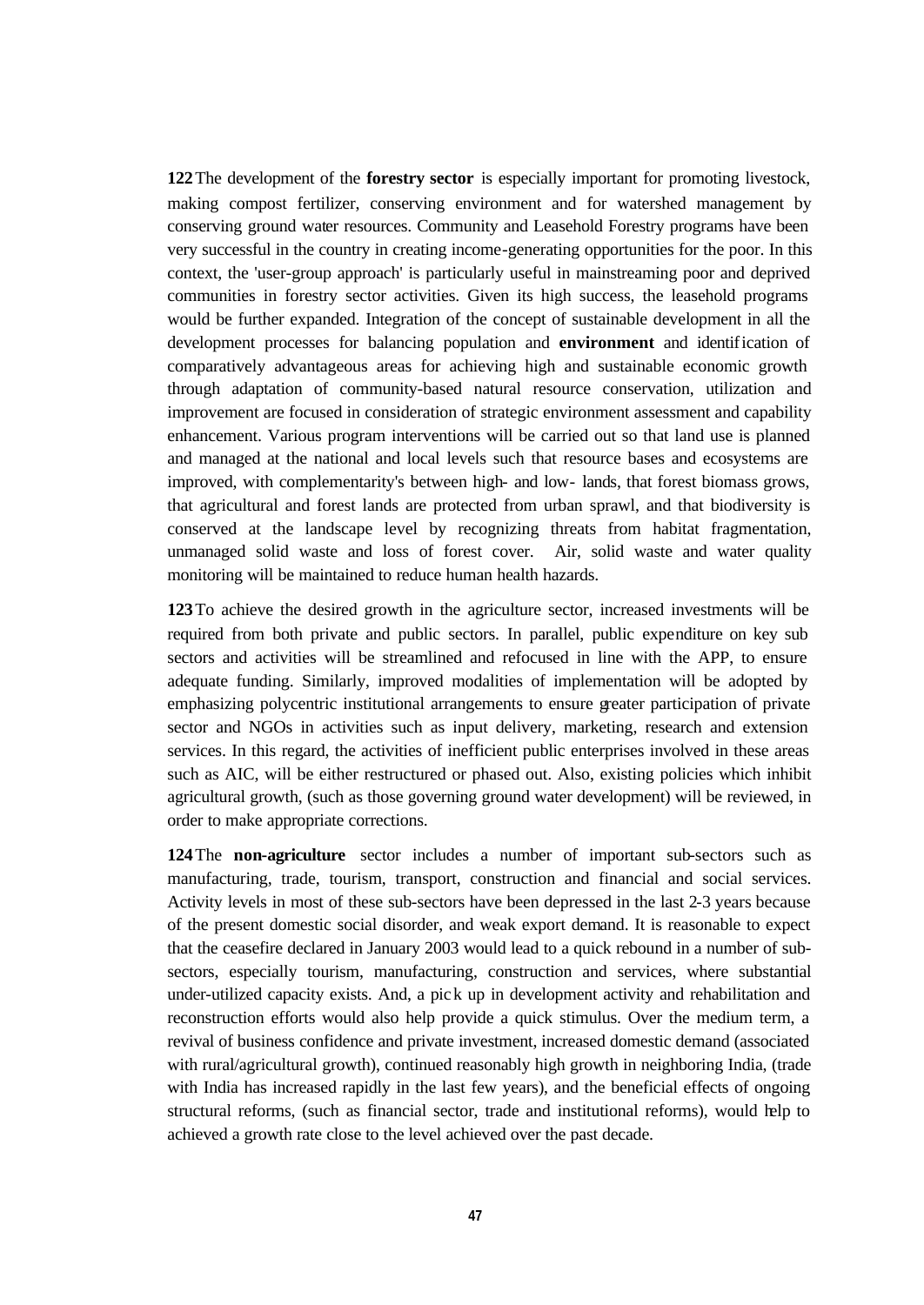**122** The development of the **forestry sector** is especially important for promoting livestock, making compost fertilizer, conserving environment and for watershed management by conserving ground water resources. Community and Leasehold Forestry programs have been very successful in the country in creating income-generating opportunities for the poor. In this context, the 'user-group approach' is particularly useful in mainstreaming poor and deprived communities in forestry sector activities. Given its high success, the leasehold programs would be further expanded. Integration of the concept of sustainable development in all the development processes for balancing population and **environment** and identification of comparatively advantageous areas for achieving high and sustainable economic growth through adaptation of community-based natural resource conservation, utilization and improvement are focused in consideration of strategic environment assessment and capability enhancement. Various program interventions will be carried out so that land use is planned and managed at the national and local levels such that resource bases and ecosystems are improved, with complementarity's between high- and low- lands, that forest biomass grows, that agricultural and forest lands are protected from urban sprawl, and that biodiversity is conserved at the landscape level by recognizing threats from habitat fragmentation, unmanaged solid waste and loss of forest cover. Air, solid waste and water quality monitoring will be maintained to reduce human health hazards.

**123** To achieve the desired growth in the agriculture sector, increased investments will be required from both private and public sectors. In parallel, public expenditure on key sub sectors and activities will be streamlined and refocused in line with the APP, to ensure adequate funding. Similarly, improved modalities of implementation will be adopted by emphasizing polycentric institutional arrangements to ensure greater participation of private sector and NGOs in activities such as input delivery, marketing, research and extension services. In this regard, the activities of inefficient public enterprises involved in these areas such as AIC, will be either restructured or phased out. Also, existing policies which inhibit agricultural growth, (such as those governing ground water development) will be reviewed, in order to make appropriate corrections.

**124** The **non-agriculture** sector includes a number of important sub-sectors such as manufacturing, trade, tourism, transport, construction and financial and social services. Activity levels in most of these sub-sectors have been depressed in the last 2-3 years because of the present domestic social disorder, and weak export demand. It is reasonable to expect that the ceasefire declared in January 2003 would lead to a quick rebound in a number of sub-sectors, especially tourism, manufacturing, construction and services, where substantial under-utilized capacity exists. And, a pick up in development activity and rehabilitation and reconstruction efforts would also help provide a quick stimulus. Over the medium term, a revival of business confidence and private investment, increased domestic demand (associated with rural/agricultural growth), continued reasonably high growth in neighboring India, (trade with India has increased rapidly in the last few years), and the beneficial effects of ongoing structural reforms, (such as financial sector, trade and institutional reforms), would help to achieved a growth rate close to the level achieved over the past decade.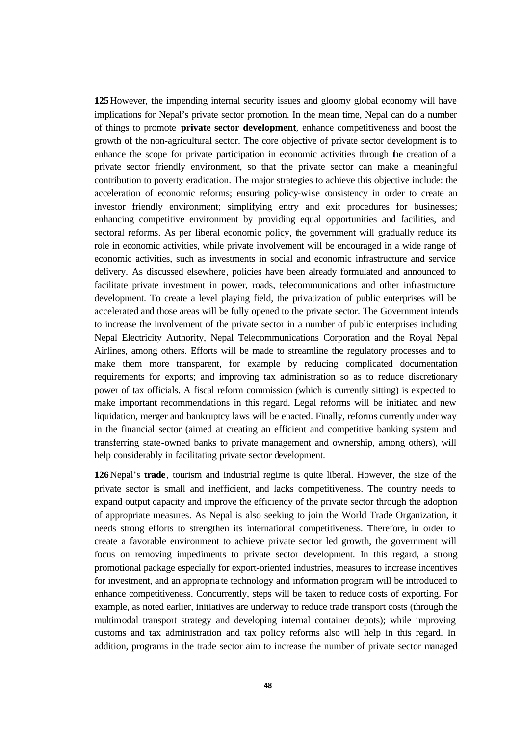**125** However, the impending internal security issues and gloomy global economy will have implications for Nepal's private sector promotion. In the mean time, Nepal can do a number of things to promote **private sector development**, enhance competitiveness and boost the growth of the non-agricultural sector. The core objective of private sector development is to enhance the scope for private participation in economic activities through the creation of a private sector friendly environment, so that the private sector can make a meaningful contribution to poverty eradication. The major strategies to achieve this objective include: the acceleration of economic reforms; ensuring policy-wise consistency in order to create an investor friendly environment; simplifying entry and exit procedures for businesses; enhancing competitive environment by providing equal opportunities and facilities, and sectoral reforms. As per liberal economic policy, the government will gradually reduce its role in economic activities, while private involvement will be encouraged in a wide range of economic activities, such as investments in social and economic infrastructure and service delivery. As discussed elsewhere, policies have been already formulated and announced to facilitate private investment in power, roads, telecommunications and other infrastructure development. To create a level playing field, the privatization of public enterprises will be accelerated and those areas will be fully opened to the private sector. The Government intends to increase the involvement of the private sector in a number of public enterprises including Nepal Electricity Authority, Nepal Telecommunications Corporation and the Royal Nepal Airlines, among others. Efforts will be made to streamline the regulatory processes and to make them more transparent, for example by reducing complicated documentation requirements for exports; and improving tax administration so as to reduce discretionary power of tax officials. A fiscal reform commission (which is currently sitting) is expected to make important recommendations in this regard. Legal reforms will be initiated and new liquidation, merger and bankruptcy laws will be enacted. Finally, reforms currently under way in the financial sector (aimed at creating an efficient and competitive banking system and transferring state-owned banks to private management and ownership, among others), will help considerably in facilitating private sector development.

**126** Nepal's **trade**, tourism and industrial regime is quite liberal. However, the size of the private sector is small and inefficient, and lacks competitiveness. The country needs to expand output capacity and improve the efficiency of the private sector through the adoption of appropriate measures. As Nepal is also seeking to join the World Trade Organization, it needs strong efforts to strengthen its international competitiveness. Therefore, in order to create a favorable environment to achieve private sector led growth, the government will focus on removing impediments to private sector development. In this regard, a strong promotional package especially for export-oriented industries, measures to increase incentives for investment, and an appropriate technology and information program will be introduced to enhance competitiveness. Concurrently, steps will be taken to reduce costs of exporting. For example, as noted earlier, initiatives are underway to reduce trade transport costs (through the multimodal transport strategy and developing internal container depots); while improving customs and tax administration and tax policy reforms also will help in this regard. In addition, programs in the trade sector aim to increase the number of private sector managed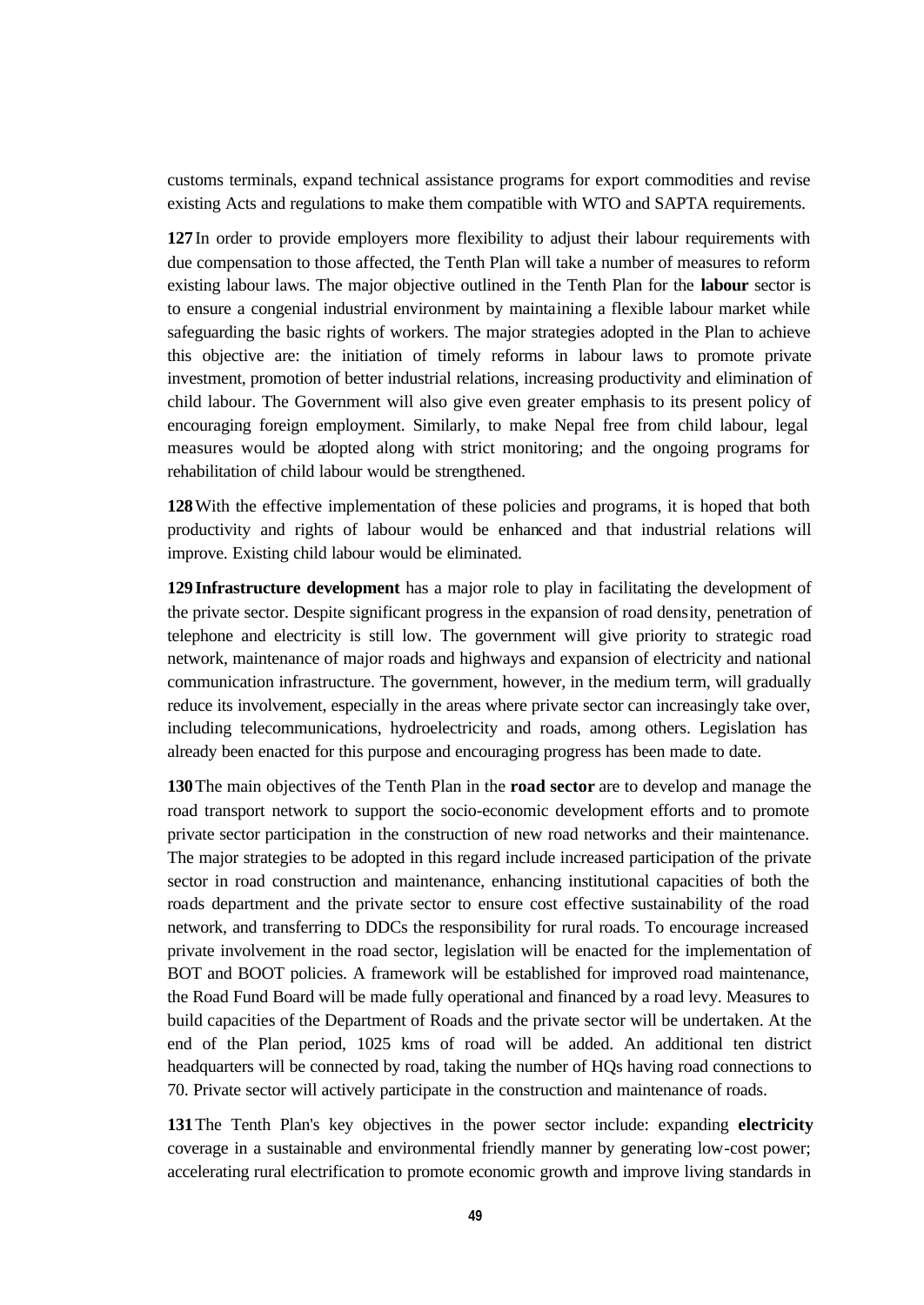customs terminals, expand technical assistance programs for export commodities and revise existing Acts and regulations to make them compatible with WTO and SAPTA requirements.

**127** In order to provide employers more flexibility to adjust their labour requirements with due compensation to those affected, the Tenth Plan will take a number of measures to reform existing labour laws. The major objective outlined in the Tenth Plan for the **labour** sector is to ensure a congenial industrial environment by maintaining a flexible labour market while safeguarding the basic rights of workers. The major strategies adopted in the Plan to achieve this objective are: the initiation of timely reforms in labour laws to promote private investment, promotion of better industrial relations, increasing productivity and elimination of child labour. The Government will also give even greater emphasis to its present policy of encouraging foreign employment. Similarly, to make Nepal free from child labour, legal measures would be adopted along with strict monitoring; and the ongoing programs for rehabilitation of child labour would be strengthened.

**128** With the effective implementation of these policies and programs, it is hoped that both productivity and rights of labour would be enhanced and that industrial relations will improve. Existing child labour would be eliminated.

**129** **Infrastructure development** has a major role to play in facilitating the development of the private sector. Despite significant progress in the expansion of road density, penetration of telephone and electricity is still low. The government will give priority to strategic road network, maintenance of major roads and highways and expansion of electricity and national communication infrastructure. The government, however, in the medium term, will gradually reduce its involvement, especially in the areas where private sector can increasingly take over, including telecommunications, hydroelectricity and roads, among others. Legislation has already been enacted for this purpose and encouraging progress has been made to date.

**130** The main objectives of the Tenth Plan in the **road sector** are to develop and manage the road transport network to support the socio-economic development efforts and to promote private sector participation in the construction of new road networks and their maintenance. The major strategies to be adopted in this regard include increased participation of the private sector in road construction and maintenance, enhancing institutional capacities of both the roads department and the private sector to ensure cost effective sustainability of the road network, and transferring to DDCs the responsibility for rural roads. To encourage increased private involvement in the road sector, legislation will be enacted for the implementation of BOT and BOOT policies. A framework will be established for improved road maintenance, the Road Fund Board will be made fully operational and financed by a road levy. Measures to build capacities of the Department of Roads and the private sector will be undertaken. At the end of the Plan period, 1025 kms of road will be added. An additional ten district headquarters will be connected by road, taking the number of HQs having road connections to 70. Private sector will actively participate in the construction and maintenance of roads.

**131** The Tenth Plan's key objectives in the power sector include: expanding **electricity** coverage in a sustainable and environmental friendly manner by generating low-cost power; accelerating rural electrification to promote economic growth and improve living standards in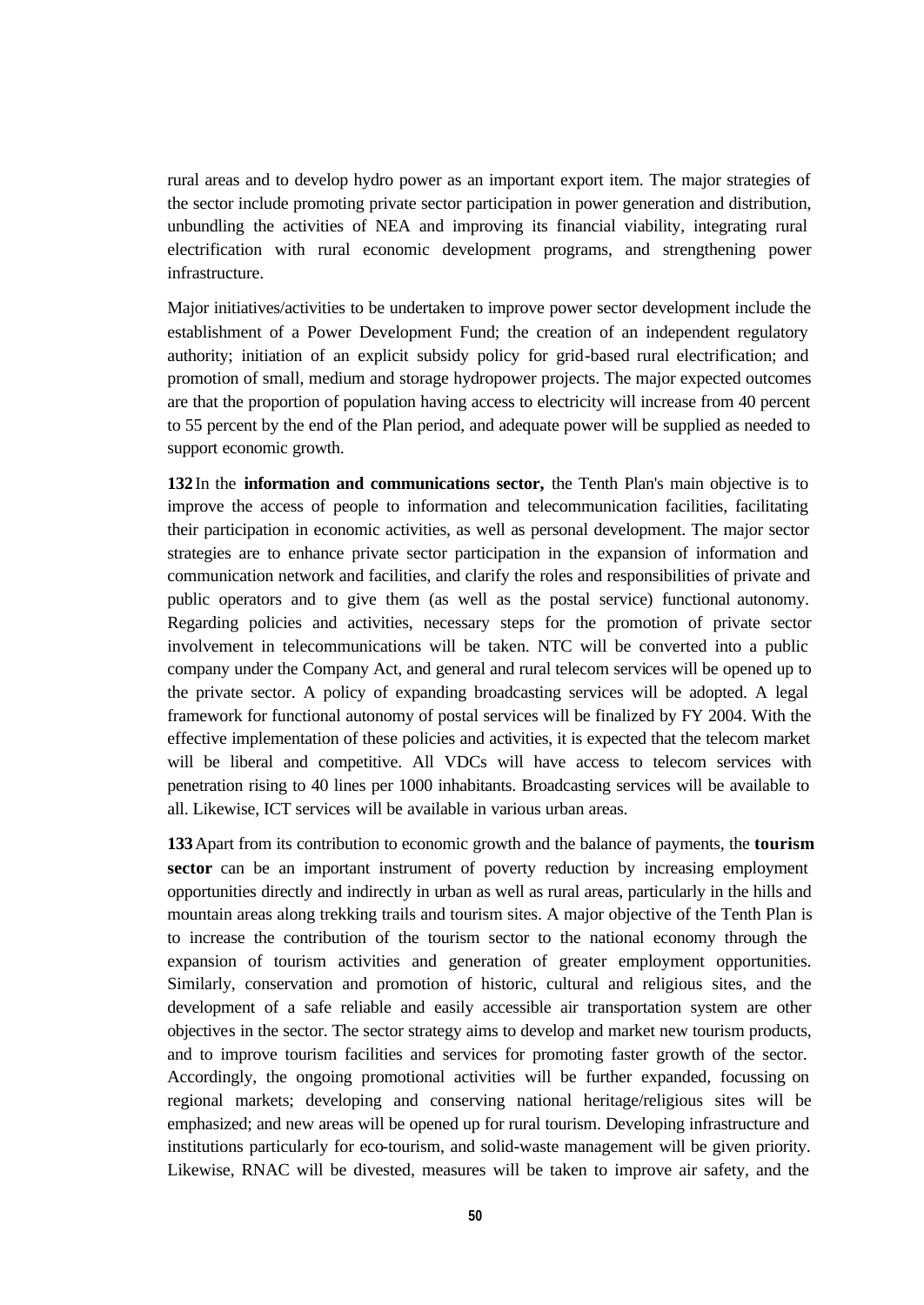rural areas and to develop hydro power as an important export item. The major strategies of the sector include promoting private sector participation in power generation and distribution, unbundling the activities of NEA and improving its financial viability, integrating rural electrification with rural economic development programs, and strengthening power infrastructure.

Major initiatives/activities to be undertaken to improve power sector development include the establishment of a Power Development Fund; the creation of an independent regulatory authority; initiation of an explicit subsidy policy for grid-based rural electrification; and promotion of small, medium and storage hydropower projects. The major expected outcomes are that the proportion of population having access to electricity will increase from 40 percent to 55 percent by the end of the Plan period, and adequate power will be supplied as needed to support economic growth.

**132** In the **information and communications sector,** the Tenth Plan's main objective is to improve the access of people to information and telecommunication facilities, facilitating their participation in economic activities, as well as personal development. The major sector strategies are to enhance private sector participation in the expansion of information and communication network and facilities, and clarify the roles and responsibilities of private and public operators and to give them (as well as the postal service) functional autonomy. Regarding policies and activities, necessary steps for the promotion of private sector involvement in telecommunications will be taken. NTC will be converted into a public company under the Company Act, and general and rural telecom services will be opened up to the private sector. A policy of expanding broadcasting services will be adopted. A legal framework for functional autonomy of postal services will be finalized by FY 2004. With the effective implementation of these policies and activities, it is expected that the telecom market will be liberal and competitive. All VDCs will have access to telecom services with penetration rising to 40 lines per 1000 inhabitants. Broadcasting services will be available to all. Likewise, ICT services will be available in various urban areas.

**133** Apart from its contribution to economic growth and the balance of payments, the **tourism sector** can be an important instrument of poverty reduction by increasing employment opportunities directly and indirectly in urban as well as rural areas, particularly in the hills and mountain areas along trekking trails and tourism sites. A major objective of the Tenth Plan is to increase the contribution of the tourism sector to the national economy through the expansion of tourism activities and generation of greater employment opportunities. Similarly, conservation and promotion of historic, cultural and religious sites, and the development of a safe reliable and easily accessible air transportation system are other objectives in the sector. The sector strategy aims to develop and market new tourism products, and to improve tourism facilities and services for promoting faster growth of the sector. Accordingly, the ongoing promotional activities will be further expanded, focussing on regional markets; developing and conserving national heritage/religious sites will be emphasized; and new areas will be opened up for rural tourism. Developing infrastructure and institutions particularly for eco-tourism, and solid-waste management will be given priority. Likewise, RNAC will be divested, measures will be taken to improve air safety, and the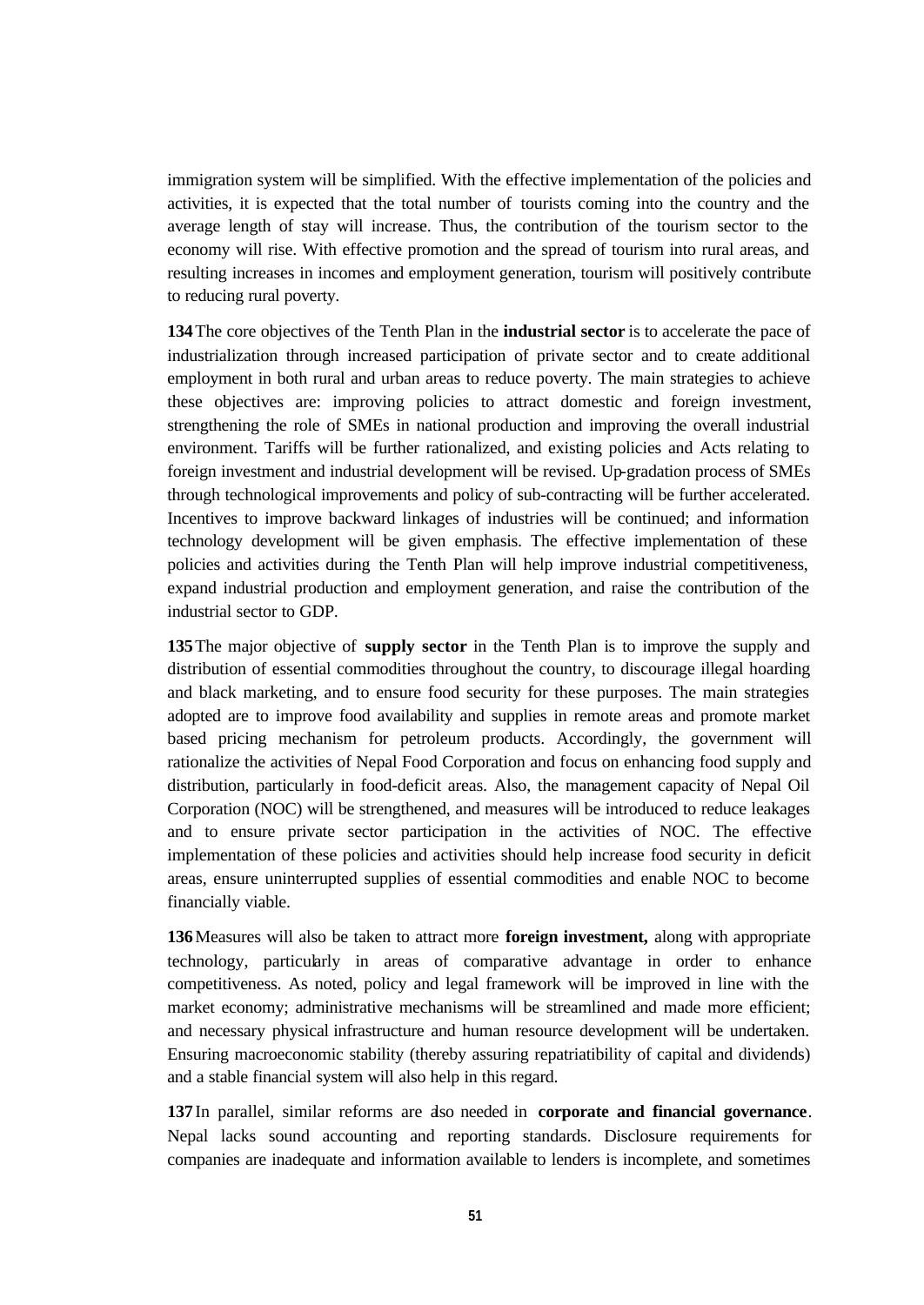immigration system will be simplified. With the effective implementation of the policies and activities, it is expected that the total number of tourists coming into the country and the average length of stay will increase. Thus, the contribution of the tourism sector to the economy will rise. With effective promotion and the spread of tourism into rural areas, and resulting increases in incomes and employment generation, tourism will positively contribute to reducing rural poverty.

**134** The core objectives of the Tenth Plan in the **industrial sector** is to accelerate the pace of industrialization through increased participation of private sector and to create additional employment in both rural and urban areas to reduce poverty. The main strategies to achieve these objectives are: improving policies to attract domestic and foreign investment, strengthening the role of SMEs in national production and improving the overall industrial environment. Tariffs will be further rationalized, and existing policies and Acts relating to foreign investment and industrial development will be revised. Up-gradation process of SMEs through technological improvements and policy of sub-contracting will be further accelerated. Incentives to improve backward linkages of industries will be continued; and information technology development will be given emphasis. The effective implementation of these policies and activities during the Tenth Plan will help improve industrial competitiveness, expand industrial production and employment generation, and raise the contribution of the industrial sector to GDP.

**135** The major objective of **supply sector** in the Tenth Plan is to improve the supply and distribution of essential commodities throughout the country, to discourage illegal hoarding and black marketing, and to ensure food security for these purposes. The main strategies adopted are to improve food availability and supplies in remote areas and promote market based pricing mechanism for petroleum products. Accordingly, the government will rationalize the activities of Nepal Food Corporation and focus on enhancing food supply and distribution, particularly in food-deficit areas. Also, the management capacity of Nepal Oil Corporation (NOC) will be strengthened, and measures will be introduced to reduce leakages and to ensure private sector participation in the activities of NOC. The effective implementation of these policies and activities should help increase food security in deficit areas, ensure uninterrupted supplies of essential commodities and enable NOC to become financially viable.

**136** Measures will also be taken to attract more **foreign investment,** along with appropriate technology, particularly in areas of comparative advantage in order to enhance competitiveness. As noted, policy and legal framework will be improved in line with the market economy; administrative mechanisms will be streamlined and made more efficient; and necessary physical infrastructure and human resource development will be undertaken. Ensuring macroeconomic stability (thereby assuring repatriatibility of capital and dividends) and a stable financial system will also help in this regard.

**137** In parallel, similar reforms are also needed in **corporate and financial governance**. Nepal lacks sound accounting and reporting standards. Disclosure requirements for companies are inadequate and information available to lenders is incomplete, and sometimes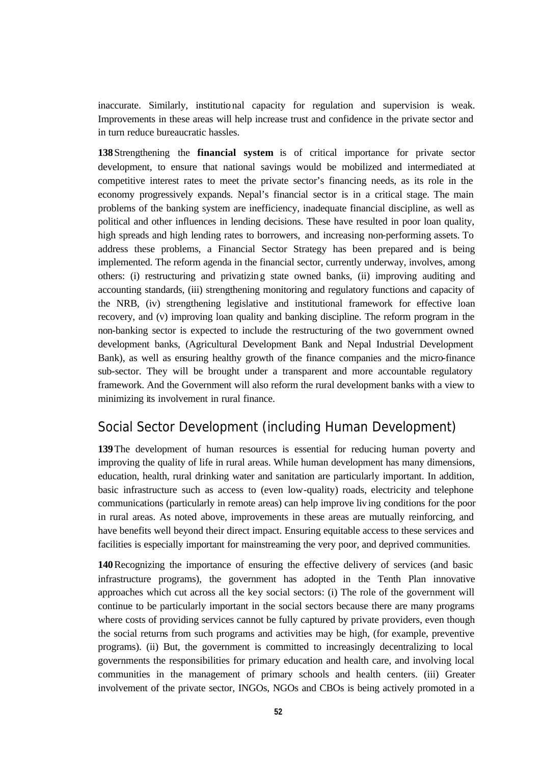inaccurate. Similarly, institutional capacity for regulation and supervision is weak. Improvements in these areas will help increase trust and confidence in the private sector and in turn reduce bureaucratic hassles.

**138** Strengthening the **financial system** is of critical importance for private sector development, to ensure that national savings would be mobilized and intermediated at competitive interest rates to meet the private sector's financing needs, as its role in the economy progressively expands. Nepal's financial sector is in a critical stage. The main problems of the banking system are inefficiency, inadequate financial discipline, as well as political and other influences in lending decisions. These have resulted in poor loan quality, high spreads and high lending rates to borrowers, and increasing non-performing assets. To address these problems, a Financial Sector Strategy has been prepared and is being implemented. The reform agenda in the financial sector, currently underway, involves, among others: (i) restructuring and privatizing state owned banks, (ii) improving auditing and accounting standards, (iii) strengthening monitoring and regulatory functions and capacity of the NRB, (iv) strengthening legislative and institutional framework for effective loan recovery, and (v) improving loan quality and banking discipline. The reform program in the non-banking sector is expected to include the restructuring of the two government owned development banks, (Agricultural Development Bank and Nepal Industrial Development Bank), as well as ensuring healthy growth of the finance companies and the micro-finance sub-sector. They will be brought under a transparent and more accountable regulatory framework. And the Government will also reform the rural development banks with a view to minimizing its involvement in rural finance.

## Social Sector Development (including Human Development)

**139** The development of human resources is essential for reducing human poverty and improving the quality of life in rural areas. While human development has many dimensions, education, health, rural drinking water and sanitation are particularly important. In addition, basic infrastructure such as access to (even low-quality) roads, electricity and telephone communications (particularly in remote areas) can help improve living conditions for the poor in rural areas. As noted above, improvements in these areas are mutually reinforcing, and have benefits well beyond their direct impact. Ensuring equitable access to these services and facilities is especially important for mainstreaming the very poor, and deprived communities.

**140** Recognizing the importance of ensuring the effective delivery of services (and basic infrastructure programs), the government has adopted in the Tenth Plan innovative approaches which cut across all the key social sectors: (i) The role of the government will continue to be particularly important in the social sectors because there are many programs where costs of providing services cannot be fully captured by private providers, even though the social returns from such programs and activities may be high, (for example, preventive programs). (ii) But, the government is committed to increasingly decentralizing to local governments the responsibilities for primary education and health care, and involving local communities in the management of primary schools and health centers. (iii) Greater involvement of the private sector, INGOs, NGOs and CBOs is being actively promoted in a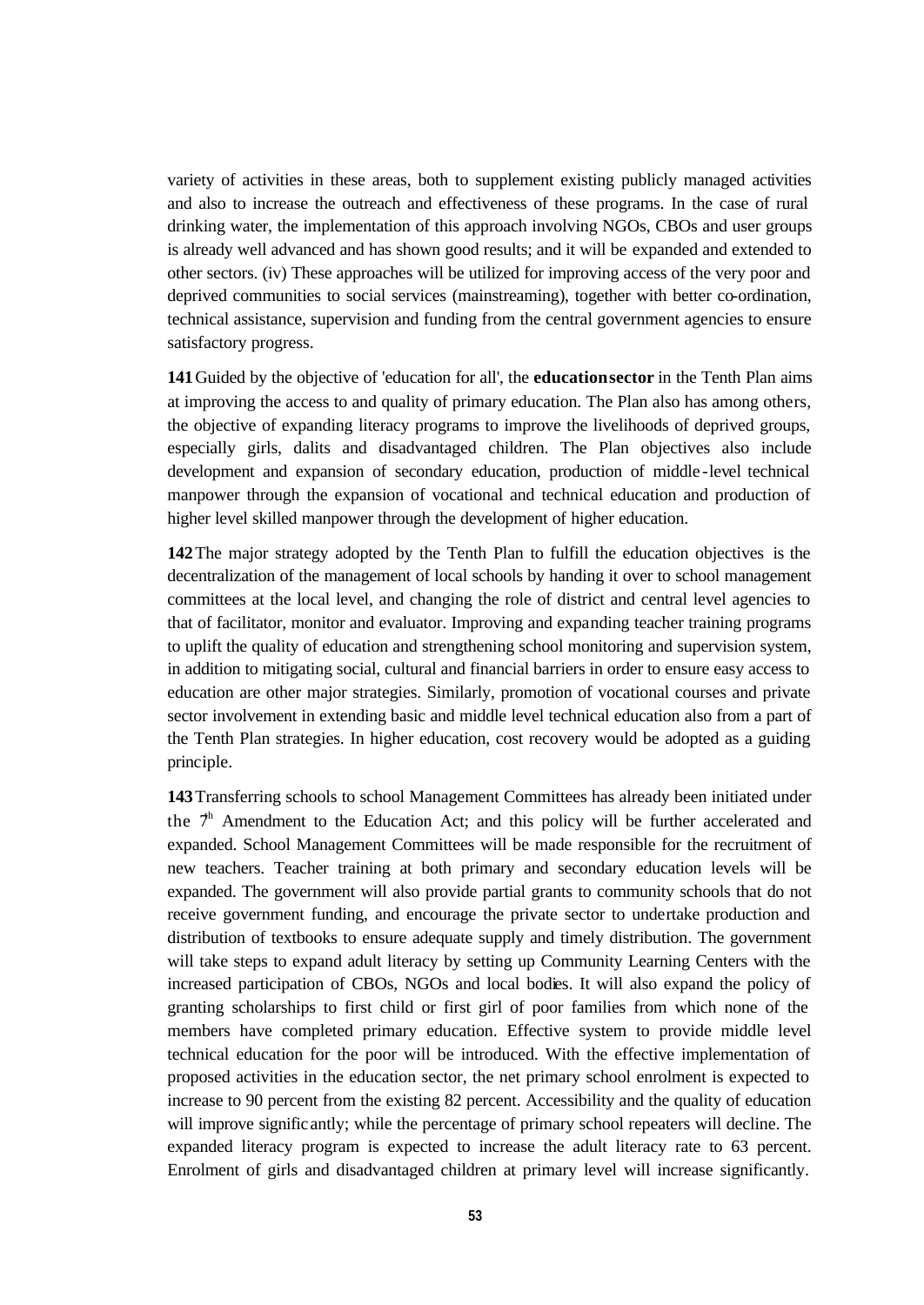variety of activities in these areas, both to supplement existing publicly managed activities and also to increase the outreach and effectiveness of these programs. In the case of rural drinking water, the implementation of this approach involving NGOs, CBOs and user groups is already well advanced and has shown good results; and it will be expanded and extended to other sectors. (iv) These approaches will be utilized for improving access of the very poor and deprived communities to social services (mainstreaming), together with better co-ordination, technical assistance, supervision and funding from the central government agencies to ensure satisfactory progress.

**141** Guided by the objective of 'education for all', the **education sector** in the Tenth Plan aims at improving the access to and quality of primary education. The Plan also has among others, the objective of expanding literacy programs to improve the livelihoods of deprived groups, especially girls, dalits and disadvantaged children. The Plan objectives also include development and expansion of secondary education, production of middle-level technical manpower through the expansion of vocational and technical education and production of higher level skilled manpower through the development of higher education.

**142** The major strategy adopted by the Tenth Plan to fulfill the education objectives is the decentralization of the management of local schools by handing it over to school management committees at the local level, and changing the role of district and central level agencies to that of facilitator, monitor and evaluator. Improving and expanding teacher training programs to uplift the quality of education and strengthening school monitoring and supervision system, in addition to mitigating social, cultural and financial barriers in order to ensure easy access to education are other major strategies. Similarly, promotion of vocational courses and private sector involvement in extending basic and middle level technical education also from a part of the Tenth Plan strategies. In higher education, cost recovery would be adopted as a guiding principle.

**143** Transferring schools to school Management Committees has already been initiated under the 7th Amendment to the Education Act; and this policy will be further accelerated and expanded. School Management Committees will be made responsible for the recruitment of new teachers. Teacher training at both primary and secondary education levels will be expanded. The government will also provide partial grants to community schools that do not receive government funding, and encourage the private sector to undertake production and distribution of textbooks to ensure adequate supply and timely distribution. The government will take steps to expand adult literacy by setting up Community Learning Centers with the increased participation of CBOs, NGOs and local bodies. It will also expand the policy of granting scholarships to first child or first girl of poor families from which none of the members have completed primary education. Effective system to provide middle level technical education for the poor will be introduced. With the effective implementation of proposed activities in the education sector, the net primary school enrolment is expected to increase to 90 percent from the existing 82 percent. Accessibility and the quality of education will improve significantly; while the percentage of primary school repeaters will decline. The expanded literacy program is expected to increase the adult literacy rate to 63 percent. Enrolment of girls and disadvantaged children at primary level will increase significantly.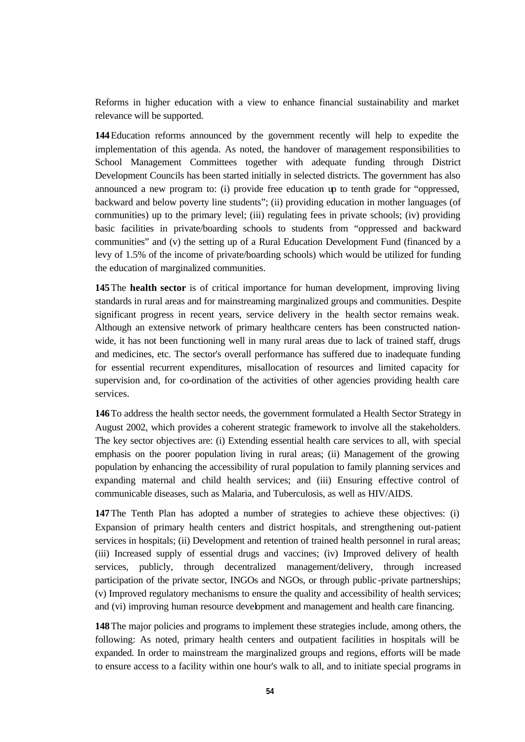Reforms in higher education with a view to enhance financial sustainability and market relevance will be supported.

**144** Education reforms announced by the government recently will help to expedite the implementation of this agenda. As noted, the handover of management responsibilities to School Management Committees together with adequate funding through District Development Councils has been started initially in selected districts. The government has also announced a new program to: (i) provide free education up to tenth grade for "oppressed, backward and below poverty line students"; (ii) providing education in mother languages (of communities) up to the primary level; (iii) regulating fees in private schools; (iv) providing basic facilities in private/boarding schools to students from "oppressed and backward communities" and (v) the setting up of a Rural Education Development Fund (financed by a levy of 1.5% of the income of private/boarding schools) which would be utilized for funding the education of marginalized communities.

**145** The **health sector** is of critical importance for human development, improving living standards in rural areas and for mainstreaming marginalized groups and communities. Despite significant progress in recent years, service delivery in the health sector remains weak. Although an extensive network of primary healthcare centers has been constructed nation-wide, it has not been functioning well in many rural areas due to lack of trained staff, drugs and medicines, etc. The sector's overall performance has suffered due to inadequate funding for essential recurrent expenditures, misallocation of resources and limited capacity for supervision and, for co-ordination of the activities of other agencies providing health care services.

**146** To address the health sector needs, the government formulated a Health Sector Strategy in August 2002, which provides a coherent strategic framework to involve all the stakeholders. The key sector objectives are: (i) Extending essential health care services to all, with special emphasis on the poorer population living in rural areas; (ii) Management of the growing population by enhancing the accessibility of rural population to family planning services and expanding maternal and child health services; and (iii) Ensuring effective control of communicable diseases, such as Malaria, and Tuberculosis, as well as HIV/AIDS.

**147** The Tenth Plan has adopted a number of strategies to achieve these objectives: (i) Expansion of primary health centers and district hospitals, and strengthening out-patient services in hospitals; (ii) Development and retention of trained health personnel in rural areas; (iii) Increased supply of essential drugs and vaccines; (iv) Improved delivery of health services, publicly, through decentralized management/delivery, through increased participation of the private sector, INGOs and NGOs, or through public-private partnerships; (v) Improved regulatory mechanisms to ensure the quality and accessibility of health services; and (vi) improving human resource development and management and health care financing.

**148** The major policies and programs to implement these strategies include, among others, the following: As noted, primary health centers and outpatient facilities in hospitals will be expanded. In order to mainstream the marginalized groups and regions, efforts will be made to ensure access to a facility within one hour's walk to all, and to initiate special programs in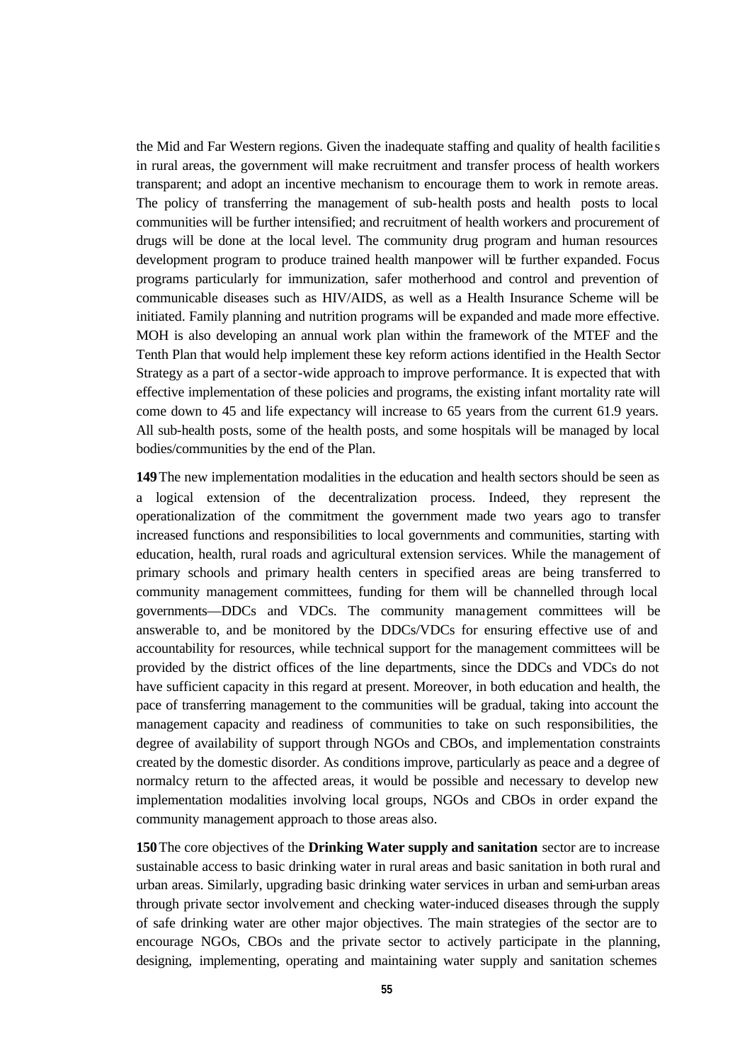the Mid and Far Western regions. Given the inadequate staffing and quality of health facilities in rural areas, the government will make recruitment and transfer process of health workers transparent; and adopt an incentive mechanism to encourage them to work in remote areas. The policy of transferring the management of sub-health posts and health posts to local communities will be further intensified; and recruitment of health workers and procurement of drugs will be done at the local level. The community drug program and human resources development program to produce trained health manpower will be further expanded. Focus programs particularly for immunization, safer motherhood and control and prevention of communicable diseases such as HIV/AIDS, as well as a Health Insurance Scheme will be initiated. Family planning and nutrition programs will be expanded and made more effective. MOH is also developing an annual work plan within the framework of the MTEF and the Tenth Plan that would help implement these key reform actions identified in the Health Sector Strategy as a part of a sector-wide approach to improve performance. It is expected that with effective implementation of these policies and programs, the existing infant mortality rate will come down to 45 and life expectancy will increase to 65 years from the current 61.9 years. All sub-health posts, some of the health posts, and some hospitals will be managed by local bodies/communities by the end of the Plan.

**149** The new implementation modalities in the education and health sectors should be seen as a logical extension of the decentralization process. Indeed, they represent the operationalization of the commitment the government made two years ago to transfer increased functions and responsibilities to local governments and communities, starting with education, health, rural roads and agricultural extension services. While the management of primary schools and primary health centers in specified areas are being transferred to community management committees, funding for them will be channelled through local governments—DDCs and VDCs. The community management committees will be answerable to, and be monitored by the DDCs/VDCs for ensuring effective use of and accountability for resources, while technical support for the management committees will be provided by the district offices of the line departments, since the DDCs and VDCs do not have sufficient capacity in this regard at present. Moreover, in both education and health, the pace of transferring management to the communities will be gradual, taking into account the management capacity and readiness of communities to take on such responsibilities, the degree of availability of support through NGOs and CBOs, and implementation constraints created by the domestic disorder. As conditions improve, particularly as peace and a degree of normalcy return to the affected areas, it would be possible and necessary to develop new implementation modalities involving local groups, NGOs and CBOs in order expand the community management approach to those areas also.

**150** The core objectives of the **Drinking Water supply and sanitation** sector are to increase sustainable access to basic drinking water in rural areas and basic sanitation in both rural and urban areas. Similarly, upgrading basic drinking water services in urban and semi-urban areas through private sector involvement and checking water-induced diseases through the supply of safe drinking water are other major objectives. The main strategies of the sector are to encourage NGOs, CBOs and the private sector to actively participate in the planning, designing, implementing, operating and maintaining water supply and sanitation schemes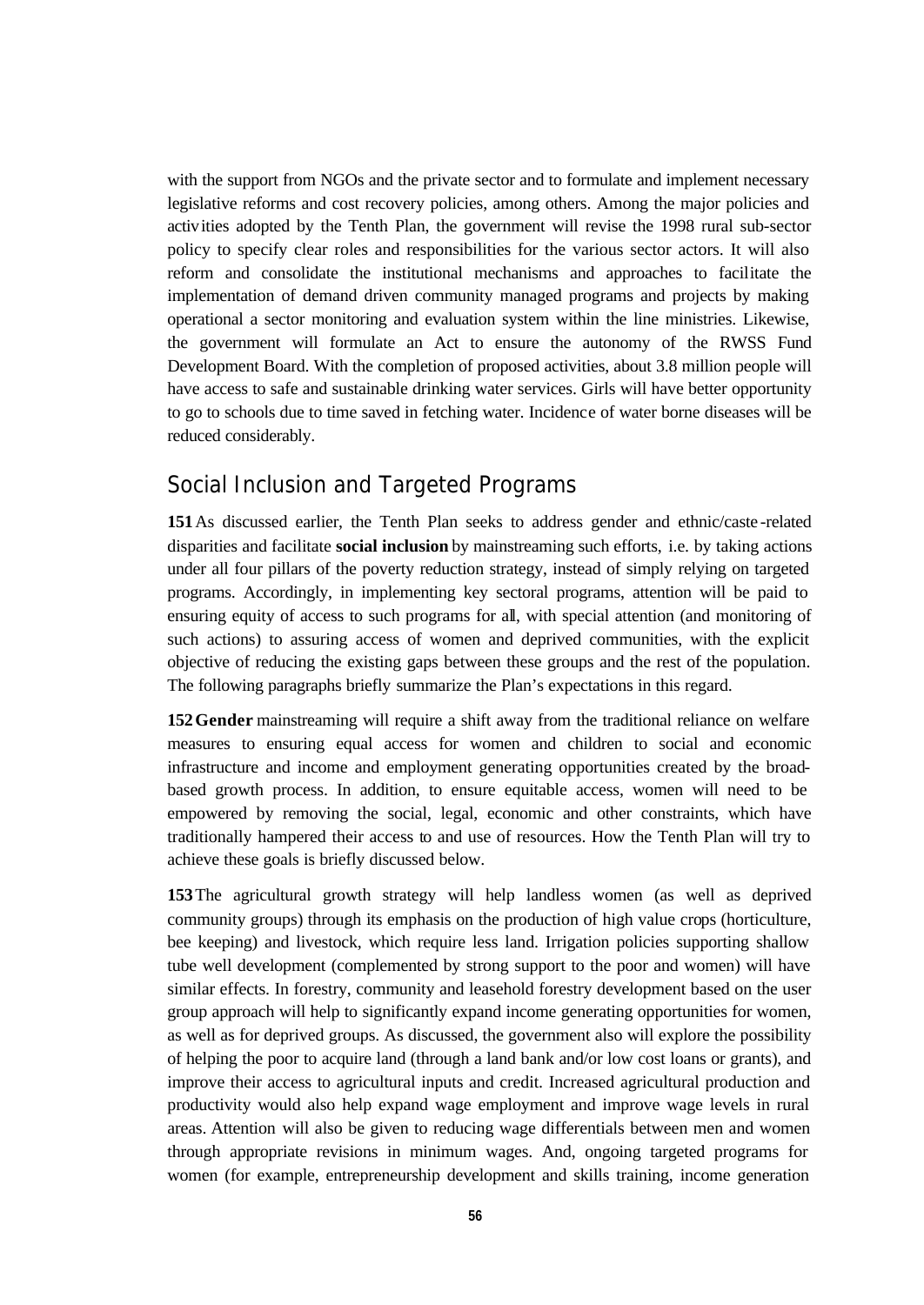with the support from NGOs and the private sector and to formulate and implement necessary legislative reforms and cost recovery policies, among others. Among the major policies and activities adopted by the Tenth Plan, the government will revise the 1998 rural sub-sector policy to specify clear roles and responsibilities for the various sector actors. It will also reform and consolidate the institutional mechanisms and approaches to facilitate the implementation of demand driven community managed programs and projects by making operational a sector monitoring and evaluation system within the line ministries. Likewise, the government will formulate an Act to ensure the autonomy of the RWSS Fund Development Board. With the completion of proposed activities, about 3.8 million people will have access to safe and sustainable drinking water services. Girls will have better opportunity to go to schools due to time saved in fetching water. Incidence of water borne diseases will be reduced considerably.

## Social Inclusion and Targeted Programs

**151** As discussed earlier, the Tenth Plan seeks to address gender and ethnic/caste-related disparities and facilitate **social inclusion** by mainstreaming such efforts, i.e. by taking actions under all four pillars of the poverty reduction strategy, instead of simply relying on targeted programs. Accordingly, in implementing key sectoral programs, attention will be paid to ensuring equity of access to such programs for all, with special attention (and monitoring of such actions) to assuring access of women and deprived communities, with the explicit objective of reducing the existing gaps between these groups and the rest of the population. The following paragraphs briefly summarize the Plan's expectations in this regard.

**152** **Gender** mainstreaming will require a shift away from the traditional reliance on welfare measures to ensuring equal access for women and children to social and economic infrastructure and income and employment generating opportunities created by the broad-based growth process. In addition, to ensure equitable access, women will need to be empowered by removing the social, legal, economic and other constraints, which have traditionally hampered their access to and use of resources. How the Tenth Plan will try to achieve these goals is briefly discussed below.

**153** The agricultural growth strategy will help landless women (as well as deprived community groups) through its emphasis on the production of high value crops (horticulture, bee keeping) and livestock, which require less land. Irrigation policies supporting shallow tube well development (complemented by strong support to the poor and women) will have similar effects. In forestry, community and leasehold forestry development based on the user group approach will help to significantly expand income generating opportunities for women, as well as for deprived groups. As discussed, the government also will explore the possibility of helping the poor to acquire land (through a land bank and/or low cost loans or grants), and improve their access to agricultural inputs and credit. Increased agricultural production and productivity would also help expand wage employment and improve wage levels in rural areas. Attention will also be given to reducing wage differentials between men and women through appropriate revisions in minimum wages. And, ongoing targeted programs for women (for example, entrepreneurship development and skills training, income generation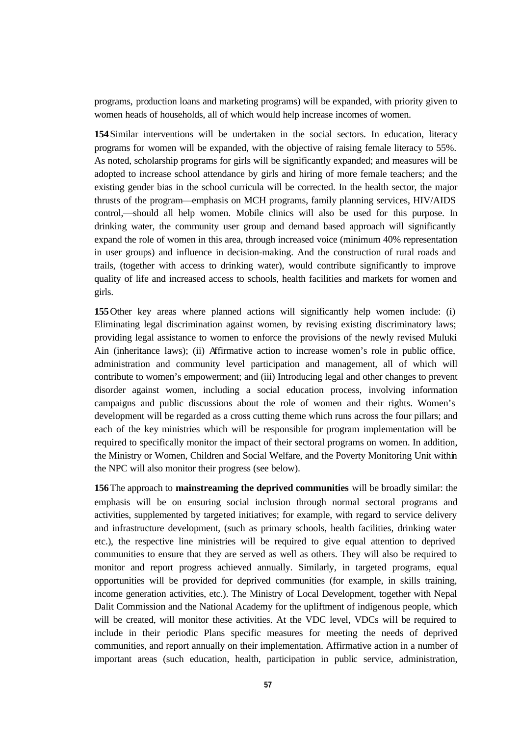programs, production loans and marketing programs) will be expanded, with priority given to women heads of households, all of which would help increase incomes of women.

**154** Similar interventions will be undertaken in the social sectors. In education, literacy programs for women will be expanded, with the objective of raising female literacy to 55%. As noted, scholarship programs for girls will be significantly expanded; and measures will be adopted to increase school attendance by girls and hiring of more female teachers; and the existing gender bias in the school curricula will be corrected. In the health sector, the major thrusts of the program—emphasis on MCH programs, family planning services, HIV/AIDS control,—should all help women. Mobile clinics will also be used for this purpose. In drinking water, the community user group and demand based approach will significantly expand the role of women in this area, through increased voice (minimum 40% representation in user groups) and influence in decision-making. And the construction of rural roads and trails, (together with access to drinking water), would contribute significantly to improve quality of life and increased access to schools, health facilities and markets for women and girls.

**155** Other key areas where planned actions will significantly help women include: (i) Eliminating legal discrimination against women, by revising existing discriminatory laws; providing legal assistance to women to enforce the provisions of the newly revised Muluki Ain (inheritance laws); (ii) Affirmative action to increase women's role in public office, administration and community level participation and management, all of which will contribute to women's empowerment; and (iii) Introducing legal and other changes to prevent disorder against women, including a social education process, involving information campaigns and public discussions about the role of women and their rights. Women's development will be regarded as a cross cutting theme which runs across the four pillars; and each of the key ministries which will be responsible for program implementation will be required to specifically monitor the impact of their sectoral programs on women. In addition, the Ministry or Women, Children and Social Welfare, and the Poverty Monitoring Unit within the NPC will also monitor their progress (see below).

**156** The approach to **mainstreaming the deprived communities** will be broadly similar: the emphasis will be on ensuring social inclusion through normal sectoral programs and activities, supplemented by targeted initiatives; for example, with regard to service delivery and infrastructure development, (such as primary schools, health facilities, drinking water etc.), the respective line ministries will be required to give equal attention to deprived communities to ensure that they are served as well as others. They will also be required to monitor and report progress achieved annually. Similarly, in targeted programs, equal opportunities will be provided for deprived communities (for example, in skills training, income generation activities, etc.). The Ministry of Local Development, together with Nepal Dalit Commission and the National Academy for the upliftment of indigenous people, which will be created, will monitor these activities. At the VDC level, VDCs will be required to include in their periodic Plans specific measures for meeting the needs of deprived communities, and report annually on their implementation. Affirmative action in a number of important areas (such education, health, participation in public service, administration,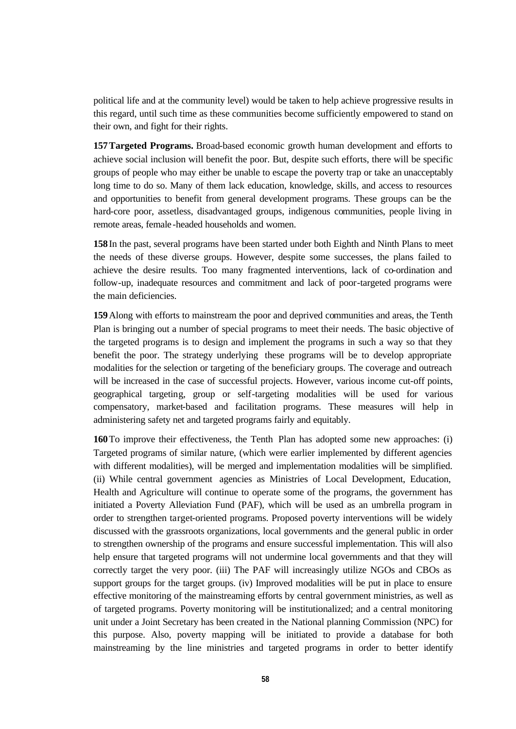political life and at the community level) would be taken to help achieve progressive results in this regard, until such time as these communities become sufficiently empowered to stand on their own, and fight for their rights.

**157 Targeted Programs.** Broad-based economic growth human development and efforts to achieve social inclusion will benefit the poor. But, despite such efforts, there will be specific groups of people who may either be unable to escape the poverty trap or take an unacceptably long time to do so. Many of them lack education, knowledge, skills, and access to resources and opportunities to benefit from general development programs. These groups can be the hard-core poor, assetless, disadvantaged groups, indigenous communities, people living in remote areas, female-headed households and women.

**158** In the past, several programs have been started under both Eighth and Ninth Plans to meet the needs of these diverse groups. However, despite some successes, the plans failed to achieve the desire results. Too many fragmented interventions, lack of co-ordination and follow-up, inadequate resources and commitment and lack of poor-targeted programs were the main deficiencies.

**159** Along with efforts to mainstream the poor and deprived communities and areas, the Tenth Plan is bringing out a number of special programs to meet their needs. The basic objective of the targeted programs is to design and implement the programs in such a way so that they benefit the poor. The strategy underlying these programs will be to develop appropriate modalities for the selection or targeting of the beneficiary groups. The coverage and outreach will be increased in the case of successful projects. However, various income cut-off points, geographical targeting, group or self-targeting modalities will be used for various compensatory, market-based and facilitation programs. These measures will help in administering safety net and targeted programs fairly and equitably.

**160** To improve their effectiveness, the Tenth Plan has adopted some new approaches: (i) Targeted programs of similar nature, (which were earlier implemented by different agencies with different modalities), will be merged and implementation modalities will be simplified. (ii) While central government agencies as Ministries of Local Development, Education, Health and Agriculture will continue to operate some of the programs, the government has initiated a Poverty Alleviation Fund (PAF), which will be used as an umbrella program in order to strengthen target-oriented programs. Proposed poverty interventions will be widely discussed with the grassroots organizations, local governments and the general public in order to strengthen ownership of the programs and ensure successful implementation. This will also help ensure that targeted programs will not undermine local governments and that they will correctly target the very poor. (iii) The PAF will increasingly utilize NGOs and CBOs as support groups for the target groups. (iv) Improved modalities will be put in place to ensure effective monitoring of the mainstreaming efforts by central government ministries, as well as of targeted programs. Poverty monitoring will be institutionalized; and a central monitoring unit under a Joint Secretary has been created in the National planning Commission (NPC) for this purpose. Also, poverty mapping will be initiated to provide a database for both mainstreaming by the line ministries and targeted programs in order to better identify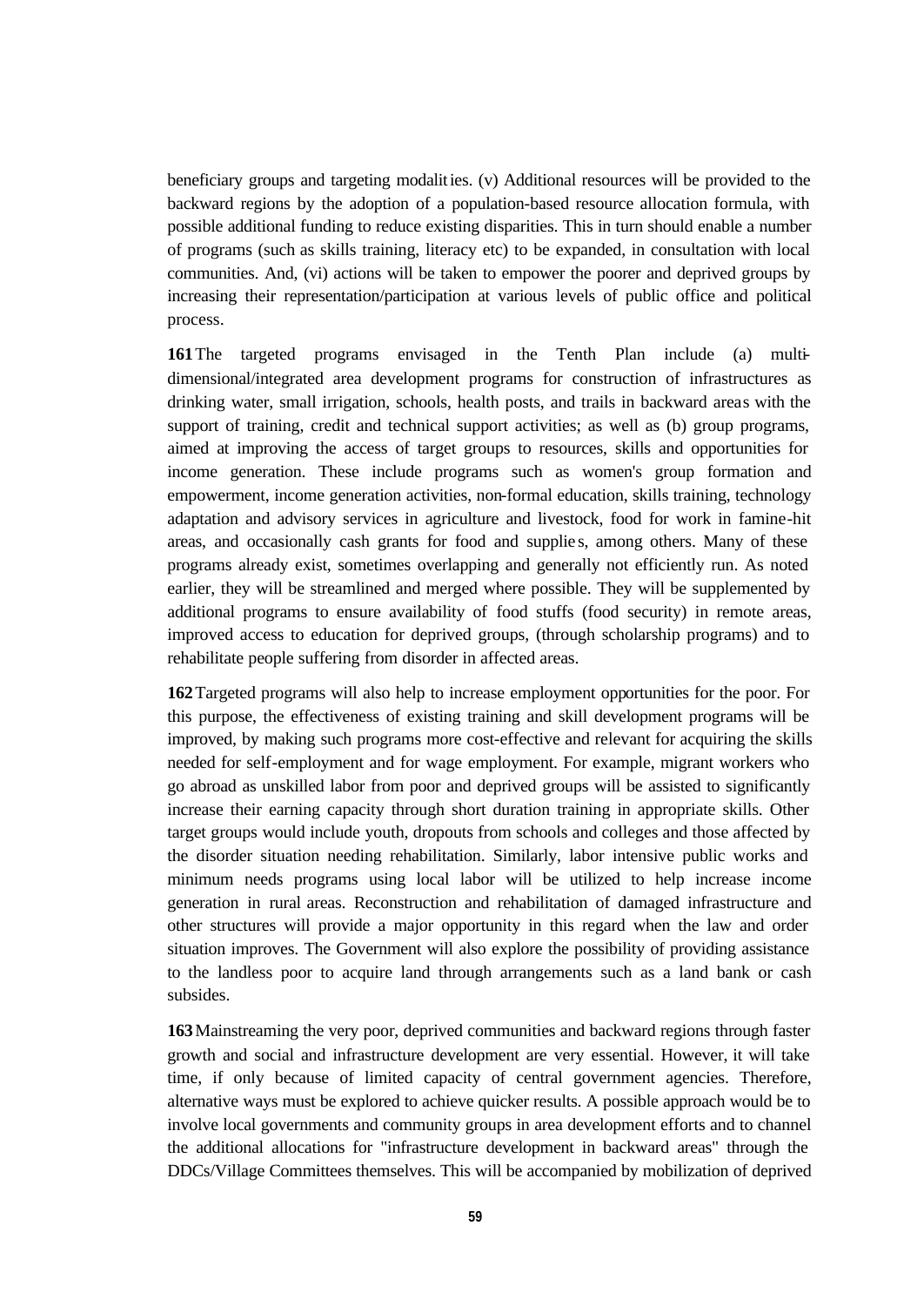beneficiary groups and targeting modalities. (v) Additional resources will be provided to the backward regions by the adoption of a population-based resource allocation formula, with possible additional funding to reduce existing disparities. This in turn should enable a number of programs (such as skills training, literacy etc) to be expanded, in consultation with local communities. And, (vi) actions will be taken to empower the poorer and deprived groups by increasing their representation/participation at various levels of public office and political process.

**161** The targeted programs envisaged in the Tenth Plan include (a) multi-dimensional/integrated area development programs for construction of infrastructures as drinking water, small irrigation, schools, health posts, and trails in backward areas with the support of training, credit and technical support activities; as well as (b) group programs, aimed at improving the access of target groups to resources, skills and opportunities for income generation. These include programs such as women's group formation and empowerment, income generation activities, non-formal education, skills training, technology adaptation and advisory services in agriculture and livestock, food for work in famine-hit areas, and occasionally cash grants for food and supplies, among others. Many of these programs already exist, sometimes overlapping and generally not efficiently run. As noted earlier, they will be streamlined and merged where possible. They will be supplemented by additional programs to ensure availability of food stuffs (food security) in remote areas, improved access to education for deprived groups, (through scholarship programs) and to rehabilitate people suffering from disorder in affected areas.

**162** Targeted programs will also help to increase employment opportunities for the poor. For this purpose, the effectiveness of existing training and skill development programs will be improved, by making such programs more cost-effective and relevant for acquiring the skills needed for self-employment and for wage employment. For example, migrant workers who go abroad as unskilled labor from poor and deprived groups will be assisted to significantly increase their earning capacity through short duration training in appropriate skills. Other target groups would include youth, dropouts from schools and colleges and those affected by the disorder situation needing rehabilitation. Similarly, labor intensive public works and minimum needs programs using local labor will be utilized to help increase income generation in rural areas. Reconstruction and rehabilitation of damaged infrastructure and other structures will provide a major opportunity in this regard when the law and order situation improves. The Government will also explore the possibility of providing assistance to the landless poor to acquire land through arrangements such as a land bank or cash subsides.

**163** Mainstreaming the very poor, deprived communities and backward regions through faster growth and social and infrastructure development are very essential. However, it will take time, if only because of limited capacity of central government agencies. Therefore, alternative ways must be explored to achieve quicker results. A possible approach would be to involve local governments and community groups in area development efforts and to channel the additional allocations for "infrastructure development in backward areas" through the DDCs/Village Committees themselves. This will be accompanied by mobilization of deprived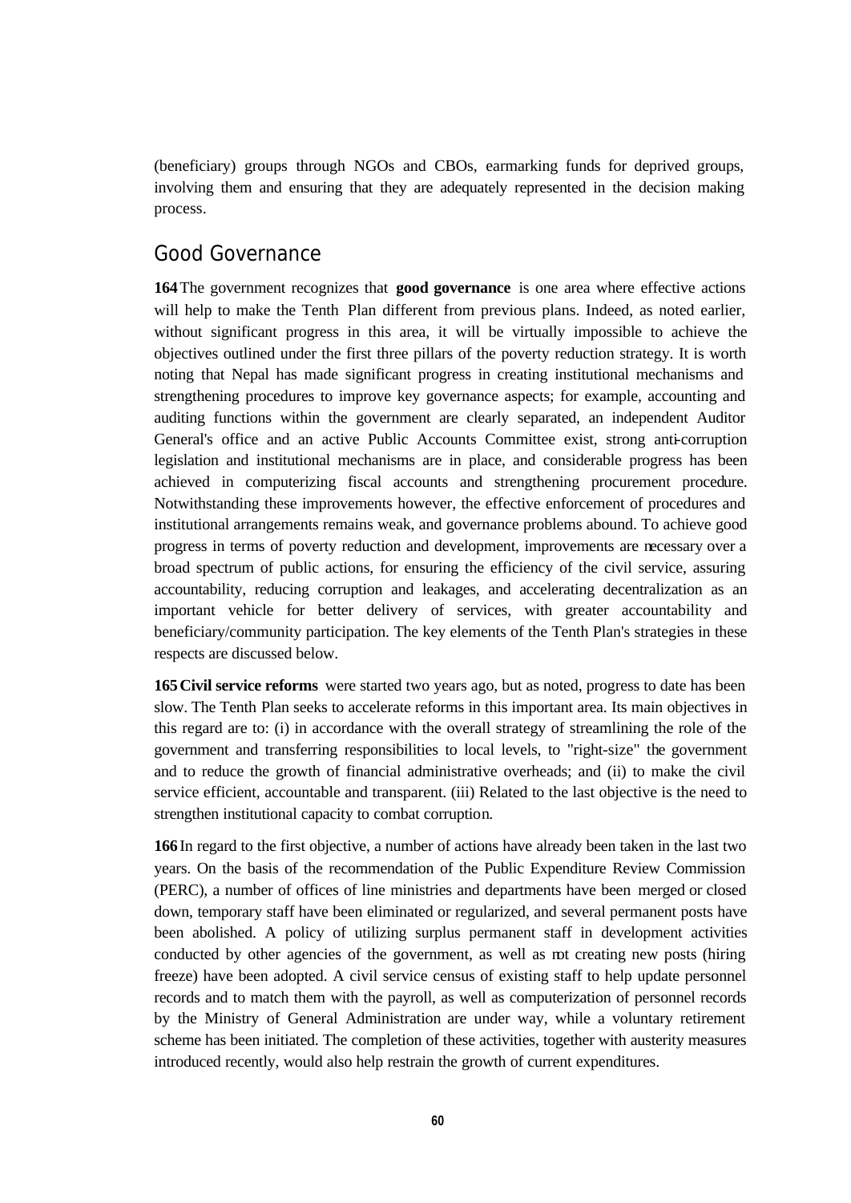(beneficiary) groups through NGOs and CBOs, earmarking funds for deprived groups, involving them and ensuring that they are adequately represented in the decision making process.

## Good Governance

**164** The government recognizes that **good governance** is one area where effective actions will help to make the Tenth Plan different from previous plans. Indeed, as noted earlier, without significant progress in this area, it will be virtually impossible to achieve the objectives outlined under the first three pillars of the poverty reduction strategy. It is worth noting that Nepal has made significant progress in creating institutional mechanisms and strengthening procedures to improve key governance aspects; for example, accounting and auditing functions within the government are clearly separated, an independent Auditor General's office and an active Public Accounts Committee exist, strong anti-corruption legislation and institutional mechanisms are in place, and considerable progress has been achieved in computerizing fiscal accounts and strengthening procurement procedure. Notwithstanding these improvements however, the effective enforcement of procedures and institutional arrangements remains weak, and governance problems abound. To achieve good progress in terms of poverty reduction and development, improvements are necessary over a broad spectrum of public actions, for ensuring the efficiency of the civil service, assuring accountability, reducing corruption and leakages, and accelerating decentralization as an important vehicle for better delivery of services, with greater accountability and beneficiary/community participation. The key elements of the Tenth Plan's strategies in these respects are discussed below.

**165** **Civil service reforms** were started two years ago, but as noted, progress to date has been slow. The Tenth Plan seeks to accelerate reforms in this important area. Its main objectives in this regard are to: (i) in accordance with the overall strategy of streamlining the role of the government and transferring responsibilities to local levels, to "right-size" the government and to reduce the growth of financial administrative overheads; and (ii) to make the civil service efficient, accountable and transparent. (iii) Related to the last objective is the need to strengthen institutional capacity to combat corruption.

**166** In regard to the first objective, a number of actions have already been taken in the last two years. On the basis of the recommendation of the Public Expenditure Review Commission (PERC), a number of offices of line ministries and departments have been merged or closed down, temporary staff have been eliminated or regularized, and several permanent posts have been abolished. A policy of utilizing surplus permanent staff in development activities conducted by other agencies of the government, as well as not creating new posts (hiring freeze) have been adopted. A civil service census of existing staff to help update personnel records and to match them with the payroll, as well as computerization of personnel records by the Ministry of General Administration are under way, while a voluntary retirement scheme has been initiated. The completion of these activities, together with austerity measures introduced recently, would also help restrain the growth of current expenditures.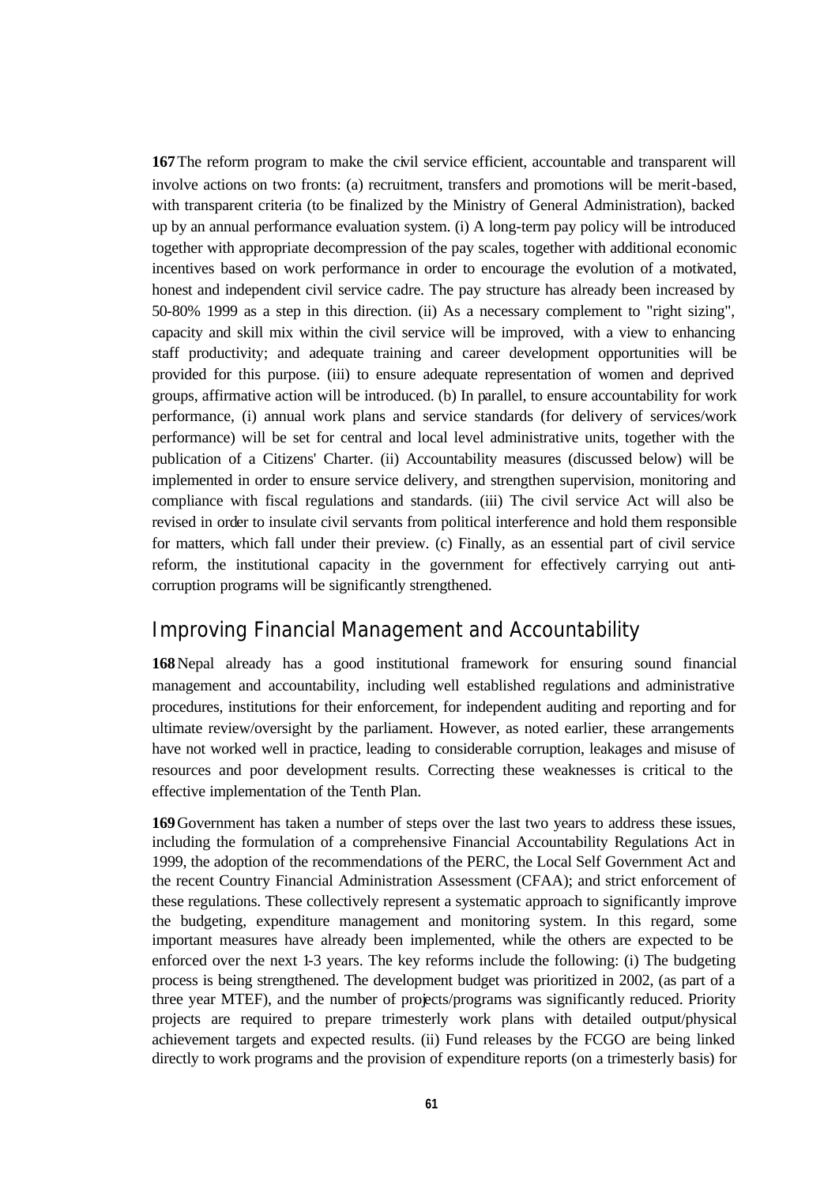**167** The reform program to make the civil service efficient, accountable and transparent will involve actions on two fronts: (a) recruitment, transfers and promotions will be merit-based, with transparent criteria (to be finalized by the Ministry of General Administration), backed up by an annual performance evaluation system. (i) A long-term pay policy will be introduced together with appropriate decompression of the pay scales, together with additional economic incentives based on work performance in order to encourage the evolution of a motivated, honest and independent civil service cadre. The pay structure has already been increased by 50-80% 1999 as a step in this direction. (ii) As a necessary complement to "right sizing", capacity and skill mix within the civil service will be improved, with a view to enhancing staff productivity; and adequate training and career development opportunities will be provided for this purpose. (iii) to ensure adequate representation of women and deprived groups, affirmative action will be introduced. (b) In parallel, to ensure accountability for work performance, (i) annual work plans and service standards (for delivery of services/work performance) will be set for central and local level administrative units, together with the publication of a Citizens' Charter. (ii) Accountability measures (discussed below) will be implemented in order to ensure service delivery, and strengthen supervision, monitoring and compliance with fiscal regulations and standards. (iii) The civil service Act will also be revised in order to insulate civil servants from political interference and hold them responsible for matters, which fall under their preview. (c) Finally, as an essential part of civil service reform, the institutional capacity in the government for effectively carrying out anti-corruption programs will be significantly strengthened.

## Improving Financial Management and Accountability

**168** Nepal already has a good institutional framework for ensuring sound financial management and accountability, including well established regulations and administrative procedures, institutions for their enforcement, for independent auditing and reporting and for ultimate review/oversight by the parliament. However, as noted earlier, these arrangements have not worked well in practice, leading to considerable corruption, leakages and misuse of resources and poor development results. Correcting these weaknesses is critical to the effective implementation of the Tenth Plan.

**169** Government has taken a number of steps over the last two years to address these issues, including the formulation of a comprehensive Financial Accountability Regulations Act in 1999, the adoption of the recommendations of the PERC, the Local Self Government Act and the recent Country Financial Administration Assessment (CFAA); and strict enforcement of these regulations. These collectively represent a systematic approach to significantly improve the budgeting, expenditure management and monitoring system. In this regard, some important measures have already been implemented, while the others are expected to be enforced over the next 1-3 years. The key reforms include the following: (i) The budgeting process is being strengthened. The development budget was prioritized in 2002, (as part of a three year MTEF), and the number of projects/programs was significantly reduced. Priority projects are required to prepare trimesterly work plans with detailed output/physical achievement targets and expected results. (ii) Fund releases by the FCGO are being linked directly to work programs and the provision of expenditure reports (on a trimesterly basis) for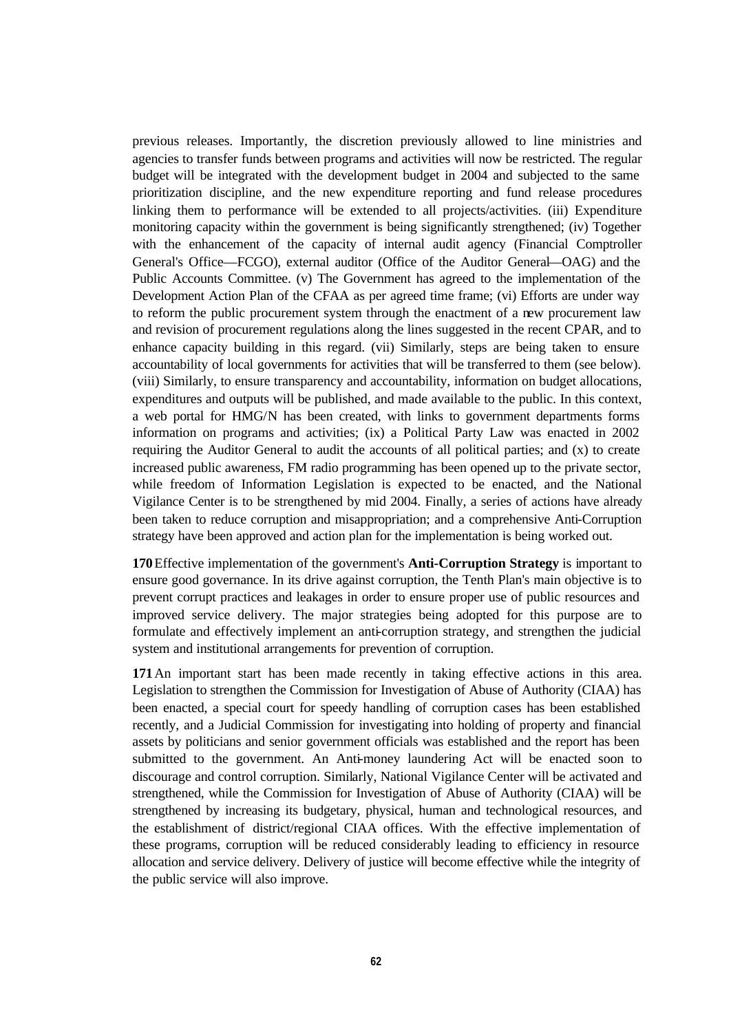previous releases. Importantly, the discretion previously allowed to line ministries and agencies to transfer funds between programs and activities will now be restricted. The regular budget will be integrated with the development budget in 2004 and subjected to the same prioritization discipline, and the new expenditure reporting and fund release procedures linking them to performance will be extended to all projects/activities. (iii) Expenditure monitoring capacity within the government is being significantly strengthened; (iv) Together with the enhancement of the capacity of internal audit agency (Financial Comptroller General's Office—FCGO), external auditor (Office of the Auditor General—OAG) and the Public Accounts Committee. (v) The Government has agreed to the implementation of the Development Action Plan of the CFAA as per agreed time frame; (vi) Efforts are under way to reform the public procurement system through the enactment of a new procurement law and revision of procurement regulations along the lines suggested in the recent CPAR, and to enhance capacity building in this regard. (vii) Similarly, steps are being taken to ensure accountability of local governments for activities that will be transferred to them (see below). (viii) Similarly, to ensure transparency and accountability, information on budget allocations, expenditures and outputs will be published, and made available to the public. In this context, a web portal for HMG/N has been created, with links to government departments forms information on programs and activities; (ix) a Political Party Law was enacted in 2002 requiring the Auditor General to audit the accounts of all political parties; and (x) to create increased public awareness, FM radio programming has been opened up to the private sector, while freedom of Information Legislation is expected to be enacted, and the National Vigilance Center is to be strengthened by mid 2004. Finally, a series of actions have already been taken to reduce corruption and misappropriation; and a comprehensive Anti-Corruption strategy have been approved and action plan for the implementation is being worked out.

**170** Effective implementation of the government's **Anti-Corruption Strategy** is important to ensure good governance. In its drive against corruption, the Tenth Plan's main objective is to prevent corrupt practices and leakages in order to ensure proper use of public resources and improved service delivery. The major strategies being adopted for this purpose are to formulate and effectively implement an anti-corruption strategy, and strengthen the judicial system and institutional arrangements for prevention of corruption.

**171** An important start has been made recently in taking effective actions in this area. Legislation to strengthen the Commission for Investigation of Abuse of Authority (CIAA) has been enacted, a special court for speedy handling of corruption cases has been established recently, and a Judicial Commission for investigating into holding of property and financial assets by politicians and senior government officials was established and the report has been submitted to the government. An Anti-money laundering Act will be enacted soon to discourage and control corruption. Similarly, National Vigilance Center will be activated and strengthened, while the Commission for Investigation of Abuse of Authority (CIAA) will be strengthened by increasing its budgetary, physical, human and technological resources, and the establishment of district/regional CIAA offices. With the effective implementation of these programs, corruption will be reduced considerably leading to efficiency in resource allocation and service delivery. Delivery of justice will become effective while the integrity of the public service will also improve.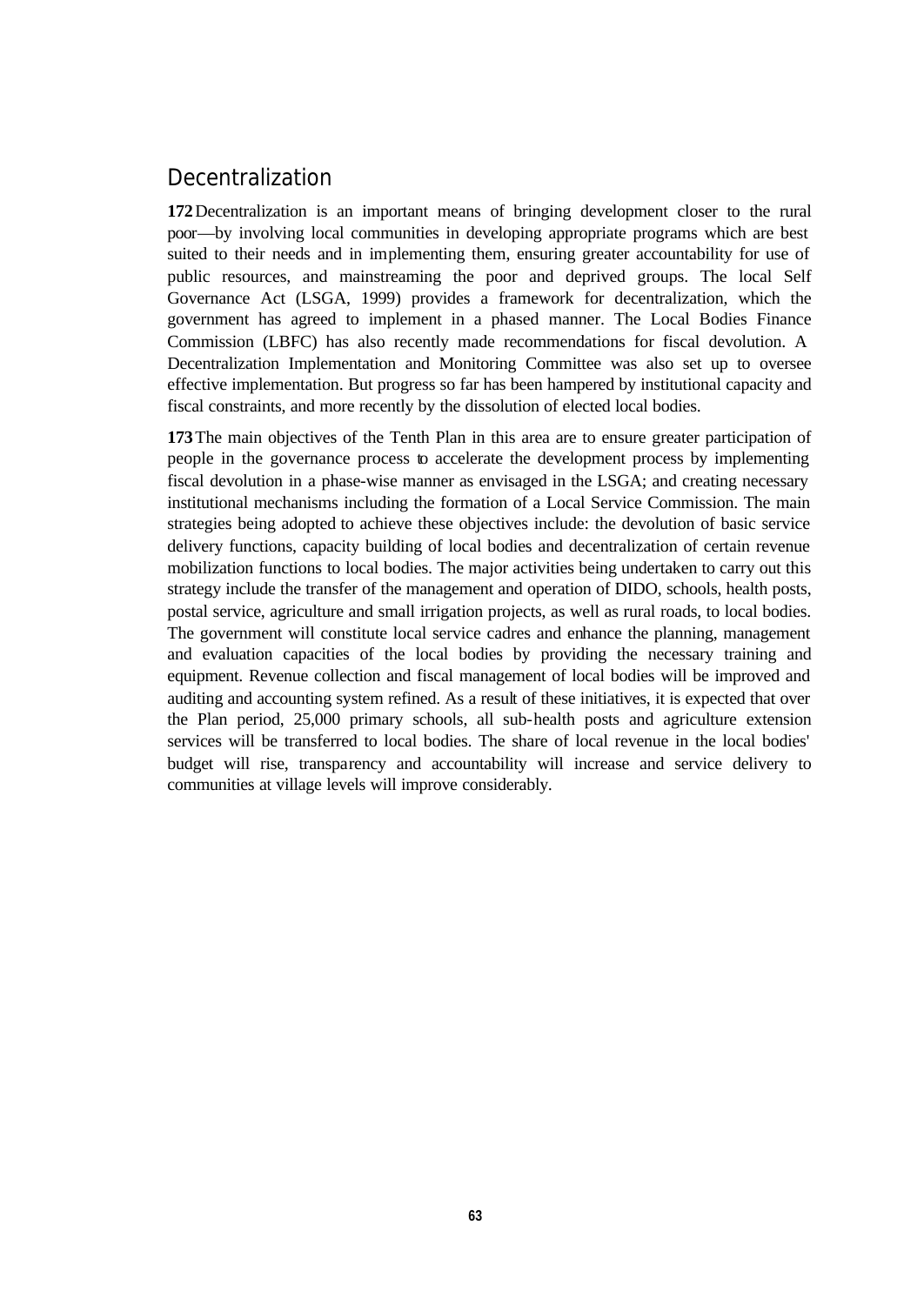## Decentralization

**172** Decentralization is an important means of bringing development closer to the rural poor—by involving local communities in developing appropriate programs which are best suited to their needs and in implementing them, ensuring greater accountability for use of public resources, and mainstreaming the poor and deprived groups. The local Self Governance Act (LSGA, 1999) provides a framework for decentralization, which the government has agreed to implement in a phased manner. The Local Bodies Finance Commission (LBFC) has also recently made recommendations for fiscal devolution. A Decentralization Implementation and Monitoring Committee was also set up to oversee effective implementation. But progress so far has been hampered by institutional capacity and fiscal constraints, and more recently by the dissolution of elected local bodies.

**173** The main objectives of the Tenth Plan in this area are to ensure greater participation of people in the governance process to accelerate the development process by implementing fiscal devolution in a phase-wise manner as envisaged in the LSGA; and creating necessary institutional mechanisms including the formation of a Local Service Commission. The main strategies being adopted to achieve these objectives include: the devolution of basic service delivery functions, capacity building of local bodies and decentralization of certain revenue mobilization functions to local bodies. The major activities being undertaken to carry out this strategy include the transfer of the management and operation of DIDO, schools, health posts, postal service, agriculture and small irrigation projects, as well as rural roads, to local bodies. The government will constitute local service cadres and enhance the planning, management and evaluation capacities of the local bodies by providing the necessary training and equipment. Revenue collection and fiscal management of local bodies will be improved and auditing and accounting system refined. As a result of these initiatives, it is expected that over the Plan period, 25,000 primary schools, all sub-health posts and agriculture extension services will be transferred to local bodies. The share of local revenue in the local bodies' budget will rise, transparency and accountability will increase and service delivery to communities at village levels will improve considerably.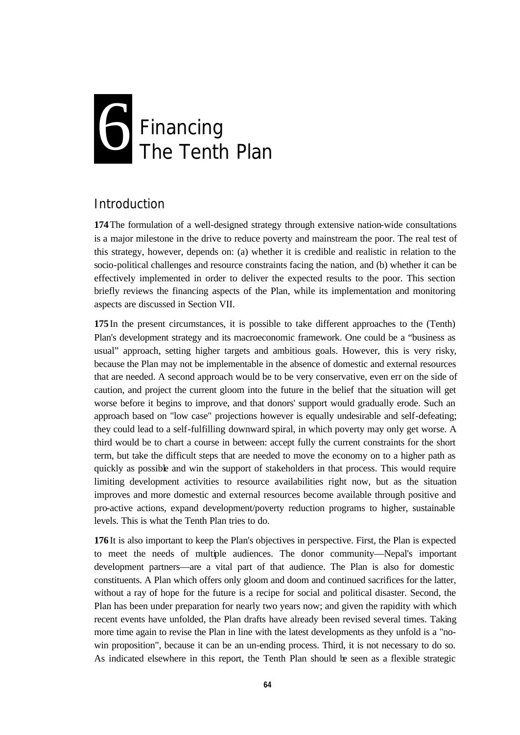# 6 Financing The Tenth Plan

## Introduction

**174** The formulation of a well-designed strategy through extensive nation-wide consultations is a major milestone in the drive to reduce poverty and mainstream the poor. The real test of this strategy, however, depends on: (a) whether it is credible and realistic in relation to the socio-political challenges and resource constraints facing the nation, and (b) whether it can be effectively implemented in order to deliver the expected results to the poor. This section briefly reviews the financing aspects of the Plan, while its implementation and monitoring aspects are discussed in Section VII.

**175** In the present circumstances, it is possible to take different approaches to the (Tenth) Plan's development strategy and its macroeconomic framework. One could be a "business as usual" approach, setting higher targets and ambitious goals. However, this is very risky, because the Plan may not be implementable in the absence of domestic and external resources that are needed. A second approach would be to be very conservative, even err on the side of caution, and project the current gloom into the future in the belief that the situation will get worse before it begins to improve, and that donors' support would gradually erode. Such an approach based on "low case" projections however is equally undesirable and self-defeating; they could lead to a self-fulfilling downward spiral, in which poverty may only get worse. A third would be to chart a course in between: accept fully the current constraints for the short term, but take the difficult steps that are needed to move the economy on to a higher path as quickly as possible and win the support of stakeholders in that process. This would require limiting development activities to resource availabilities right now, but as the situation improves and more domestic and external resources become available through positive and pro-active actions, expand development/poverty reduction programs to higher, sustainable levels. This is what the Tenth Plan tries to do.

**176** It is also important to keep the Plan's objectives in perspective. First, the Plan is expected to meet the needs of multiple audiences. The donor community—Nepal's important development partners—are a vital part of that audience. The Plan is also for domestic constituents. A Plan which offers only gloom and doom and continued sacrifices for the latter, without a ray of hope for the future is a recipe for social and political disaster. Second, the Plan has been under preparation for nearly two years now; and given the rapidity with which recent events have unfolded, the Plan drafts have already been revised several times. Taking more time again to revise the Plan in line with the latest developments as they unfold is a "no-win proposition", because it can be an un-ending process. Third, it is not necessary to do so. As indicated elsewhere in this report, the Tenth Plan should be seen as a flexible strategic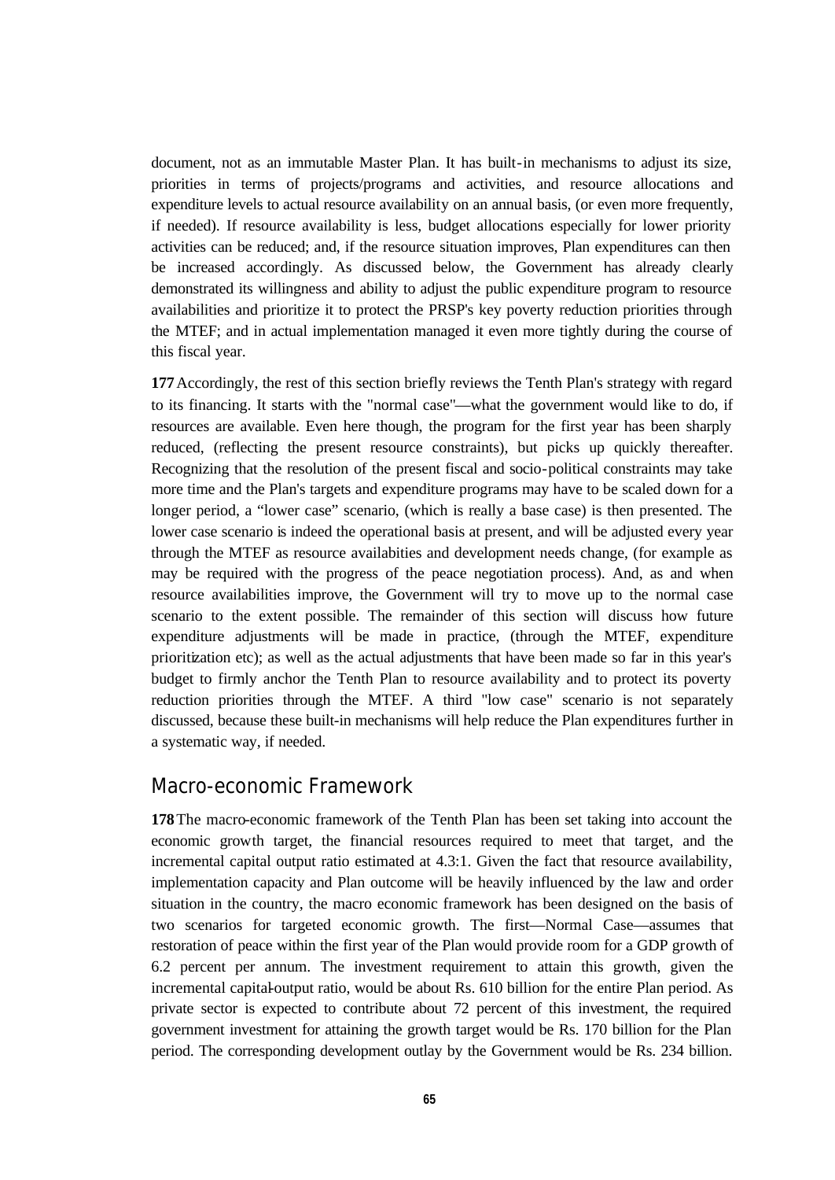document, not as an immutable Master Plan. It has built-in mechanisms to adjust its size, priorities in terms of projects/programs and activities, and resource allocations and expenditure levels to actual resource availability on an annual basis, (or even more frequently, if needed). If resource availability is less, budget allocations especially for lower priority activities can be reduced; and, if the resource situation improves, Plan expenditures can then be increased accordingly. As discussed below, the Government has already clearly demonstrated its willingness and ability to adjust the public expenditure program to resource availabilities and prioritize it to protect the PRSP's key poverty reduction priorities through the MTEF; and in actual implementation managed it even more tightly during the course of this fiscal year.

**177** Accordingly, the rest of this section briefly reviews the Tenth Plan's strategy with regard to its financing. It starts with the "normal case"—what the government would like to do, if resources are available. Even here though, the program for the first year has been sharply reduced, (reflecting the present resource constraints), but picks up quickly thereafter. Recognizing that the resolution of the present fiscal and socio-political constraints may take more time and the Plan's targets and expenditure programs may have to be scaled down for a longer period, a "lower case" scenario, (which is really a base case) is then presented. The lower case scenario is indeed the operational basis at present, and will be adjusted every year through the MTEF as resource availabities and development needs change, (for example as may be required with the progress of the peace negotiation process). And, as and when resource availabilities improve, the Government will try to move up to the normal case scenario to the extent possible. The remainder of this section will discuss how future expenditure adjustments will be made in practice, (through the MTEF, expenditure prioritization etc); as well as the actual adjustments that have been made so far in this year's budget to firmly anchor the Tenth Plan to resource availability and to protect its poverty reduction priorities through the MTEF. A third "low case" scenario is not separately discussed, because these built-in mechanisms will help reduce the Plan expenditures further in a systematic way, if needed.

## Macro-economic Framework

**178** The macro-economic framework of the Tenth Plan has been set taking into account the economic growth target, the financial resources required to meet that target, and the incremental capital output ratio estimated at 4.3:1. Given the fact that resource availability, implementation capacity and Plan outcome will be heavily influenced by the law and order situation in the country, the macro economic framework has been designed on the basis of two scenarios for targeted economic growth. The first—Normal Case—assumes that restoration of peace within the first year of the Plan would provide room for a GDP growth of 6.2 percent per annum. The investment requirement to attain this growth, given the incremental capital-output ratio, would be about Rs. 610 billion for the entire Plan period. As private sector is expected to contribute about 72 percent of this investment, the required government investment for attaining the growth target would be Rs. 170 billion for the Plan period. The corresponding development outlay by the Government would be Rs. 234 billion.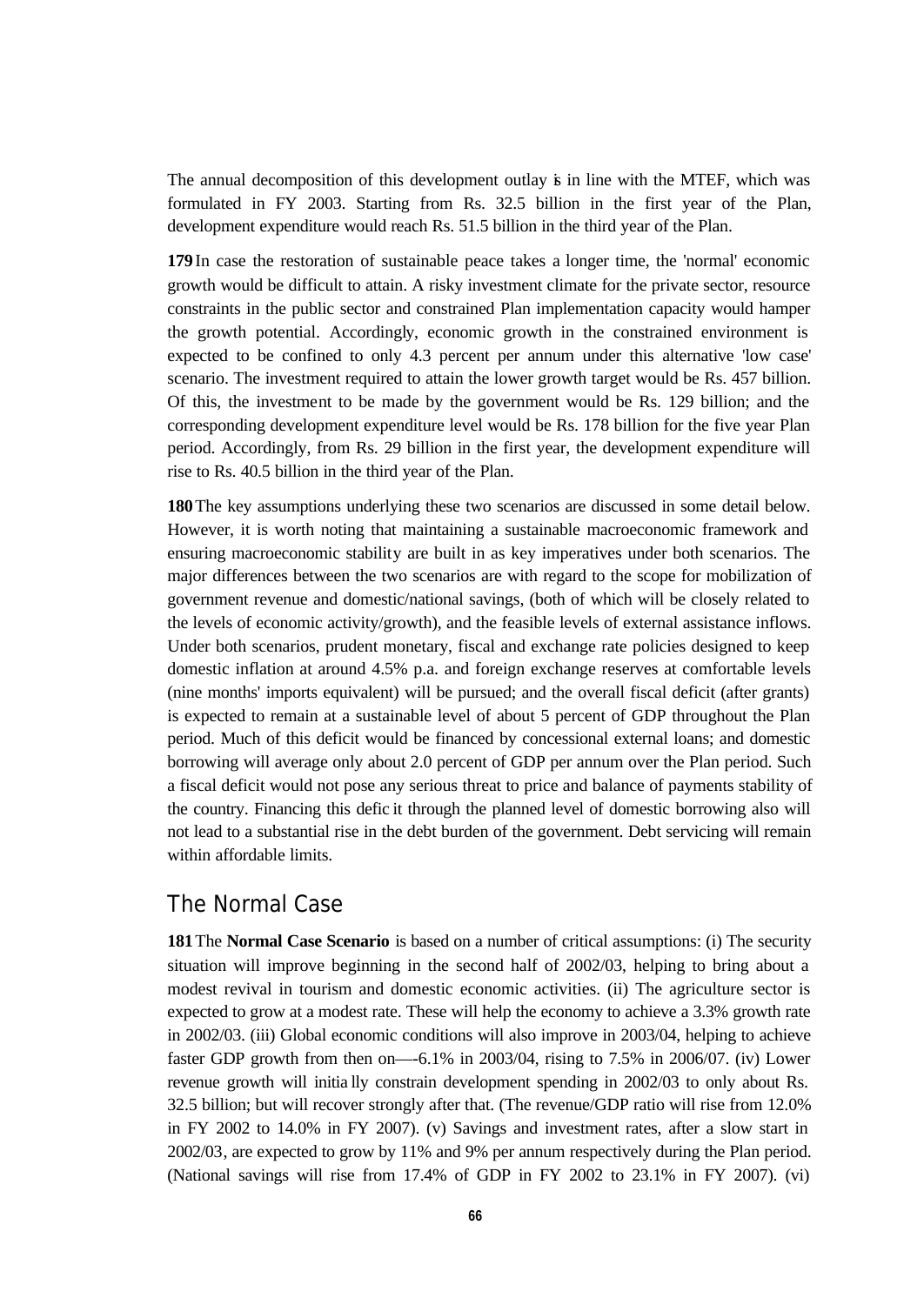The annual decomposition of this development outlay is in line with the MTEF, which was formulated in FY 2003. Starting from Rs. 32.5 billion in the first year of the Plan, development expenditure would reach Rs. 51.5 billion in the third year of the Plan.

**179** In case the restoration of sustainable peace takes a longer time, the 'normal' economic growth would be difficult to attain. A risky investment climate for the private sector, resource constraints in the public sector and constrained Plan implementation capacity would hamper the growth potential. Accordingly, economic growth in the constrained environment is expected to be confined to only 4.3 percent per annum under this alternative 'low case' scenario. The investment required to attain the lower growth target would be Rs. 457 billion. Of this, the investment to be made by the government would be Rs. 129 billion; and the corresponding development expenditure level would be Rs. 178 billion for the five year Plan period. Accordingly, from Rs. 29 billion in the first year, the development expenditure will rise to Rs. 40.5 billion in the third year of the Plan.

**180** The key assumptions underlying these two scenarios are discussed in some detail below. However, it is worth noting that maintaining a sustainable macroeconomic framework and ensuring macroeconomic stability are built in as key imperatives under both scenarios. The major differences between the two scenarios are with regard to the scope for mobilization of government revenue and domestic/national savings, (both of which will be closely related to the levels of economic activity/growth), and the feasible levels of external assistance inflows. Under both scenarios, prudent monetary, fiscal and exchange rate policies designed to keep domestic inflation at around 4.5% p.a. and foreign exchange reserves at comfortable levels (nine months' imports equivalent) will be pursued; and the overall fiscal deficit (after grants) is expected to remain at a sustainable level of about 5 percent of GDP throughout the Plan period. Much of this deficit would be financed by concessional external loans; and domestic borrowing will average only about 2.0 percent of GDP per annum over the Plan period. Such a fiscal deficit would not pose any serious threat to price and balance of payments stability of the country. Financing this deficit through the planned level of domestic borrowing also will not lead to a substantial rise in the debt burden of the government. Debt servicing will remain within affordable limits.

## The Normal Case

**181** The **Normal Case Scenario** is based on a number of critical assumptions: (i) The security situation will improve beginning in the second half of 2002/03, helping to bring about a modest revival in tourism and domestic economic activities. (ii) The agriculture sector is expected to grow at a modest rate. These will help the economy to achieve a 3.3% growth rate in 2002/03. (iii) Global economic conditions will also improve in 2003/04, helping to achieve faster GDP growth from then on—-6.1% in 2003/04, rising to 7.5% in 2006/07. (iv) Lower revenue growth will initially constrain development spending in 2002/03 to only about Rs. 32.5 billion; but will recover strongly after that. (The revenue/GDP ratio will rise from 12.0% in FY 2002 to 14.0% in FY 2007). (v) Savings and investment rates, after a slow start in 2002/03, are expected to grow by 11% and 9% per annum respectively during the Plan period. (National savings will rise from 17.4% of GDP in FY 2002 to 23.1% in FY 2007). (vi)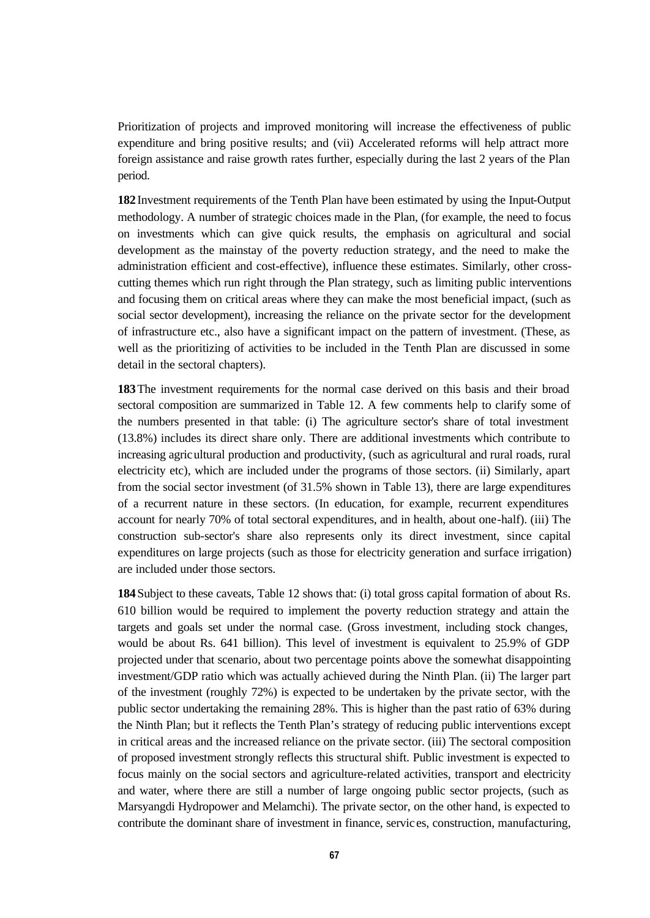Prioritization of projects and improved monitoring will increase the effectiveness of public expenditure and bring positive results; and (vii) Accelerated reforms will help attract more foreign assistance and raise growth rates further, especially during the last 2 years of the Plan period.

**182** Investment requirements of the Tenth Plan have been estimated by using the Input-Output methodology. A number of strategic choices made in the Plan, (for example, the need to focus on investments which can give quick results, the emphasis on agricultural and social development as the mainstay of the poverty reduction strategy, and the need to make the administration efficient and cost-effective), influence these estimates. Similarly, other cross-cutting themes which run right through the Plan strategy, such as limiting public interventions and focusing them on critical areas where they can make the most beneficial impact, (such as social sector development), increasing the reliance on the private sector for the development of infrastructure etc., also have a significant impact on the pattern of investment. (These, as well as the prioritizing of activities to be included in the Tenth Plan are discussed in some detail in the sectoral chapters).

**183** The investment requirements for the normal case derived on this basis and their broad sectoral composition are summarized in Table 12. A few comments help to clarify some of the numbers presented in that table: (i) The agriculture sector's share of total investment (13.8%) includes its direct share only. There are additional investments which contribute to increasing agricultural production and productivity, (such as agricultural and rural roads, rural electricity etc), which are included under the programs of those sectors. (ii) Similarly, apart from the social sector investment (of 31.5% shown in Table 13), there are large expenditures of a recurrent nature in these sectors. (In education, for example, recurrent expenditures account for nearly 70% of total sectoral expenditures, and in health, about one-half). (iii) The construction sub-sector's share also represents only its direct investment, since capital expenditures on large projects (such as those for electricity generation and surface irrigation) are included under those sectors.

**184** Subject to these caveats, Table 12 shows that: (i) total gross capital formation of about Rs. 610 billion would be required to implement the poverty reduction strategy and attain the targets and goals set under the normal case. (Gross investment, including stock changes, would be about Rs. 641 billion). This level of investment is equivalent to 25.9% of GDP projected under that scenario, about two percentage points above the somewhat disappointing investment/GDP ratio which was actually achieved during the Ninth Plan. (ii) The larger part of the investment (roughly 72%) is expected to be undertaken by the private sector, with the public sector undertaking the remaining 28%. This is higher than the past ratio of 63% during the Ninth Plan; but it reflects the Tenth Plan's strategy of reducing public interventions except in critical areas and the increased reliance on the private sector. (iii) The sectoral composition of proposed investment strongly reflects this structural shift. Public investment is expected to focus mainly on the social sectors and agriculture-related activities, transport and electricity and water, where there are still a number of large ongoing public sector projects, (such as Marsyangdi Hydropower and Melamchi). The private sector, on the other hand, is expected to contribute the dominant share of investment in finance, services, construction, manufacturing,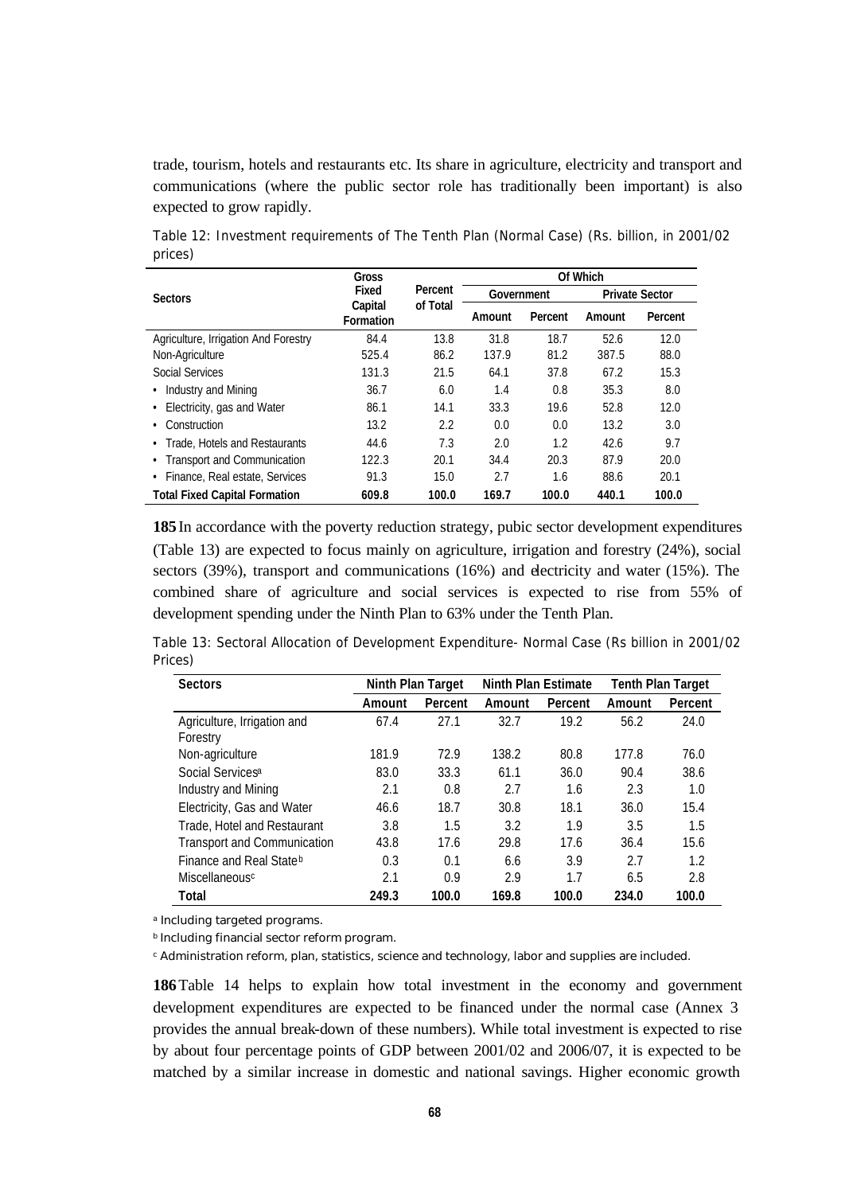trade, tourism, hotels and restaurants etc. Its share in agriculture, electricity and transport and communications (where the public sector role has traditionally been important) is also expected to grow rapidly.

Table 12: Investment requirements of The Tenth Plan (Normal Case) (Rs. billion, in 2001/02 prices)

| Sectors | Gross Fixed Capital Formation | Percent of Total | Of Which | | | |
|---|---|---|---|---|---|---|
| | | | Government | | Private Sector | |
| | | | Amount | Percent | Amount | Percent |
| Agriculture, Irrigation And Forestry | 84.4 | 13.8 | 31.8 | 18.7 | 52.6 | 12.0 |
| Non-Agriculture | 525.4 | 86.2 | 137.9 | 81.2 | 387.5 | 88.0 |
| Social Services | 131.3 | 21.5 | 64.1 | 37.8 | 67.2 | 15.3 |
| • Industry and Mining | 36.7 | 6.0 | 1.4 | 0.8 | 35.3 | 8.0 |
| • Electricity, gas and Water | 86.1 | 14.1 | 33.3 | 19.6 | 52.8 | 12.0 |
| • Construction | 13.2 | 2.2 | 0.0 | 0.0 | 13.2 | 3.0 |
| • Trade, Hotels and Restaurants | 44.6 | 7.3 | 2.0 | 1.2 | 42.6 | 9.7 |
| • Transport and Communication | 122.3 | 20.1 | 34.4 | 20.3 | 87.9 | 20.0 |
| • Finance, Real estate, Services | 91.3 | 15.0 | 2.7 | 1.6 | 88.6 | 20.1 |
| **Total Fixed Capital Formation** | **609.8** | **100.0** | **169.7** | **100.0** | **440.1** | **100.0** |

**185** In accordance with the poverty reduction strategy, pubic sector development expenditures (Table 13) are expected to focus mainly on agriculture, irrigation and forestry (24%), social sectors (39%), transport and communications (16%) and electricity and water (15%). The combined share of agriculture and social services is expected to rise from 55% of development spending under the Ninth Plan to 63% under the Tenth Plan.

Table 13: Sectoral Allocation of Development Expenditure- Normal Case (Rs billion in 2001/02 Prices)

| Sectors | Ninth Plan Target | | Ninth Plan Estimate | | Tenth Plan Target | |
|---|---|---|---|---|---|---|
| | Amount | Percent | Amount | Percent | Amount | Percent |
| Agriculture, Irrigation and Forestry | 67.4 | 27.1 | 32.7 | 19.2 | 56.2 | 24.0 |
| Non-agriculture | 181.9 | 72.9 | 138.2 | 80.8 | 177.8 | 76.0 |
| Social Services[a] | 83.0 | 33.3 | 61.1 | 36.0 | 90.4 | 38.6 |
| Industry and Mining | 2.1 | 0.8 | 2.7 | 1.6 | 2.3 | 1.0 |
| Electricity, Gas and Water | 46.6 | 18.7 | 30.8 | 18.1 | 36.0 | 15.4 |
| Trade, Hotel and Restaurant | 3.8 | 1.5 | 3.2 | 1.9 | 3.5 | 1.5 |
| Transport and Communication | 43.8 | 17.6 | 29.8 | 17.6 | 36.4 | 15.6 |
| Finance and Real State[b] | 0.3 | 0.1 | 6.6 | 3.9 | 2.7 | 1.2 |
| Miscellaneous[c] | 2.1 | 0.9 | 2.9 | 1.7 | 6.5 | 2.8 |
| **Total** | **249.3** | **100.0** | **169.8** | **100.0** | **234.0** | **100.0** |

[a] Including targeted programs.

[b] Including financial sector reform program.

[c] Administration reform, plan, statistics, science and technology, labor and supplies are included.

**186** Table 14 helps to explain how total investment in the economy and government development expenditures are expected to be financed under the normal case (Annex 3 provides the annual break-down of these numbers). While total investment is expected to rise by about four percentage points of GDP between 2001/02 and 2006/07, it is expected to be matched by a similar increase in domestic and national savings. Higher economic growth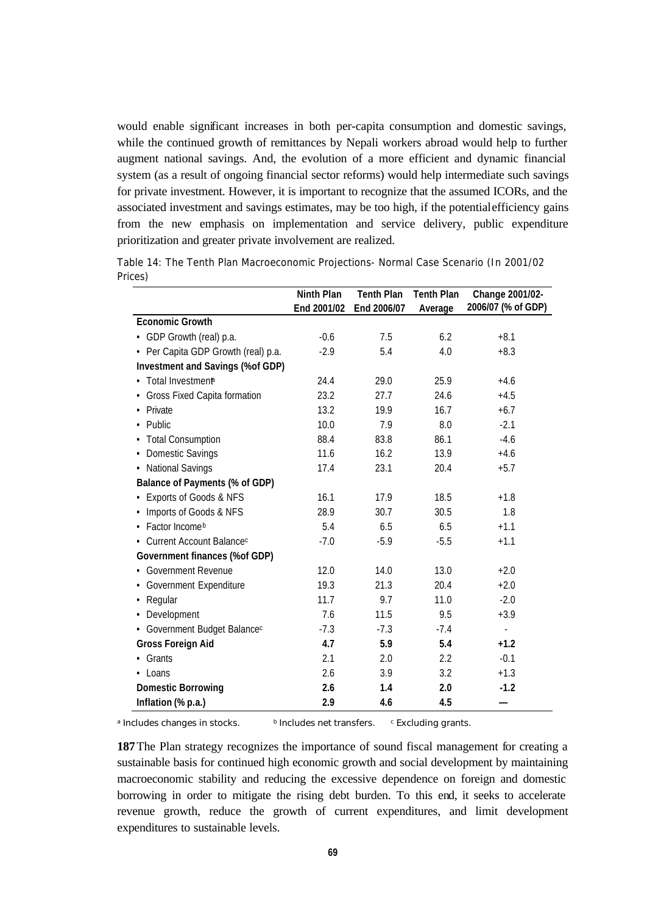would enable significant increases in both per-capita consumption and domestic savings, while the continued growth of remittances by Nepali workers abroad would help to further augment national savings. And, the evolution of a more efficient and dynamic financial system (as a result of ongoing financial sector reforms) would help intermediate such savings for private investment. However, it is important to recognize that the assumed ICORs, and the associated investment and savings estimates, may be too high, if the potential efficiency gains from the new emphasis on implementation and service delivery, public expenditure prioritization and greater private involvement are realized.

Table 14: The Tenth Plan Macroeconomic Projections- Normal Case Scenario (In 2001/02 Prices)

| | Ninth Plan End 2001/02 | Tenth Plan End 2006/07 | Tenth Plan Average | Change 2001/02-2006/07 (% of GDP) |
|---|---|---|---|---|
| **Economic Growth** | | | | |
| • GDP Growth (real) p.a. | -0.6 | 7.5 | 6.2 | +8.1 |
| • Per Capita GDP Growth (real) p.a. | -2.9 | 5.4 | 4.0 | +8.3 |
| **Investment and Savings (%of GDP)** | | | | |
| • Total Investment[a] | 24.4 | 29.0 | 25.9 | +4.6 |
| • Gross Fixed Capita formation | 23.2 | 27.7 | 24.6 | +4.5 |
| • Private | 13.2 | 19.9 | 16.7 | +6.7 |
| • Public | 10.0 | 7.9 | 8.0 | -2.1 |
| • Total Consumption | 88.4 | 83.8 | 86.1 | -4.6 |
| • Domestic Savings | 11.6 | 16.2 | 13.9 | +4.6 |
| • National Savings | 17.4 | 23.1 | 20.4 | +5.7 |
| **Balance of Payments (% of GDP)** | | | | |
| • Exports of Goods & NFS | 16.1 | 17.9 | 18.5 | +1.8 |
| • Imports of Goods & NFS | 28.9 | 30.7 | 30.5 | 1.8 |
| • Factor Income[b] | 5.4 | 6.5 | 6.5 | +1.1 |
| • Current Account Balance[c] | -7.0 | -5.9 | -5.5 | +1.1 |
| **Government finances (%of GDP)** | | | | |
| • Government Revenue | 12.0 | 14.0 | 13.0 | +2.0 |
| • Government Expenditure | 19.3 | 21.3 | 20.4 | +2.0 |
| • Regular | 11.7 | 9.7 | 11.0 | -2.0 |
| • Development | 7.6 | 11.5 | 9.5 | +3.9 |
| • Government Budget Balance[c] | -7.3 | -7.3 | -7.4 | - |
| **Gross Foreign Aid** | **4.7** | **5.9** | **5.4** | **+1.2** |
| • Grants | 2.1 | 2.0 | 2.2 | -0.1 |
| • Loans | 2.6 | 3.9 | 3.2 | +1.3 |
| **Domestic Borrowing** | **2.6** | **1.4** | **2.0** | **-1.2** |
| **Inflation (% p.a.)** | **2.9** | **4.6** | **4.5** | **—** |

[a] Includes changes in stocks. [b] Includes net transfers. [c] Excluding grants.

**187** The Plan strategy recognizes the importance of sound fiscal management for creating a sustainable basis for continued high economic growth and social development by maintaining macroeconomic stability and reducing the excessive dependence on foreign and domestic borrowing in order to mitigate the rising debt burden. To this end, it seeks to accelerate revenue growth, reduce the growth of current expenditures, and limit development expenditures to sustainable levels.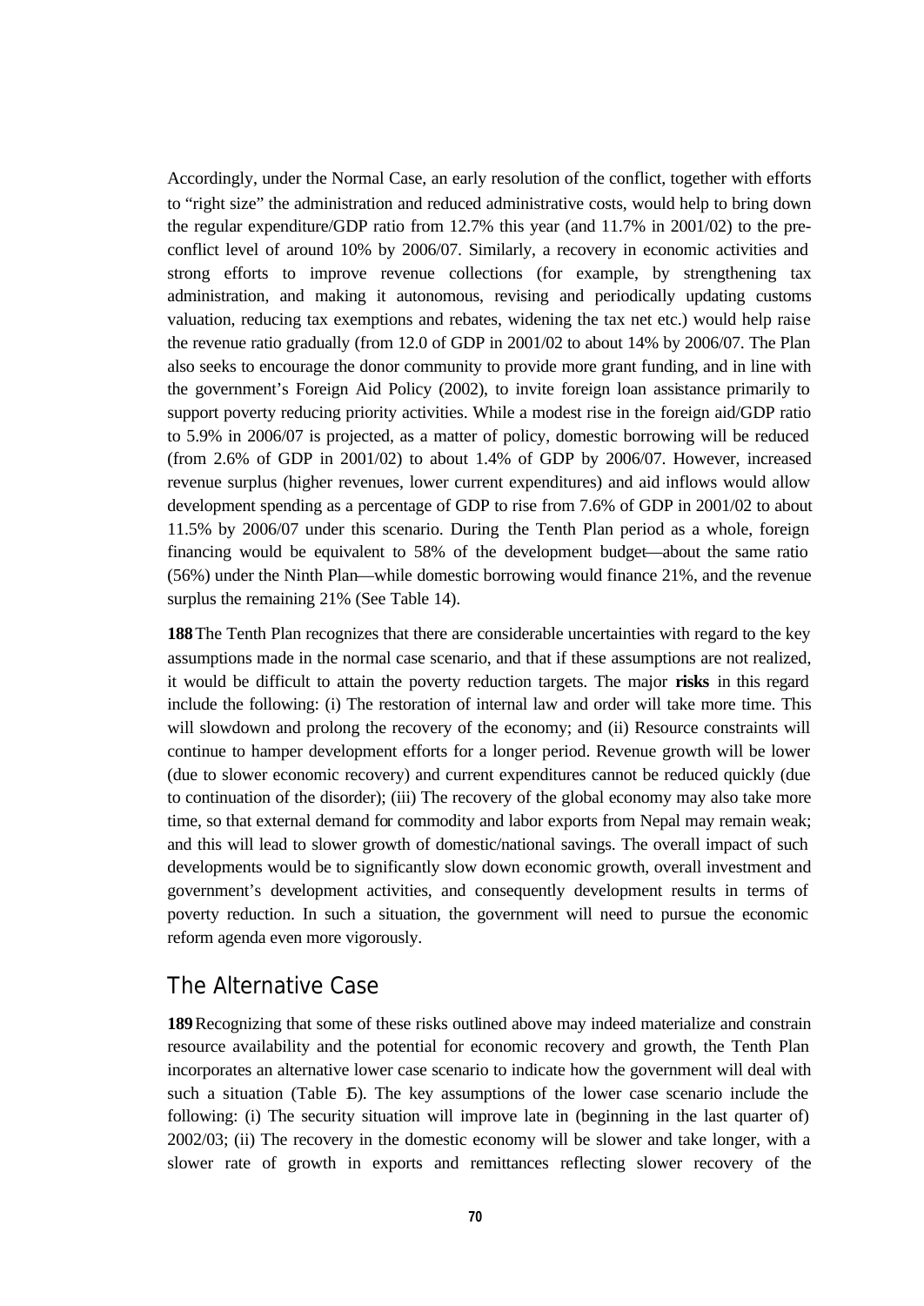Accordingly, under the Normal Case, an early resolution of the conflict, together with efforts to "right size" the administration and reduced administrative costs, would help to bring down the regular expenditure/GDP ratio from 12.7% this year (and 11.7% in 2001/02) to the pre-conflict level of around 10% by 2006/07. Similarly, a recovery in economic activities and strong efforts to improve revenue collections (for example, by strengthening tax administration, and making it autonomous, revising and periodically updating customs valuation, reducing tax exemptions and rebates, widening the tax net etc.) would help raise the revenue ratio gradually (from 12.0 of GDP in 2001/02 to about 14% by 2006/07. The Plan also seeks to encourage the donor community to provide more grant funding, and in line with the government's Foreign Aid Policy (2002), to invite foreign loan assistance primarily to support poverty reducing priority activities. While a modest rise in the foreign aid/GDP ratio to 5.9% in 2006/07 is projected, as a matter of policy, domestic borrowing will be reduced (from 2.6% of GDP in 2001/02) to about 1.4% of GDP by 2006/07. However, increased revenue surplus (higher revenues, lower current expenditures) and aid inflows would allow development spending as a percentage of GDP to rise from 7.6% of GDP in 2001/02 to about 11.5% by 2006/07 under this scenario. During the Tenth Plan period as a whole, foreign financing would be equivalent to 58% of the development budget—about the same ratio (56%) under the Ninth Plan—while domestic borrowing would finance 21%, and the revenue surplus the remaining 21% (See Table 14).

**188** The Tenth Plan recognizes that there are considerable uncertainties with regard to the key assumptions made in the normal case scenario, and that if these assumptions are not realized, it would be difficult to attain the poverty reduction targets. The major **risks** in this regard include the following: (i) The restoration of internal law and order will take more time. This will slowdown and prolong the recovery of the economy; and (ii) Resource constraints will continue to hamper development efforts for a longer period. Revenue growth will be lower (due to slower economic recovery) and current expenditures cannot be reduced quickly (due to continuation of the disorder); (iii) The recovery of the global economy may also take more time, so that external demand for commodity and labor exports from Nepal may remain weak; and this will lead to slower growth of domestic/national savings. The overall impact of such developments would be to significantly slow down economic growth, overall investment and government's development activities, and consequently development results in terms of poverty reduction. In such a situation, the government will need to pursue the economic reform agenda even more vigorously.

## The Alternative Case

**189** Recognizing that some of these risks outlined above may indeed materialize and constrain resource availability and the potential for economic recovery and growth, the Tenth Plan incorporates an alternative lower case scenario to indicate how the government will deal with such a situation (Table 15). The key assumptions of the lower case scenario include the following: (i) The security situation will improve late in (beginning in the last quarter of) 2002/03; (ii) The recovery in the domestic economy will be slower and take longer, with a slower rate of growth in exports and remittances reflecting slower recovery of the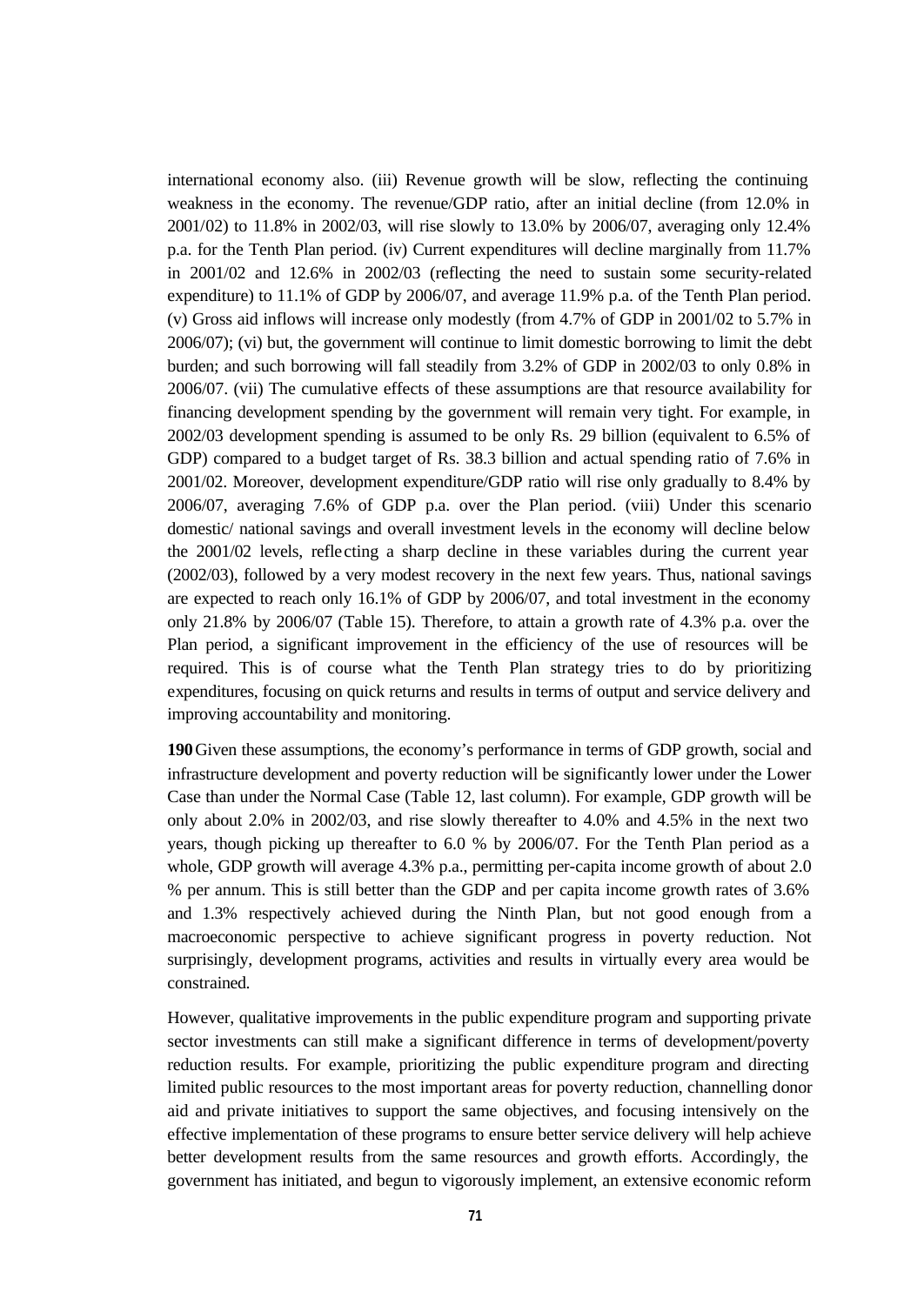international economy also. (iii) Revenue growth will be slow, reflecting the continuing weakness in the economy. The revenue/GDP ratio, after an initial decline (from 12.0% in 2001/02) to 11.8% in 2002/03, will rise slowly to 13.0% by 2006/07, averaging only 12.4% p.a. for the Tenth Plan period. (iv) Current expenditures will decline marginally from 11.7% in 2001/02 and 12.6% in 2002/03 (reflecting the need to sustain some security-related expenditure) to 11.1% of GDP by 2006/07, and average 11.9% p.a. of the Tenth Plan period. (v) Gross aid inflows will increase only modestly (from 4.7% of GDP in 2001/02 to 5.7% in 2006/07); (vi) but, the government will continue to limit domestic borrowing to limit the debt burden; and such borrowing will fall steadily from 3.2% of GDP in 2002/03 to only 0.8% in 2006/07. (vii) The cumulative effects of these assumptions are that resource availability for financing development spending by the government will remain very tight. For example, in 2002/03 development spending is assumed to be only Rs. 29 billion (equivalent to 6.5% of GDP) compared to a budget target of Rs. 38.3 billion and actual spending ratio of 7.6% in 2001/02. Moreover, development expenditure/GDP ratio will rise only gradually to 8.4% by 2006/07, averaging 7.6% of GDP p.a. over the Plan period. (viii) Under this scenario domestic/ national savings and overall investment levels in the economy will decline below the 2001/02 levels, reflecting a sharp decline in these variables during the current year (2002/03), followed by a very modest recovery in the next few years. Thus, national savings are expected to reach only 16.1% of GDP by 2006/07, and total investment in the economy only 21.8% by 2006/07 (Table 15). Therefore, to attain a growth rate of 4.3% p.a. over the Plan period, a significant improvement in the efficiency of the use of resources will be required. This is of course what the Tenth Plan strategy tries to do by prioritizing expenditures, focusing on quick returns and results in terms of output and service delivery and improving accountability and monitoring.

**190** Given these assumptions, the economy's performance in terms of GDP growth, social and infrastructure development and poverty reduction will be significantly lower under the Lower Case than under the Normal Case (Table 12, last column). For example, GDP growth will be only about 2.0% in 2002/03, and rise slowly thereafter to 4.0% and 4.5% in the next two years, though picking up thereafter to 6.0 % by 2006/07. For the Tenth Plan period as a whole, GDP growth will average 4.3% p.a., permitting per-capita income growth of about 2.0 % per annum. This is still better than the GDP and per capita income growth rates of 3.6% and 1.3% respectively achieved during the Ninth Plan, but not good enough from a macroeconomic perspective to achieve significant progress in poverty reduction. Not surprisingly, development programs, activities and results in virtually every area would be constrained.

However, qualitative improvements in the public expenditure program and supporting private sector investments can still make a significant difference in terms of development/poverty reduction results. For example, prioritizing the public expenditure program and directing limited public resources to the most important areas for poverty reduction, channelling donor aid and private initiatives to support the same objectives, and focusing intensively on the effective implementation of these programs to ensure better service delivery will help achieve better development results from the same resources and growth efforts. Accordingly, the government has initiated, and begun to vigorously implement, an extensive economic reform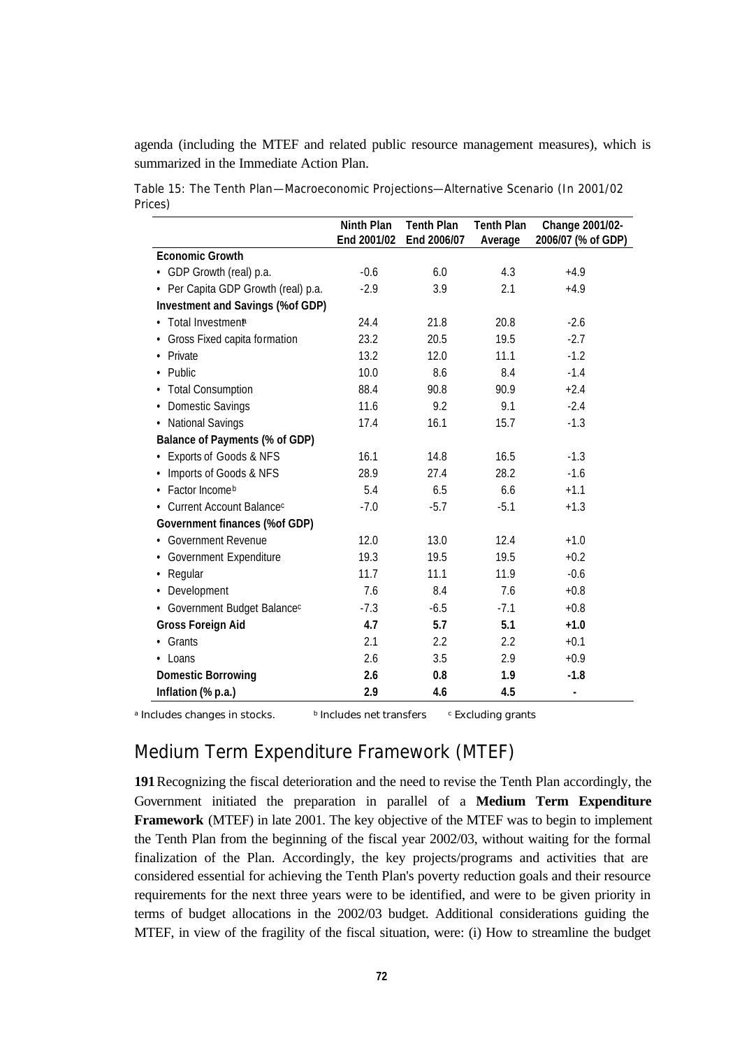agenda (including the MTEF and related public resource management measures), which is summarized in the Immediate Action Plan.

Table 15: The Tenth Plan—Macroeconomic Projections—Alternative Scenario (In 2001/02 Prices)

| | Ninth Plan End 2001/02 | Tenth Plan End 2006/07 | Tenth Plan Average | Change 2001/02-2006/07 (% of GDP) |
|---|---|---|---|---|
| **Economic Growth** | | | | |
| • GDP Growth (real) p.a. | -0.6 | 6.0 | 4.3 | +4.9 |
| • Per Capita GDP Growth (real) p.a. | -2.9 | 3.9 | 2.1 | +4.9 |
| **Investment and Savings (%of GDP)** | | | | |
| • Total Investment[a] | 24.4 | 21.8 | 20.8 | -2.6 |
| • Gross Fixed capita formation | 23.2 | 20.5 | 19.5 | -2.7 |
| • Private | 13.2 | 12.0 | 11.1 | -1.2 |
| • Public | 10.0 | 8.6 | 8.4 | -1.4 |
| • Total Consumption | 88.4 | 90.8 | 90.9 | +2.4 |
| • Domestic Savings | 11.6 | 9.2 | 9.1 | -2.4 |
| • National Savings | 17.4 | 16.1 | 15.7 | -1.3 |
| **Balance of Payments (% of GDP)** | | | | |
| • Exports of Goods & NFS | 16.1 | 14.8 | 16.5 | -1.3 |
| • Imports of Goods & NFS | 28.9 | 27.4 | 28.2 | -1.6 |
| • Factor Income[b] | 5.4 | 6.5 | 6.6 | +1.1 |
| • Current Account Balance[c] | -7.0 | -5.7 | -5.1 | +1.3 |
| **Government finances (%of GDP)** | | | | |
| • Government Revenue | 12.0 | 13.0 | 12.4 | +1.0 |
| • Government Expenditure | 19.3 | 19.5 | 19.5 | +0.2 |
| • Regular | 11.7 | 11.1 | 11.9 | -0.6 |
| • Development | 7.6 | 8.4 | 7.6 | +0.8 |
| • Government Budget Balance[c] | -7.3 | -6.5 | -7.1 | +0.8 |
| **Gross Foreign Aid** | **4.7** | **5.7** | **5.1** | **+1.0** |
| • Grants | 2.1 | 2.2 | 2.2 | +0.1 |
| • Loans | 2.6 | 3.5 | 2.9 | +0.9 |
| **Domestic Borrowing** | **2.6** | **0.8** | **1.9** | **-1.8** |
| **Inflation (% p.a.)** | **2.9** | **4.6** | **4.5** | **-** |

[a] Includes changes in stocks. [b] Includes net transfers [c] Excluding grants

## Medium Term Expenditure Framework (MTEF)

**191** Recognizing the fiscal deterioration and the need to revise the Tenth Plan accordingly, the Government initiated the preparation in parallel of a **Medium Term Expenditure Framework** (MTEF) in late 2001. The key objective of the MTEF was to begin to implement the Tenth Plan from the beginning of the fiscal year 2002/03, without waiting for the formal finalization of the Plan. Accordingly, the key projects/programs and activities that are considered essential for achieving the Tenth Plan's poverty reduction goals and their resource requirements for the next three years were to be identified, and were to be given priority in terms of budget allocations in the 2002/03 budget. Additional considerations guiding the MTEF, in view of the fragility of the fiscal situation, were: (i) How to streamline the budget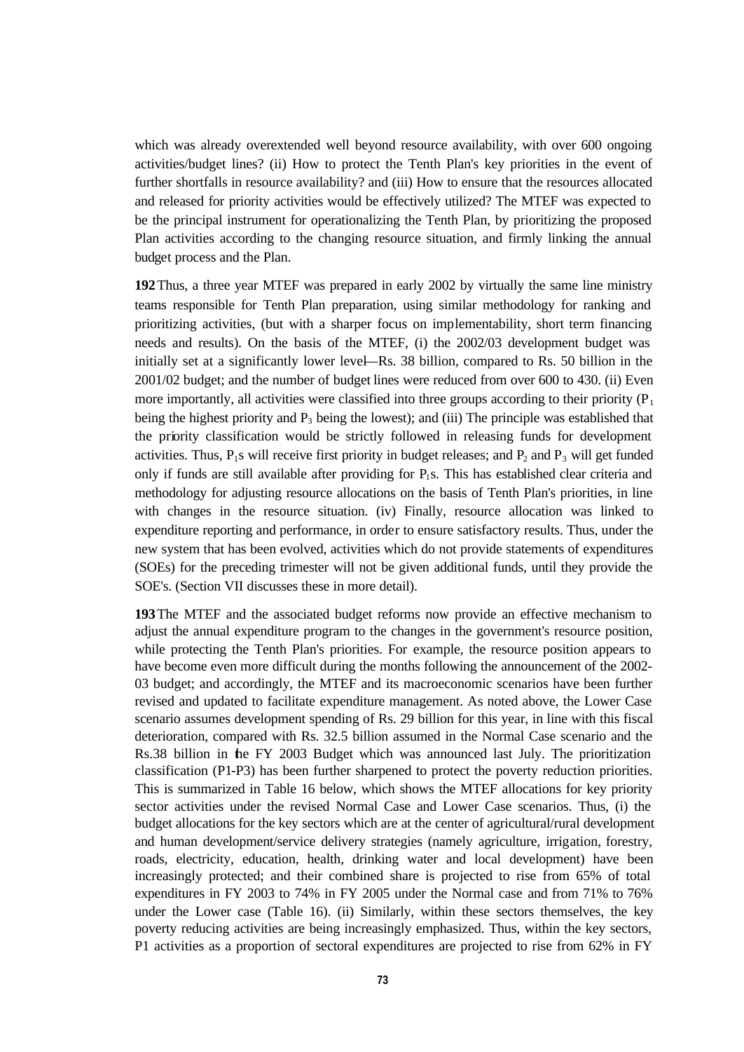which was already overextended well beyond resource availability, with over 600 ongoing activities/budget lines? (ii) How to protect the Tenth Plan's key priorities in the event of further shortfalls in resource availability? and (iii) How to ensure that the resources allocated and released for priority activities would be effectively utilized? The MTEF was expected to be the principal instrument for operationalizing the Tenth Plan, by prioritizing the proposed Plan activities according to the changing resource situation, and firmly linking the annual budget process and the Plan.

**192** Thus, a three year MTEF was prepared in early 2002 by virtually the same line ministry teams responsible for Tenth Plan preparation, using similar methodology for ranking and prioritizing activities, (but with a sharper focus on implementability, short term financing needs and results). On the basis of the MTEF, (i) the 2002/03 development budget was initially set at a significantly lower level—Rs. 38 billion, compared to Rs. 50 billion in the 2001/02 budget; and the number of budget lines were reduced from over 600 to 430. (ii) Even more importantly, all activities were classified into three groups according to their priority ($P_1$ being the highest priority and $P_3$ being the lowest); and (iii) The principle was established that the priority classification would be strictly followed in releasing funds for development activities. Thus, $P_1$s will receive first priority in budget releases; and $P_2$ and $P_3$ will get funded only if funds are still available after providing for $P_1$s. This has established clear criteria and methodology for adjusting resource allocations on the basis of Tenth Plan's priorities, in line with changes in the resource situation. (iv) Finally, resource allocation was linked to expenditure reporting and performance, in order to ensure satisfactory results. Thus, under the new system that has been evolved, activities which do not provide statements of expenditures (SOEs) for the preceding trimester will not be given additional funds, until they provide the SOE's. (Section VII discusses these in more detail).

**193** The MTEF and the associated budget reforms now provide an effective mechanism to adjust the annual expenditure program to the changes in the government's resource position, while protecting the Tenth Plan's priorities. For example, the resource position appears to have become even more difficult during the months following the announcement of the 2002-03 budget; and accordingly, the MTEF and its macroeconomic scenarios have been further revised and updated to facilitate expenditure management. As noted above, the Lower Case scenario assumes development spending of Rs. 29 billion for this year, in line with this fiscal deterioration, compared with Rs. 32.5 billion assumed in the Normal Case scenario and the Rs.38 billion in the FY 2003 Budget which was announced last July. The prioritization classification (P1-P3) has been further sharpened to protect the poverty reduction priorities. This is summarized in Table 16 below, which shows the MTEF allocations for key priority sector activities under the revised Normal Case and Lower Case scenarios. Thus, (i) the budget allocations for the key sectors which are at the center of agricultural/rural development and human development/service delivery strategies (namely agriculture, irrigation, forestry, roads, electricity, education, health, drinking water and local development) have been increasingly protected; and their combined share is projected to rise from 65% of total expenditures in FY 2003 to 74% in FY 2005 under the Normal case and from 71% to 76% under the Lower case (Table 16). (ii) Similarly, within these sectors themselves, the key poverty reducing activities are being increasingly emphasized. Thus, within the key sectors, P1 activities as a proportion of sectoral expenditures are projected to rise from 62% in FY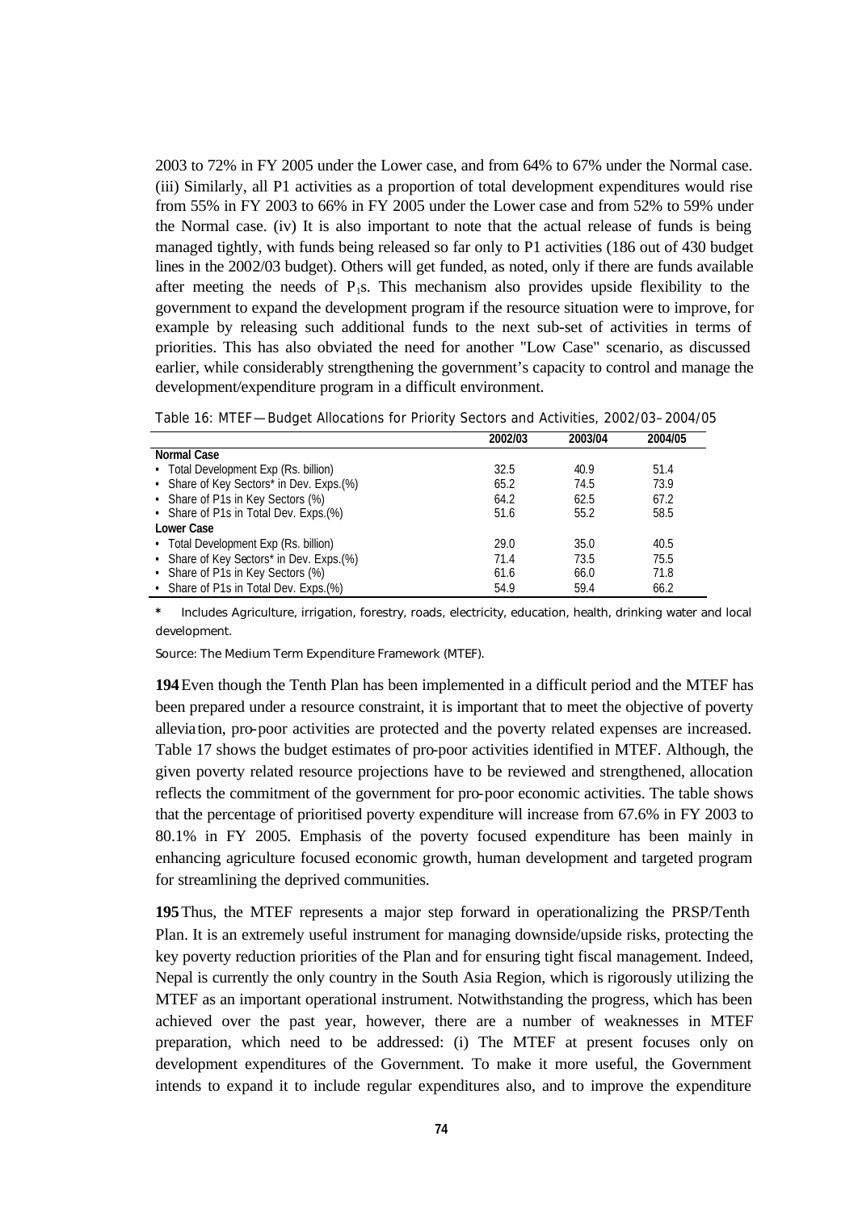2003 to 72% in FY 2005 under the Lower case, and from 64% to 67% under the Normal case. (iii) Similarly, all P1 activities as a proportion of total development expenditures would rise from 55% in FY 2003 to 66% in FY 2005 under the Lower case and from 52% to 59% under the Normal case. (iv) It is also important to note that the actual release of funds is being managed tightly, with funds being released so far only to P1 activities (186 out of 430 budget lines in the 2002/03 budget). Others will get funded, as noted, only if there are funds available after meeting the needs of $P_1$s. This mechanism also provides upside flexibility to the government to expand the development program if the resource situation were to improve, for example by releasing such additional funds to the next sub-set of activities in terms of priorities. This has also obviated the need for another "Low Case" scenario, as discussed earlier, while considerably strengthening the government's capacity to control and manage the development/expenditure program in a difficult environment.

Table 16: MTEF—Budget Allocations for Priority Sectors and Activities, 2002/03–2004/05

| | 2002/03 | 2003/04 | 2004/05 |
|---|---|---|---|
| **Normal Case** | | | |
| • Total Development Exp (Rs. billion) | 32.5 | 40.9 | 51.4 |
| • Share of Key Sectors* in Dev. Exps.(%) | 65.2 | 74.5 | 73.9 |
| • Share of P1s in Key Sectors (%) | 64.2 | 62.5 | 67.2 |
| • Share of P1s in Total Dev. Exps.(%) | 51.6 | 55.2 | 58.5 |
| **Lower Case** | | | |
| • Total Development Exp (Rs. billion) | 29.0 | 35.0 | 40.5 |
| • Share of Key Sectors* in Dev. Exps.(%) | 71.4 | 73.5 | 75.5 |
| • Share of P1s in Key Sectors (%) | 61.6 | 66.0 | 71.8 |
| • Share of P1s in Total Dev. Exps.(%) | 54.9 | 59.4 | 66.2 |

* Includes Agriculture, irrigation, forestry, roads, electricity, education, health, drinking water and local development.

Source: The Medium Term Expenditure Framework (MTEF).

**194** Even though the Tenth Plan has been implemented in a difficult period and the MTEF has been prepared under a resource constraint, it is important that to meet the objective of poverty alleviation, pro-poor activities are protected and the poverty related expenses are increased. Table 17 shows the budget estimates of pro-poor activities identified in MTEF. Although, the given poverty related resource projections have to be reviewed and strengthened, allocation reflects the commitment of the government for pro-poor economic activities. The table shows that the percentage of prioritised poverty expenditure will increase from 67.6% in FY 2003 to 80.1% in FY 2005. Emphasis of the poverty focused expenditure has been mainly in enhancing agriculture focused economic growth, human development and targeted program for streamlining the deprived communities.

**195** Thus, the MTEF represents a major step forward in operationalizing the PRSP/Tenth Plan. It is an extremely useful instrument for managing downside/upside risks, protecting the key poverty reduction priorities of the Plan and for ensuring tight fiscal management. Indeed, Nepal is currently the only country in the South Asia Region, which is rigorously utilizing the MTEF as an important operational instrument. Notwithstanding the progress, which has been achieved over the past year, however, there are a number of weaknesses in MTEF preparation, which need to be addressed: (i) The MTEF at present focuses only on development expenditures of the Government. To make it more useful, the Government intends to expand it to include regular expenditures also, and to improve the expenditure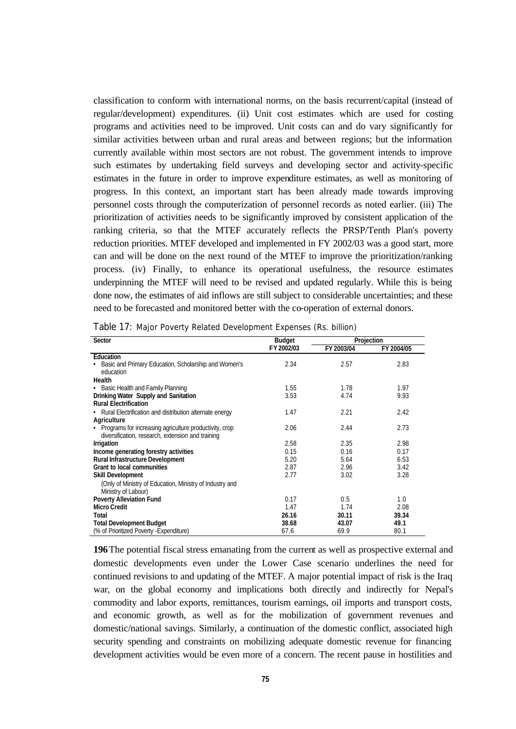classification to conform with international norms, on the basis recurrent/capital (instead of regular/development) expenditures. (ii) Unit cost estimates which are used for costing programs and activities need to be improved. Unit costs can and do vary significantly for similar activities between urban and rural areas and between regions; but the information currently available within most sectors are not robust. The government intends to improve such estimates by undertaking field surveys and developing sector and activity-specific estimates in the future in order to improve expenditure estimates, as well as monitoring of progress. In this context, an important start has been already made towards improving personnel costs through the computerization of personnel records as noted earlier. (iii) The prioritization of activities needs to be significantly improved by consistent application of the ranking criteria, so that the MTEF accurately reflects the PRSP/Tenth Plan's poverty reduction priorities. MTEF developed and implemented in FY 2002/03 was a good start, more can and will be done on the next round of the MTEF to improve the prioritization/ranking process. (iv) Finally, to enhance its operational usefulness, the resource estimates underpinning the MTEF will need to be revised and updated regularly. While this is being done now, the estimates of aid inflows are still subject to considerable uncertainties; and these need to be forecasted and monitored better with the co-operation of external donors.

Table 17: Major Poverty Related Development Expenses (Rs. billion)

| Sector | Budget | Projection | |
|---|---|---|---|
| | FY 2002/03 | FY 2003/04 | FY 2004/05 |
| **Education** | | | |
| • Basic and Primary Education, Scholarship and Women's education | 2.34 | 2.57 | 2.83 |
| **Health** | | | |
| • Basic Health and Family Planning | 1.55 | 1.78 | 1.97 |
| **Drinking Water Supply and Sanitation** | 3.53 | 4.74 | 9.93 |
| **Rural Electrification** | | | |
| • Rural Electrification and distribution alternate energy | 1.47 | 2.21 | 2.42 |
| **Agriculture** | | | |
| • Programs for increasing agriculture productivity, crop diversification, research, extension and training | 2.06 | 2.44 | 2.73 |
| **Irrigation** | 2.58 | 2.35 | 2.98 |
| **Income generating forestry activities** | 0.15 | 0.16 | 0.17 |
| **Rural Infrastructure Development** | 5.20 | 5.64 | 6.53 |
| **Grant to local communities** | 2.87 | 2.96 | 3.42 |
| **Skill Development** | 2.77 | 3.02 | 3.28 |
| (Only of Ministry of Education, Ministry of Industry and Ministry of Labour) | | | |
| **Poverty Alleviation Fund** | 0.17 | 0.5 | 1.0 |
| **Micro Credit** | 1.47 | 1.74 | 2.08 |
| **Total** | **26.16** | **30.11** | **39.34** |
| **Total Development Budget** | **38.68** | **43.07** | **49.1** |
| (% of Prioritized Poverty -Expenditure) | 67.6 | 69.9 | 80.1 |

**196** The potential fiscal stress emanating from the current as well as prospective external and domestic developments even under the Lower Case scenario underlines the need for continued revisions to and updating of the MTEF. A major potential impact of risk is the Iraq war, on the global economy and implications both directly and indirectly for Nepal's commodity and labor exports, remittances, tourism earnings, oil imports and transport costs, and economic growth, as well as for the mobilization of government revenues and domestic/national savings. Similarly, a continuation of the domestic conflict, associated high security spending and constraints on mobilizing adequate domestic revenue for financing development activities would be even more of a concern. The recent pause in hostilities and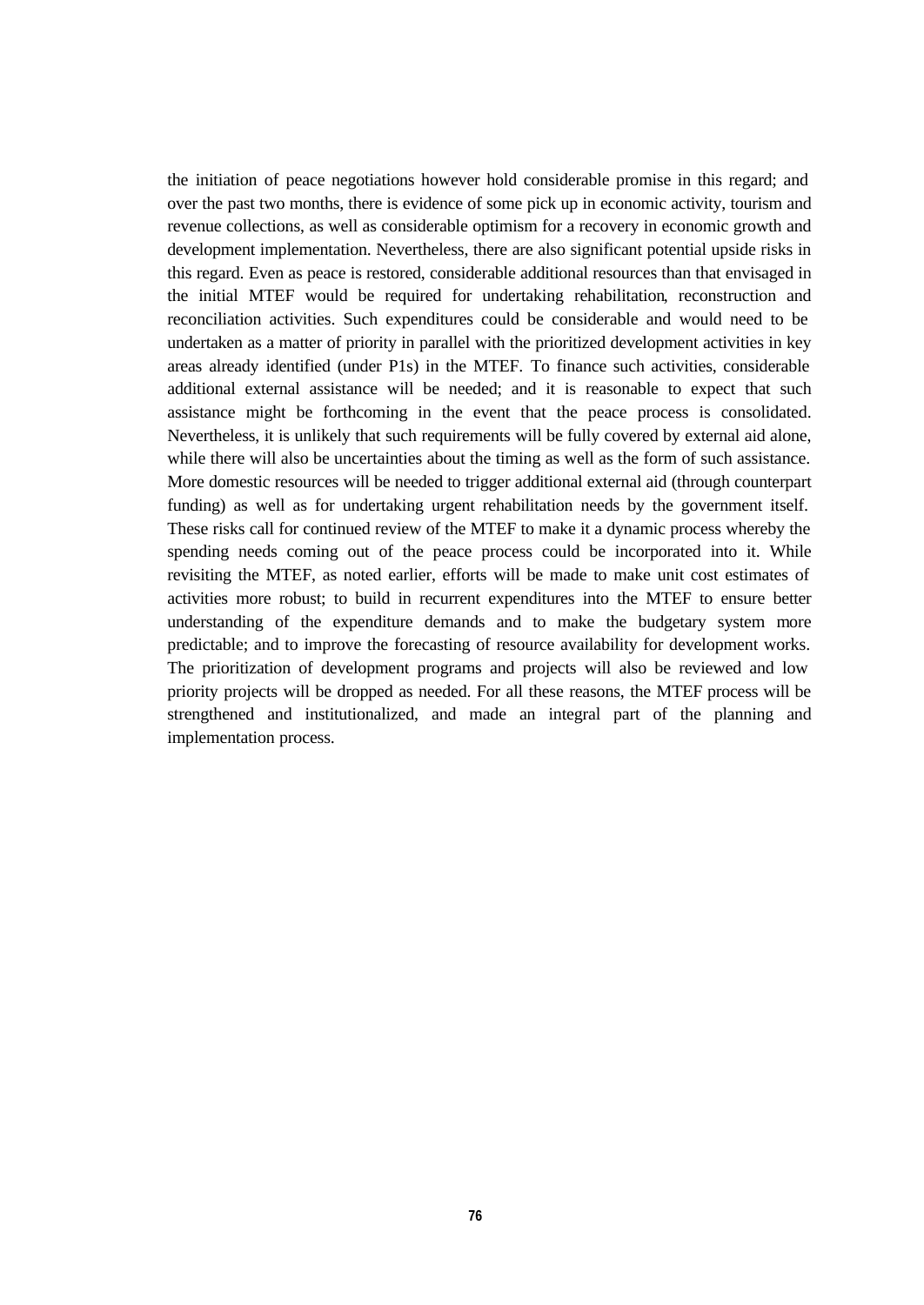the initiation of peace negotiations however hold considerable promise in this regard; and over the past two months, there is evidence of some pick up in economic activity, tourism and revenue collections, as well as considerable optimism for a recovery in economic growth and development implementation. Nevertheless, there are also significant potential upside risks in this regard. Even as peace is restored, considerable additional resources than that envisaged in the initial MTEF would be required for undertaking rehabilitation, reconstruction and reconciliation activities. Such expenditures could be considerable and would need to be undertaken as a matter of priority in parallel with the prioritized development activities in key areas already identified (under P1s) in the MTEF. To finance such activities, considerable additional external assistance will be needed; and it is reasonable to expect that such assistance might be forthcoming in the event that the peace process is consolidated. Nevertheless, it is unlikely that such requirements will be fully covered by external aid alone, while there will also be uncertainties about the timing as well as the form of such assistance. More domestic resources will be needed to trigger additional external aid (through counterpart funding) as well as for undertaking urgent rehabilitation needs by the government itself. These risks call for continued review of the MTEF to make it a dynamic process whereby the spending needs coming out of the peace process could be incorporated into it. While revisiting the MTEF, as noted earlier, efforts will be made to make unit cost estimates of activities more robust; to build in recurrent expenditures into the MTEF to ensure better understanding of the expenditure demands and to make the budgetary system more predictable; and to improve the forecasting of resource availability for development works. The prioritization of development programs and projects will also be reviewed and low priority projects will be dropped as needed. For all these reasons, the MTEF process will be strengthened and institutionalized, and made an integral part of the planning and implementation process.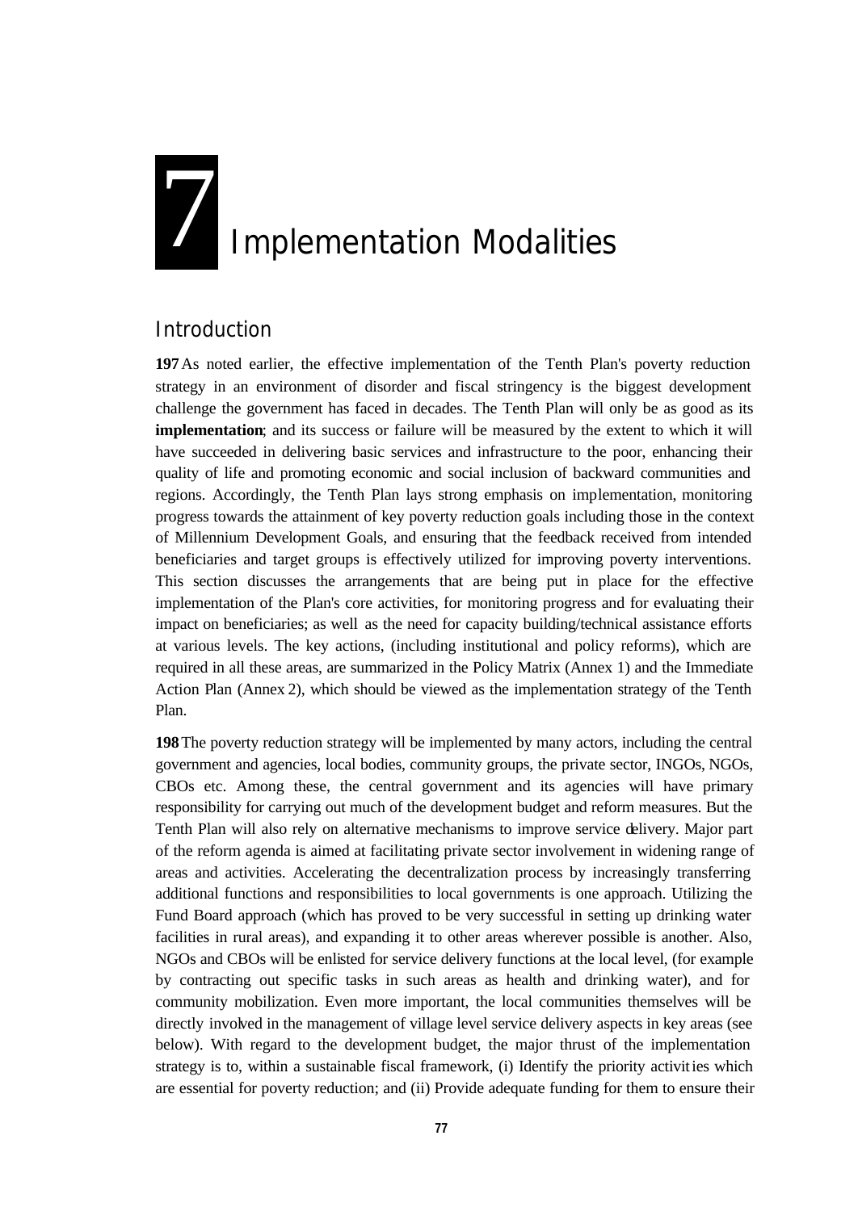# 7 Implementation Modalities

## Introduction

**197** As noted earlier, the effective implementation of the Tenth Plan's poverty reduction strategy in an environment of disorder and fiscal stringency is the biggest development challenge the government has faced in decades. The Tenth Plan will only be as good as its **implementation**; and its success or failure will be measured by the extent to which it will have succeeded in delivering basic services and infrastructure to the poor, enhancing their quality of life and promoting economic and social inclusion of backward communities and regions. Accordingly, the Tenth Plan lays strong emphasis on implementation, monitoring progress towards the attainment of key poverty reduction goals including those in the context of Millennium Development Goals, and ensuring that the feedback received from intended beneficiaries and target groups is effectively utilized for improving poverty interventions. This section discusses the arrangements that are being put in place for the effective implementation of the Plan's core activities, for monitoring progress and for evaluating their impact on beneficiaries; as well as the need for capacity building/technical assistance efforts at various levels. The key actions, (including institutional and policy reforms), which are required in all these areas, are summarized in the Policy Matrix (Annex 1) and the Immediate Action Plan (Annex 2), which should be viewed as the implementation strategy of the Tenth Plan.

**198** The poverty reduction strategy will be implemented by many actors, including the central government and agencies, local bodies, community groups, the private sector, INGOs, NGOs, CBOs etc. Among these, the central government and its agencies will have primary responsibility for carrying out much of the development budget and reform measures. But the Tenth Plan will also rely on alternative mechanisms to improve service delivery. Major part of the reform agenda is aimed at facilitating private sector involvement in widening range of areas and activities. Accelerating the decentralization process by increasingly transferring additional functions and responsibilities to local governments is one approach. Utilizing the Fund Board approach (which has proved to be very successful in setting up drinking water facilities in rural areas), and expanding it to other areas wherever possible is another. Also, NGOs and CBOs will be enlisted for service delivery functions at the local level, (for example by contracting out specific tasks in such areas as health and drinking water), and for community mobilization. Even more important, the local communities themselves will be directly involved in the management of village level service delivery aspects in key areas (see below). With regard to the development budget, the major thrust of the implementation strategy is to, within a sustainable fiscal framework, (i) Identify the priority activities which are essential for poverty reduction; and (ii) Provide adequate funding for them to ensure their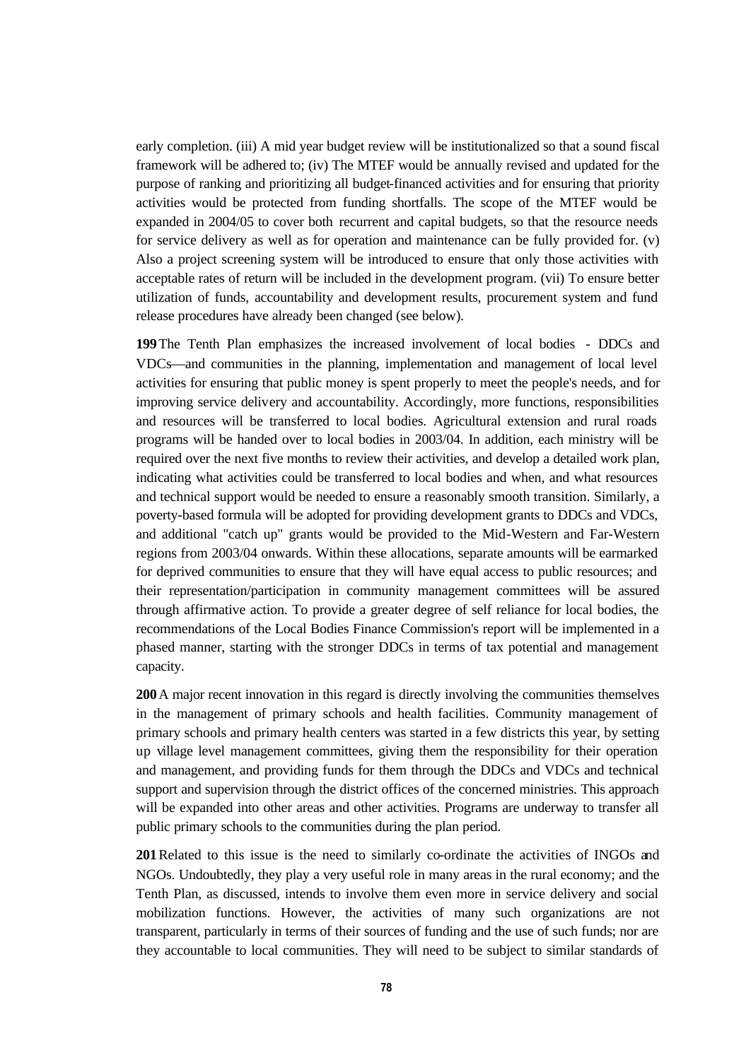early completion. (iii) A mid year budget review will be institutionalized so that a sound fiscal framework will be adhered to; (iv) The MTEF would be annually revised and updated for the purpose of ranking and prioritizing all budget-financed activities and for ensuring that priority activities would be protected from funding shortfalls. The scope of the MTEF would be expanded in 2004/05 to cover both recurrent and capital budgets, so that the resource needs for service delivery as well as for operation and maintenance can be fully provided for. (v) Also a project screening system will be introduced to ensure that only those activities with acceptable rates of return will be included in the development program. (vii) To ensure better utilization of funds, accountability and development results, procurement system and fund release procedures have already been changed (see below).

**199** The Tenth Plan emphasizes the increased involvement of local bodies - DDCs and VDCs—and communities in the planning, implementation and management of local level activities for ensuring that public money is spent properly to meet the people's needs, and for improving service delivery and accountability. Accordingly, more functions, responsibilities and resources will be transferred to local bodies. Agricultural extension and rural roads programs will be handed over to local bodies in 2003/04. In addition, each ministry will be required over the next five months to review their activities, and develop a detailed work plan, indicating what activities could be transferred to local bodies and when, and what resources and technical support would be needed to ensure a reasonably smooth transition. Similarly, a poverty-based formula will be adopted for providing development grants to DDCs and VDCs, and additional "catch up" grants would be provided to the Mid-Western and Far-Western regions from 2003/04 onwards. Within these allocations, separate amounts will be earmarked for deprived communities to ensure that they will have equal access to public resources; and their representation/participation in community management committees will be assured through affirmative action. To provide a greater degree of self reliance for local bodies, the recommendations of the Local Bodies Finance Commission's report will be implemented in a phased manner, starting with the stronger DDCs in terms of tax potential and management capacity.

**200** A major recent innovation in this regard is directly involving the communities themselves in the management of primary schools and health facilities. Community management of primary schools and primary health centers was started in a few districts this year, by setting up village level management committees, giving them the responsibility for their operation and management, and providing funds for them through the DDCs and VDCs and technical support and supervision through the district offices of the concerned ministries. This approach will be expanded into other areas and other activities. Programs are underway to transfer all public primary schools to the communities during the plan period.

**201** Related to this issue is the need to similarly co-ordinate the activities of INGOs and NGOs. Undoubtedly, they play a very useful role in many areas in the rural economy; and the Tenth Plan, as discussed, intends to involve them even more in service delivery and social mobilization functions. However, the activities of many such organizations are not transparent, particularly in terms of their sources of funding and the use of such funds; nor are they accountable to local communities. They will need to be subject to similar standards of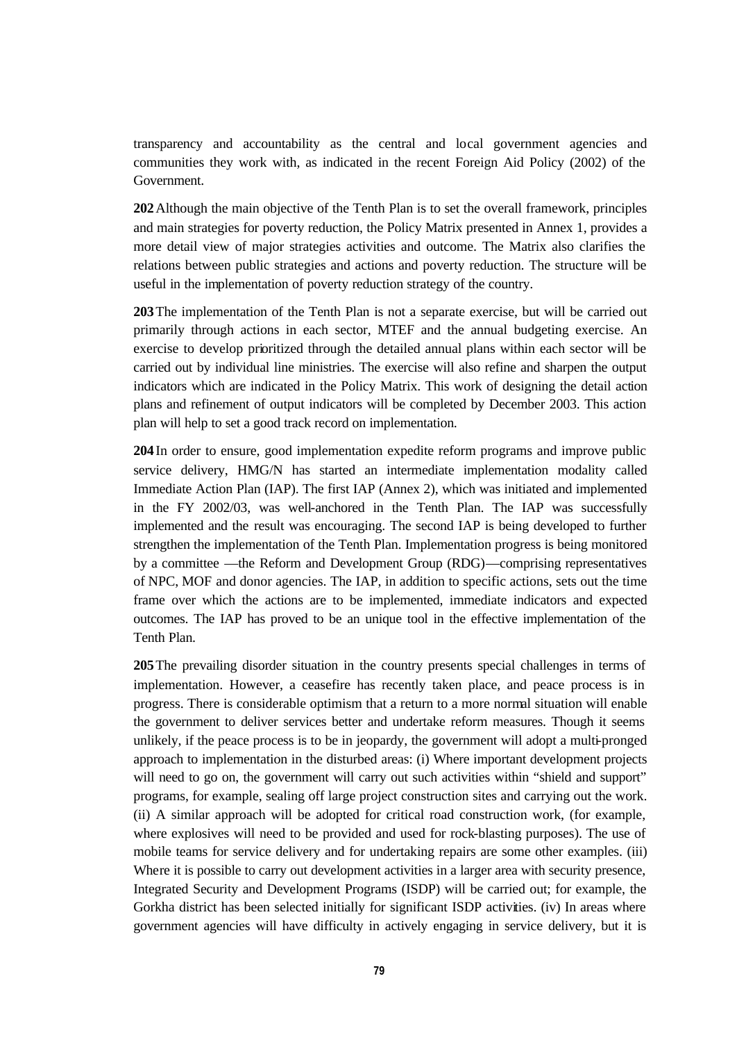transparency and accountability as the central and local government agencies and communities they work with, as indicated in the recent Foreign Aid Policy (2002) of the Government.

**202** Although the main objective of the Tenth Plan is to set the overall framework, principles and main strategies for poverty reduction, the Policy Matrix presented in Annex 1, provides a more detail view of major strategies activities and outcome. The Matrix also clarifies the relations between public strategies and actions and poverty reduction. The structure will be useful in the implementation of poverty reduction strategy of the country.

**203** The implementation of the Tenth Plan is not a separate exercise, but will be carried out primarily through actions in each sector, MTEF and the annual budgeting exercise. An exercise to develop prioritized through the detailed annual plans within each sector will be carried out by individual line ministries. The exercise will also refine and sharpen the output indicators which are indicated in the Policy Matrix. This work of designing the detail action plans and refinement of output indicators will be completed by December 2003. This action plan will help to set a good track record on implementation.

**204** In order to ensure, good implementation expedite reform programs and improve public service delivery, HMG/N has started an intermediate implementation modality called Immediate Action Plan (IAP). The first IAP (Annex 2), which was initiated and implemented in the FY 2002/03, was well-anchored in the Tenth Plan. The IAP was successfully implemented and the result was encouraging. The second IAP is being developed to further strengthen the implementation of the Tenth Plan. Implementation progress is being monitored by a committee —the Reform and Development Group (RDG)—comprising representatives of NPC, MOF and donor agencies. The IAP, in addition to specific actions, sets out the time frame over which the actions are to be implemented, immediate indicators and expected outcomes. The IAP has proved to be an unique tool in the effective implementation of the Tenth Plan.

**205** The prevailing disorder situation in the country presents special challenges in terms of implementation. However, a ceasefire has recently taken place, and peace process is in progress. There is considerable optimism that a return to a more normal situation will enable the government to deliver services better and undertake reform measures. Though it seems unlikely, if the peace process is to be in jeopardy, the government will adopt a multi-pronged approach to implementation in the disturbed areas: (i) Where important development projects will need to go on, the government will carry out such activities within "shield and support" programs, for example, sealing off large project construction sites and carrying out the work. (ii) A similar approach will be adopted for critical road construction work, (for example, where explosives will need to be provided and used for rock-blasting purposes). The use of mobile teams for service delivery and for undertaking repairs are some other examples. (iii) Where it is possible to carry out development activities in a larger area with security presence, Integrated Security and Development Programs (ISDP) will be carried out; for example, the Gorkha district has been selected initially for significant ISDP activities. (iv) In areas where government agencies will have difficulty in actively engaging in service delivery, but it is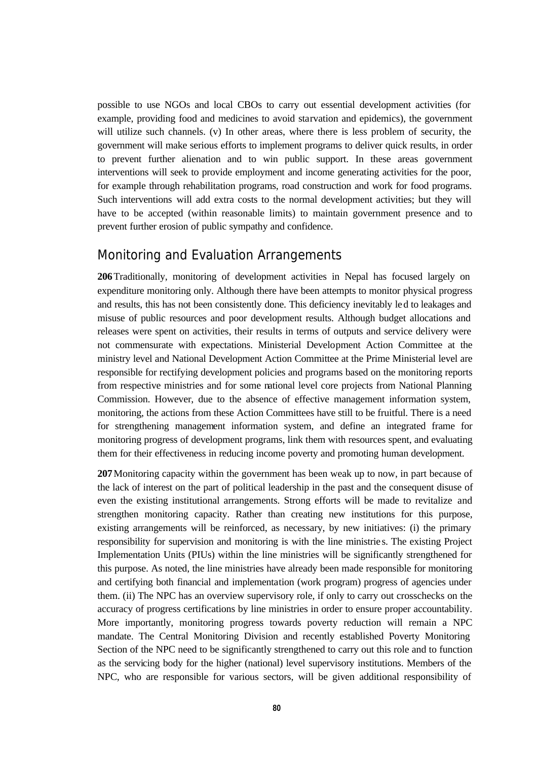possible to use NGOs and local CBOs to carry out essential development activities (for example, providing food and medicines to avoid starvation and epidemics), the government will utilize such channels. (v) In other areas, where there is less problem of security, the government will make serious efforts to implement programs to deliver quick results, in order to prevent further alienation and to win public support. In these areas government interventions will seek to provide employment and income generating activities for the poor, for example through rehabilitation programs, road construction and work for food programs. Such interventions will add extra costs to the normal development activities; but they will have to be accepted (within reasonable limits) to maintain government presence and to prevent further erosion of public sympathy and confidence.

## Monitoring and Evaluation Arrangements

**206** Traditionally, monitoring of development activities in Nepal has focused largely on expenditure monitoring only. Although there have been attempts to monitor physical progress and results, this has not been consistently done. This deficiency inevitably led to leakages and misuse of public resources and poor development results. Although budget allocations and releases were spent on activities, their results in terms of outputs and service delivery were not commensurate with expectations. Ministerial Development Action Committee at the ministry level and National Development Action Committee at the Prime Ministerial level are responsible for rectifying development policies and programs based on the monitoring reports from respective ministries and for some national level core projects from National Planning Commission. However, due to the absence of effective management information system, monitoring, the actions from these Action Committees have still to be fruitful. There is a need for strengthening management information system, and define an integrated frame for monitoring progress of development programs, link them with resources spent, and evaluating them for their effectiveness in reducing income poverty and promoting human development.

**207** Monitoring capacity within the government has been weak up to now, in part because of the lack of interest on the part of political leadership in the past and the consequent disuse of even the existing institutional arrangements. Strong efforts will be made to revitalize and strengthen monitoring capacity. Rather than creating new institutions for this purpose, existing arrangements will be reinforced, as necessary, by new initiatives: (i) the primary responsibility for supervision and monitoring is with the line ministries. The existing Project Implementation Units (PIUs) within the line ministries will be significantly strengthened for this purpose. As noted, the line ministries have already been made responsible for monitoring and certifying both financial and implementation (work program) progress of agencies under them. (ii) The NPC has an overview supervisory role, if only to carry out crosschecks on the accuracy of progress certifications by line ministries in order to ensure proper accountability. More importantly, monitoring progress towards poverty reduction will remain a NPC mandate. The Central Monitoring Division and recently established Poverty Monitoring Section of the NPC need to be significantly strengthened to carry out this role and to function as the servicing body for the higher (national) level supervisory institutions. Members of the NPC, who are responsible for various sectors, will be given additional responsibility of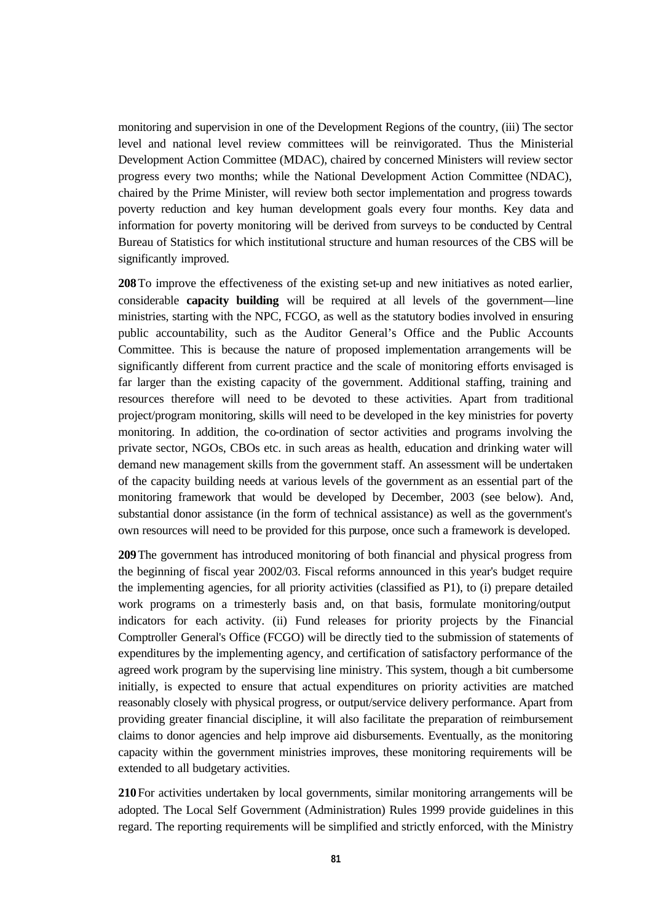monitoring and supervision in one of the Development Regions of the country, (iii) The sector level and national level review committees will be reinvigorated. Thus the Ministerial Development Action Committee (MDAC), chaired by concerned Ministers will review sector progress every two months; while the National Development Action Committee (NDAC), chaired by the Prime Minister, will review both sector implementation and progress towards poverty reduction and key human development goals every four months. Key data and information for poverty monitoring will be derived from surveys to be conducted by Central Bureau of Statistics for which institutional structure and human resources of the CBS will be significantly improved.

**208** To improve the effectiveness of the existing set-up and new initiatives as noted earlier, considerable **capacity building** will be required at all levels of the government—line ministries, starting with the NPC, FCGO, as well as the statutory bodies involved in ensuring public accountability, such as the Auditor General's Office and the Public Accounts Committee. This is because the nature of proposed implementation arrangements will be significantly different from current practice and the scale of monitoring efforts envisaged is far larger than the existing capacity of the government. Additional staffing, training and resources therefore will need to be devoted to these activities. Apart from traditional project/program monitoring, skills will need to be developed in the key ministries for poverty monitoring. In addition, the co-ordination of sector activities and programs involving the private sector, NGOs, CBOs etc. in such areas as health, education and drinking water will demand new management skills from the government staff. An assessment will be undertaken of the capacity building needs at various levels of the government as an essential part of the monitoring framework that would be developed by December, 2003 (see below). And, substantial donor assistance (in the form of technical assistance) as well as the government's own resources will need to be provided for this purpose, once such a framework is developed.

**209** The government has introduced monitoring of both financial and physical progress from the beginning of fiscal year 2002/03. Fiscal reforms announced in this year's budget require the implementing agencies, for all priority activities (classified as P1), to (i) prepare detailed work programs on a trimesterly basis and, on that basis, formulate monitoring/output indicators for each activity. (ii) Fund releases for priority projects by the Financial Comptroller General's Office (FCGO) will be directly tied to the submission of statements of expenditures by the implementing agency, and certification of satisfactory performance of the agreed work program by the supervising line ministry. This system, though a bit cumbersome initially, is expected to ensure that actual expenditures on priority activities are matched reasonably closely with physical progress, or output/service delivery performance. Apart from providing greater financial discipline, it will also facilitate the preparation of reimbursement claims to donor agencies and help improve aid disbursements. Eventually, as the monitoring capacity within the government ministries improves, these monitoring requirements will be extended to all budgetary activities.

**210** For activities undertaken by local governments, similar monitoring arrangements will be adopted. The Local Self Government (Administration) Rules 1999 provide guidelines in this regard. The reporting requirements will be simplified and strictly enforced, with the Ministry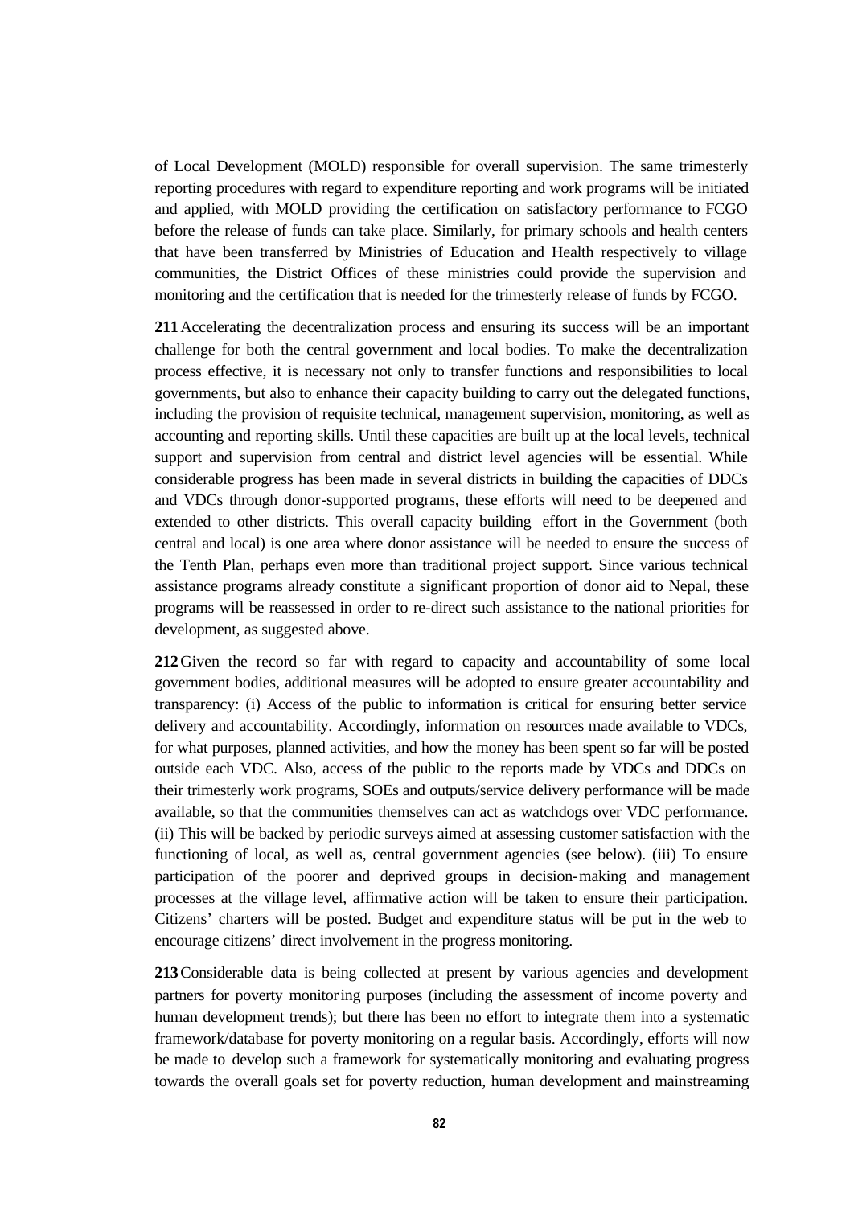of Local Development (MOLD) responsible for overall supervision. The same trimesterly reporting procedures with regard to expenditure reporting and work programs will be initiated and applied, with MOLD providing the certification on satisfactory performance to FCGO before the release of funds can take place. Similarly, for primary schools and health centers that have been transferred by Ministries of Education and Health respectively to village communities, the District Offices of these ministries could provide the supervision and monitoring and the certification that is needed for the trimesterly release of funds by FCGO.

**211** Accelerating the decentralization process and ensuring its success will be an important challenge for both the central government and local bodies. To make the decentralization process effective, it is necessary not only to transfer functions and responsibilities to local governments, but also to enhance their capacity building to carry out the delegated functions, including the provision of requisite technical, management supervision, monitoring, as well as accounting and reporting skills. Until these capacities are built up at the local levels, technical support and supervision from central and district level agencies will be essential. While considerable progress has been made in several districts in building the capacities of DDCs and VDCs through donor-supported programs, these efforts will need to be deepened and extended to other districts. This overall capacity building effort in the Government (both central and local) is one area where donor assistance will be needed to ensure the success of the Tenth Plan, perhaps even more than traditional project support. Since various technical assistance programs already constitute a significant proportion of donor aid to Nepal, these programs will be reassessed in order to re-direct such assistance to the national priorities for development, as suggested above.

**212** Given the record so far with regard to capacity and accountability of some local government bodies, additional measures will be adopted to ensure greater accountability and transparency: (i) Access of the public to information is critical for ensuring better service delivery and accountability. Accordingly, information on resources made available to VDCs, for what purposes, planned activities, and how the money has been spent so far will be posted outside each VDC. Also, access of the public to the reports made by VDCs and DDCs on their trimesterly work programs, SOEs and outputs/service delivery performance will be made available, so that the communities themselves can act as watchdogs over VDC performance. (ii) This will be backed by periodic surveys aimed at assessing customer satisfaction with the functioning of local, as well as, central government agencies (see below). (iii) To ensure participation of the poorer and deprived groups in decision-making and management processes at the village level, affirmative action will be taken to ensure their participation. Citizens' charters will be posted. Budget and expenditure status will be put in the web to encourage citizens' direct involvement in the progress monitoring.

**213** Considerable data is being collected at present by various agencies and development partners for poverty monitoring purposes (including the assessment of income poverty and human development trends); but there has been no effort to integrate them into a systematic framework/database for poverty monitoring on a regular basis. Accordingly, efforts will now be made to develop such a framework for systematically monitoring and evaluating progress towards the overall goals set for poverty reduction, human development and mainstreaming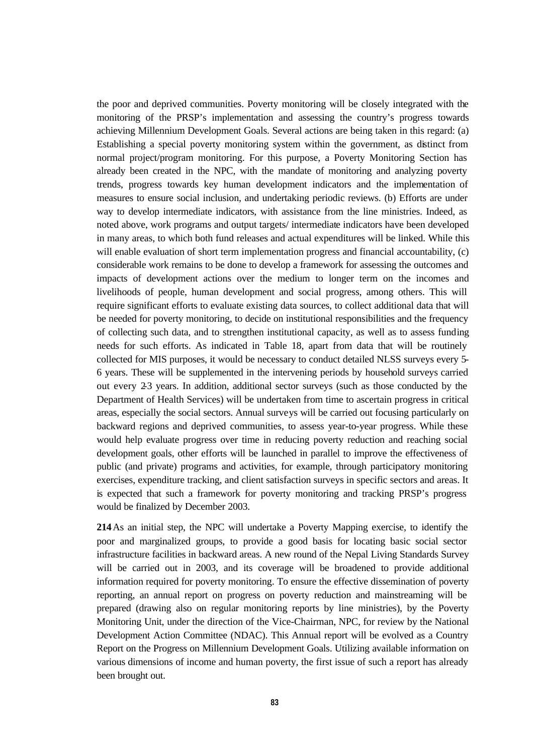the poor and deprived communities. Poverty monitoring will be closely integrated with the monitoring of the PRSP's implementation and assessing the country's progress towards achieving Millennium Development Goals. Several actions are being taken in this regard: (a) Establishing a special poverty monitoring system within the government, as distinct from normal project/program monitoring. For this purpose, a Poverty Monitoring Section has already been created in the NPC, with the mandate of monitoring and analyzing poverty trends, progress towards key human development indicators and the implementation of measures to ensure social inclusion, and undertaking periodic reviews. (b) Efforts are under way to develop intermediate indicators, with assistance from the line ministries. Indeed, as noted above, work programs and output targets/ intermediate indicators have been developed in many areas, to which both fund releases and actual expenditures will be linked. While this will enable evaluation of short term implementation progress and financial accountability, (c) considerable work remains to be done to develop a framework for assessing the outcomes and impacts of development actions over the medium to longer term on the incomes and livelihoods of people, human development and social progress, among others. This will require significant efforts to evaluate existing data sources, to collect additional data that will be needed for poverty monitoring, to decide on institutional responsibilities and the frequency of collecting such data, and to strengthen institutional capacity, as well as to assess funding needs for such efforts. As indicated in Table 18, apart from data that will be routinely collected for MIS purposes, it would be necessary to conduct detailed NLSS surveys every 5-6 years. These will be supplemented in the intervening periods by household surveys carried out every 2-3 years. In addition, additional sector surveys (such as those conducted by the Department of Health Services) will be undertaken from time to ascertain progress in critical areas, especially the social sectors. Annual surveys will be carried out focusing particularly on backward regions and deprived communities, to assess year-to-year progress. While these would help evaluate progress over time in reducing poverty reduction and reaching social development goals, other efforts will be launched in parallel to improve the effectiveness of public (and private) programs and activities, for example, through participatory monitoring exercises, expenditure tracking, and client satisfaction surveys in specific sectors and areas. It is expected that such a framework for poverty monitoring and tracking PRSP's progress would be finalized by December 2003.

**214** As an initial step, the NPC will undertake a Poverty Mapping exercise, to identify the poor and marginalized groups, to provide a good basis for locating basic social sector infrastructure facilities in backward areas. A new round of the Nepal Living Standards Survey will be carried out in 2003, and its coverage will be broadened to provide additional information required for poverty monitoring. To ensure the effective dissemination of poverty reporting, an annual report on progress on poverty reduction and mainstreaming will be prepared (drawing also on regular monitoring reports by line ministries), by the Poverty Monitoring Unit, under the direction of the Vice-Chairman, NPC, for review by the National Development Action Committee (NDAC). This Annual report will be evolved as a Country Report on the Progress on Millennium Development Goals. Utilizing available information on various dimensions of income and human poverty, the first issue of such a report has already been brought out.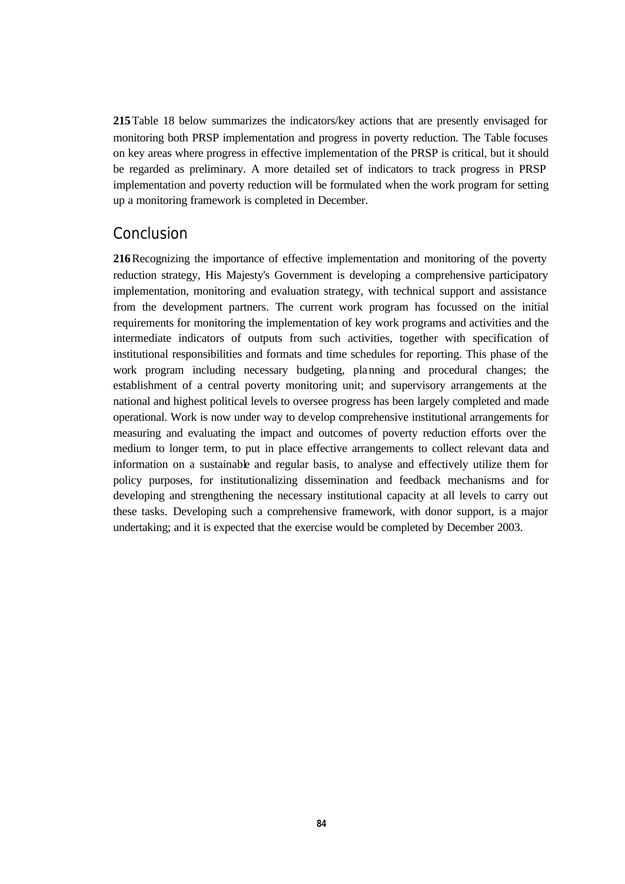**215** Table 18 below summarizes the indicators/key actions that are presently envisaged for monitoring both PRSP implementation and progress in poverty reduction. The Table focuses on key areas where progress in effective implementation of the PRSP is critical, but it should be regarded as preliminary. A more detailed set of indicators to track progress in PRSP implementation and poverty reduction will be formulated when the work program for setting up a monitoring framework is completed in December.

## Conclusion

**216** Recognizing the importance of effective implementation and monitoring of the poverty reduction strategy, His Majesty's Government is developing a comprehensive participatory implementation, monitoring and evaluation strategy, with technical support and assistance from the development partners. The current work program has focussed on the initial requirements for monitoring the implementation of key work programs and activities and the intermediate indicators of outputs from such activities, together with specification of institutional responsibilities and formats and time schedules for reporting. This phase of the work program including necessary budgeting, planning and procedural changes; the establishment of a central poverty monitoring unit; and supervisory arrangements at the national and highest political levels to oversee progress has been largely completed and made operational. Work is now under way to develop comprehensive institutional arrangements for measuring and evaluating the impact and outcomes of poverty reduction efforts over the medium to longer term, to put in place effective arrangements to collect relevant data and information on a sustainable and regular basis, to analyse and effectively utilize them for policy purposes, for institutionalizing dissemination and feedback mechanisms and for developing and strengthening the necessary institutional capacity at all levels to carry out these tasks. Developing such a comprehensive framework, with donor support, is a major undertaking; and it is expected that the exercise would be completed by December 2003.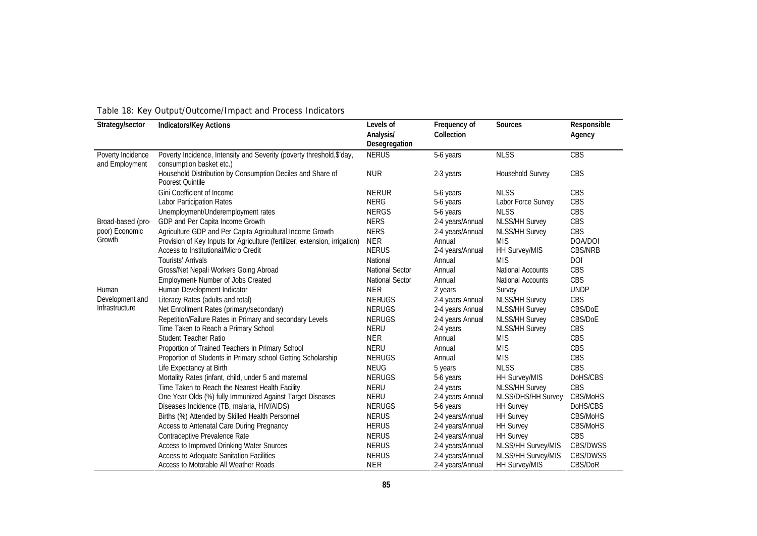Table 18: Key Output/Outcome/Impact and Process Indicators

| Strategy/sector | Indicators/Key Actions | Levels of Analysis/ Desegregation | Frequency of Collection | Sources | Responsible Agency |
|---|---|---|---|---|---|
| Poverty Incidence and Employment | Poverty Incidence, Intensity and Severity (poverty threshold,$'day, consumption basket etc.) | NERUS | 5-6 years | NLSS | CBS |
| | Household Distribution by Consumption Deciles and Share of Poorest Quintile | NUR | 2-3 years | Household Survey | CBS |
| | Gini Coefficient of Income | NERUR | 5-6 years | NLSS | CBS |
| | Labor Participation Rates | NERG | 5-6 years | Labor Force Survey | CBS |
| | Unemployment/Underemployment rates | NERGS | 5-6 years | NLSS | CBS |
| Broad-based (pro-poor) Economic Growth | GDP and Per Capita Income Growth | NERS | 2-4 years/Annual | NLSS/HH Survey | CBS |
| | Agriculture GDP and Per Capita Agricultural Income Growth | NERS | 2-4 years/Annual | NLSS/HH Survey | CBS |
| | Provision of Key Inputs for Agriculture (fertilizer, extension, irrigation) | NER | Annual | MIS | DOA/DOI |
| | Access to Institutional/Micro Credit | NERUS | 2-4 years/Annual | HH Survey/MIS | CBS/NRB |
| | Tourists' Arrivals | National | Annual | MIS | DOI |
| | Gross/Net Nepali Workers Going Abroad | National Sector | Annual | National Accounts | CBS |
| | Employment- Number of Jobs Created | National Sector | Annual | National Accounts | CBS |
| Human Development and Infrastructure | Human Development Indicator | NER | 2 years | Survey | UNDP |
| | Literacy Rates (adults and total) | NERUGS | 2-4 years Annual | NLSS/HH Survey | CBS |
| | Net Enrollment Rates (primary/secondary) | NERUGS | 2-4 years Annual | NLSS/HH Survey | CBS/DoE |
| | Repetition/Failure Rates in Primary and secondary Levels | NERUGS | 2-4 years Annual | NLSS/HH Survey | CBS/DoE |
| | Time Taken to Reach a Primary School | NERU | 2-4 years | NLSS/HH Survey | CBS |
| | Student Teacher Ratio | NER | Annual | MIS | CBS |
| | Proportion of Trained Teachers in Primary School | NERU | Annual | MIS | CBS |
| | Proportion of Students in Primary school Getting Scholarship | NERUGS | Annual | MIS | CBS |
| | Life Expectancy at Birth | NEUG | 5 years | NLSS | CBS |
| | Mortality Rates (infant, child, under 5 and maternal | NERUGS | 5-6 years | HH Survey/MIS | DoHS/CBS |
| | Time Taken to Reach the Nearest Health Facility | NERU | 2-4 years | NLSS/HH Survey | CBS |
| | One Year Olds (%) fully Immunized Against Target Diseases | NERU | 2-4 years Annual | NLSS/DHS/HH Survey | CBS/MoHS |
| | Diseases Incidence (TB, malaria, HIV/AIDS) | NERUGS | 5-6 years | HH Survey | DoHS/CBS |
| | Births (%) Attended by Skilled Health Personnel | NERUS | 2-4 years/Annual | HH Survey | CBS/MoHS |
| | Access to Antenatal Care During Pregnancy | HERUS | 2-4 years/Annual | HH Survey | CBS/MoHS |
| | Contraceptive Prevalence Rate | NERUS | 2-4 years/Annual | HH Survey | CBS |
| | Access to Improved Drinking Water Sources | NERUS | 2-4 years/Annual | NLSS/HH Survey/MIS | CBS/DWSS |
| | Access to Adequate Sanitation Facilities | NERUS | 2-4 years/Annual | NLSS/HH Survey/MIS | CBS/DWSS |
| | Access to Motorable All Weather Roads | NER | 2-4 years/Annual | HH Survey/MIS | CBS/DoR |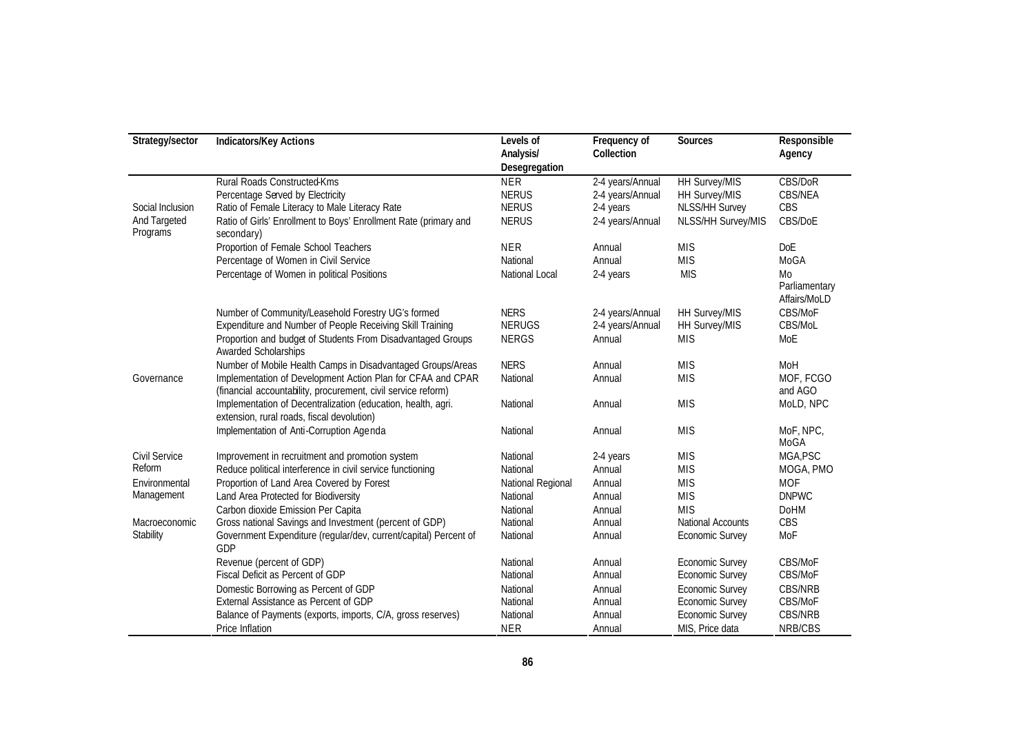| Strategy/sector | Indicators/Key Actions | Levels of Analysis/ Desegregation | Frequency of Collection | Sources | Responsible Agency |
|---|---|---|---|---|---|
| | Rural Roads Constructed-Kms | NER | 2-4 years/Annual | HH Survey/MIS | CBS/DoR |
| | Percentage Served by Electricity | NERUS | 2-4 years/Annual | HH Survey/MIS | CBS/NEA |
| Social Inclusion And Targeted Programs | Ratio of Female Literacy to Male Literacy Rate | NERUS | 2-4 years | NLSS/HH Survey | CBS |
| | Ratio of Girls' Enrollment to Boys' Enrollment Rate (primary and secondary) | NERUS | 2-4 years/Annual | NLSS/HH Survey/MIS | CBS/DoE |
| | Proportion of Female School Teachers | NER | Annual | MIS | DoE |
| | Percentage of Women in Civil Service | National | Annual | MIS | MoGA |
| | Percentage of Women in political Positions | National Local | 2-4 years | MIS | Mo Parliamentary Affairs/MoLD |
| | Number of Community/Leasehold Forestry UG's formed | NERS | 2-4 years/Annual | HH Survey/MIS | CBS/MoF |
| | Expenditure and Number of People Receiving Skill Training | NERUGS | 2-4 years/Annual | HH Survey/MIS | CBS/MoL |
| | Proportion and budget of Students From Disadvantaged Groups Awarded Scholarships | NERGS | Annual | MIS | MoE |
| | Number of Mobile Health Camps in Disadvantaged Groups/Areas | NERS | Annual | MIS | MoH |
| Governance | Implementation of Development Action Plan for CFAA and CPAR (financial accountability, procurement, civil service reform) | National | Annual | MIS | MOF, FCGO and AGO |
| | Implementation of Decentralization (education, health, agri. extension, rural roads, fiscal devolution) | National | Annual | MIS | MoLD, NPC |
| | Implementation of Anti-Corruption Agenda | National | Annual | MIS | MoF, NPC, MoGA |
| Civil Service Reform | Improvement in recruitment and promotion system | National | 2-4 years | MIS | MGA,PSC |
| | Reduce political interference in civil service functioning | National | Annual | MIS | MOGA, PMO |
| Environmental Management | Proportion of Land Area Covered by Forest | National Regional | Annual | MIS | MOF |
| | Land Area Protected for Biodiversity | National | Annual | MIS | DNPWC |
| | Carbon dioxide Emission Per Capita | National | Annual | MIS | DoHM |
| Macroeconomic Stability | Gross national Savings and Investment (percent of GDP) | National | Annual | National Accounts | CBS |
| | Government Expenditure (regular/dev, current/capital) Percent of GDP | National | Annual | Economic Survey | MoF |
| | Revenue (percent of GDP) | National | Annual | Economic Survey | CBS/MoF |
| | Fiscal Deficit as Percent of GDP | National | Annual | Economic Survey | CBS/MoF |
| | Domestic Borrowing as Percent of GDP | National | Annual | Economic Survey | CBS/NRB |
| | External Assistance as Percent of GDP | National | Annual | Economic Survey | CBS/MoF |
| | Balance of Payments (exports, imports, C/A, gross reserves) | National | Annual | Economic Survey | CBS/NRB |
| | Price Inflation | NER | Annual | MIS, Price data | NRB/CBS |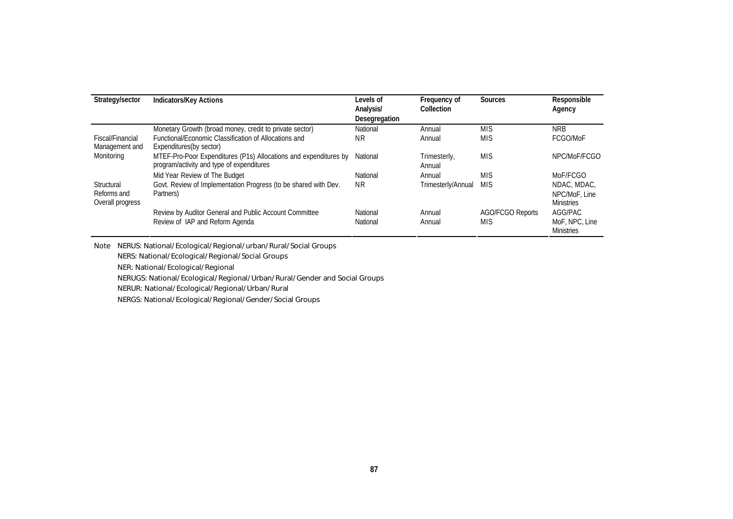| Strategy/sector | Indicators/Key Actions | Levels of Analysis/ Desegregation | Frequency of Collection | Sources | Responsible Agency |
|---|---|---|---|---|---|
| | Monetary Growth (broad money, credit to private sector) | National | Annual | MIS | NRB |
| Fiscal/Financial Management and Monitoring | Functional/Economic Classification of Allocations and Expenditures(by sector) | NR | Annual | MIS | FCGO/MoF |
| | MTEF-Pro-Poor Expenditures (P1s) Allocations and expenditures by program/activity and type of expenditures | National | Trimesterly, Annual | MIS | NPC/MoF/FCGO |
| | Mid Year Review of The Budget | National | Annual | MIS | MoF/FCGO |
| Structural Reforms and Overall progress | Govt. Review of Implementation Progress (to be shared with Dev. Partners) | NR | Trimesterly/Annual | MIS | NDAC, MDAC, NPC/MoF, Line Ministries |
| | Review by Auditor General and Public Account Committee | National | Annual | AGO/FCGO Reports | AGG/PAC |
| | Review of IAP and Reform Agenda | National | Annual | MIS | MoF, NPC, Line Ministries |

Note NERUS: National/Ecological/Regional/urban/Rural/Social Groups

NERS: National/Ecological/Regional/Social Groups

NER: National/Ecological/Regional

NERUGS: National/Ecological/Regional/Urban/Rural/Gender and Social Groups

NERUR: National/Ecological/Regional/Urban/Rural

NERGS: National/Ecological/Regional/Gender/Social Groups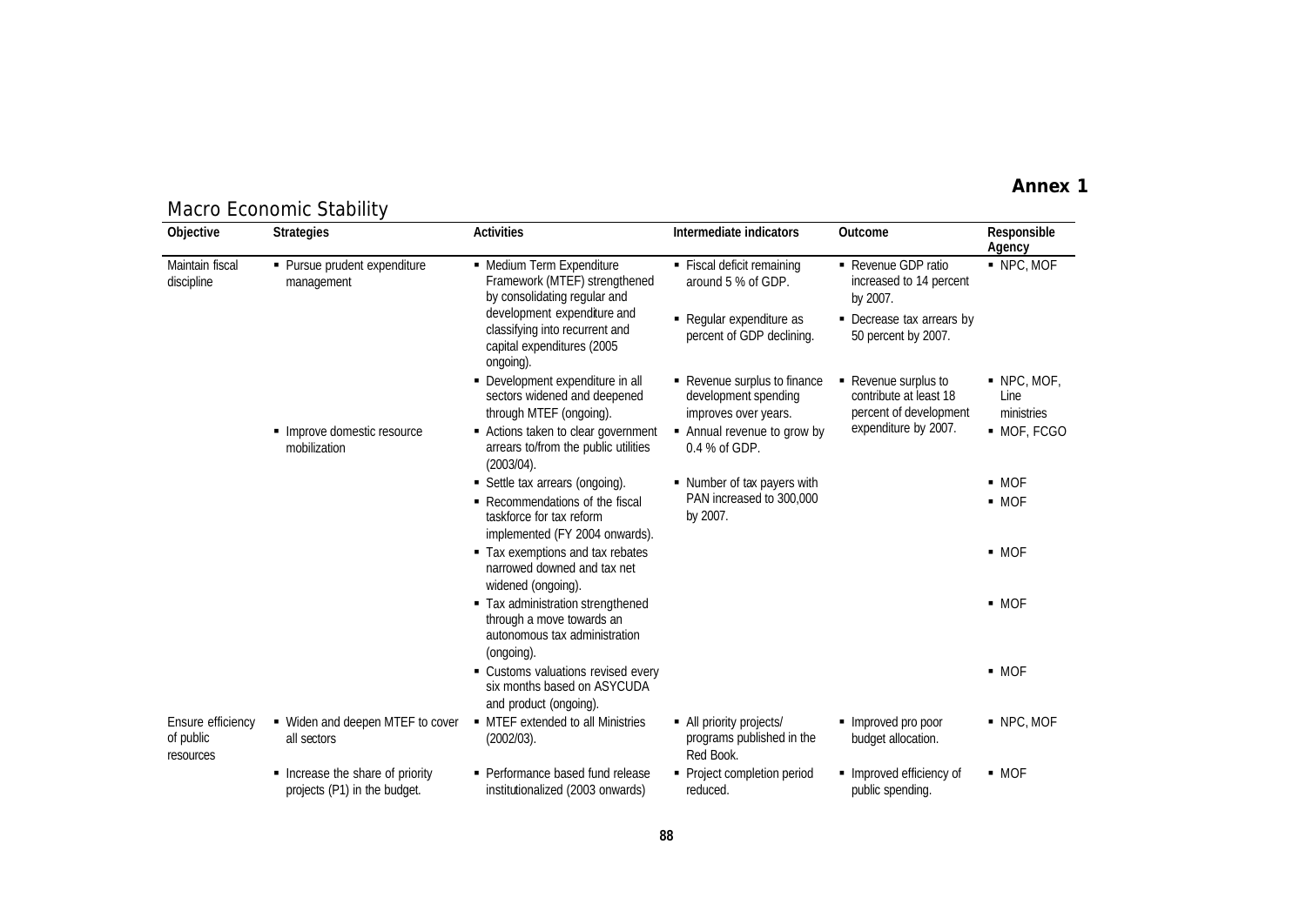# Annex 1

## Macro Economic Stability

| Objective | Strategies | Activities | Intermediate indicators | Outcome | Responsible Agency |
|---|---|---|---|---|---|
| Maintain fiscal discipline | ▪ Pursue prudent expenditure management | ▪ Medium Term Expenditure Framework (MTEF) strengthened by consolidating regular and development expenditure and classifying into recurrent and capital expenditures (2005 ongoing). | ▪ Fiscal deficit remaining around 5 % of GDP.<br>▪ Regular expenditure as percent of GDP declining. | ▪ Revenue GDP ratio increased to 14 percent by 2007.<br>▪ Decrease tax arrears by 50 percent by 2007. | ▪ NPC, MOF |
| | | ▪ Development expenditure in all sectors widened and deepened through MTEF (ongoing). | ▪ Revenue surplus to finance development spending improves over years. | ▪ Revenue surplus to contribute at least 18 percent of development expenditure by 2007. | ▪ NPC, MOF, Line ministries |
| | ▪ Improve domestic resource mobilization | ▪ Actions taken to clear government arrears to/from the public utilities (2003/04). | ▪ Annual revenue to grow by 0.4 % of GDP. | | ▪ MOF, FCGO |
| | | ▪ Settle tax arrears (ongoing). | ▪ Number of tax payers with PAN increased to 300,000 by 2007. | | ▪ MOF |
| | | ▪ Recommendations of the fiscal taskforce for tax reform implemented (FY 2004 onwards). | | | ▪ MOF |
| | | ▪ Tax exemptions and tax rebates narrowed downed and tax net widened (ongoing). | | | ▪ MOF |
| | | ▪ Tax administration strengthened through a move towards an autonomous tax administration (ongoing). | | | ▪ MOF |
| | | ▪ Customs valuations revised every six months based on ASYCUDA and product (ongoing). | | | ▪ MOF |
| Ensure efficiency of public resources | ▪ Widen and deepen MTEF to cover all sectors | ▪ MTEF extended to all Ministries (2002/03). | ▪ All priority projects/ programs published in the Red Book. | ▪ Improved pro poor budget allocation. | ▪ NPC, MOF |
| | ▪ Increase the share of priority projects (P1) in the budget. | ▪ Performance based fund release institutionalized (2003 onwards) | ▪ Project completion period reduced. | ▪ Improved efficiency of public spending. | ▪ MOF |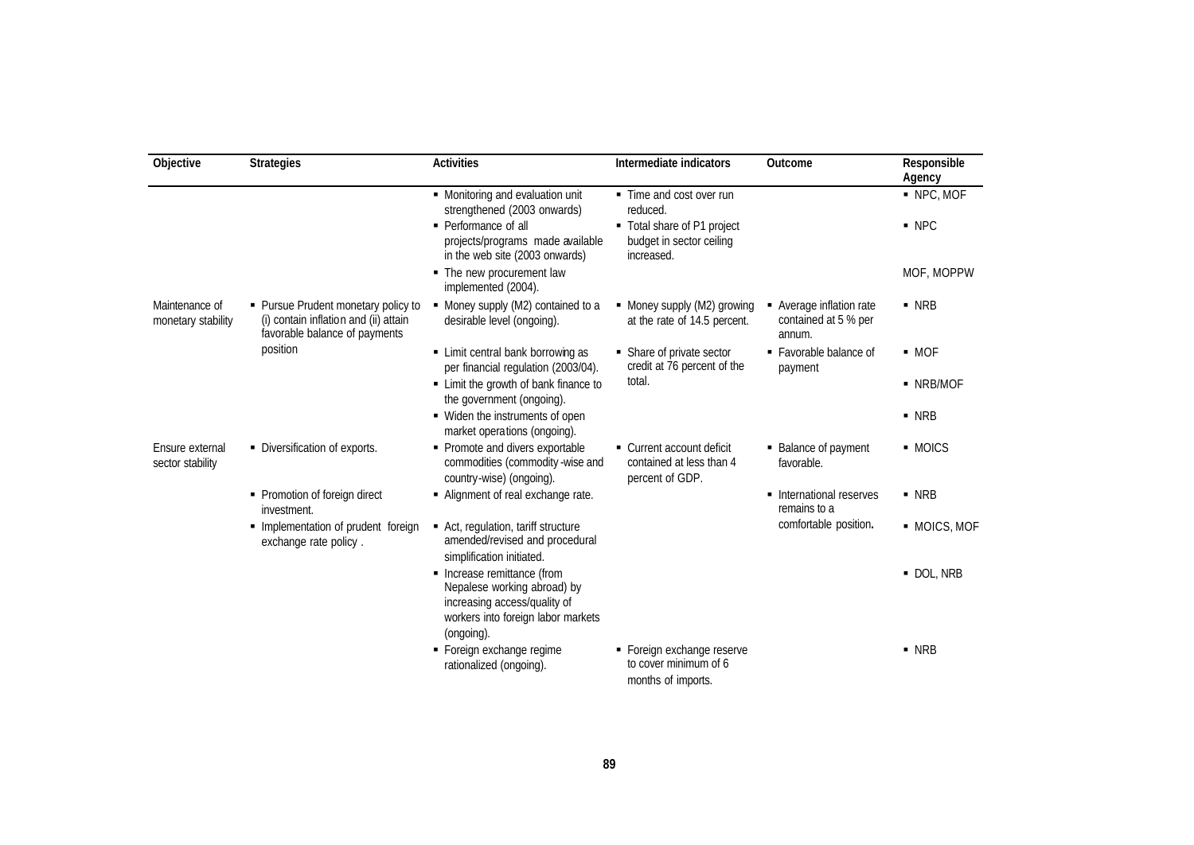| Objective | Strategies | Activities | Intermediate indicators | Outcome | Responsible Agency |
|---|---|---|---|---|---|
| | | ▪ Monitoring and evaluation unit strengthened (2003 onwards) | ▪ Time and cost over run reduced. | | ▪ NPC, MOF |
| | | ▪ Performance of all projects/programs made available in the web site (2003 onwards) | ▪ Total share of P1 project budget in sector ceiling increased. | | ▪ NPC |
| | | ▪ The new procurement law implemented (2004). | | | MOF, MOPPW |
| Maintenance of monetary stability | ▪ Pursue Prudent monetary policy to (i) contain inflation and (ii) attain favorable balance of payments position | ▪ Money supply (M2) contained to a desirable level (ongoing). | ▪ Money supply (M2) growing at the rate of 14.5 percent. | ▪ Average inflation rate contained at 5 % per annum. | ▪ NRB |
| | | ▪ Limit central bank borrowing as per financial regulation (2003/04). | ▪ Share of private sector credit at 76 percent of the total. | ▪ Favorable balance of payment | ▪ MOF |
| | | ▪ Limit the growth of bank finance to the government (ongoing). | | | ▪ NRB/MOF |
| | | ▪ Widen the instruments of open market operations (ongoing). | | | ▪ NRB |
| Ensure external sector stability | ▪ Diversification of exports. | ▪ Promote and divers exportable commodities (commodity-wise and country-wise) (ongoing). | ▪ Current account deficit contained at less than 4 percent of GDP. | ▪ Balance of payment favorable. | ▪ MOICS |
| | ▪ Promotion of foreign direct investment. | ▪ Alignment of real exchange rate. | | ▪ International reserves remains to a comfortable position. | ▪ NRB |
| | ▪ Implementation of prudent foreign exchange rate policy . | ▪ Act, regulation, tariff structure amended/revised and procedural simplification initiated. | | | ▪ MOICS, MOF |
| | | ▪ Increase remittance (from Nepalese working abroad) by increasing access/quality of workers into foreign labor markets (ongoing). | | | ▪ DOL, NRB |
| | | ▪ Foreign exchange regime rationalized (ongoing). | ▪ Foreign exchange reserve to cover minimum of 6 months of imports. | | ▪ NRB |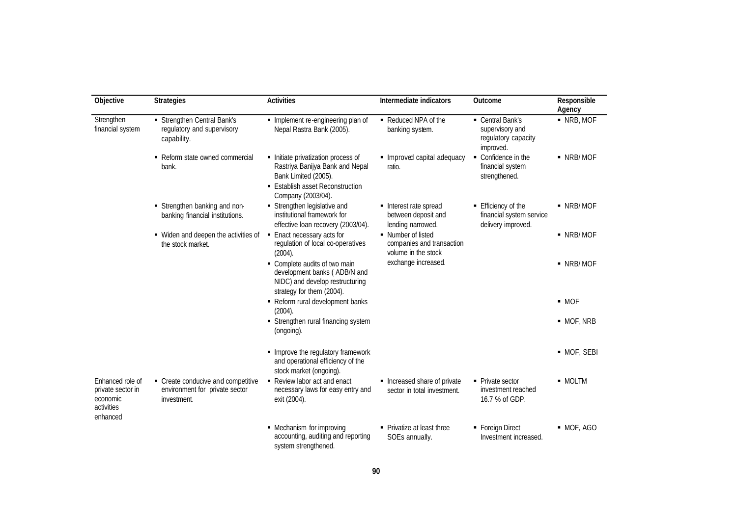| Objective | Strategies | Activities | Intermediate indicators | Outcome | Responsible Agency |
|---|---|---|---|---|---|
| Strengthen financial system | ▪ Strengthen Central Bank's regulatory and supervisory capability. | ▪ Implement re-engineering plan of Nepal Rastra Bank (2005). | ▪ Reduced NPA of the banking system. | ▪ Central Bank's supervisory and regulatory capacity improved. | ▪ NRB, MOF |
| | ▪ Reform state owned commercial bank. | ▪ Initiate privatization process of Rastriya Banijya Bank and Nepal Bank Limited (2005).<br>▪ Establish asset Reconstruction Company (2003/04). | ▪ Improved capital adequacy ratio. | ▪ Confidence in the financial system strengthened. | ▪ NRB/ MOF |
| | ▪ Strengthen banking and non-banking financial institutions. | ▪ Strengthen legislative and institutional framework for effective loan recovery (2003/04). | ▪ Interest rate spread between deposit and lending narrowed. | ▪ Efficiency of the financial system service delivery improved. | ▪ NRB/ MOF |
| | ▪ Widen and deepen the activities of the stock market. | ▪ Enact necessary acts for regulation of local co-operatives (2004). | ▪ Number of listed companies and transaction volume in the stock exchange increased. | | ▪ NRB/ MOF |
| | | ▪ Complete audits of two main development banks ( ADB/N and NIDC) and develop restructuring strategy for them (2004). | | | ▪ NRB/ MOF |
| | | ▪ Reform rural development banks (2004). | | | ▪ MOF |
| | | ▪ Strengthen rural financing system (ongoing). | | | ▪ MOF, NRB |
| | | ▪ Improve the regulatory framework and operational efficiency of the stock market (ongoing). | | | ▪ MOF, SEBI |
| Enhanced role of private sector in economic activities enhanced | ▪ Create conducive and competitive environment for private sector investment. | ▪ Review labor act and enact necessary laws for easy entry and exit (2004). | ▪ Increased share of private sector in total investment. | ▪ Private sector investment reached 16.7 % of GDP. | ▪ MOLTM |
| | | ▪ Mechanism for improving accounting, auditing and reporting system strengthened. | ▪ Privatize at least three SOEs annually. | ▪ Foreign Direct Investment increased. | ▪ MOF, AGO |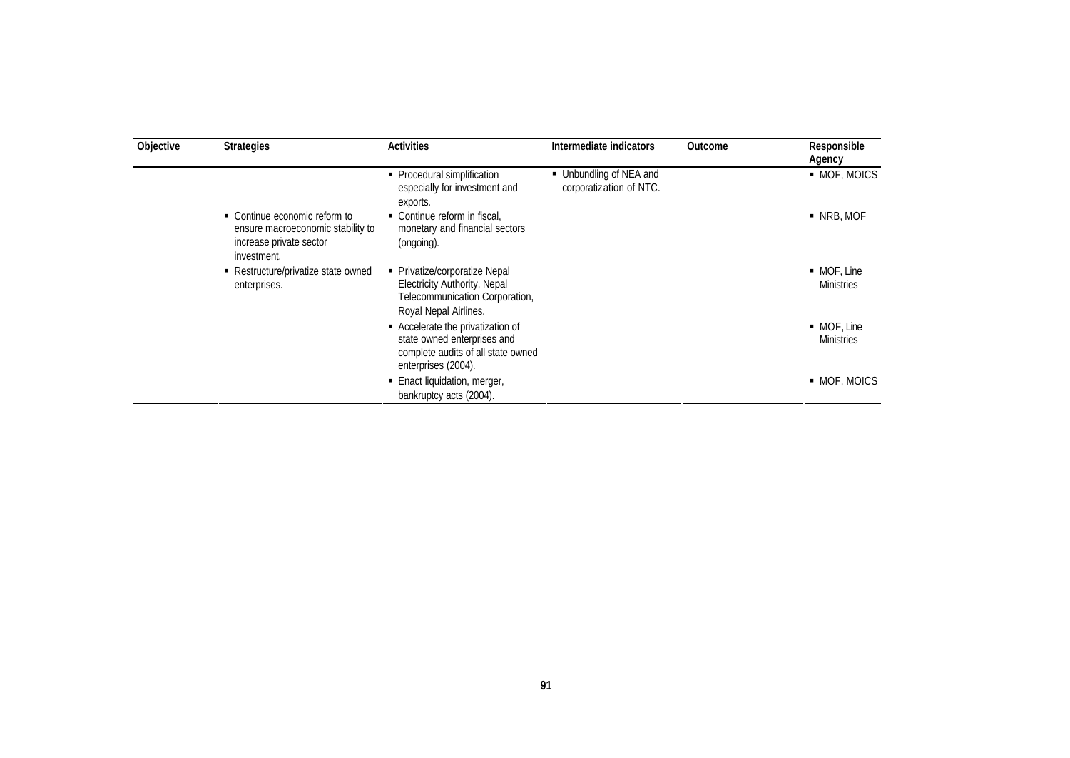| Objective | Strategies | Activities | Intermediate indicators | Outcome | Responsible Agency |
|---|---|---|---|---|---|
| | | ▪ Procedural simplification especially for investment and exports. | ▪ Unbundling of NEA and corporatization of NTC. | | ▪ MOF, MOICS |
| | ▪ Continue economic reform to ensure macroeconomic stability to increase private sector investment. | ▪ Continue reform in fiscal, monetary and financial sectors (ongoing). | | | ▪ NRB, MOF |
| | ▪ Restructure/privatize state owned enterprises. | ▪ Privatize/corporatize Nepal Electricity Authority, Nepal Telecommunication Corporation, Royal Nepal Airlines. | | | ▪ MOF, Line Ministries |
| | | ▪ Accelerate the privatization of state owned enterprises and complete audits of all state owned enterprises (2004). | | | ▪ MOF, Line Ministries |
| | | ▪ Enact liquidation, merger, bankruptcy acts (2004). | | | ▪ MOF, MOICS |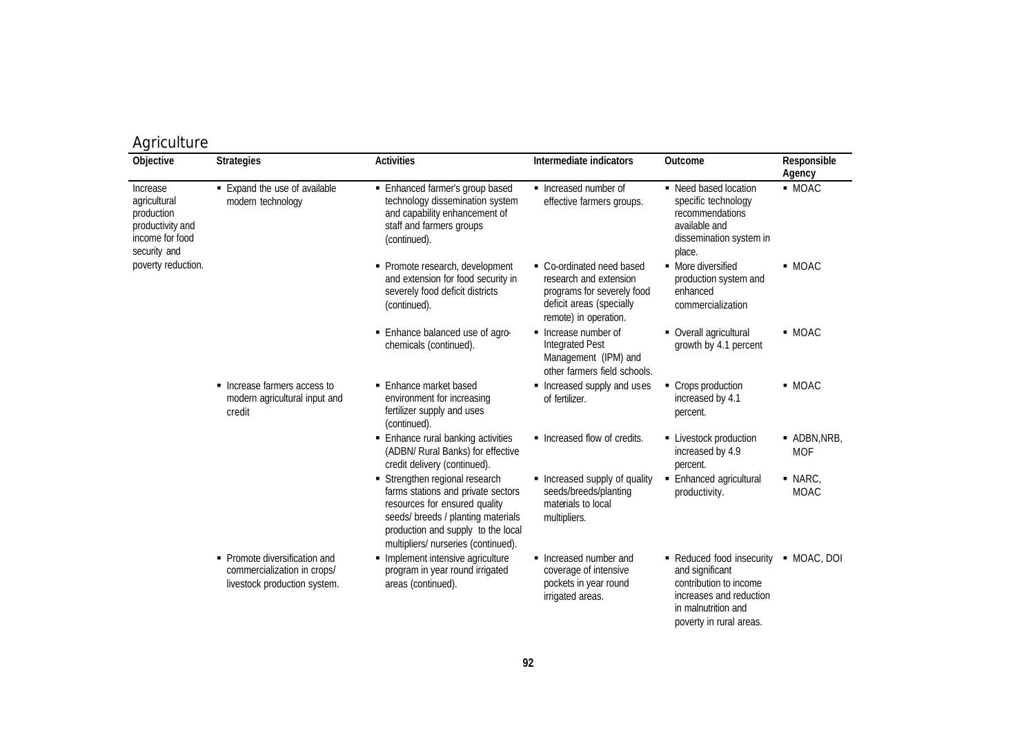## Agriculture

| Objective | Strategies | Activities | Intermediate indicators | Outcome | Responsible Agency |
|---|---|---|---|---|---|
| Increase agricultural production productivity and income for food security and poverty reduction. | ▪ Expand the use of available modern technology | ▪ Enhanced farmer's group based technology dissemination system and capability enhancement of staff and farmers groups (continued). | ▪ Increased number of effective farmers groups. | ▪ Need based location specific technology recommendations available and dissemination system in place. | ▪ MOAC |
| | | ▪ Promote research, development and extension for food security in severely food deficit districts (continued). | ▪ Co-ordinated need based research and extension programs for severely food deficit areas (specially remote) in operation. | ▪ More diversified production system and enhanced commercialization | ▪ MOAC |
| | | ▪ Enhance balanced use of agro-chemicals (continued). | ▪ Increase number of Integrated Pest Management (IPM) and other farmers field schools. | ▪ Overall agricultural growth by 4.1 percent | ▪ MOAC |
| | ▪ Increase farmers access to modern agricultural input and credit | ▪ Enhance market based environment for increasing fertilizer supply and uses (continued). | ▪ Increased supply and uses of fertilizer. | ▪ Crops production increased by 4.1 percent. | ▪ MOAC |
| | | ▪ Enhance rural banking activities (ADBN/ Rural Banks) for effective credit delivery (continued). | ▪ Increased flow of credits. | ▪ Livestock production increased by 4.9 percent. | ▪ ADBN,NRB, MOF |
| | | ▪ Strengthen regional research farms stations and private sectors resources for ensured quality seeds/ breeds / planting materials production and supply to the local multipliers/ nurseries (continued). | ▪ Increased supply of quality seeds/breeds/planting materials to local multipliers. | ▪ Enhanced agricultural productivity. | ▪ NARC, MOAC |
| | ▪ Promote diversification and commercialization in crops/ livestock production system. | ▪ Implement intensive agriculture program in year round irrigated areas (continued). | ▪ Increased number and coverage of intensive pockets in year round irrigated areas. | ▪ Reduced food insecurity and significant contribution to income increases and reduction in malnutrition and poverty in rural areas. | ▪ MOAC, DOI |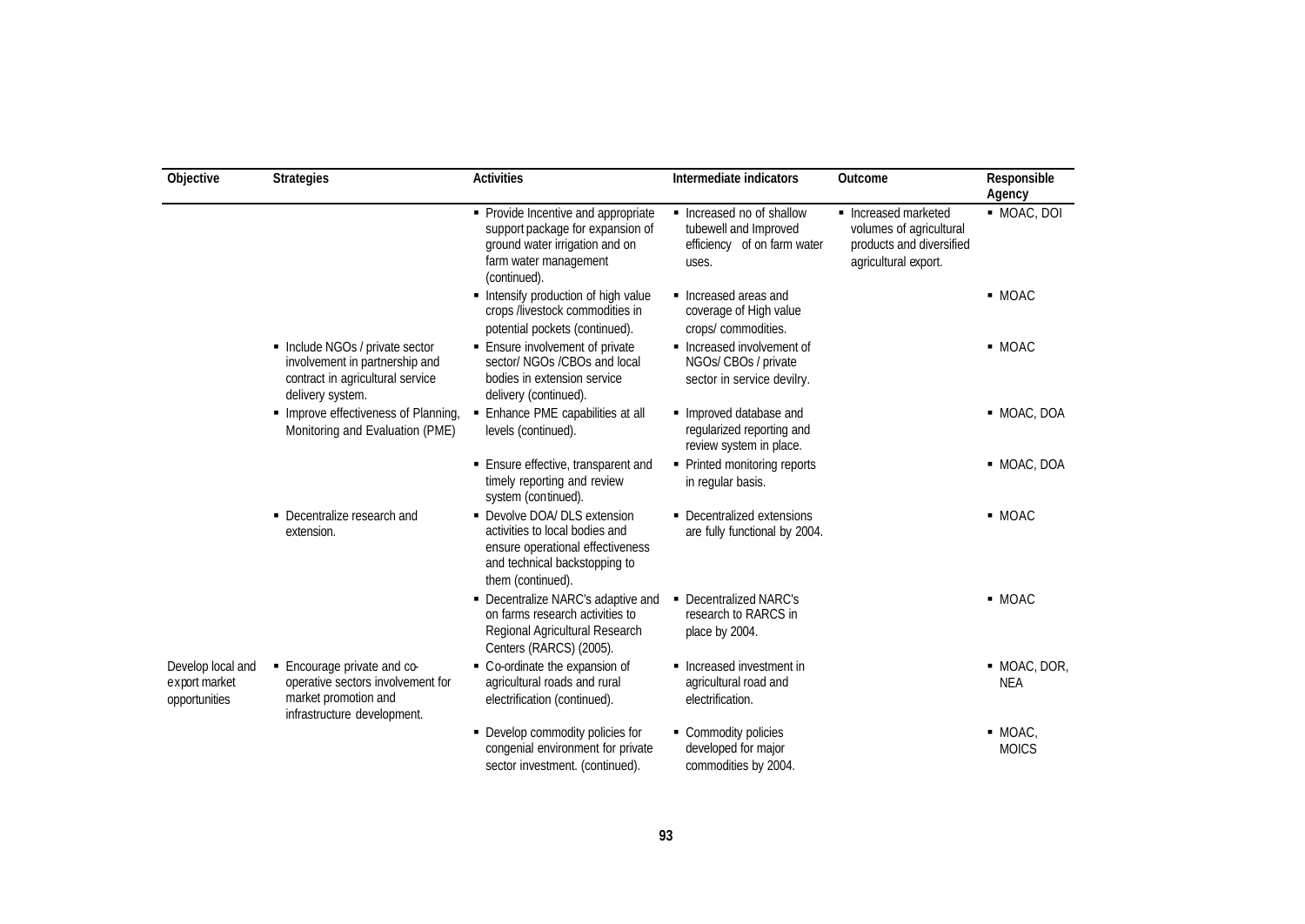| Objective | Strategies | Activities | Intermediate indicators | Outcome | Responsible Agency |
|---|---|---|---|---|---|
| | | ▪ Provide Incentive and appropriate support package for expansion of ground water irrigation and on farm water management (continued). | ▪ Increased no of shallow tubewell and Improved efficiency of on farm water uses. | ▪ Increased marketed volumes of agricultural products and diversified agricultural export. | ▪ MOAC, DOI |
| | | ▪ Intensify production of high value crops /livestock commodities in potential pockets (continued). | ▪ Increased areas and coverage of High value crops/ commodities. | | ▪ MOAC |
| | ▪ Include NGOs / private sector involvement in partnership and contract in agricultural service delivery system. | ▪ Ensure involvement of private sector/ NGOs /CBOs and local bodies in extension service delivery (continued). | ▪ Increased involvement of NGOs/ CBOs / private sector in service devilry. | | ▪ MOAC |
| | ▪ Improve effectiveness of Planning, Monitoring and Evaluation (PME) | ▪ Enhance PME capabilities at all levels (continued). | ▪ Improved database and regularized reporting and review system in place. | | ▪ MOAC, DOA |
| | | ▪ Ensure effective, transparent and timely reporting and review system (continued). | ▪ Printed monitoring reports in regular basis. | | ▪ MOAC, DOA |
| | ▪ Decentralize research and extension. | ▪ Devolve DOA/ DLS extension activities to local bodies and ensure operational effectiveness and technical backstopping to them (continued). | ▪ Decentralized extensions are fully functional by 2004. | | ▪ MOAC |
| | | ▪ Decentralize NARC's adaptive and on farms research activities to Regional Agricultural Research Centers (RARCS) (2005). | ▪ Decentralized NARC's research to RARCS in place by 2004. | | ▪ MOAC |
| Develop local and export market opportunities | ▪ Encourage private and co-operative sectors involvement for market promotion and infrastructure development. | ▪ Co-ordinate the expansion of agricultural roads and rural electrification (continued). | ▪ Increased investment in agricultural road and electrification. | | ▪ MOAC, DOR, NEA |
| | | ▪ Develop commodity policies for congenial environment for private sector investment. (continued). | ▪ Commodity policies developed for major commodities by 2004. | | ▪ MOAC, MOICS |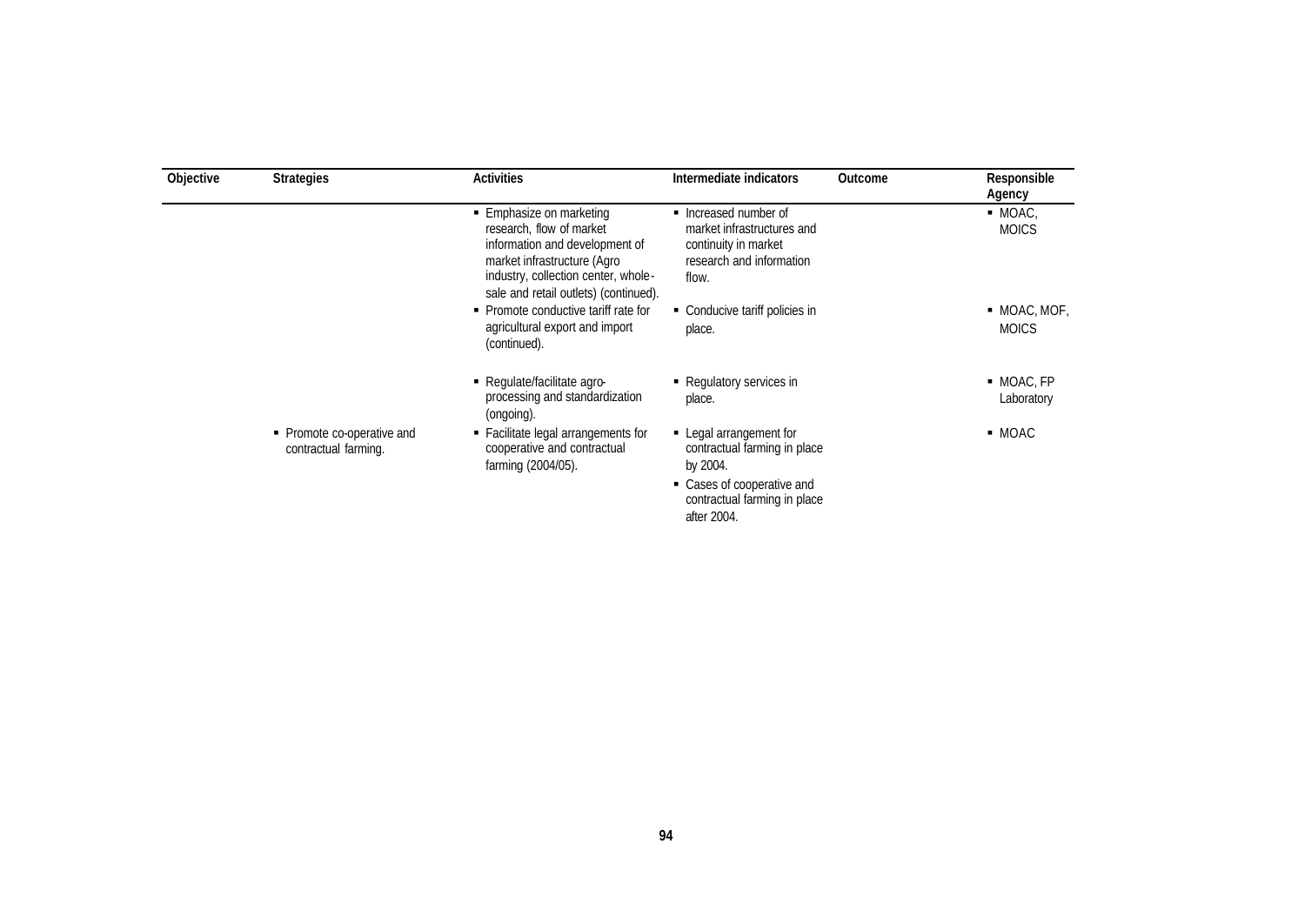| Objective | Strategies | Activities | Intermediate indicators | Outcome | Responsible Agency |
|---|---|---|---|---|---|
| | | ▪ Emphasize on marketing research, flow of market information and development of market infrastructure (Agro industry, collection center, whole-sale and retail outlets) (continued). | ▪ Increased number of market infrastructures and continuity in market research and information flow. | | ▪ MOAC, MOICS |
| | | ▪ Promote conductive tariff rate for agricultural export and import (continued). | ▪ Conducive tariff policies in place. | | ▪ MOAC, MOF, MOICS |
| | | ▪ Regulate/facilitate agro-processing and standardization (ongoing). | ▪ Regulatory services in place. | | ▪ MOAC, FP Laboratory |
| | ▪ Promote co-operative and contractual farming. | ▪ Facilitate legal arrangements for cooperative and contractual farming (2004/05). | ▪ Legal arrangement for contractual farming in place by 2004.<br>▪ Cases of cooperative and contractual farming in place after 2004. | | ▪ MOAC |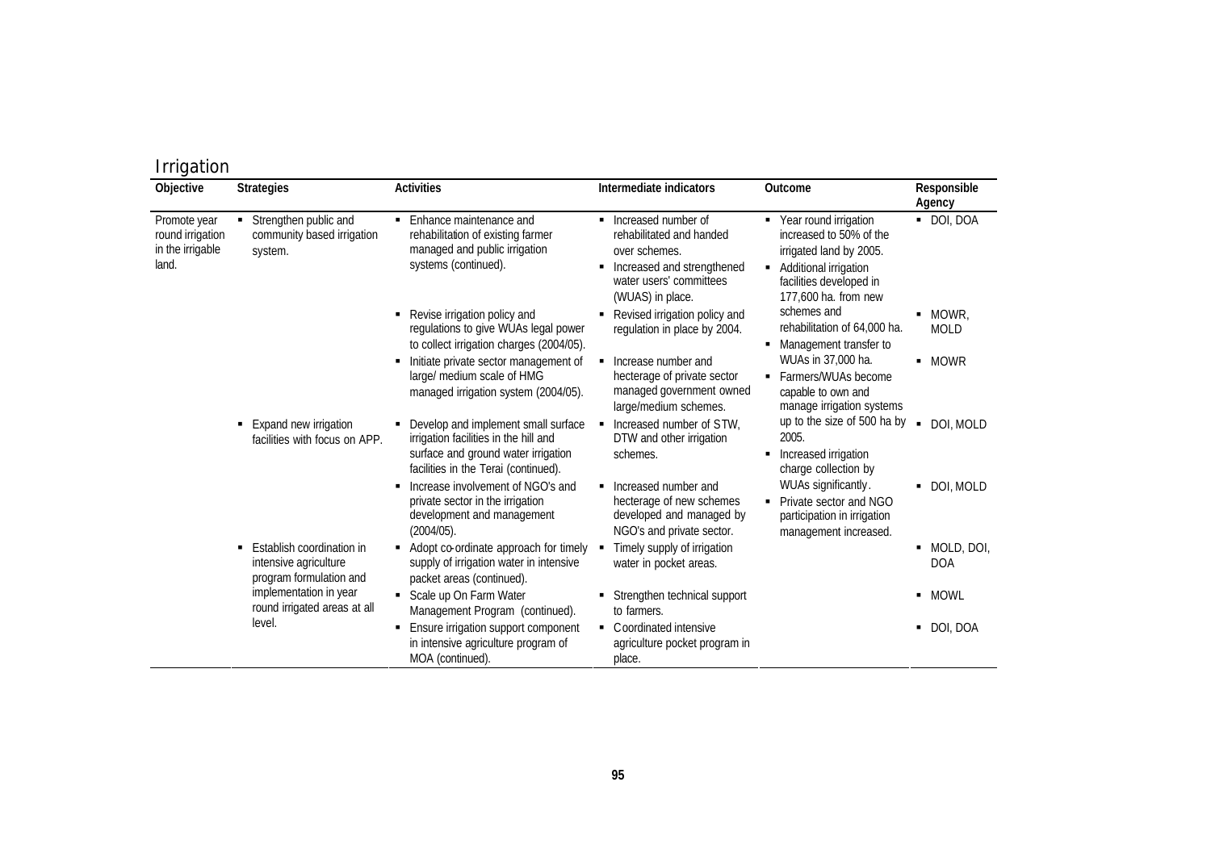## Irrigation

| Objective | Strategies | Activities | Intermediate indicators | Outcome | Responsible Agency |
|---|---|---|---|---|---|
| Promote year round irrigation in the irrigable land. | ▪ Strengthen public and community based irrigation system. | ▪ Enhance maintenance and rehabilitation of existing farmer managed and public irrigation systems (continued). | ▪ Increased number of rehabilitated and handed over schemes.<br>▪ Increased and strengthened water users' committees (WUAS) in place. | ▪ Year round irrigation increased to 50% of the irrigated land by 2005.<br>▪ Additional irrigation facilities developed in 177,600 ha. from new schemes and rehabilitation of 64,000 ha.<br>▪ Management transfer to WUAs in 37,000 ha.<br>▪ Farmers/WUAs become capable to own and manage irrigation systems up to the size of 500 ha by 2005.<br>▪ Increased irrigation charge collection by WUAs significantly.<br>▪ Private sector and NGO participation in irrigation management increased. | ▪ DOI, DOA |
| | | ▪ Revise irrigation policy and regulations to give WUAs legal power to collect irrigation charges (2004/05). | ▪ Revised irrigation policy and regulation in place by 2004. | | ▪ MOWR, MOLD |
| | | ▪ Initiate private sector management of large/ medium scale of HMG managed irrigation system (2004/05). | ▪ Increase number and hecterage of private sector managed government owned large/medium schemes. | | ▪ MOWR |
| | ▪ Expand new irrigation facilities with focus on APP. | ▪ Develop and implement small surface irrigation facilities in the hill and surface and ground water irrigation facilities in the Terai (continued). | ▪ Increased number of STW, DTW and other irrigation schemes. | | ▪ DOI, MOLD |
| | | ▪ Increase involvement of NGO's and private sector in the irrigation development and management (2004/05). | ▪ Increased number and hecterage of new schemes developed and managed by NGO's and private sector. | | ▪ DOI, MOLD |
| | ▪ Establish coordination in intensive agriculture program formulation and implementation in year round irrigated areas at all level. | ▪ Adopt co-ordinate approach for timely supply of irrigation water in intensive packet areas (continued). | ▪ Timely supply of irrigation water in pocket areas. | | ▪ MOLD, DOI, DOA |
| | | ▪ Scale up On Farm Water Management Program (continued). | ▪ Strengthen technical support to farmers. | | ▪ MOWL |
| | | ▪ Ensure irrigation support component in intensive agriculture program of MOA (continued). | ▪ Coordinated intensive agriculture pocket program in place. | | ▪ DOI, DOA |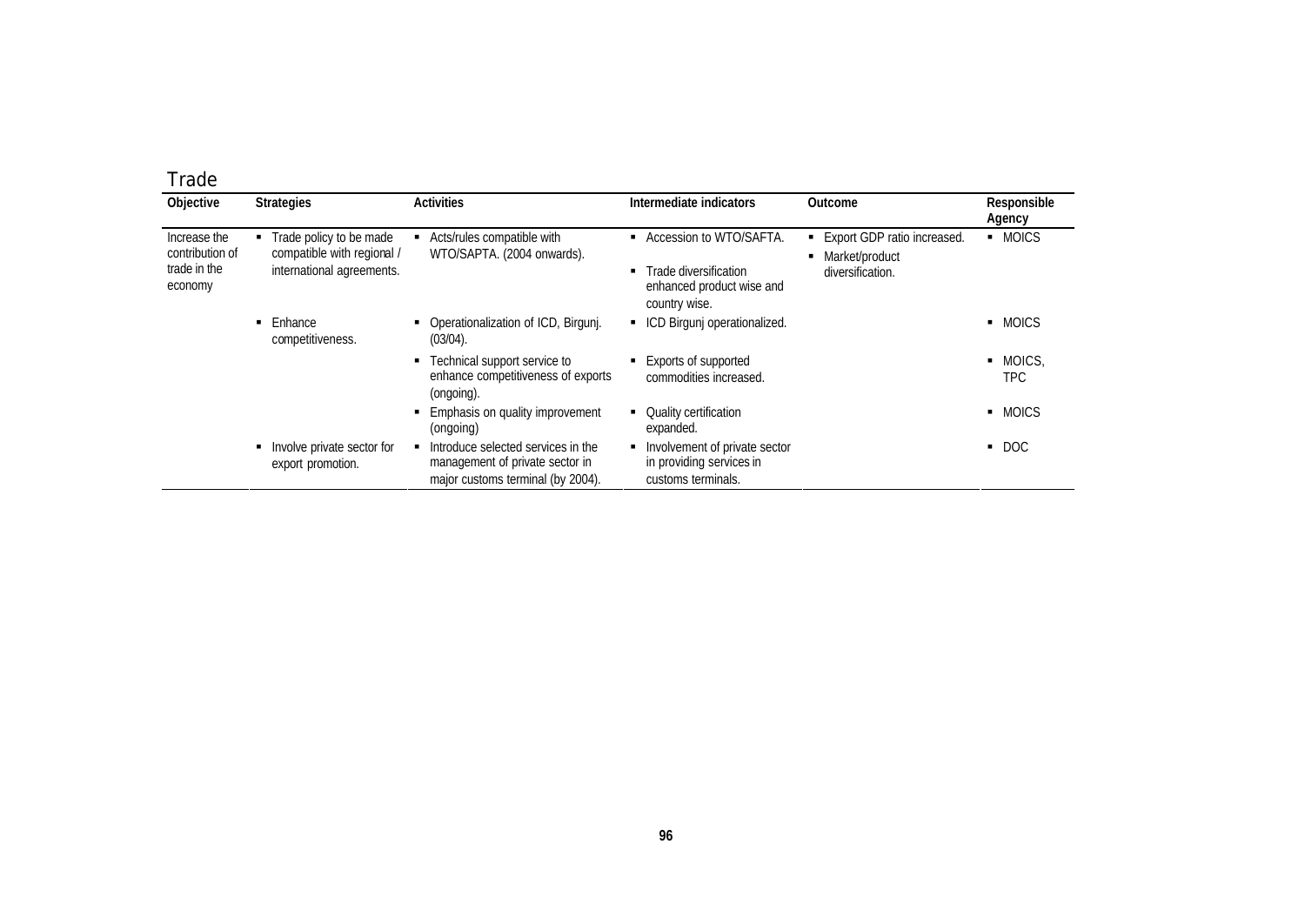## Trade

| Objective | Strategies | Activities | Intermediate indicators | Outcome | Responsible Agency |
|---|---|---|---|---|---|
| Increase the contribution of trade in the economy | ▪ Trade policy to be made compatible with regional / international agreements. | ▪ Acts/rules compatible with WTO/SAPTA. (2004 onwards). | ▪ Accession to WTO/SAFTA.<br>▪ Trade diversification enhanced product wise and country wise. | ▪ Export GDP ratio increased.<br>▪ Market/product diversification. | ▪ MOICS |
| | ▪ Enhance competitiveness. | ▪ Operationalization of ICD, Birgunj. (03/04). | ▪ ICD Birgunj operationalized. | | ▪ MOICS |
| | | ▪ Technical support service to enhance competitiveness of exports (ongoing). | ▪ Exports of supported commodities increased. | | ▪ MOICS, TPC |
| | | ▪ Emphasis on quality improvement (ongoing) | ▪ Quality certification expanded. | | ▪ MOICS |
| | ▪ Involve private sector for export promotion. | ▪ Introduce selected services in the management of private sector in major customs terminal (by 2004). | ▪ Involvement of private sector in providing services in customs terminals. | | ▪ DOC |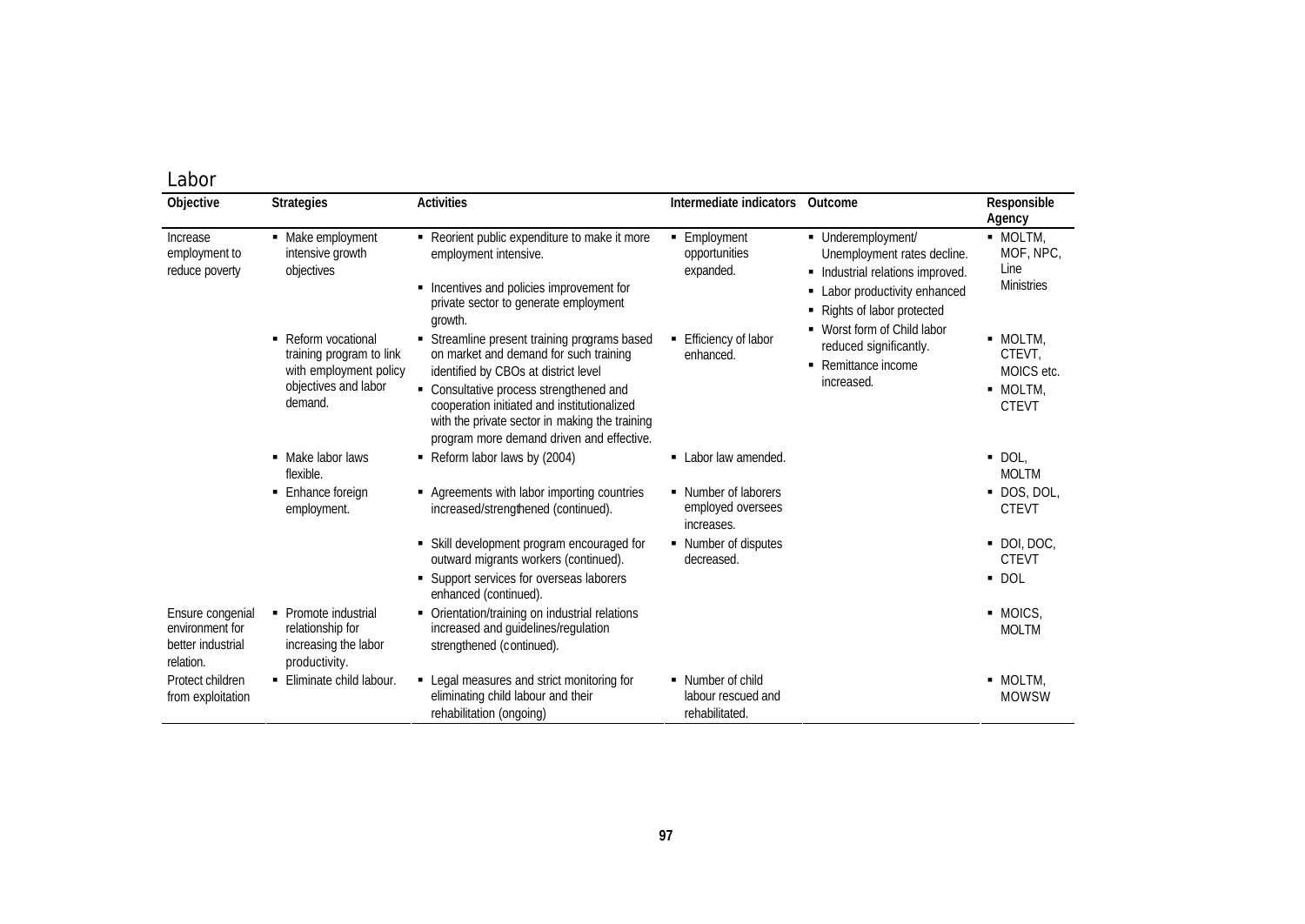## Labor

| Objective | Strategies | Activities | Intermediate indicators | Outcome | Responsible Agency |
|---|---|---|---|---|---|
| Increase employment to reduce poverty | ▪ Make employment intensive growth objectives | ▪ Reorient public expenditure to make it more employment intensive.<br>▪ Incentives and policies improvement for private sector to generate employment growth. | ▪ Employment opportunities expanded. | ▪ Underemployment/ Unemployment rates decline.<br>▪ Industrial relations improved.<br>▪ Labor productivity enhanced<br>▪ Rights of labor protected<br>▪ Worst form of Child labor reduced significantly.<br>▪ Remittance income increased. | ▪ MOLTM, MOF, NPC, Line Ministries |
| | ▪ Reform vocational training program to link with employment policy objectives and labor demand. | ▪ Streamline present training programs based on market and demand for such training identified by CBOs at district level<br>▪ Consultative process strengthened and cooperation initiated and institutionalized with the private sector in making the training program more demand driven and effective. | ▪ Efficiency of labor enhanced. | | ▪ MOLTM, CTEVT, MOICS etc.<br>▪ MOLTM, CTEVT |
| | ▪ Make labor laws flexible. | ▪ Reform labor laws by (2004) | ▪ Labor law amended. | | ▪ DOL, MOLTM |
| | ▪ Enhance foreign employment. | ▪ Agreements with labor importing countries increased/strengthened (continued). | ▪ Number of laborers employed oversees increases. | | ▪ DOS, DOL, CTEVT |
| | | ▪ Skill development program encouraged for outward migrants workers (continued). | ▪ Number of disputes decreased. | | ▪ DOI, DOC, CTEVT |
| | | ▪ Support services for overseas laborers enhanced (continued). | | | ▪ DOL |
| Ensure congenial environment for better industrial relation. | ▪ Promote industrial relationship for increasing the labor productivity. | ▪ Orientation/training on industrial relations increased and guidelines/regulation strengthened (continued). | | | ▪ MOICS, MOLTM |
| Protect children from exploitation | ▪ Eliminate child labour. | ▪ Legal measures and strict monitoring for eliminating child labour and their rehabilitation (ongoing) | ▪ Number of child labour rescued and rehabilitated. | | ▪ MOLTM, MOWSW |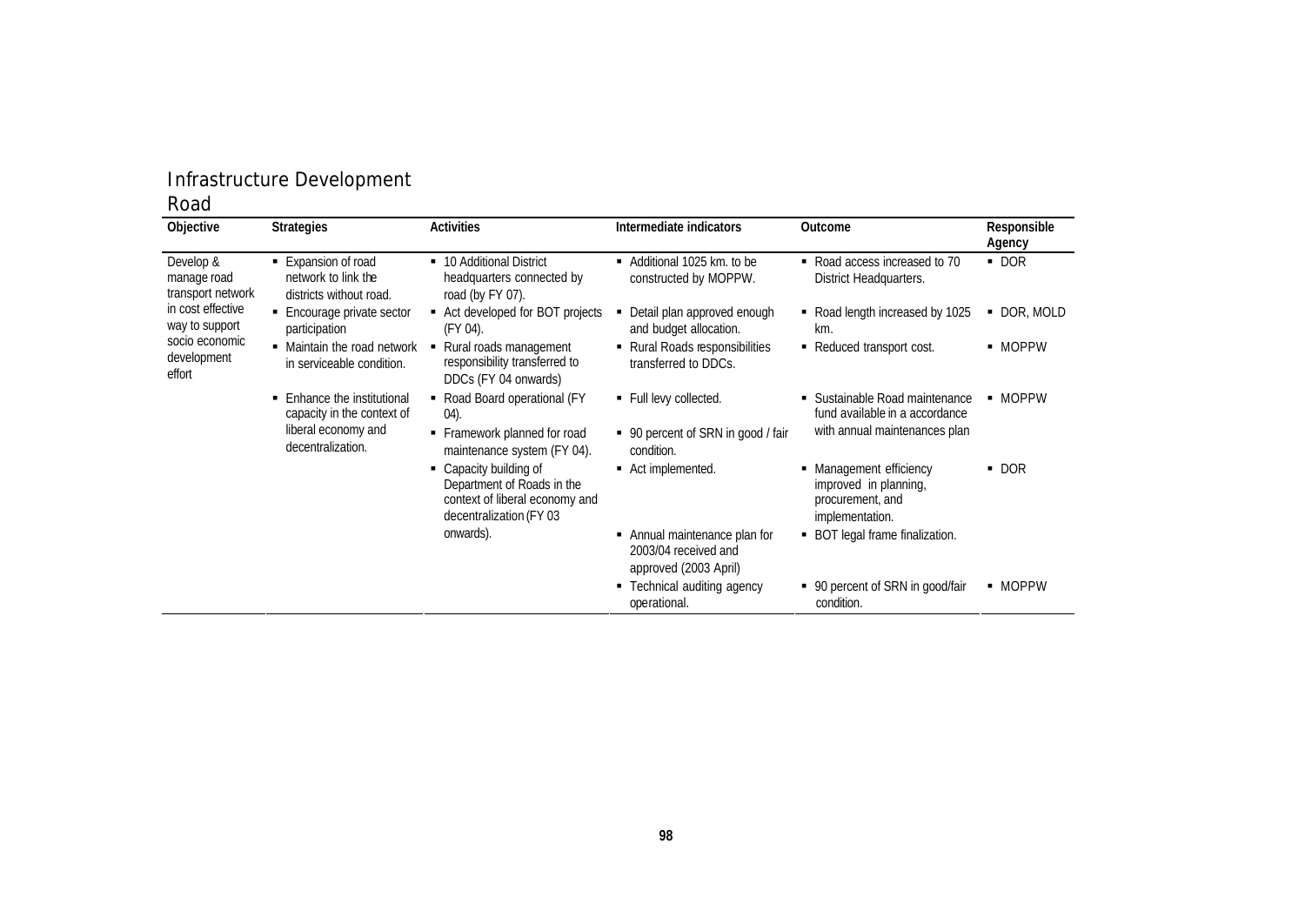## Infrastructure Development

### Road

| Objective | Strategies | Activities | Intermediate indicators | Outcome | Responsible Agency |
|---|---|---|---|---|---|
| Develop & manage road transport network in cost effective way to support socio economic development effort | ▪ Expansion of road network to link the districts without road. | ▪ 10 Additional District headquarters connected by road (by FY 07). | ▪ Additional 1025 km. to be constructed by MOPPW. | ▪ Road access increased to 70 District Headquarters. | ▪ DOR |
| | ▪ Encourage private sector participation | ▪ Act developed for BOT projects (FY 04). | ▪ Detail plan approved enough and budget allocation. | ▪ Road length increased by 1025 km. | ▪ DOR, MOLD |
| | ▪ Maintain the road network in serviceable condition. | ▪ Rural roads management responsibility transferred to DDCs (FY 04 onwards) | ▪ Rural Roads responsibilities transferred to DDCs. | ▪ Reduced transport cost. | ▪ MOPPW |
| | ▪ Enhance the institutional capacity in the context of liberal economy and decentralization. | ▪ Road Board operational (FY 04). | ▪ Full levy collected. | ▪ Sustainable Road maintenance fund available in a accordance with annual maintenances plan | ▪ MOPPW |
| | | ▪ Framework planned for road maintenance system (FY 04). | ▪ 90 percent of SRN in good / fair condition. | | |
| | | ▪ Capacity building of Department of Roads in the context of liberal economy and decentralization (FY 03 onwards). | ▪ Act implemented. | ▪ Management efficiency improved in planning, procurement, and implementation. | ▪ DOR |
| | | | ▪ Annual maintenance plan for 2003/04 received and approved (2003 April) | ▪ BOT legal frame finalization. | |
| | | | ▪ Technical auditing agency operational. | ▪ 90 percent of SRN in good/fair condition. | ▪ MOPPW |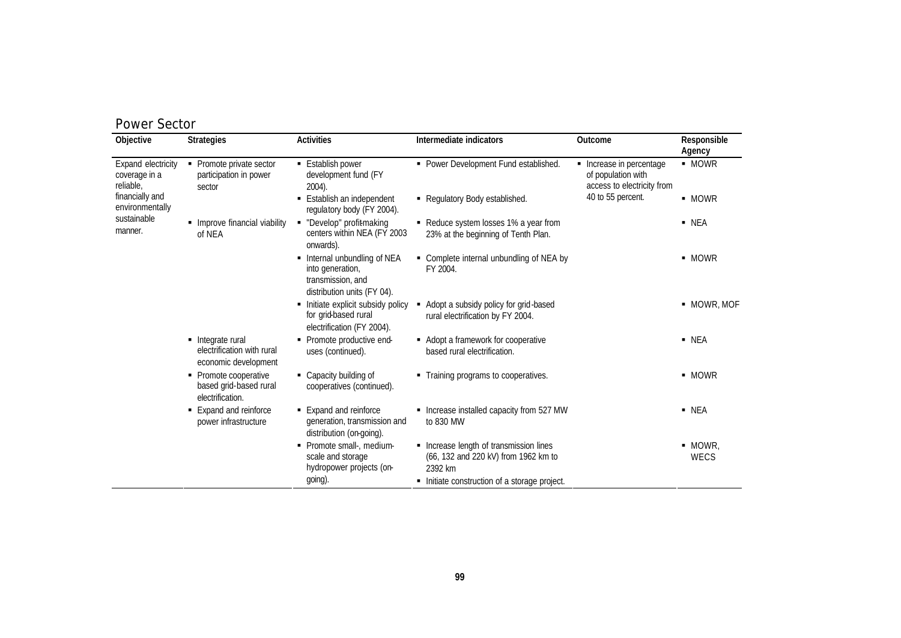## Power Sector

| Objective | Strategies | Activities | Intermediate indicators | Outcome | Responsible Agency |
|---|---|---|---|---|---|
| Expand electricity coverage in a reliable, financially and environmentally sustainable manner. | ▪ Promote private sector participation in power sector | ▪ Establish power development fund (FY 2004). | ▪ Power Development Fund established. | ▪ Increase in percentage of population with access to electricity from 40 to 55 percent. | ▪ MOWR |
| | | ▪ Establish an independent regulatory body (FY 2004). | ▪ Regulatory Body established. | | ▪ MOWR |
| | ▪ Improve financial viability of NEA | ▪ "Develop" profit-making centers within NEA (FY 2003 onwards). | ▪ Reduce system losses 1% a year from 23% at the beginning of Tenth Plan. | | ▪ NEA |
| | | ▪ Internal unbundling of NEA into generation, transmission, and distribution units (FY 04). | ▪ Complete internal unbundling of NEA by FY 2004. | | ▪ MOWR |
| | | ▪ Initiate explicit subsidy policy for grid-based rural electrification (FY 2004). | ▪ Adopt a subsidy policy for grid-based rural electrification by FY 2004. | | ▪ MOWR, MOF |
| | ▪ Integrate rural electrification with rural economic development | ▪ Promote productive end-uses (continued). | ▪ Adopt a framework for cooperative based rural electrification. | | ▪ NEA |
| | ▪ Promote cooperative based grid-based rural electrification. | ▪ Capacity building of cooperatives (continued). | ▪ Training programs to cooperatives. | | ▪ MOWR |
| | ▪ Expand and reinforce power infrastructure | ▪ Expand and reinforce generation, transmission and distribution (on-going). | ▪ Increase installed capacity from 527 MW to 830 MW | | ▪ NEA |
| | | ▪ Promote small-, medium-scale and storage hydropower projects (on-going). | ▪ Increase length of transmission lines (66, 132 and 220 kV) from 1962 km to 2392 km<br>▪ Initiate construction of a storage project. | | ▪ MOWR, WECS |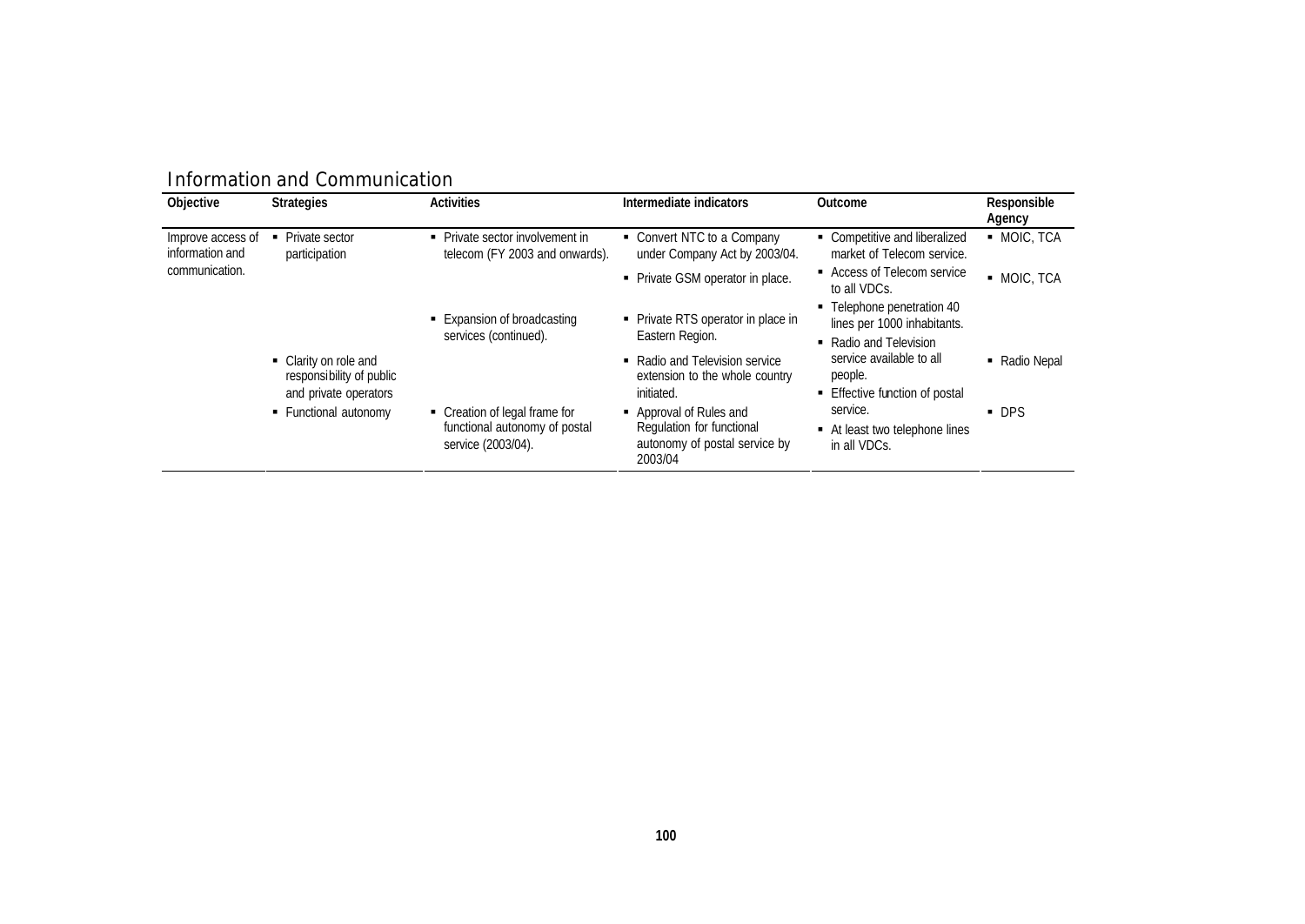## Information and Communication

| Objective | Strategies | Activities | Intermediate indicators | Outcome | Responsible Agency |
|---|---|---|---|---|---|
| Improve access of information and communication. | ▪ Private sector participation | ▪ Private sector involvement in telecom (FY 2003 and onwards). | ▪ Convert NTC to a Company under Company Act by 2003/04. | ▪ Competitive and liberalized market of Telecom service. | ▪ MOIC, TCA |
| | | | ▪ Private GSM operator in place. | ▪ Access of Telecom service to all VDCs. | ▪ MOIC, TCA |
| | | ▪ Expansion of broadcasting services (continued). | ▪ Private RTS operator in place in Eastern Region. | ▪ Telephone penetration 40 lines per 1000 inhabitants. | |
| | ▪ Clarity on role and responsibility of public and private operators | | ▪ Radio and Television service extension to the whole country initiated. | ▪ Radio and Television service available to all people. | ▪ Radio Nepal |
| | ▪ Functional autonomy | ▪ Creation of legal frame for functional autonomy of postal service (2003/04). | ▪ Approval of Rules and Regulation for functional autonomy of postal service by 2003/04 | ▪ Effective function of postal service.<br>▪ At least two telephone lines in all VDCs. | ▪ DPS |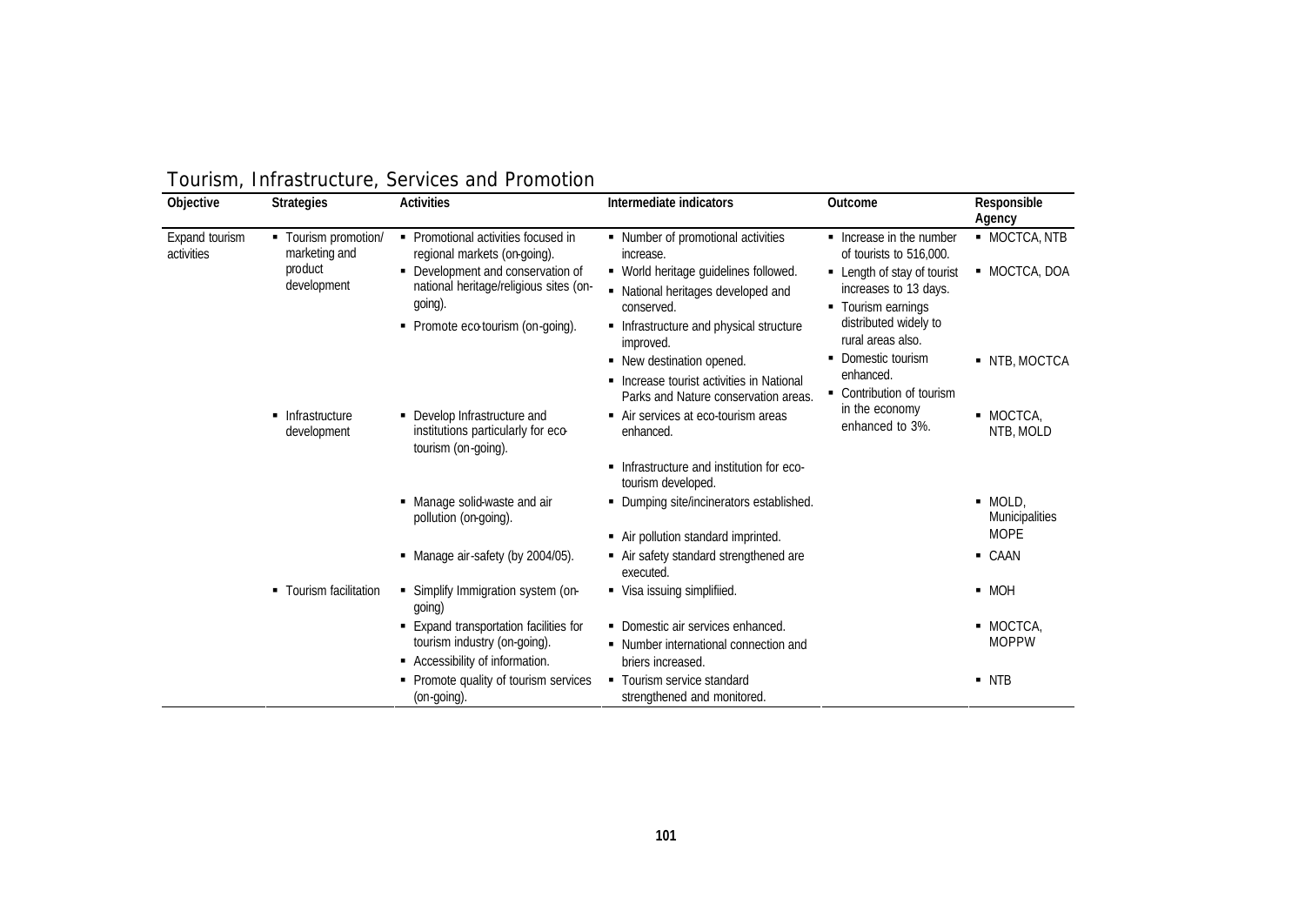## Tourism, Infrastructure, Services and Promotion

| Objective | Strategies | Activities | Intermediate indicators | Outcome | Responsible Agency |
|---|---|---|---|---|---|
| Expand tourism activities | ▪ Tourism promotion/ marketing and product development | ▪ Promotional activities focused in regional markets (on-going). | ▪ Number of promotional activities increase. | ▪ Increase in the number of tourists to 516,000. | ▪ MOCTCA, NTB |
| | | ▪ Development and conservation of national heritage/religious sites (on-going). | ▪ World heritage guidelines followed.<br>▪ National heritages developed and conserved. | ▪ Length of stay of tourist increases to 13 days.<br>▪ Tourism earnings distributed widely to rural areas also. | ▪ MOCTCA, DOA |
| | | ▪ Promote eco-tourism (on-going). | ▪ Infrastructure and physical structure improved.<br>▪ New destination opened.<br>▪ Increase tourist activities in National Parks and Nature conservation areas. | ▪ Domestic tourism enhanced.<br>▪ Contribution of tourism in the economy enhanced to 3%. | ▪ NTB, MOCTCA |
| | ▪ Infrastructure development | ▪ Develop Infrastructure and institutions particularly for eco-tourism (on-going). | ▪ Air services at eco-tourism areas enhanced.<br>▪ Infrastructure and institution for eco-tourism developed. | | ▪ MOCTCA, NTB, MOLD |
| | | ▪ Manage solid-waste and air pollution (on-going). | ▪ Dumping site/incinerators established.<br>▪ Air pollution standard imprinted. | | ▪ MOLD, Municipalities MOPE |
| | | ▪ Manage air-safety (by 2004/05). | ▪ Air safety standard strengthened are executed. | | ▪ CAAN |
| | ▪ Tourism facilitation | ▪ Simplify Immigration system (on-going) | ▪ Visa issuing simplifiied. | | ▪ MOH |
| | | ▪ Expand transportation facilities for tourism industry (on-going).<br>▪ Accessibility of information. | ▪ Domestic air services enhanced.<br>▪ Number international connection and briers increased. | | ▪ MOCTCA, MOPPW |
| | | ▪ Promote quality of tourism services (on-going). | ▪ Tourism service standard strengthened and monitored. | | ▪ NTB |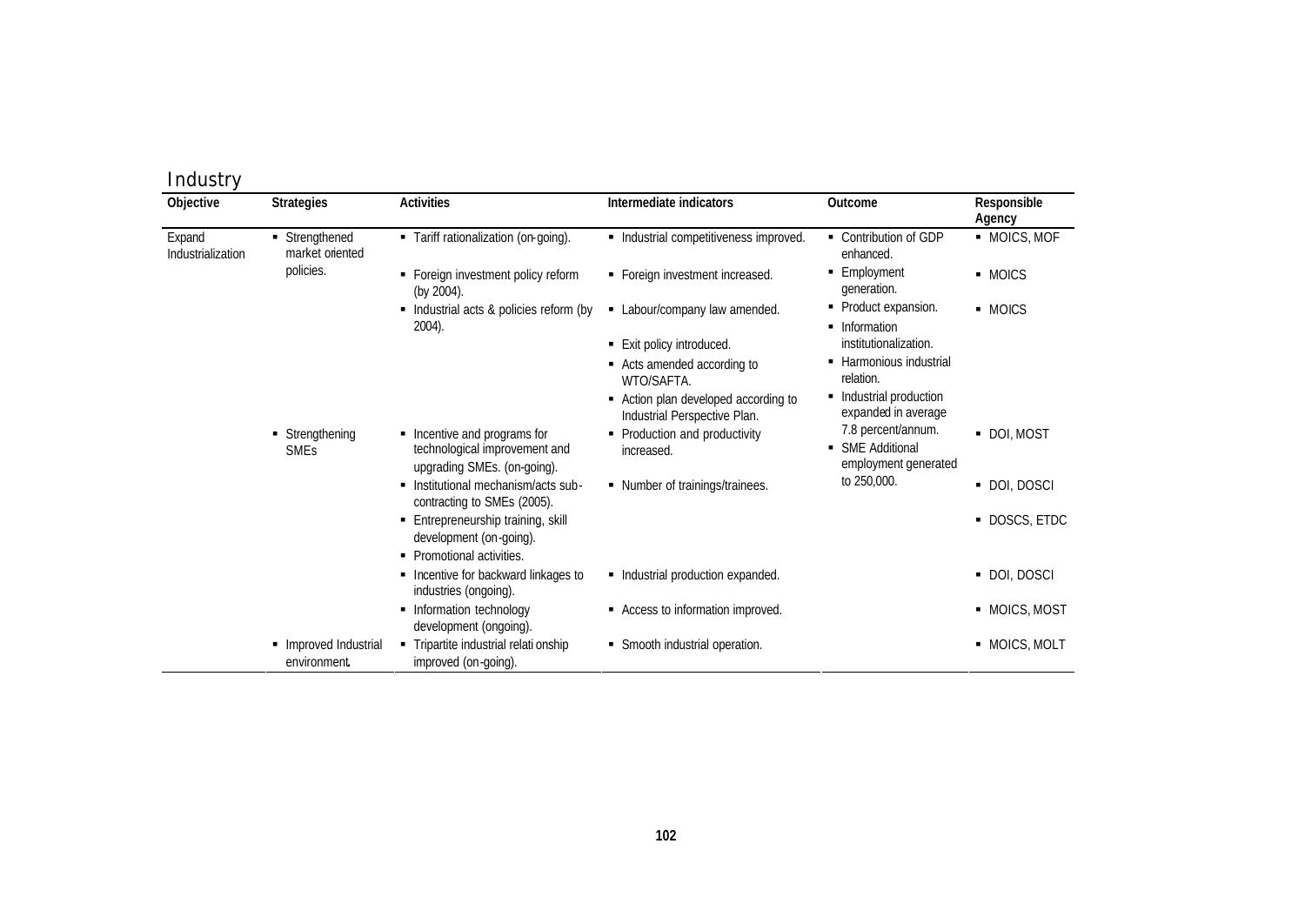## Industry

| Objective | Strategies | Activities | Intermediate indicators | Outcome | Responsible Agency |
|---|---|---|---|---|---|
| Expand Industrialization | ▪ Strengthened market oriented policies. | ▪ Tariff rationalization (on-going). | ▪ Industrial competitiveness improved. | ▪ Contribution of GDP enhanced. | ▪ MOICS, MOF |
| | | ▪ Foreign investment policy reform (by 2004). | ▪ Foreign investment increased. | ▪ Employment generation. | ▪ MOICS |
| | | ▪ Industrial acts & policies reform (by 2004). | ▪ Labour/company law amended. | ▪ Product expansion. | ▪ MOICS |
| | | | ▪ Exit policy introduced. | ▪ Information institutionalization. | |
| | | | ▪ Acts amended according to WTO/SAFTA. | ▪ Harmonious industrial relation. | |
| | | | ▪ Action plan developed according to Industrial Perspective Plan. | ▪ Industrial production expanded in average 7.8 percent/annum. | |
| | ▪ Strengthening SMEs | ▪ Incentive and programs for technological improvement and upgrading SMEs. (on-going). | ▪ Production and productivity increased. | ▪ SME Additional employment generated to 250,000. | ▪ DOI, MOST |
| | | ▪ Institutional mechanism/acts sub-contracting to SMEs (2005). | ▪ Number of trainings/trainees. | | ▪ DOI, DOSCI |
| | | ▪ Entrepreneurship training, skill development (on-going). | | | ▪ DOSCS, ETDC |
| | | ▪ Promotional activities. | | | |
| | | ▪ Incentive for backward linkages to industries (ongoing). | ▪ Industrial production expanded. | | ▪ DOI, DOSCI |
| | | ▪ Information technology development (ongoing). | ▪ Access to information improved. | | ▪ MOICS, MOST |
| | ▪ Improved Industrial environment. | ▪ Tripartite industrial relationship improved (on-going). | ▪ Smooth industrial operation. | | ▪ MOICS, MOLT |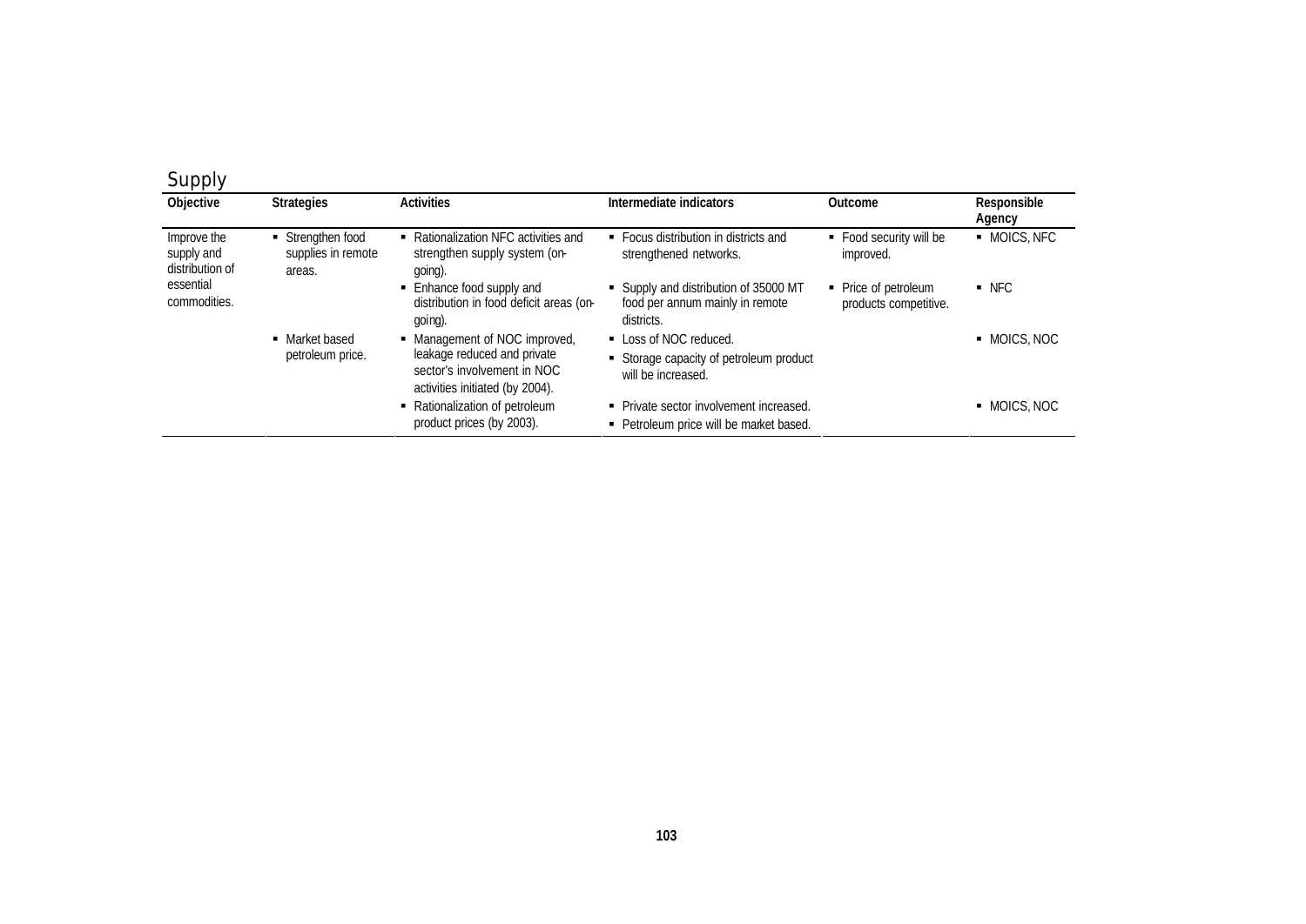## Supply

| Objective | Strategies | Activities | Intermediate indicators | Outcome | Responsible Agency |
|---|---|---|---|---|---|
| Improve the supply and distribution of essential commodities. | ▪ Strengthen food supplies in remote areas. | ▪ Rationalization NFC activities and strengthen supply system (on-going). | ▪ Focus distribution in districts and strengthened networks. | ▪ Food security will be improved. | ▪ MOICS, NFC |
| | | ▪ Enhance food supply and distribution in food deficit areas (on-going). | ▪ Supply and distribution of 35000 MT food per annum mainly in remote districts. | ▪ Price of petroleum products competitive. | ▪ NFC |
| | ▪ Market based petroleum price. | ▪ Management of NOC improved, leakage reduced and private sector's involvement in NOC activities initiated (by 2004). | ▪ Loss of NOC reduced.<br>▪ Storage capacity of petroleum product will be increased. | | ▪ MOICS, NOC |
| | | ▪ Rationalization of petroleum product prices (by 2003). | ▪ Private sector involvement increased.<br>▪ Petroleum price will be market based. | | ▪ MOICS, NOC |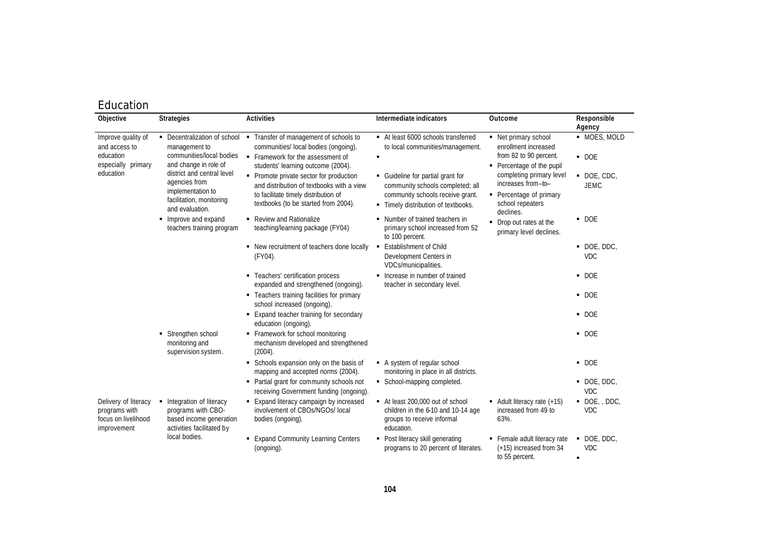## Education

| Objective | Strategies | Activities | Intermediate indicators | Outcome | Responsible Agency |
|---|---|---|---|---|---|
| Improve quality of and access to education especially primary education | ▪ Decentralization of school management to communities/local bodies and change in role of district and central level agencies from implementation to facilitation, monitoring and evaluation. | ▪ Transfer of management of schools to communities/ local bodies (ongoing). | ▪ At least 6000 schools transferred to local communities/management. | ▪ Net primary school enrollment increased from 82 to 90 percent. | ▪ MOES, MOLD |
| | | ▪ Framework for the assessment of students' learning outcome (2004). | ▪ | ▪ Percentage of the pupil completing primary level increases from–to– | ▪ DOE |
| | | ▪ Promote private sector for production and distribution of textbooks with a view to facilitate timely distribution of textbooks (to be started from 2004). | ▪ Guideline for partial grant for community schools completed; all community schools receive grant. ▪ Timely distribution of textbooks. | ▪ Percentage of primary school repeaters declines. | ▪ DOE, CDC, JEMC |
| | ▪ Improve and expand teachers training program | ▪ Review and Rationalize teaching/learning package (FY04) | ▪ Number of trained teachers in primary school increased from 52 to 100 percent. | ▪ Drop out rates at the primary level declines. | ▪ DOE |
| | | ▪ New recruitment of teachers done locally (FY04). | ▪ Establishment of Child Development Centers in VDCs/municipalities. | | ▪ DOE, DDC, VDC |
| | | ▪ Teachers' certification process expanded and strengthened (ongoing). | ▪ Increase in number of trained teacher in secondary level. | | ▪ DOE |
| | | ▪ Teachers training facilities for primary school increased (ongoing). | | | ▪ DOE |
| | | ▪ Expand teacher training for secondary education (ongoing). | | | ▪ DOE |
| | ▪ Strengthen school monitoring and supervision system. | ▪ Framework for school monitoring mechanism developed and strengthened (2004). | | | ▪ DOE |
| | | ▪ Schools expansion only on the basis of mapping and accepted norms (2004). | ▪ A system of regular school monitoring in place in all districts. | | ▪ DOE |
| | | ▪ Partial grant for community schools not receiving Government funding (ongoing). | ▪ School-mapping completed. | | ▪ DOE, DDC, VDC |
| Delivery of literacy programs with focus on livelihood improvement | ▪ Integration of literacy programs with CBO-based income generation activities facilitated by local bodies. | ▪ Expand literacy campaign by increased involvement of CBOs/NGOs/ local bodies (ongoing). | ▪ At least 200,000 out of school children in the 6-10 and 10-14 age groups to receive informal education. | ▪ Adult literacy rate (+15) increased from 49 to 63%. | ▪ DOE, , DDC, VDC |
| | | ▪ Expand Community Learning Centers (ongoing). | ▪ Post literacy skill generating programs to 20 percent of literates. | ▪ Female adult literacy rate (+15) increased from 34 to 55 percent. | ▪ DOE, DDC, VDC ▪ |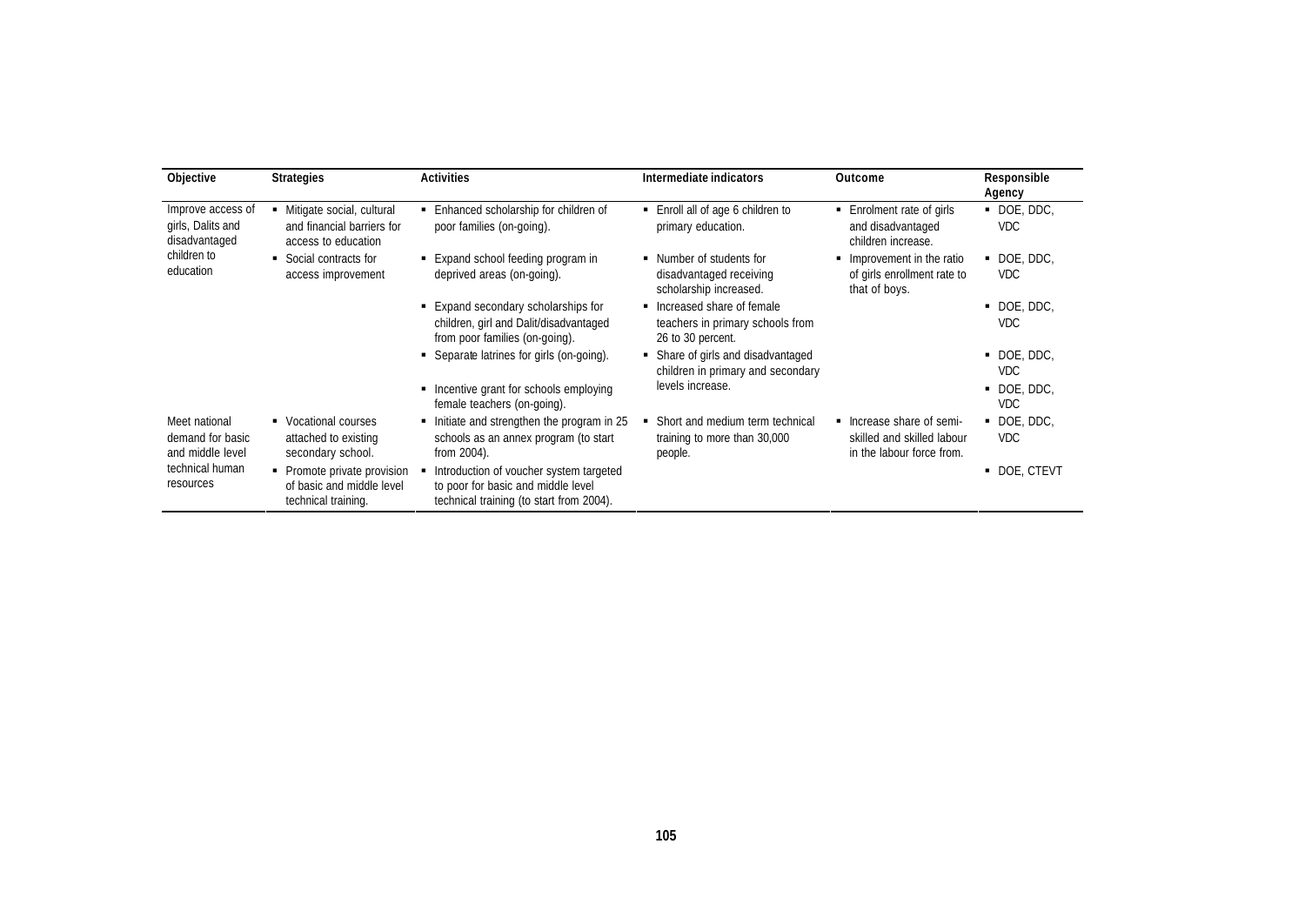| Objective | Strategies | Activities | Intermediate indicators | Outcome | Responsible Agency |
|---|---|---|---|---|---|
| Improve access of girls, Dalits and disadvantaged children to education | ▪ Mitigate social, cultural and financial barriers for access to education<br>▪ Social contracts for access improvement | ▪ Enhanced scholarship for children of poor families (on-going). | ▪ Enroll all of age 6 children to primary education. | ▪ Enrolment rate of girls and disadvantaged children increase. | ▪ DOE, DDC, VDC |
| | | ▪ Expand school feeding program in deprived areas (on-going). | ▪ Number of students for disadvantaged receiving scholarship increased. | ▪ Improvement in the ratio of girls enrollment rate to that of boys. | ▪ DOE, DDC, VDC |
| | | ▪ Expand secondary scholarships for children, girl and Dalit/disadvantaged from poor families (on-going). | ▪ Increased share of female teachers in primary schools from 26 to 30 percent. | | ▪ DOE, DDC, VDC |
| | | ▪ Separate latrines for girls (on-going). | ▪ Share of girls and disadvantaged children in primary and secondary levels increase. | | ▪ DOE, DDC, VDC |
| | | ▪ Incentive grant for schools employing female teachers (on-going). | | | ▪ DOE, DDC, VDC |
| Meet national demand for basic and middle level technical human resources | ▪ Vocational courses attached to existing secondary school. | ▪ Initiate and strengthen the program in 25 schools as an annex program (to start from 2004). | ▪ Short and medium term technical training to more than 30,000 people. | ▪ Increase share of semi-skilled and skilled labour in the labour force from. | ▪ DOE, DDC, VDC |
| | ▪ Promote private provision of basic and middle level technical training. | ▪ Introduction of voucher system targeted to poor for basic and middle level technical training (to start from 2004). | | | ▪ DOE, CTEVT |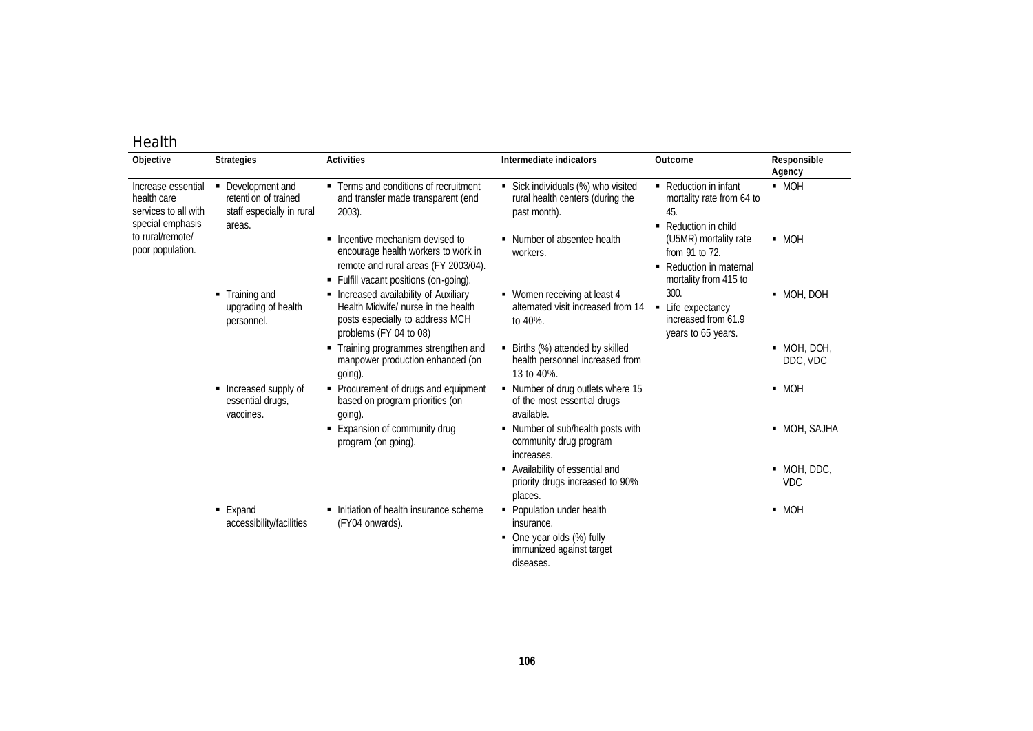## Health

| Objective | Strategies | Activities | Intermediate indicators | Outcome | Responsible Agency |
|---|---|---|---|---|---|
| Increase essential health care services to all with special emphasis to rural/remote/ poor population. | ▪ Development and retention of trained staff especially in rural areas. | ▪ Terms and conditions of recruitment and transfer made transparent (end 2003). | ▪ Sick individuals (%) who visited rural health centers (during the past month). | ▪ Reduction in infant mortality rate from 64 to 45.<br>▪ Reduction in child (U5MR) mortality rate from 91 to 72.<br>▪ Reduction in maternal mortality from 415 to 300.<br>▪ Life expectancy increased from 61.9 years to 65 years. | ▪ MOH |
| | | ▪ Incentive mechanism devised to encourage health workers to work in remote and rural areas (FY 2003/04).<br>▪ Fulfill vacant positions (on-going). | ▪ Number of absentee health workers. | | ▪ MOH |
| | ▪ Training and upgrading of health personnel. | ▪ Increased availability of Auxiliary Health Midwife/ nurse in the health posts especially to address MCH problems (FY 04 to 08) | ▪ Women receiving at least 4 alternated visit increased from 14 to 40%. | | ▪ MOH, DOH |
| | | ▪ Training programmes strengthen and manpower production enhanced (on going). | ▪ Births (%) attended by skilled health personnel increased from 13 to 40%. | | ▪ MOH, DOH, DDC, VDC |
| | ▪ Increased supply of essential drugs, vaccines. | ▪ Procurement of drugs and equipment based on program priorities (on going). | ▪ Number of drug outlets where 15 of the most essential drugs available. | | ▪ MOH |
| | | ▪ Expansion of community drug program (on going). | ▪ Number of sub/health posts with community drug program increases. | | ▪ MOH, SAJHA |
| | | | ▪ Availability of essential and priority drugs increased to 90% places. | | ▪ MOH, DDC, VDC |
| | ▪ Expand accessibility/facilities | ▪ Initiation of health insurance scheme (FY04 onwards). | ▪ Population under health insurance.<br>▪ One year olds (%) fully immunized against target diseases. | | ▪ MOH |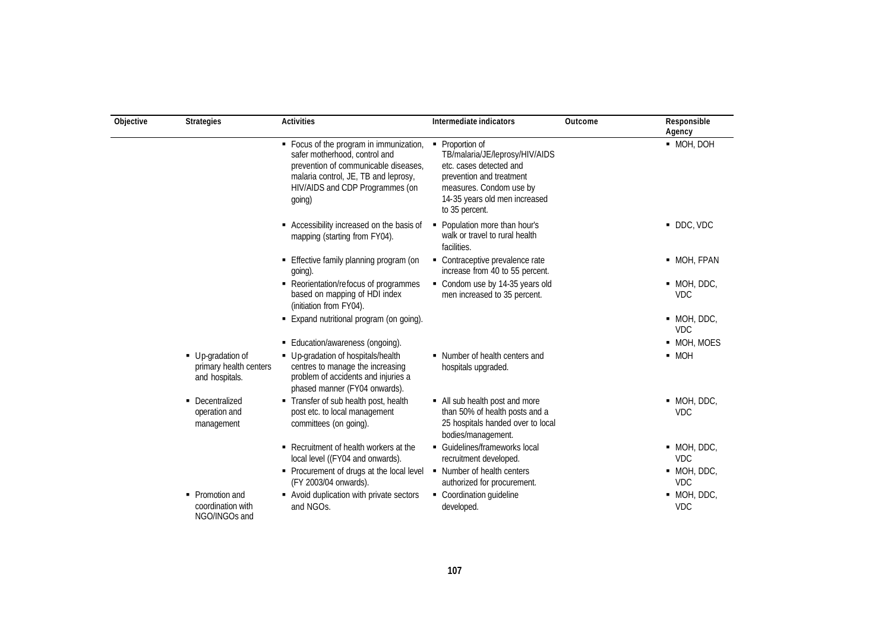| Objective | Strategies | Activities | Intermediate indicators | Outcome | Responsible Agency |
|---|---|---|---|---|---|
| | | ▪ Focus of the program in immunization, safer motherhood, control and prevention of communicable diseases, malaria control, JE, TB and leprosy, HIV/AIDS and CDP Programmes (on going) | ▪ Proportion of TB/malaria/JE/leprosy/HIV/AIDS etc. cases detected and prevention and treatment measures. Condom use by 14-35 years old men increased to 35 percent. | | ▪ MOH, DOH |
| | | ▪ Accessibility increased on the basis of mapping (starting from FY04). | ▪ Population more than hour's walk or travel to rural health facilities. | | ▪ DDC, VDC |
| | | ▪ Effective family planning program (on going). | ▪ Contraceptive prevalence rate increase from 40 to 55 percent. | | ▪ MOH, FPAN |
| | | ▪ Reorientation/refocus of programmes based on mapping of HDI index (initiation from FY04). | ▪ Condom use by 14-35 years old men increased to 35 percent. | | ▪ MOH, DDC, VDC |
| | | ▪ Expand nutritional program (on going). | | | ▪ MOH, DDC, VDC |
| | | ▪ Education/awareness (ongoing). | | | ▪ MOH, MOES |
| | ▪ Up-gradation of primary health centers and hospitals. | ▪ Up-gradation of hospitals/health centres to manage the increasing problem of accidents and injuries a phased manner (FY04 onwards). | ▪ Number of health centers and hospitals upgraded. | | ▪ MOH |
| | ▪ Decentralized operation and management | ▪ Transfer of sub health post, health post etc. to local management committees (on going). | ▪ All sub health post and more than 50% of health posts and a 25 hospitals handed over to local bodies/management. | | ▪ MOH, DDC, VDC |
| | | ▪ Recruitment of health workers at the local level ((FY04 and onwards). | ▪ Guidelines/frameworks local recruitment developed. | | ▪ MOH, DDC, VDC |
| | | ▪ Procurement of drugs at the local level (FY 2003/04 onwards). | ▪ Number of health centers authorized for procurement. | | ▪ MOH, DDC, VDC |
| | ▪ Promotion and coordination with NGO/INGOs and | ▪ Avoid duplication with private sectors and NGOs. | ▪ Coordination guideline developed. | | ▪ MOH, DDC, VDC |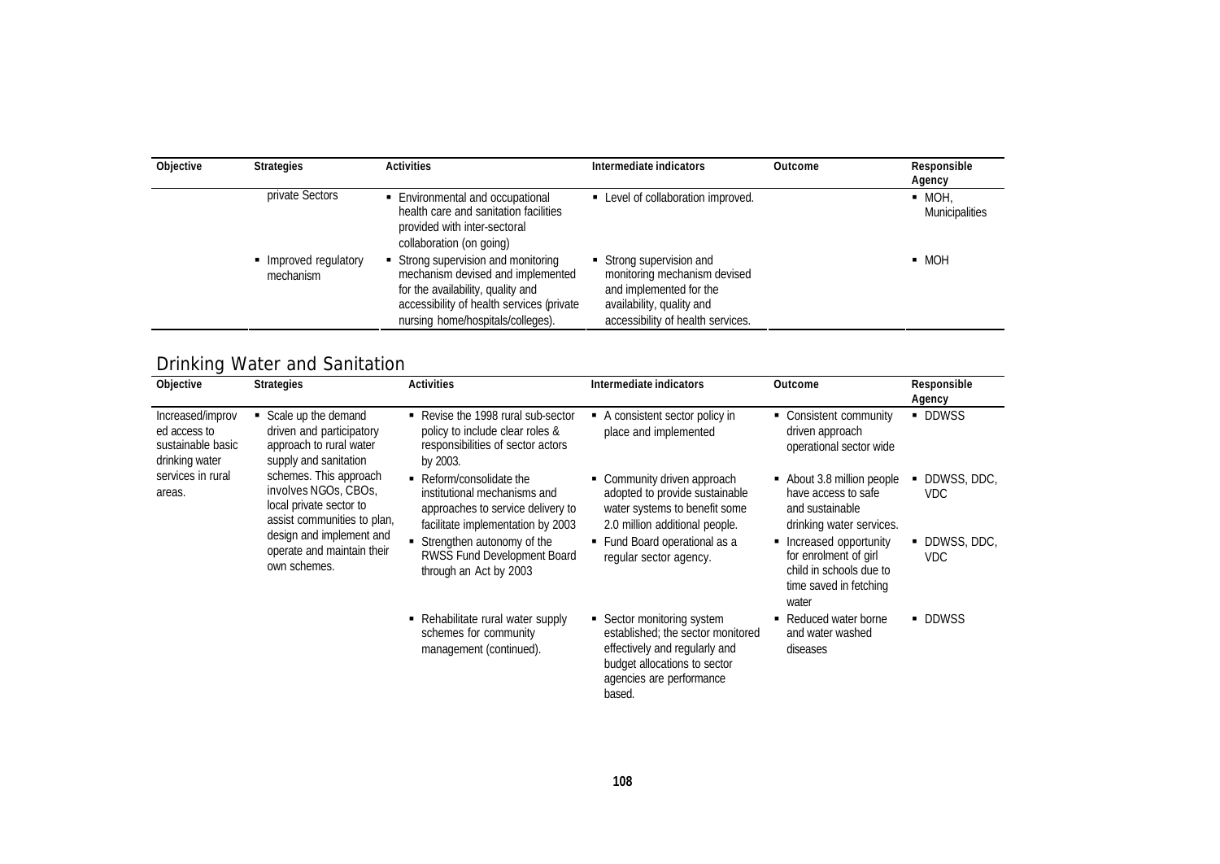| Objective | Strategies | Activities | Intermediate indicators | Outcome | Responsible Agency |
|---|---|---|---|---|---|
| | private Sectors | ▪ Environmental and occupational health care and sanitation facilities provided with inter-sectoral collaboration (on going) | ▪ Level of collaboration improved. | | ▪ MOH, Municipalities |
| | ▪ Improved regulatory mechanism | ▪ Strong supervision and monitoring mechanism devised and implemented for the availability, quality and accessibility of health services (private nursing home/hospitals/colleges). | ▪ Strong supervision and monitoring mechanism devised and implemented for the availability, quality and accessibility of health services. | | ▪ MOH |

## Drinking Water and Sanitation

| Objective | Strategies | Activities | Intermediate indicators | Outcome | Responsible Agency |
|---|---|---|---|---|---|
| Increased/improved access to sustainable basic drinking water services in rural areas. | ▪ Scale up the demand driven and participatory approach to rural water supply and sanitation schemes. This approach involves NGOs, CBOs, local private sector to assist communities to plan, design and implement and operate and maintain their own schemes. | ▪ Revise the 1998 rural sub-sector policy to include clear roles & responsibilities of sector actors by 2003. | ▪ A consistent sector policy in place and implemented | ▪ Consistent community driven approach operational sector wide | ▪ DDWSS |
| | | ▪ Reform/consolidate the institutional mechanisms and approaches to service delivery to facilitate implementation by 2003 | ▪ Community driven approach adopted to provide sustainable water systems to benefit some 2.0 million additional people. | ▪ About 3.8 million people have access to safe and sustainable drinking water services. | ▪ DDWSS, DDC, VDC |
| | | ▪ Strengthen autonomy of the RWSS Fund Development Board through an Act by 2003 | ▪ Fund Board operational as a regular sector agency. | ▪ Increased opportunity for enrolment of girl child in schools due to time saved in fetching water | ▪ DDWSS, DDC, VDC |
| | | ▪ Rehabilitate rural water supply schemes for community management (continued). | ▪ Sector monitoring system established; the sector monitored effectively and regularly and budget allocations to sector agencies are performance based. | ▪ Reduced water borne and water washed diseases | ▪ DDWSS |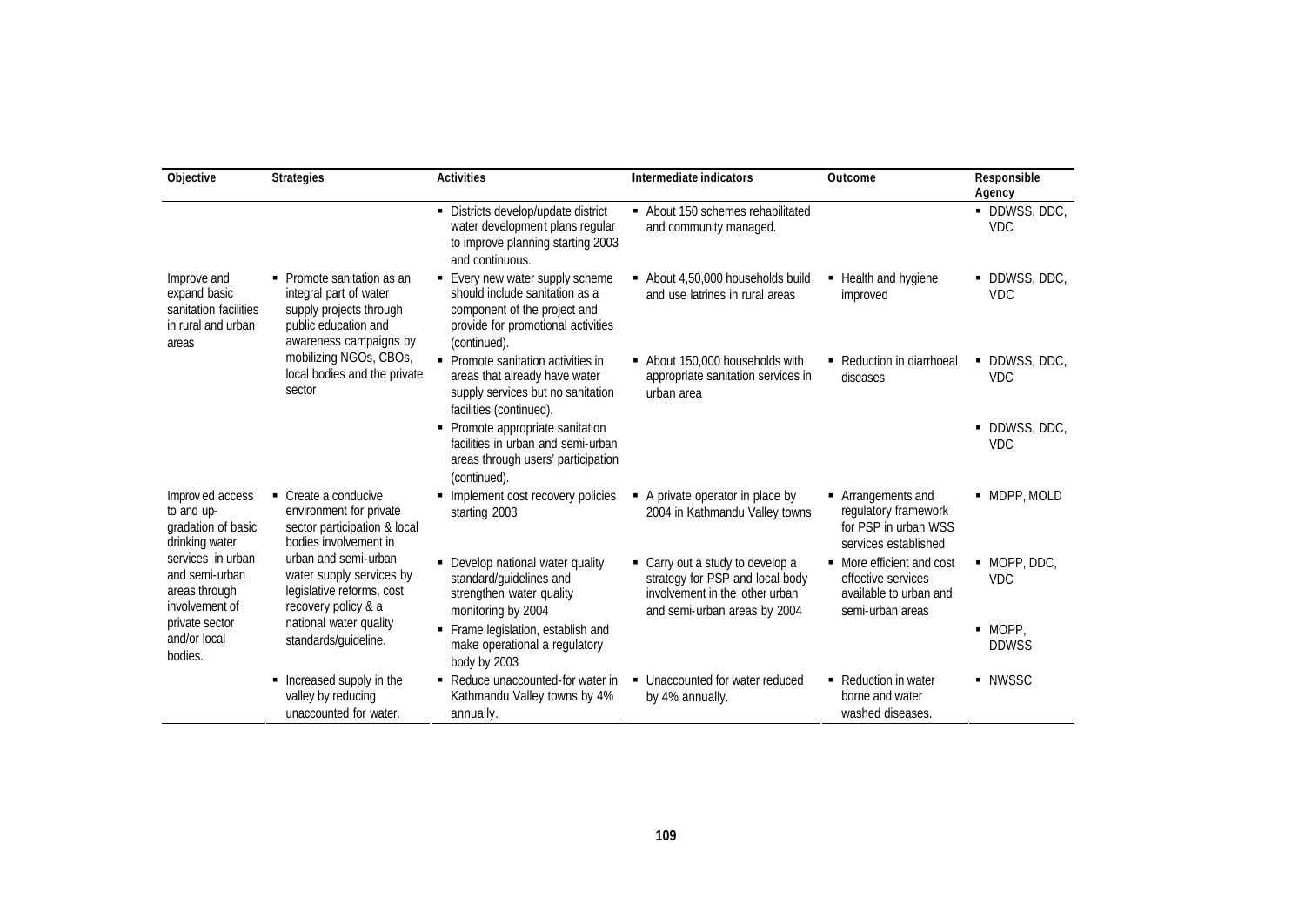| Objective | Strategies | Activities | Intermediate indicators | Outcome | Responsible Agency |
|---|---|---|---|---|---|
| | | ▪ Districts develop/update district water development plans regular to improve planning starting 2003 and continuous. | ▪ About 150 schemes rehabilitated and community managed. | | ▪ DDWSS, DDC, VDC |
| Improve and expand basic sanitation facilities in rural and urban areas | ▪ Promote sanitation as an integral part of water supply projects through public education and awareness campaigns by mobilizing NGOs, CBOs, local bodies and the private sector | ▪ Every new water supply scheme should include sanitation as a component of the project and provide for promotional activities (continued). | ▪ About 4,50,000 households build and use latrines in rural areas | ▪ Health and hygiene improved | ▪ DDWSS, DDC, VDC |
| | | ▪ Promote sanitation activities in areas that already have water supply services but no sanitation facilities (continued). | ▪ About 150,000 households with appropriate sanitation services in urban area | ▪ Reduction in diarrhoeal diseases | ▪ DDWSS, DDC, VDC |
| | | ▪ Promote appropriate sanitation facilities in urban and semi-urban areas through users' participation (continued). | | | ▪ DDWSS, DDC, VDC |
| Improv ed access to and up-gradation of basic drinking water services in urban and semi-urban areas through involvement of private sector and/or local bodies. | ▪ Create a conducive environment for private sector participation & local bodies involvement in urban and semi-urban water supply services by legislative reforms, cost recovery policy & a national water quality standards/guideline. | ▪ Implement cost recovery policies starting 2003 | ▪ A private operator in place by 2004 in Kathmandu Valley towns | ▪ Arrangements and regulatory framework for PSP in urban WSS services established | ▪ MDPP, MOLD |
| | | ▪ Develop national water quality standard/guidelines and strengthen water quality monitoring by 2004 | ▪ Carry out a study to develop a strategy for PSP and local body involvement in the other urban and semi-urban areas by 2004 | ▪ More efficient and cost effective services available to urban and semi-urban areas | ▪ MOPP, DDC, VDC |
| | | ▪ Frame legislation, establish and make operational a regulatory body by 2003 | | | ▪ MOPP, DDWSS |
| | ▪ Increased supply in the valley by reducing unaccounted for water. | ▪ Reduce unaccounted-for water in Kathmandu Valley towns by 4% annually. | ▪ Unaccounted for water reduced by 4% annually. | ▪ Reduction in water borne and water washed diseases. | ▪ NWSSC |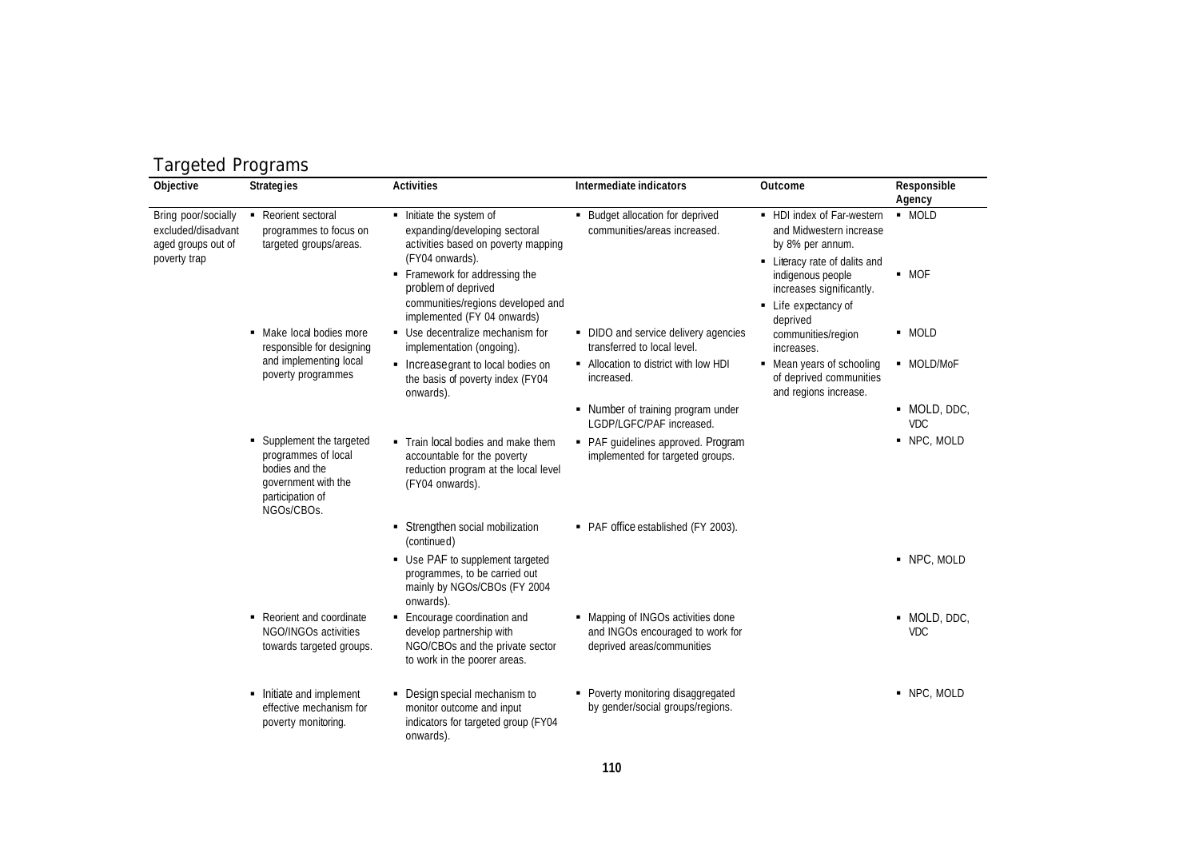## Targeted Programs

| Objective | Strategies | Activities | Intermediate indicators | Outcome | Responsible Agency |
|---|---|---|---|---|---|
| Bring poor/socially excluded/disadvantaged groups out of poverty trap | ▪ Reorient sectoral programmes to focus on targeted groups/areas. | ▪ Initiate the system of expanding/developing sectoral activities based on poverty mapping (FY04 onwards).<br>▪ Framework for addressing the problem of deprived communities/regions developed and implemented (FY 04 onwards) | ▪ Budget allocation for deprived communities/areas increased. | ▪ HDI index of Far-western and Midwestern increase by 8% per annum.<br>▪ Literacy rate of dalits and indigenous people increases significantly.<br>▪ Life expectancy of deprived communities/region increases.<br>▪ Mean years of schooling of deprived communities and regions increase. | ▪ MOLD<br>▪ MOF |
| | ▪ Make local bodies more responsible for designing and implementing local poverty programmes | ▪ Use decentralize mechanism for implementation (ongoing).<br>▪ Increase grant to local bodies on the basis of poverty index (FY04 onwards). | ▪ DIDO and service delivery agencies transferred to local level.<br>▪ Allocation to district with low HDI increased.<br>▪ Number of training program under LGDP/LGFC/PAF increased. | | ▪ MOLD<br>▪ MOLD/MoF<br>▪ MOLD, DDC, VDC |
| | ▪ Supplement the targeted programmes of local bodies and the government with the participation of NGOs/CBOs. | ▪ Train local bodies and make them accountable for the poverty reduction program at the local level (FY04 onwards).<br>▪ Strengthen social mobilization (continued)<br>▪ Use PAF to supplement targeted programmes, to be carried out mainly by NGOs/CBOs (FY 2004 onwards). | ▪ PAF guidelines approved. Program implemented for targeted groups.<br>▪ PAF office established (FY 2003). | | ▪ NPC, MOLD<br>▪ NPC, MOLD |
| | ▪ Reorient and coordinate NGO/INGOs activities towards targeted groups. | ▪ Encourage coordination and develop partnership with NGO/CBOs and the private sector to work in the poorer areas. | ▪ Mapping of INGOs activities done and INGOs encouraged to work for deprived areas/communities | | ▪ MOLD, DDC, VDC |
| | ▪ Initiate and implement effective mechanism for poverty monitoring. | ▪ Design special mechanism to monitor outcome and input indicators for targeted group (FY04 onwards). | ▪ Poverty monitoring disaggregated by gender/social groups/regions. | | ▪ NPC, MOLD |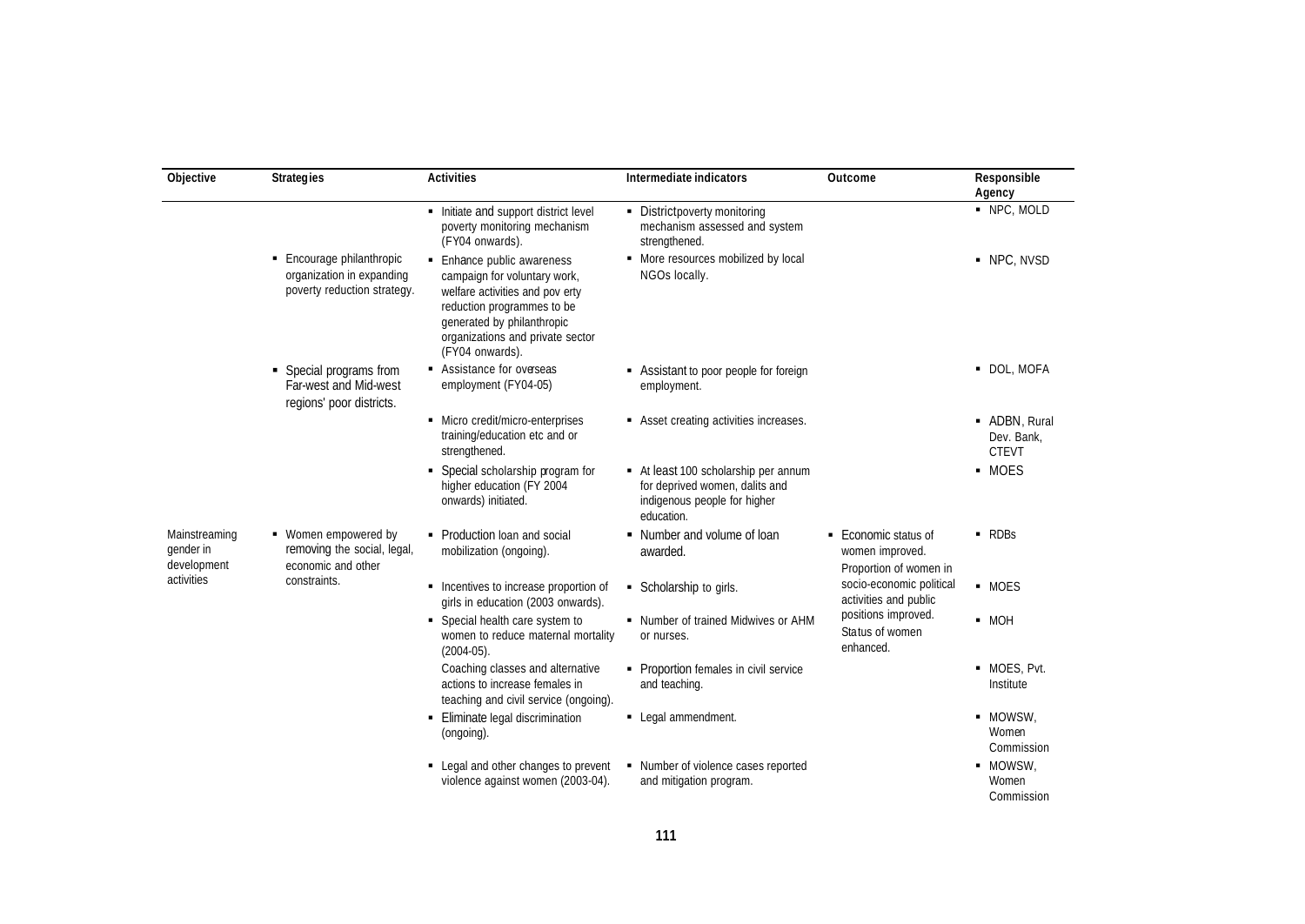| Objective | Strategies | Activities | Intermediate indicators | Outcome | Responsible Agency |
|---|---|---|---|---|---|
| | | ▪ Initiate and support district level poverty monitoring mechanism (FY04 onwards). | ▪ District poverty monitoring mechanism assessed and system strengthened. | | ▪ NPC, MOLD |
| | ▪ Encourage philanthropic organization in expanding poverty reduction strategy. | ▪ Enhance public awareness campaign for voluntary work, welfare activities and pov erty reduction programmes to be generated by philanthropic organizations and private sector (FY04 onwards). | ▪ More resources mobilized by local NGOs locally. | | ▪ NPC, NVSD |
| | ▪ Special programs from Far-west and Mid-west regions' poor districts. | ▪ Assistance for overseas employment (FY04-05) | ▪ Assistant to poor people for foreign employment. | | ▪ DOL, MOFA |
| | | ▪ Micro credit/micro-enterprises training/education etc and or strengthened. | ▪ Asset creating activities increases. | | ▪ ADBN, Rural Dev. Bank, CTEVT |
| | | ▪ Special scholarship program for higher education (FY 2004 onwards) initiated. | ▪ At least 100 scholarship per annum for deprived women, dalits and indigenous people for higher education. | | ▪ MOES |
| Mainstreaming gender in development activities | ▪ Women empowered by removing the social, legal, economic and other constraints. | ▪ Production loan and social mobilization (ongoing). | ▪ Number and volume of loan awarded. | ▪ Economic status of women improved. Proportion of women in socio-economic political activities and public positions improved. Status of women enhanced. | ▪ RDBs |
| | | ▪ Incentives to increase proportion of girls in education (2003 onwards). | ▪ Scholarship to girls. | | ▪ MOES |
| | | ▪ Special health care system to women to reduce maternal mortality (2004-05). | ▪ Number of trained Midwives or AHM or nurses. | | ▪ MOH |
| | | Coaching classes and alternative actions to increase females in teaching and civil service (ongoing). | ▪ Proportion females in civil service and teaching. | | ▪ MOES, Pvt. Institute |
| | | ▪ Eliminate legal discrimination (ongoing). | ▪ Legal ammendment. | | ▪ MOWSW, Women Commission |
| | | ▪ Legal and other changes to prevent violence against women (2003-04). | ▪ Number of violence cases reported and mitigation program. | | ▪ MOWSW, Women Commission |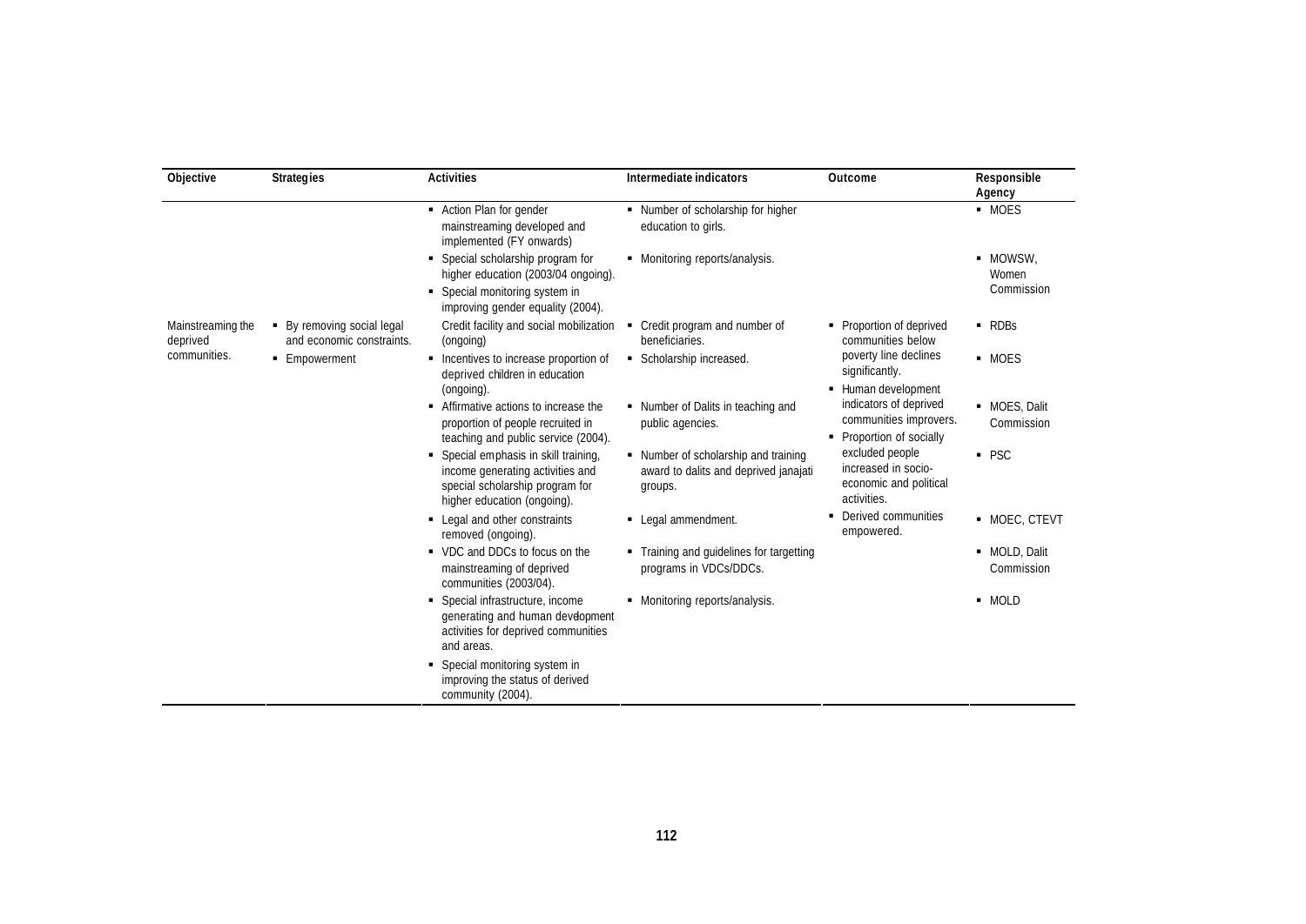| Objective | Strategies | Activities | Intermediate indicators | Outcome | Responsible Agency |
|---|---|---|---|---|---|
| | | ▪ Action Plan for gender mainstreaming developed and implemented (FY onwards) | ▪ Number of scholarship for higher education to girls. | | ▪ MOES |
| | | ▪ Special scholarship program for higher education (2003/04 ongoing). | ▪ Monitoring reports/analysis. | | ▪ MOWSW, Women Commission |
| | | ▪ Special monitoring system in improving gender equality (2004). | | | |
| Mainstreaming the deprived communities. | ▪ By removing social legal and economic constraints. | Credit facility and social mobilization (ongoing) | ▪ Credit program and number of beneficiaries. | ▪ Proportion of deprived communities below poverty line declines significantly. | ▪ RDBs |
| | ▪ Empowerment | ▪ Incentives to increase proportion of deprived children in education (ongoing). | ▪ Scholarship increased. | ▪ Human development indicators of deprived communities improvers. | ▪ MOES |
| | | ▪ Affirmative actions to increase the proportion of people recruited in teaching and public service (2004). | ▪ Number of Dalits in teaching and public agencies. | ▪ Proportion of socially excluded people increased in socio-economic and political activities. | ▪ MOES, Dalit Commission |
| | | ▪ Special emphasis in skill training, income generating activities and special scholarship program for higher education (ongoing). | ▪ Number of scholarship and training award to dalits and deprived janajati groups. | | ▪ PSC |
| | | ▪ Legal and other constraints removed (ongoing). | ▪ Legal ammendment. | ▪ Derived communities empowered. | ▪ MOEC, CTEVT |
| | | ▪ VDC and DDCs to focus on the mainstreaming of deprived communities (2003/04). | ▪ Training and guidelines for targetting programs in VDCs/DDCs. | | ▪ MOLD, Dalit Commission |
| | | ▪ Special infrastructure, income generating and human development activities for deprived communities and areas. | ▪ Monitoring reports/analysis. | | ▪ MOLD |
| | | ▪ Special monitoring system in improving the status of derived community (2004). | | | |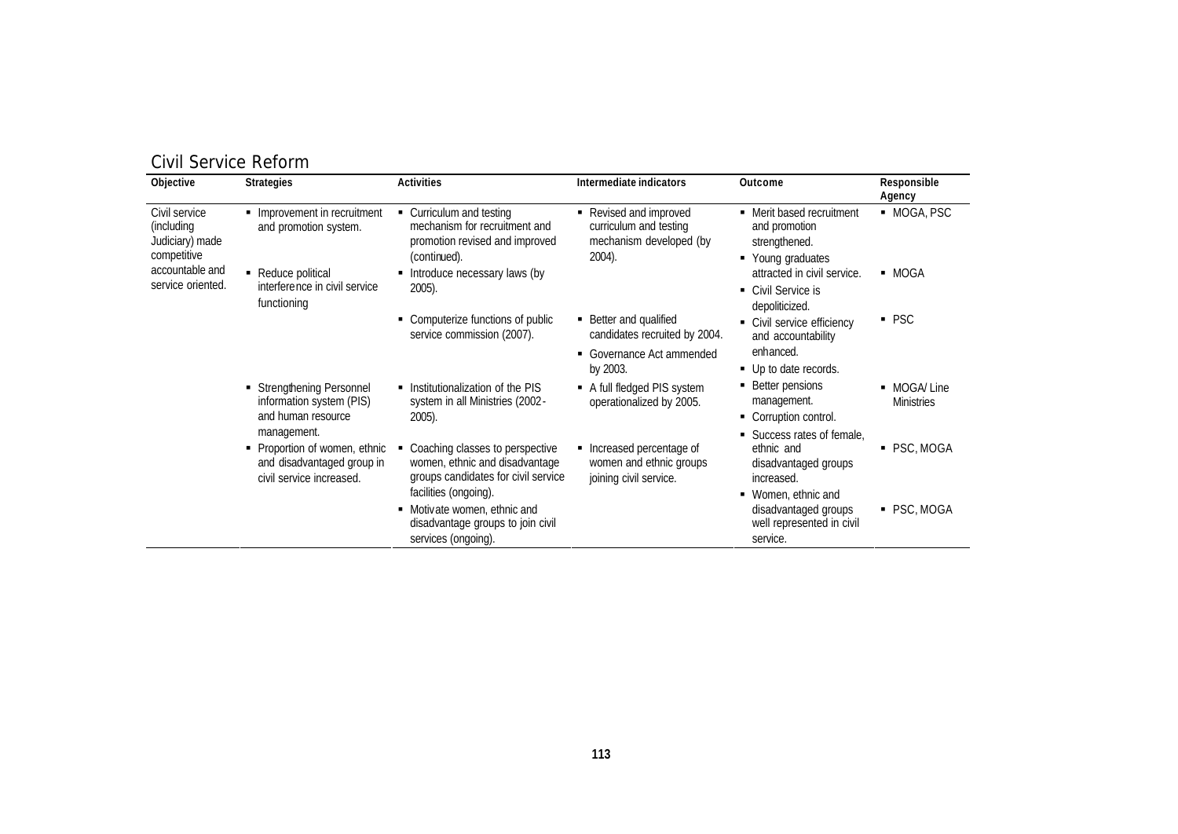## Civil Service Reform

| Objective | Strategies | Activities | Intermediate indicators | Outcome | Responsible Agency |
|---|---|---|---|---|---|
| Civil service (including Judiciary) made competitive accountable and service oriented. | ▪ Improvement in recruitment and promotion system. | ▪ Curriculum and testing mechanism for recruitment and promotion revised and improved (continued). | ▪ Revised and improved curriculum and testing mechanism developed (by 2004). | ▪ Merit based recruitment and promotion strengthened. ▪ Young graduates attracted in civil service. | ▪ MOGA, PSC |
| | ▪ Reduce political interference in civil service functioning | ▪ Introduce necessary laws (by 2005). | | ▪ Civil Service is depoliticized. | ▪ MOGA |
| | | ▪ Computerize functions of public service commission (2007). | ▪ Better and qualified candidates recruited by 2004. ▪ Governance Act ammended by 2003. | ▪ Civil service efficiency and accountability enhanced. ▪ Up to date records. | ▪ PSC |
| | ▪ Strengthening Personnel information system (PIS) and human resource management. | ▪ Institutionalization of the PIS system in all Ministries (2002-2005). | ▪ A full fledged PIS system operationalized by 2005. | ▪ Better pensions management. ▪ Corruption control. | ▪ MOGA/ Line Ministries |
| | ▪ Proportion of women, ethnic and disadvantaged group in civil service increased. | ▪ Coaching classes to perspective women, ethnic and disadvantage groups candidates for civil service facilities (ongoing). | ▪ Increased percentage of women and ethnic groups joining civil service. | ▪ Success rates of female, ethnic and disadvantaged groups increased. | ▪ PSC, MOGA |
| | | ▪ Motivate women, ethnic and disadvantage groups to join civil services (ongoing). | | ▪ Women, ethnic and disadvantaged groups well represented in civil service. | ▪ PSC, MOGA |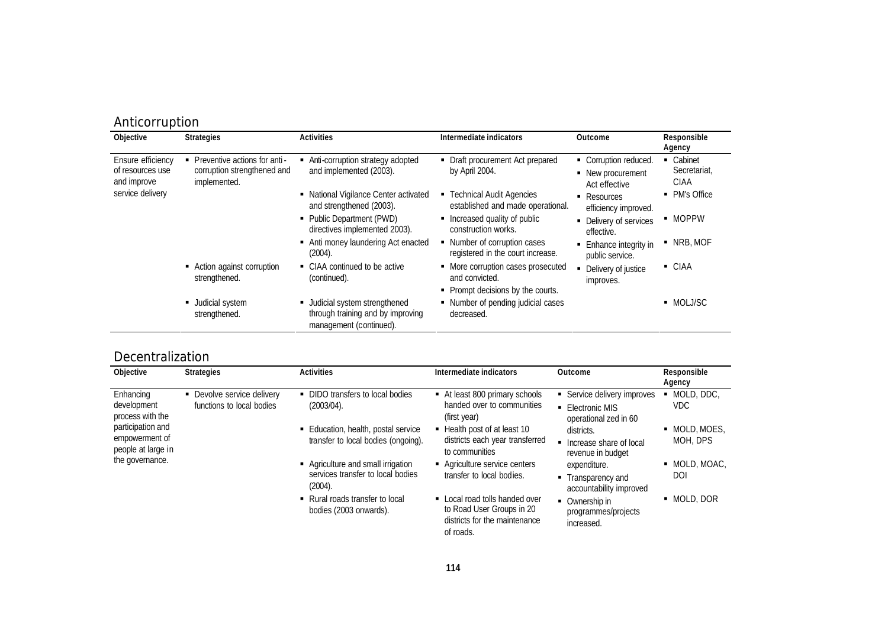## Anticorruption

| Objective | Strategies | Activities | Intermediate indicators | Outcome | Responsible Agency |
|---|---|---|---|---|---|
| Ensure efficiency of resources use and improve service delivery | ▪ Preventive actions for anti-corruption strengthened and implemented. | ▪ Anti-corruption strategy adopted and implemented (2003). | ▪ Draft procurement Act prepared by April 2004. | ▪ Corruption reduced. ▪ New procurement Act effective | ▪ Cabinet Secretariat, CIAA |
| | | ▪ National Vigilance Center activated and strengthened (2003). | ▪ Technical Audit Agencies established and made operational. | ▪ Resources efficiency improved. | ▪ PM's Office |
| | | ▪ Public Department (PWD) directives implemented 2003). | ▪ Increased quality of public construction works. | ▪ Delivery of services effective. | ▪ MOPPW |
| | | ▪ Anti money laundering Act enacted (2004). | ▪ Number of corruption cases registered in the court increase. | ▪ Enhance integrity in public service. | ▪ NRB, MOF |
| | ▪ Action against corruption strengthened. | ▪ CIAA continued to be active (continued). | ▪ More corruption cases prosecuted and convicted. ▪ Prompt decisions by the courts. | ▪ Delivery of justice improves. | ▪ CIAA |
| | ▪ Judicial system strengthened. | ▪ Judicial system strengthened through training and by improving management (continued). | ▪ Number of pending judicial cases decreased. | | ▪ MOLJ/SC |

## Decentralization

| Objective | Strategies | Activities | Intermediate indicators | Outcome | Responsible Agency |
|---|---|---|---|---|---|
| Enhancing development process with the participation and empowerment of people at large in the governance. | ▪ Devolve service delivery functions to local bodies | ▪ DIDO transfers to local bodies (2003/04). | ▪ At least 800 primary schools handed over to communities (first year) | ▪ Service delivery improves ▪ Electronic MIS operational zed in 60 districts. ▪ Increase share of local revenue in budget expenditure. ▪ Transparency and accountability improved ▪ Ownership in programmes/projects increased. | ▪ MOLD, DDC, VDC |
| | | ▪ Education, health, postal service transfer to local bodies (ongoing). | ▪ Health post of at least 10 districts each year transferred to communities | | ▪ MOLD, MOES, MOH, DPS |
| | | ▪ Agriculture and small irrigation services transfer to local bodies (2004). | ▪ Agriculture service centers transfer to local bodies. | | ▪ MOLD, MOAC, DOI |
| | | ▪ Rural roads transfer to local bodies (2003 onwards). | ▪ Local road tolls handed over to Road User Groups in 20 districts for the maintenance of roads. | | ▪ MOLD, DOR |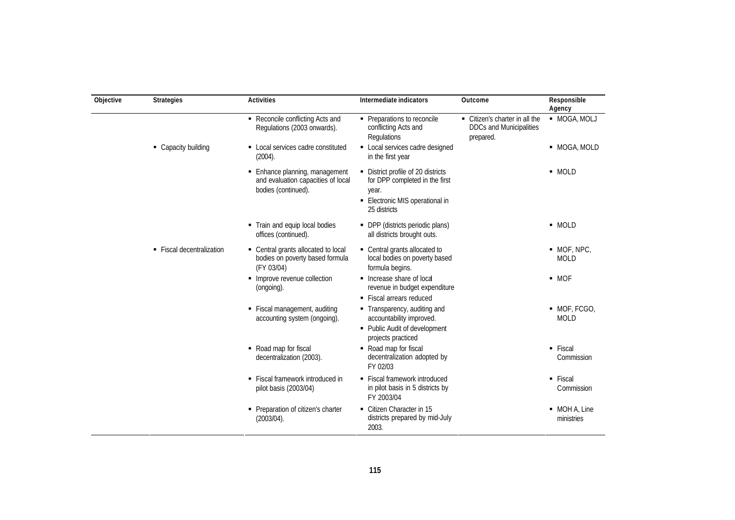| Objective | Strategies | Activities | Intermediate indicators | Outcome | Responsible Agency |
|---|---|---|---|---|---|
| | | ▪ Reconcile conflicting Acts and Regulations (2003 onwards). | ▪ Preparations to reconcile conflicting Acts and Regulations | ▪ Citizen's charter in all the DDCs and Municipalities prepared. | ▪ MOGA, MOLJ |
| | ▪ Capacity building | ▪ Local services cadre constituted (2004). | ▪ Local services cadre designed in the first year | | ▪ MOGA, MOLD |
| | | ▪ Enhance planning, management and evaluation capacities of local bodies (continued). | ▪ District profile of 20 districts for DPP completed in the first year.<br>▪ Electronic MIS operational in 25 districts | | ▪ MOLD |
| | | ▪ Train and equip local bodies offices (continued). | ▪ DPP (districts periodic plans) all districts brought outs. | | ▪ MOLD |
| | ▪ Fiscal decentralization | ▪ Central grants allocated to local bodies on poverty based formula (FY 03/04) | ▪ Central grants allocated to local bodies on poverty based formula begins. | | ▪ MOF, NPC, MOLD |
| | | ▪ Improve revenue collection (ongoing). | ▪ Increase share of local revenue in budget expenditure<br>▪ Fiscal arrears reduced | | ▪ MOF |
| | | ▪ Fiscal management, auditing accounting system (ongoing). | ▪ Transparency, auditing and accountability improved.<br>▪ Public Audit of development projects practiced | | ▪ MOF, FCGO, MOLD |
| | | ▪ Road map for fiscal decentralization (2003). | ▪ Road map for fiscal decentralization adopted by FY 02/03 | | ▪ Fiscal Commission |
| | | ▪ Fiscal framework introduced in pilot basis (2003/04) | ▪ Fiscal framework introduced in pilot basis in 5 districts by FY 2003/04 | | ▪ Fiscal Commission |
| | | ▪ Preparation of citizen's charter (2003/04). | ▪ Citizen Character in 15 districts prepared by mid-July 2003. | | ▪ MOH A, Line ministries |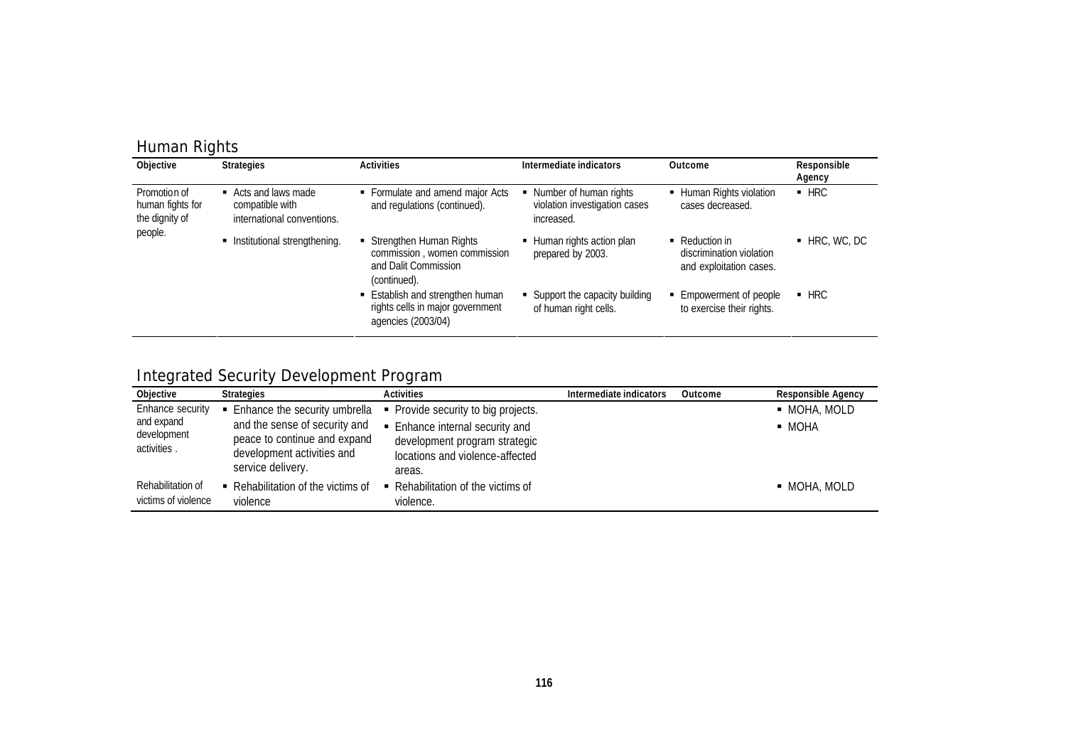## Human Rights

| Objective | Strategies | Activities | Intermediate indicators | Outcome | Responsible Agency |
|---|---|---|---|---|---|
| Promotion of human fights for the dignity of people. | ▪ Acts and laws made compatible with international conventions. | ▪ Formulate and amend major Acts and regulations (continued). | ▪ Number of human rights violation investigation cases increased. | ▪ Human Rights violation cases decreased. | ▪ HRC |
| | ▪ Institutional strengthening. | ▪ Strengthen Human Rights commission , women commission and Dalit Commission (continued). | ▪ Human rights action plan prepared by 2003. | ▪ Reduction in discrimination violation and exploitation cases. | ▪ HRC, WC, DC |
| | | ▪ Establish and strengthen human rights cells in major government agencies (2003/04) | ▪ Support the capacity building of human right cells. | ▪ Empowerment of people to exercise their rights. | ▪ HRC |

## Integrated Security Development Program

| Objective | Strategies | Activities | Intermediate indicators | Outcome | Responsible Agency |
|---|---|---|---|---|---|
| Enhance security and expand development activities . | ▪ Enhance the security umbrella and the sense of security and peace to continue and expand development activities and service delivery. | ▪ Provide security to big projects. | | | ▪ MOHA, MOLD |
| | | ▪ Enhance internal security and development program strategic locations and violence-affected areas. | | | ▪ MOHA |
| Rehabilitation of victims of violence | ▪ Rehabilitation of the victims of violence | ▪ Rehabilitation of the victims of violence. | | | ▪ MOHA, MOLD |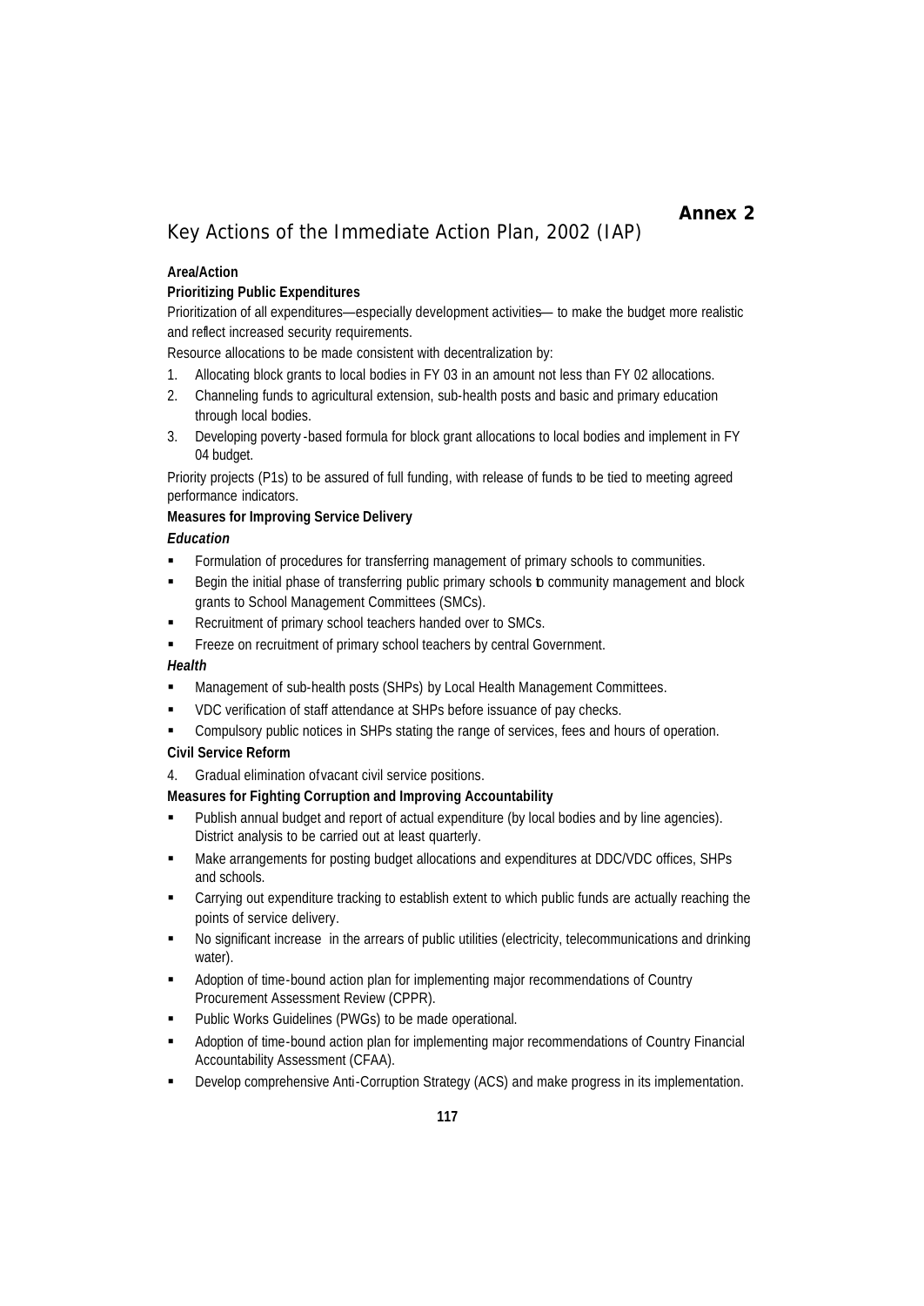# Annex 2

## Key Actions of the Immediate Action Plan, 2002 (IAP)

**Area/Action**

**Prioritizing Public Expenditures**

Prioritization of all expenditures—especially development activities— to make the budget more realistic and reflect increased security requirements.

Resource allocations to be made consistent with decentralization by:

1. Allocating block grants to local bodies in FY 03 in an amount not less than FY 02 allocations.
2. Channeling funds to agricultural extension, sub-health posts and basic and primary education through local bodies.
3. Developing poverty-based formula for block grant allocations to local bodies and implement in FY 04 budget.

Priority projects (P1s) to be assured of full funding, with release of funds to be tied to meeting agreed performance indicators.

**Measures for Improving Service Delivery**

***Education***

- Formulation of procedures for transferring management of primary schools to communities.
- Begin the initial phase of transferring public primary schools to community management and block grants to School Management Committees (SMCs).
- Recruitment of primary school teachers handed over to SMCs.
- Freeze on recruitment of primary school teachers by central Government.

***Health***

- Management of sub-health posts (SHPs) by Local Health Management Committees.
- VDC verification of staff attendance at SHPs before issuance of pay checks.
- Compulsory public notices in SHPs stating the range of services, fees and hours of operation.

**Civil Service Reform**

4. Gradual elimination of vacant civil service positions.

**Measures for Fighting Corruption and Improving Accountability**

- Publish annual budget and report of actual expenditure (by local bodies and by line agencies). District analysis to be carried out at least quarterly.
- Make arrangements for posting budget allocations and expenditures at DDC/VDC offices, SHPs and schools.
- Carrying out expenditure tracking to establish extent to which public funds are actually reaching the points of service delivery.
- No significant increase in the arrears of public utilities (electricity, telecommunications and drinking water).
- Adoption of time-bound action plan for implementing major recommendations of Country Procurement Assessment Review (CPPR).
- Public Works Guidelines (PWGs) to be made operational.
- Adoption of time-bound action plan for implementing major recommendations of Country Financial Accountability Assessment (CFAA).
- Develop comprehensive Anti-Corruption Strategy (ACS) and make progress in its implementation.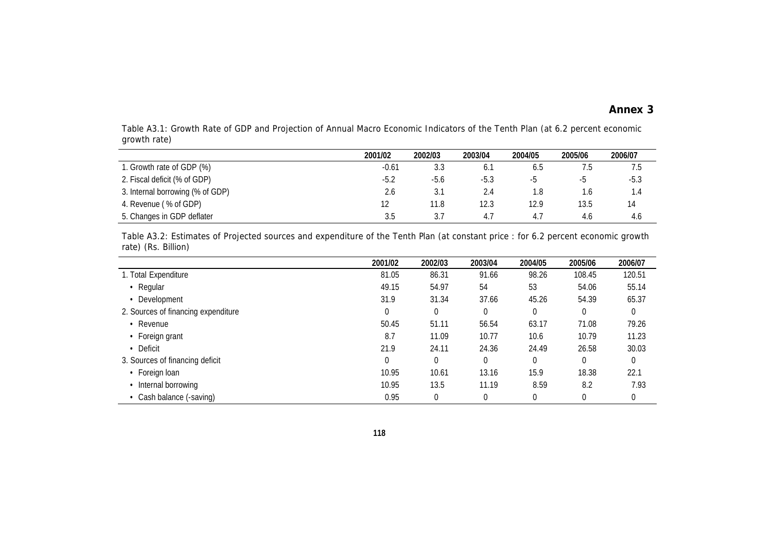# Annex 3

Table A3.1: Growth Rate of GDP and Projection of Annual Macro Economic Indicators of the Tenth Plan (at 6.2 percent economic growth rate)

| | 2001/02 | 2002/03 | 2003/04 | 2004/05 | 2005/06 | 2006/07 |
|---|---|---|---|---|---|---|
| 1. Growth rate of GDP (%) | -0.61 | 3.3 | 6.1 | 6.5 | 7.5 | 7.5 |
| 2. Fiscal deficit (% of GDP) | -5.2 | -5.6 | -5.3 | -5 | -5 | -5.3 |
| 3. Internal borrowing (% of GDP) | 2.6 | 3.1 | 2.4 | 1.8 | 1.6 | 1.4 |
| 4. Revenue ( % of GDP) | 12 | 11.8 | 12.3 | 12.9 | 13.5 | 14 |
| 5. Changes in GDP deflater | 3.5 | 3.7 | 4.7 | 4.7 | 4.6 | 4.6 |

Table A3.2: Estimates of Projected sources and expenditure of the Tenth Plan (at constant price : for 6.2 percent economic growth rate) (Rs. Billion)

| | 2001/02 | 2002/03 | 2003/04 | 2004/05 | 2005/06 | 2006/07 |
|---|---|---|---|---|---|---|
| 1. Total Expenditure | 81.05 | 86.31 | 91.66 | 98.26 | 108.45 | 120.51 |
| • Regular | 49.15 | 54.97 | 54 | 53 | 54.06 | 55.14 |
| • Development | 31.9 | 31.34 | 37.66 | 45.26 | 54.39 | 65.37 |
| 2. Sources of financing expenditure | 0 | 0 | 0 | 0 | 0 | 0 |
| • Revenue | 50.45 | 51.11 | 56.54 | 63.17 | 71.08 | 79.26 |
| • Foreign grant | 8.7 | 11.09 | 10.77 | 10.6 | 10.79 | 11.23 |
| • Deficit | 21.9 | 24.11 | 24.36 | 24.49 | 26.58 | 30.03 |
| 3. Sources of financing deficit | 0 | 0 | 0 | 0 | 0 | 0 |
| • Foreign loan | 10.95 | 10.61 | 13.16 | 15.9 | 18.38 | 22.1 |
| • Internal borrowing | 10.95 | 13.5 | 11.19 | 8.59 | 8.2 | 7.93 |
| • Cash balance (-saving) | 0.95 | 0 | 0 | 0 | 0 | 0 |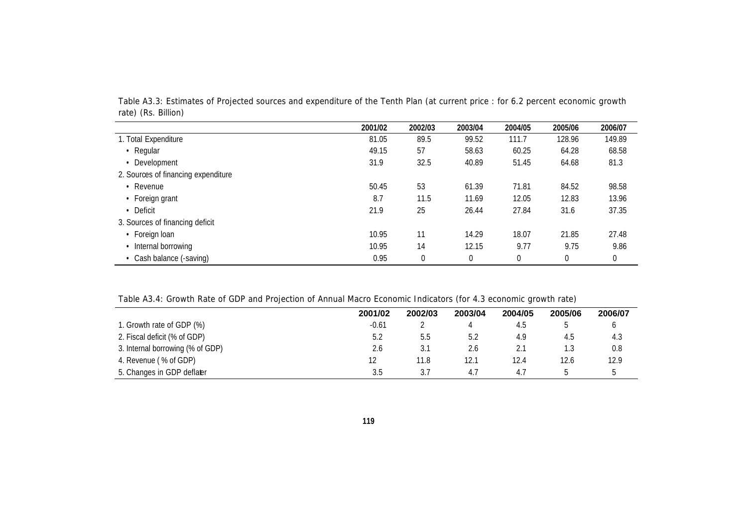Table A3.3: Estimates of Projected sources and expenditure of the Tenth Plan (at current price : for 6.2 percent economic growth rate) (Rs. Billion)

| | 2001/02 | 2002/03 | 2003/04 | 2004/05 | 2005/06 | 2006/07 |
|---|---|---|---|---|---|---|
| 1. Total Expenditure | 81.05 | 89.5 | 99.52 | 111.7 | 128.96 | 149.89 |
| • Regular | 49.15 | 57 | 58.63 | 60.25 | 64.28 | 68.58 |
| • Development | 31.9 | 32.5 | 40.89 | 51.45 | 64.68 | 81.3 |
| 2. Sources of financing expenditure | | | | | | |
| • Revenue | 50.45 | 53 | 61.39 | 71.81 | 84.52 | 98.58 |
| • Foreign grant | 8.7 | 11.5 | 11.69 | 12.05 | 12.83 | 13.96 |
| • Deficit | 21.9 | 25 | 26.44 | 27.84 | 31.6 | 37.35 |
| 3. Sources of financing deficit | | | | | | |
| • Foreign loan | 10.95 | 11 | 14.29 | 18.07 | 21.85 | 27.48 |
| • Internal borrowing | 10.95 | 14 | 12.15 | 9.77 | 9.75 | 9.86 |
| • Cash balance (-saving) | 0.95 | 0 | 0 | 0 | 0 | 0 |

Table A3.4: Growth Rate of GDP and Projection of Annual Macro Economic Indicators (for 4.3 economic growth rate)

| | 2001/02 | 2002/03 | 2003/04 | 2004/05 | 2005/06 | 2006/07 |
|---|---|---|---|---|---|---|
| 1. Growth rate of GDP (%) | -0.61 | 2 | 4 | 4.5 | 5 | 6 |
| 2. Fiscal deficit (% of GDP) | 5.2 | 5.5 | 5.2 | 4.9 | 4.5 | 4.3 |
| 3. Internal borrowing (% of GDP) | 2.6 | 3.1 | 2.6 | 2.1 | 1.3 | 0.8 |
| 4. Revenue ( % of GDP) | 12 | 11.8 | 12.1 | 12.4 | 12.6 | 12.9 |
| 5. Changes in GDP deflater | 3.5 | 3.7 | 4.7 | 4.7 | 5 | 5 |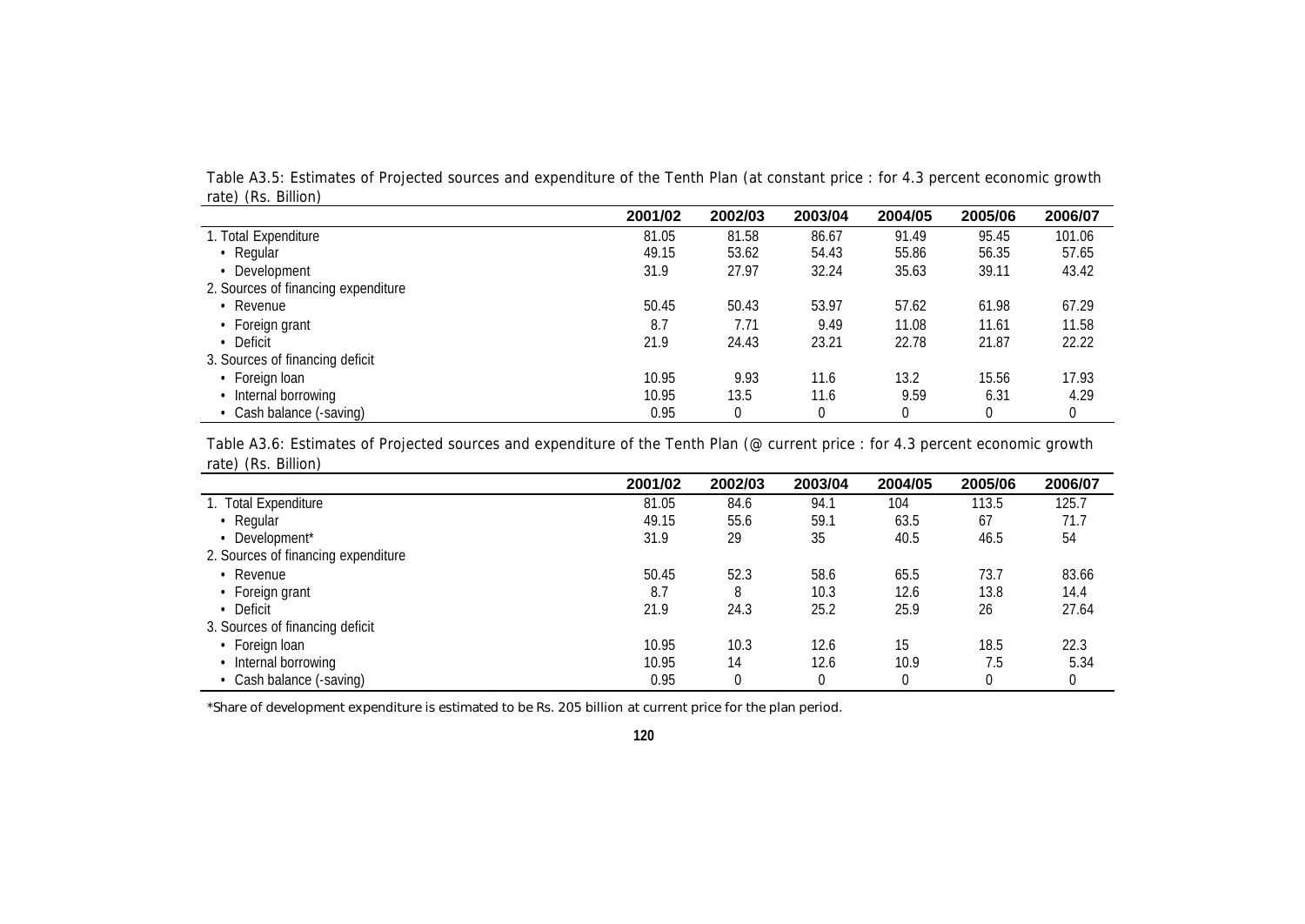Table A3.5: Estimates of Projected sources and expenditure of the Tenth Plan (at constant price : for 4.3 percent economic growth rate) (Rs. Billion)

| | 2001/02 | 2002/03 | 2003/04 | 2004/05 | 2005/06 | 2006/07 |
|---|---|---|---|---|---|---|
| 1. Total Expenditure | 81.05 | 81.58 | 86.67 | 91.49 | 95.45 | 101.06 |
| • Regular | 49.15 | 53.62 | 54.43 | 55.86 | 56.35 | 57.65 |
| • Development | 31.9 | 27.97 | 32.24 | 35.63 | 39.11 | 43.42 |
| 2. Sources of financing expenditure | | | | | | |
| • Revenue | 50.45 | 50.43 | 53.97 | 57.62 | 61.98 | 67.29 |
| • Foreign grant | 8.7 | 7.71 | 9.49 | 11.08 | 11.61 | 11.58 |
| • Deficit | 21.9 | 24.43 | 23.21 | 22.78 | 21.87 | 22.22 |
| 3. Sources of financing deficit | | | | | | |
| • Foreign loan | 10.95 | 9.93 | 11.6 | 13.2 | 15.56 | 17.93 |
| • Internal borrowing | 10.95 | 13.5 | 11.6 | 9.59 | 6.31 | 4.29 |
| • Cash balance (-saving) | 0.95 | 0 | 0 | 0 | 0 | 0 |

Table A3.6: Estimates of Projected sources and expenditure of the Tenth Plan (@ current price : for 4.3 percent economic growth rate) (Rs. Billion)

| | 2001/02 | 2002/03 | 2003/04 | 2004/05 | 2005/06 | 2006/07 |
|---|---|---|---|---|---|---|
| 1. Total Expenditure | 81.05 | 84.6 | 94.1 | 104 | 113.5 | 125.7 |
| • Regular | 49.15 | 55.6 | 59.1 | 63.5 | 67 | 71.7 |
| • Development* | 31.9 | 29 | 35 | 40.5 | 46.5 | 54 |
| 2. Sources of financing expenditure | | | | | | |
| • Revenue | 50.45 | 52.3 | 58.6 | 65.5 | 73.7 | 83.66 |
| • Foreign grant | 8.7 | 8 | 10.3 | 12.6 | 13.8 | 14.4 |
| • Deficit | 21.9 | 24.3 | 25.2 | 25.9 | 26 | 27.64 |
| 3. Sources of financing deficit | | | | | | |
| • Foreign loan | 10.95 | 10.3 | 12.6 | 15 | 18.5 | 22.3 |
| • Internal borrowing | 10.95 | 14 | 12.6 | 10.9 | 7.5 | 5.34 |
| • Cash balance (-saving) | 0.95 | 0 | 0 | 0 | 0 | 0 |

*Share of development expenditure is estimated to be Rs. 205 billion at current price for the plan period.